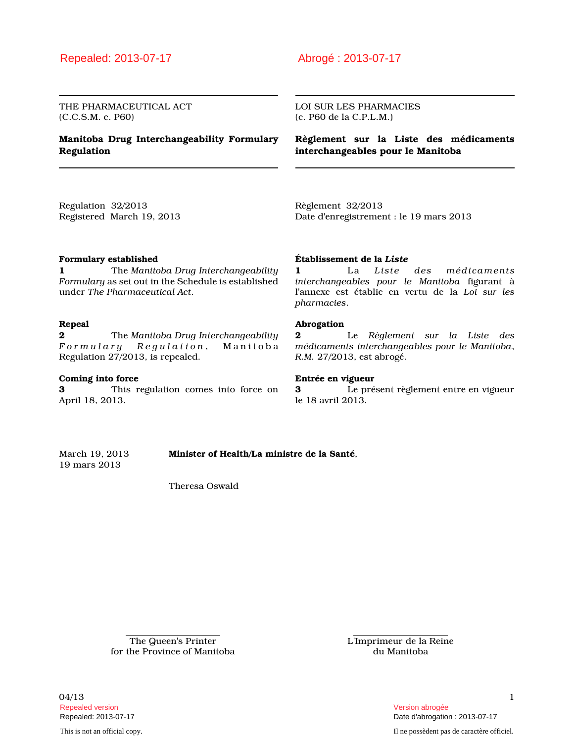Repealed: 2013-07-17

THE PHARMACEUTICAL ACT
(C.C.S.M. c. P60)

# Manitoba Drug Interchangeability Formulary Regulation

Regulation 32/2013
Registered March 19, 2013

**Formulary established**

**1** The *Manitoba Drug Interchangeability Formulary* as set out in the Schedule is established under *The Pharmaceutical Act*.

**Repeal**

**2** The *Manitoba Drug Interchangeability Formulary Regulation*, Manitoba Regulation 27/2013, is repealed.

**Coming into force**

**3** This regulation comes into force on April 18, 2013.

Abrogé : 2013-07-17

LOI SUR LES PHARMACIES
(c. P60 de la C.P.L.M.)

# Règlement sur la Liste des médicaments interchangeables pour le Manitoba

Règlement 32/2013
Date d'enregistrement : le 19 mars 2013

**Établissement de la *Liste***

**1** La *Liste des médicaments interchangeables pour le Manitoba* figurant à l'annexe est établie en vertu de la *Loi sur les pharmacies*.

**Abrogation**

**2** Le *Règlement sur la Liste des médicaments interchangeables pour le Manitoba*, *R.M.* 27/2013, est abrogé.

**Entrée en vigueur**

**3** Le présent règlement entre en vigueur le 18 avril 2013.

March 19, 2013
19 mars 2013

**Minister of Health/La ministre de la Santé**,

Theresa Oswald

The Queen's Printer
for the Province of Manitoba

L'Imprimeur de la Reine
du Manitoba

Repealed version
Repealed: 2013-07-17

This is not an official copy.

Version abrogée
Date d'abrogation : 2013-07-17

Il ne possèdent pas de caractère officiel.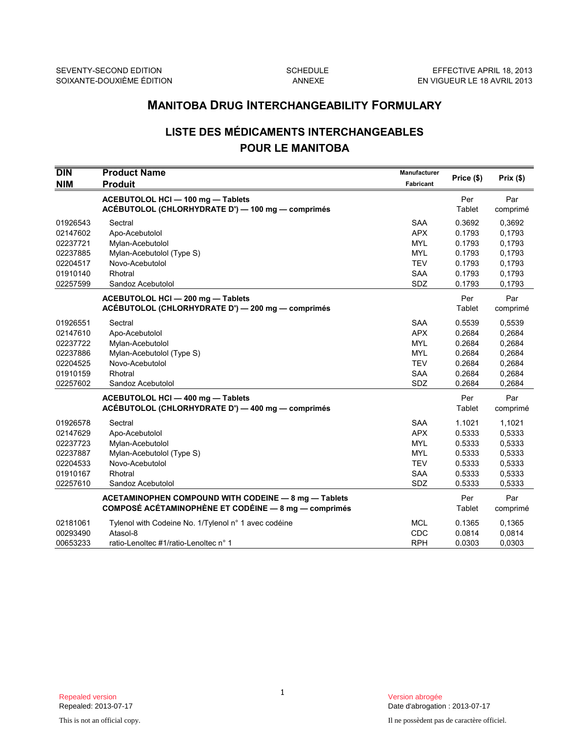SEVENTY-SECOND EDITION
SOIXANTE-DOUZIÈME ÉDITION

SCHEDULE
ANNEXE

EFFECTIVE APRIL 18, 2013
EN VIGUEUR LE 18 AVRIL 2013

# MANITOBA DRUG INTERCHANGEABILITY FORMULARY

## LISTE DES MÉDICAMENTS INTERCHANGEABLES POUR LE MANITOBA

| DIN / NIM | Product Name / Produit | Manufacturer / Fabricant | Price ($) | Prix ($) |
|---|---|---|---|---|
| | **ACEBUTOLOL HCl — 100 mg — Tablets<br>ACÉBUTOLOL (CHLORHYDRATE D') — 100 mg — comprimés** | | Per Tablet | Par comprimé |
| 01926543 | Sectral | SAA | 0.3692 | 0,3692 |
| 02147602 | Apo-Acebutolol | APX | 0.1793 | 0,1793 |
| 02237721 | Mylan-Acebutolol | MYL | 0.1793 | 0,1793 |
| 02237885 | Mylan-Acebutolol (Type S) | MYL | 0.1793 | 0,1793 |
| 02204517 | Novo-Acebutolol | TEV | 0.1793 | 0,1793 |
| 01910140 | Rhotral | SAA | 0.1793 | 0,1793 |
| 02257599 | Sandoz Acebutolol | SDZ | 0.1793 | 0,1793 |
| | **ACEBUTOLOL HCl — 200 mg — Tablets<br>ACÉBUTOLOL (CHLORHYDRATE D') — 200 mg — comprimés** | | Per Tablet | Par comprimé |
| 01926551 | Sectral | SAA | 0.5539 | 0,5539 |
| 02147610 | Apo-Acebutolol | APX | 0.2684 | 0,2684 |
| 02237722 | Mylan-Acebutolol | MYL | 0.2684 | 0,2684 |
| 02237886 | Mylan-Acebutolol (Type S) | MYL | 0.2684 | 0,2684 |
| 02204525 | Novo-Acebutolol | TEV | 0.2684 | 0,2684 |
| 01910159 | Rhotral | SAA | 0.2684 | 0,2684 |
| 02257602 | Sandoz Acebutolol | SDZ | 0.2684 | 0,2684 |
| | **ACEBUTOLOL HCl — 400 mg — Tablets<br>ACÉBUTOLOL (CHLORHYDRATE D') — 400 mg — comprimés** | | Per Tablet | Par comprimé |
| 01926578 | Sectral | SAA | 1.1021 | 1,1021 |
| 02147629 | Apo-Acebutolol | APX | 0.5333 | 0,5333 |
| 02237723 | Mylan-Acebutolol | MYL | 0.5333 | 0,5333 |
| 02237887 | Mylan-Acebutolol (Type S) | MYL | 0.5333 | 0,5333 |
| 02204533 | Novo-Acebutolol | TEV | 0.5333 | 0,5333 |
| 01910167 | Rhotral | SAA | 0.5333 | 0,5333 |
| 02257610 | Sandoz Acebutolol | SDZ | 0.5333 | 0,5333 |
| | **ACETAMINOPHEN COMPOUND WITH CODEINE — 8 mg — Tablets<br>COMPOSÉ ACÉTAMINOPHÈNE ET CODÉINE — 8 mg — comprimés** | | Per Tablet | Par comprimé |
| 02181061 | Tylenol with Codeine No. 1/Tylenol n° 1 avec codéine | MCL | 0.1365 | 0,1365 |
| 00293490 | Atasol-8 | CDC | 0.0814 | 0,0814 |
| 00653233 | ratio-Lenoltec #1/ratio-Lenoltec n° 1 | RPH | 0.0303 | 0,0303 |

Repealed version
Repealed: 2013-07-17

This is not an official copy.

Version abrogée
Date d'abrogation : 2013-07-17

Il ne possèdent pas de caractère officiel.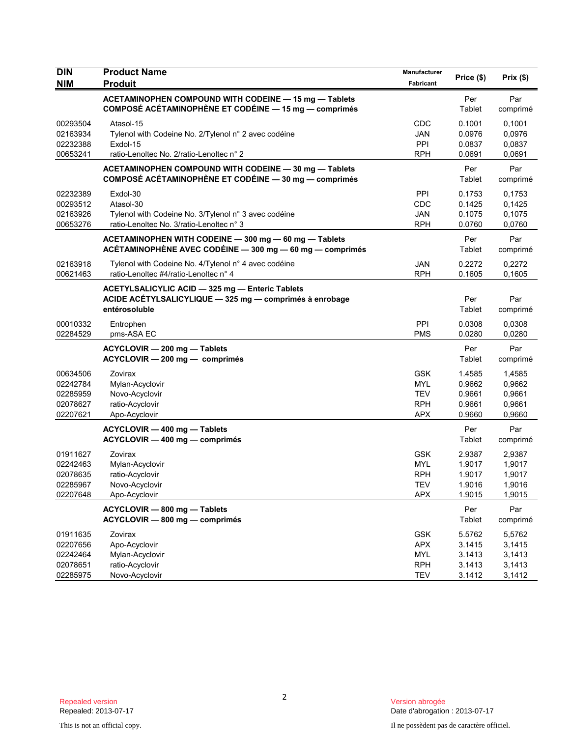| DIN<br>NIM | Product Name<br>Produit | Manufacturer<br>Fabricant | Price ($) | Prix ($) |
|---|---|---|---|---|
| | **ACETAMINOPHEN COMPOUND WITH CODEINE — 15 mg — Tablets**<br>**COMPOSÉ ACÉTAMINOPHÈNE ET CODÉINE — 15 mg — comprimés** | | Per Tablet | Par comprimé |
| 00293504 | Atasol-15 | CDC | 0.1001 | 0,1001 |
| 02163934 | Tylenol with Codeine No. 2/Tylenol n° 2 avec codéine | JAN | 0.0976 | 0,0976 |
| 02232388 | Exdol-15 | PPI | 0.0837 | 0,0837 |
| 00653241 | ratio-Lenoltec No. 2/ratio-Lenoltec n° 2 | RPH | 0.0691 | 0,0691 |
| | **ACETAMINOPHEN COMPOUND WITH CODEINE — 30 mg — Tablets**<br>**COMPOSÉ ACÉTAMINOPHÈNE ET CODÉINE — 30 mg — comprimés** | | Per Tablet | Par comprimé |
| 02232389 | Exdol-30 | PPI | 0.1753 | 0,1753 |
| 00293512 | Atasol-30 | CDC | 0.1425 | 0,1425 |
| 02163926 | Tylenol with Codeine No. 3/Tylenol n° 3 avec codéine | JAN | 0.1075 | 0,1075 |
| 00653276 | ratio-Lenoltec No. 3/ratio-Lenoltec n° 3 | RPH | 0.0760 | 0,0760 |
| | **ACETAMINOPHEN WITH CODEINE — 300 mg — 60 mg — Tablets**<br>**ACÉTAMINOPHÈNE AVEC CODÉINE — 300 mg — 60 mg — comprimés** | | Per Tablet | Par comprimé |
| 02163918 | Tylenol with Codeine No. 4/Tylenol n° 4 avec codéine | JAN | 0.2272 | 0,2272 |
| 00621463 | ratio-Lenoltec #4/ratio-Lenoltec n° 4 | RPH | 0.1605 | 0,1605 |
| | **ACETYLSALICYLIC ACID — 325 mg — Enteric Tablets**<br>**ACIDE ACÉTYLSALICYLIQUE — 325 mg — comprimés à enrobage entérosoluble** | | Per Tablet | Par comprimé |
| 00010332 | Entrophen | PPI | 0.0308 | 0,0308 |
| 02284529 | pms-ASA EC | PMS | 0.0280 | 0,0280 |
| | **ACYCLOVIR — 200 mg — Tablets**<br>**ACYCLOVIR — 200 mg — comprimés** | | Per Tablet | Par comprimé |
| 00634506 | Zovirax | GSK | 1.4585 | 1,4585 |
| 02242784 | Mylan-Acyclovir | MYL | 0.9662 | 0,9662 |
| 02285959 | Novo-Acyclovir | TEV | 0.9661 | 0,9661 |
| 02078627 | ratio-Acyclovir | RPH | 0.9661 | 0,9661 |
| 02207621 | Apo-Acyclovir | APX | 0.9660 | 0,9660 |
| | **ACYCLOVIR — 400 mg — Tablets**<br>**ACYCLOVIR — 400 mg — comprimés** | | Per Tablet | Par comprimé |
| 01911627 | Zovirax | GSK | 2.9387 | 2,9387 |
| 02242463 | Mylan-Acyclovir | MYL | 1.9017 | 1,9017 |
| 02078635 | ratio-Acyclovir | RPH | 1.9017 | 1,9017 |
| 02285967 | Novo-Acyclovir | TEV | 1.9016 | 1,9016 |
| 02207648 | Apo-Acyclovir | APX | 1.9015 | 1,9015 |
| | **ACYCLOVIR — 800 mg — Tablets**<br>**ACYCLOVIR — 800 mg — comprimés** | | Per Tablet | Par comprimé |
| 01911635 | Zovirax | GSK | 5.5762 | 5,5762 |
| 02207656 | Apo-Acyclovir | APX | 3.1415 | 3,1415 |
| 02242464 | Mylan-Acyclovir | MYL | 3.1413 | 3,1413 |
| 02078651 | ratio-Acyclovir | RPH | 3.1413 | 3,1413 |
| 02285975 | Novo-Acyclovir | TEV | 3.1412 | 3,1412 |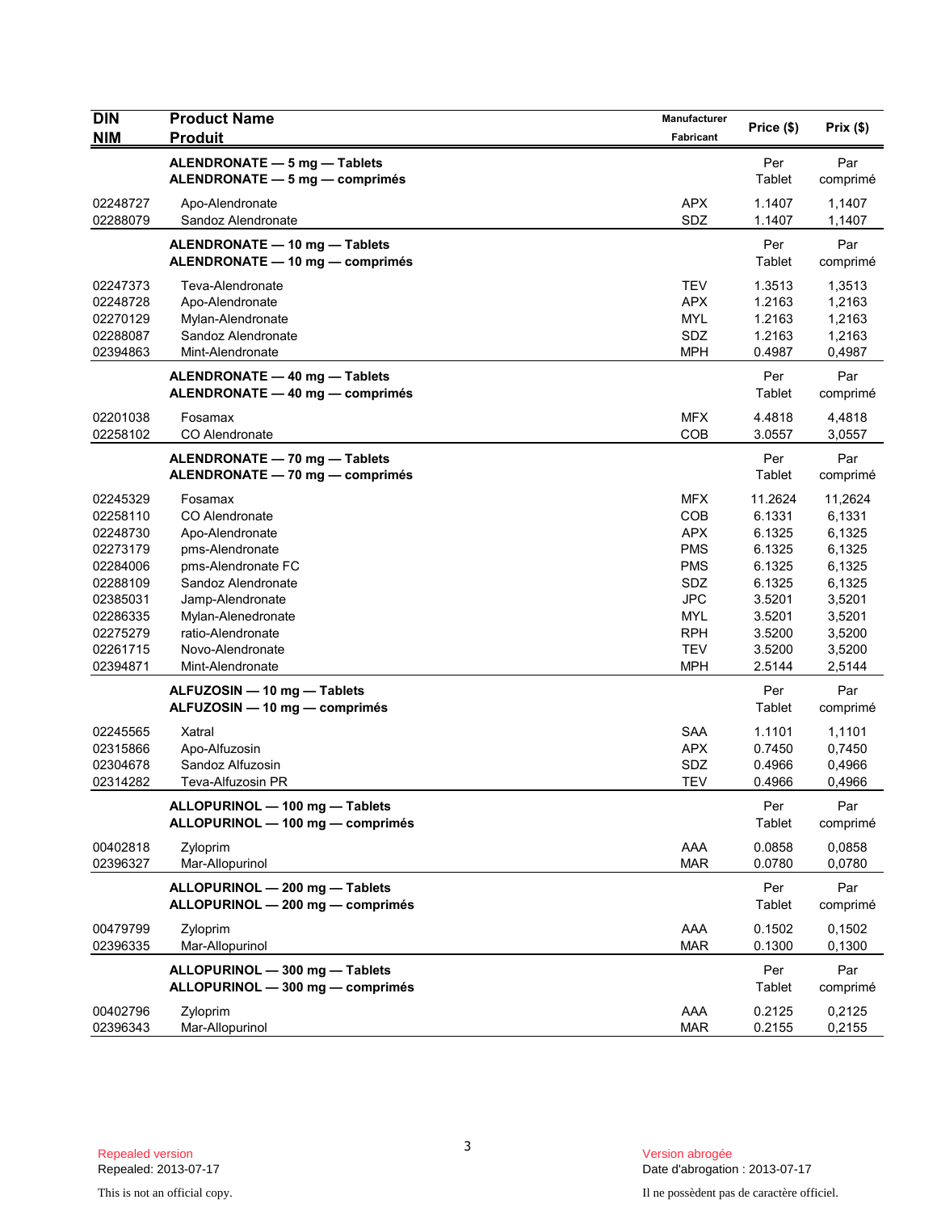| DIN<br>NIM | Product Name<br>Produit | Manufacturer<br>Fabricant | Price ($) | Prix ($) |
|---|---|---|---|---|
| | **ALENDRONATE — 5 mg — Tablets**<br>**ALENDRONATE — 5 mg — comprimés** | | Per Tablet | Par comprimé |
| 02248727 | Apo-Alendronate | APX | 1.1407 | 1,1407 |
| 02288079 | Sandoz Alendronate | SDZ | 1.1407 | 1,1407 |
| | **ALENDRONATE — 10 mg — Tablets**<br>**ALENDRONATE — 10 mg — comprimés** | | Per Tablet | Par comprimé |
| 02247373 | Teva-Alendronate | TEV | 1.3513 | 1,3513 |
| 02248728 | Apo-Alendronate | APX | 1.2163 | 1,2163 |
| 02270129 | Mylan-Alendronate | MYL | 1.2163 | 1,2163 |
| 02288087 | Sandoz Alendronate | SDZ | 1.2163 | 1,2163 |
| 02394863 | Mint-Alendronate | MPH | 0.4987 | 0,4987 |
| | **ALENDRONATE — 40 mg — Tablets**<br>**ALENDRONATE — 40 mg — comprimés** | | Per Tablet | Par comprimé |
| 02201038 | Fosamax | MFX | 4.4818 | 4,4818 |
| 02258102 | CO Alendronate | COB | 3.0557 | 3,0557 |
| | **ALENDRONATE — 70 mg — Tablets**<br>**ALENDRONATE — 70 mg — comprimés** | | Per Tablet | Par comprimé |
| 02245329 | Fosamax | MFX | 11.2624 | 11,2624 |
| 02258110 | CO Alendronate | COB | 6.1331 | 6,1331 |
| 02248730 | Apo-Alendronate | APX | 6.1325 | 6,1325 |
| 02273179 | pms-Alendronate | PMS | 6.1325 | 6,1325 |
| 02284006 | pms-Alendronate FC | PMS | 6.1325 | 6,1325 |
| 02288109 | Sandoz Alendronate | SDZ | 6.1325 | 6,1325 |
| 02385031 | Jamp-Alendronate | JPC | 3.5201 | 3,5201 |
| 02286335 | Mylan-Alenedronate | MYL | 3.5201 | 3,5201 |
| 02275279 | ratio-Alendronate | RPH | 3.5200 | 3,5200 |
| 02261715 | Novo-Alendronate | TEV | 3.5200 | 3,5200 |
| 02394871 | Mint-Alendronate | MPH | 2.5144 | 2,5144 |
| | **ALFUZOSIN — 10 mg — Tablets**<br>**ALFUZOSIN — 10 mg — comprimés** | | Per Tablet | Par comprimé |
| 02245565 | Xatral | SAA | 1.1101 | 1,1101 |
| 02315866 | Apo-Alfuzosin | APX | 0.7450 | 0,7450 |
| 02304678 | Sandoz Alfuzosin | SDZ | 0.4966 | 0,4966 |
| 02314282 | Teva-Alfuzosin PR | TEV | 0.4966 | 0,4966 |
| | **ALLOPURINOL — 100 mg — Tablets**<br>**ALLOPURINOL — 100 mg — comprimés** | | Per Tablet | Par comprimé |
| 00402818 | Zyloprim | AAA | 0.0858 | 0,0858 |
| 02396327 | Mar-Allopurinol | MAR | 0.0780 | 0,0780 |
| | **ALLOPURINOL — 200 mg — Tablets**<br>**ALLOPURINOL — 200 mg — comprimés** | | Per Tablet | Par comprimé |
| 00479799 | Zyloprim | AAA | 0.1502 | 0,1502 |
| 02396335 | Mar-Allopurinol | MAR | 0.1300 | 0,1300 |
| | **ALLOPURINOL — 300 mg — Tablets**<br>**ALLOPURINOL — 300 mg — comprimés** | | Per Tablet | Par comprimé |
| 00402796 | Zyloprim | AAA | 0.2125 | 0,2125 |
| 02396343 | Mar-Allopurinol | MAR | 0.2155 | 0,2155 |

Repealed version
Repealed: 2013-07-17

This is not an official copy.

Version abrogée
Date d'abrogation : 2013-07-17

Il ne possèdent pas de caractère officiel.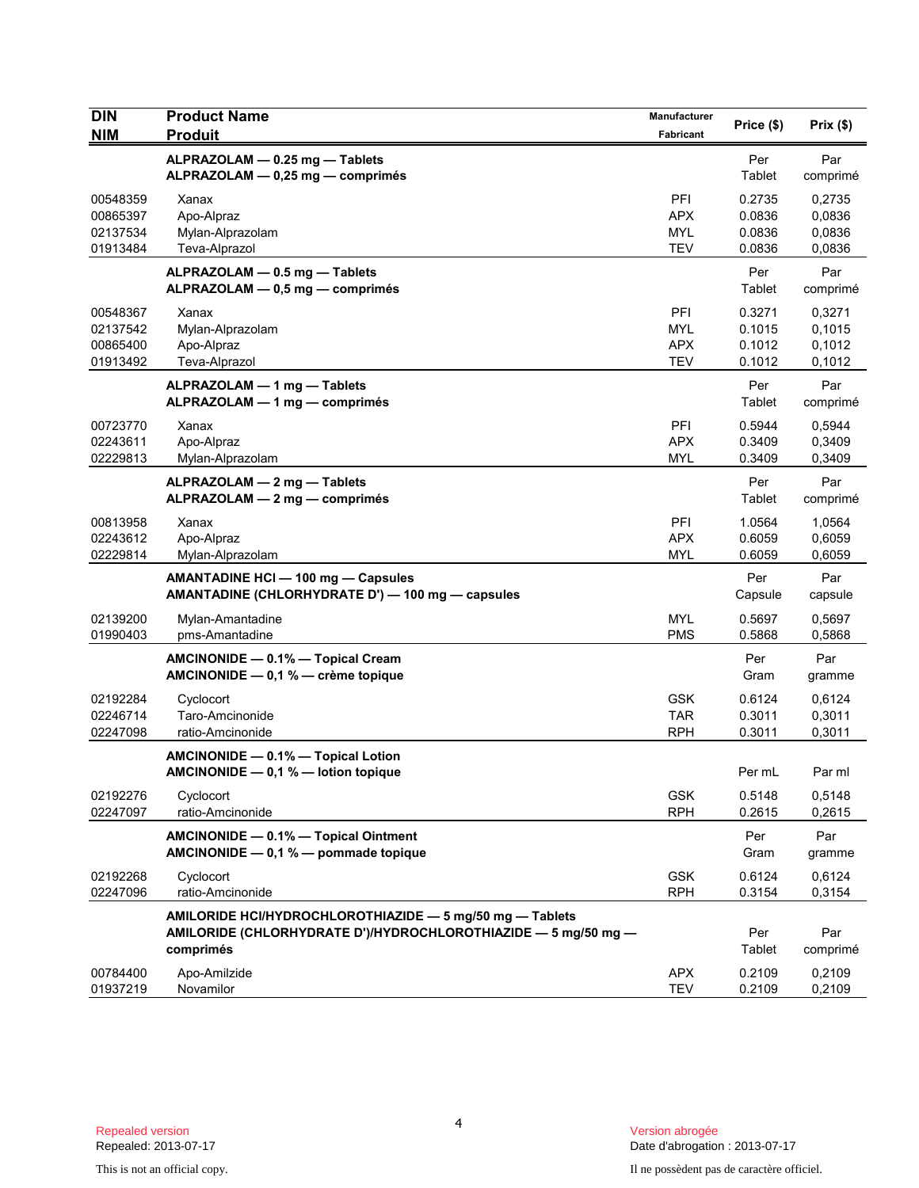| DIN<br>NIM | Product Name<br>Produit | Manufacturer<br>Fabricant | Price ($) | Prix ($) |
|---|---|---|---|---|
| | **ALPRAZOLAM — 0.25 mg — Tablets**<br>**ALPRAZOLAM — 0,25 mg — comprimés** | | Per Tablet | Par comprimé |
| 00548359 | Xanax | PFI | 0.2735 | 0,2735 |
| 00865397 | Apo-Alpraz | APX | 0.0836 | 0,0836 |
| 02137534 | Mylan-Alprazolam | MYL | 0.0836 | 0,0836 |
| 01913484 | Teva-Alprazol | TEV | 0.0836 | 0,0836 |
| | **ALPRAZOLAM — 0.5 mg — Tablets**<br>**ALPRAZOLAM — 0,5 mg — comprimés** | | Per Tablet | Par comprimé |
| 00548367 | Xanax | PFI | 0.3271 | 0,3271 |
| 02137542 | Mylan-Alprazolam | MYL | 0.1015 | 0,1015 |
| 00865400 | Apo-Alpraz | APX | 0.1012 | 0,1012 |
| 01913492 | Teva-Alprazol | TEV | 0.1012 | 0,1012 |
| | **ALPRAZOLAM — 1 mg — Tablets**<br>**ALPRAZOLAM — 1 mg — comprimés** | | Per Tablet | Par comprimé |
| 00723770 | Xanax | PFI | 0.5944 | 0,5944 |
| 02243611 | Apo-Alpraz | APX | 0.3409 | 0,3409 |
| 02229813 | Mylan-Alprazolam | MYL | 0.3409 | 0,3409 |
| | **ALPRAZOLAM — 2 mg — Tablets**<br>**ALPRAZOLAM — 2 mg — comprimés** | | Per Tablet | Par comprimé |
| 00813958 | Xanax | PFI | 1.0564 | 1,0564 |
| 02243612 | Apo-Alpraz | APX | 0.6059 | 0,6059 |
| 02229814 | Mylan-Alprazolam | MYL | 0.6059 | 0,6059 |
| | **AMANTADINE HCl — 100 mg — Capsules**<br>**AMANTADINE (CHLORHYDRATE D') — 100 mg — capsules** | | Per Capsule | Par capsule |
| 02139200 | Mylan-Amantadine | MYL | 0.5697 | 0,5697 |
| 01990403 | pms-Amantadine | PMS | 0.5868 | 0,5868 |
| | **AMCINONIDE — 0.1% — Topical Cream**<br>**AMCINONIDE — 0,1 % — crème topique** | | Per Gram | Par gramme |
| 02192284 | Cyclocort | GSK | 0.6124 | 0,6124 |
| 02246714 | Taro-Amcinonide | TAR | 0.3011 | 0,3011 |
| 02247098 | ratio-Amcinonide | RPH | 0.3011 | 0,3011 |
| | **AMCINONIDE — 0.1% — Topical Lotion**<br>**AMCINONIDE — 0,1 % — lotion topique** | | Per mL | Par ml |
| 02192276 | Cyclocort | GSK | 0.5148 | 0,5148 |
| 02247097 | ratio-Amcinonide | RPH | 0.2615 | 0,2615 |
| | **AMCINONIDE — 0.1% — Topical Ointment**<br>**AMCINONIDE — 0,1 % — pommade topique** | | Per Gram | Par gramme |
| 02192268 | Cyclocort | GSK | 0.6124 | 0,6124 |
| 02247096 | ratio-Amcinonide | RPH | 0.3154 | 0,3154 |
| | **AMILORIDE HCl/HYDROCHLOROTHIAZIDE — 5 mg/50 mg — Tablets**<br>**AMILORIDE (CHLORHYDRATE D')/HYDROCHLOROTHIAZIDE — 5 mg/50 mg — comprimés** | | Per Tablet | Par comprimé |
| 00784400 | Apo-Amilzide | APX | 0.2109 | 0,2109 |
| 01937219 | Novamilor | TEV | 0.2109 | 0,2109 |

Repealed version
Repealed: 2013-07-17

Version abrogée
Date d'abrogation : 2013-07-17

This is not an official copy.

Il ne possèdent pas de caractère officiel.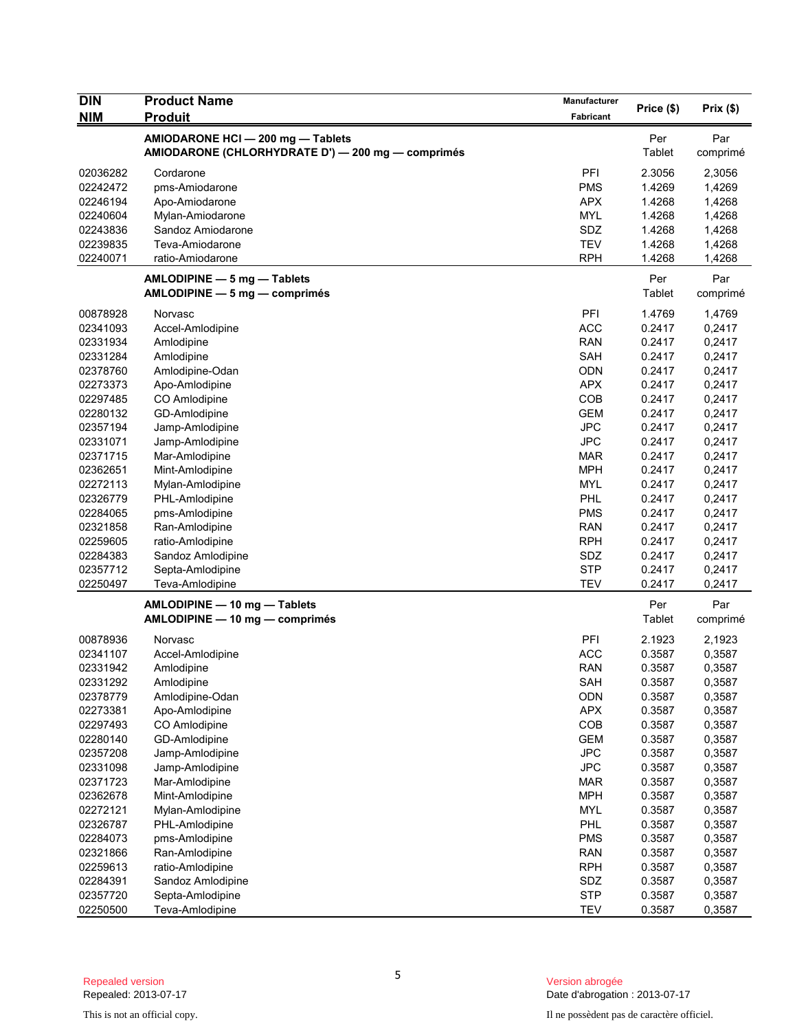| DIN<br>NIM | Product Name<br>Produit | Manufacturer<br>Fabricant | Price ($) | Prix ($) |
|---|---|---|---|---|
| | **AMIODARONE HCl — 200 mg — Tablets**<br>**AMIODARONE (CHLORHYDRATE D') — 200 mg — comprimés** | | Per Tablet | Par comprimé |
| 02036282 | Cordarone | PFI | 2.3056 | 2,3056 |
| 02242472 | pms-Amiodarone | PMS | 1.4269 | 1,4269 |
| 02246194 | Apo-Amiodarone | APX | 1.4268 | 1,4268 |
| 02240604 | Mylan-Amiodarone | MYL | 1.4268 | 1,4268 |
| 02243836 | Sandoz Amiodarone | SDZ | 1.4268 | 1,4268 |
| 02239835 | Teva-Amiodarone | TEV | 1.4268 | 1,4268 |
| 02240071 | ratio-Amiodarone | RPH | 1.4268 | 1,4268 |
| | **AMLODIPINE — 5 mg — Tablets**<br>**AMLODIPINE — 5 mg — comprimés** | | Per Tablet | Par comprimé |
| 00878928 | Norvasc | PFI | 1.4769 | 1,4769 |
| 02341093 | Accel-Amlodipine | ACC | 0.2417 | 0,2417 |
| 02331934 | Amlodipine | RAN | 0.2417 | 0,2417 |
| 02331284 | Amlodipine | SAH | 0.2417 | 0,2417 |
| 02378760 | Amlodipine-Odan | ODN | 0.2417 | 0,2417 |
| 02273373 | Apo-Amlodipine | APX | 0.2417 | 0,2417 |
| 02297485 | CO Amlodipine | COB | 0.2417 | 0,2417 |
| 02280132 | GD-Amlodipine | GEM | 0.2417 | 0,2417 |
| 02357194 | Jamp-Amlodipine | JPC | 0.2417 | 0,2417 |
| 02331071 | Jamp-Amlodipine | JPC | 0.2417 | 0,2417 |
| 02371715 | Mar-Amlodipine | MAR | 0.2417 | 0,2417 |
| 02362651 | Mint-Amlodipine | MPH | 0.2417 | 0,2417 |
| 02272113 | Mylan-Amlodipine | MYL | 0.2417 | 0,2417 |
| 02326779 | PHL-Amlodipine | PHL | 0.2417 | 0,2417 |
| 02284065 | pms-Amlodipine | PMS | 0.2417 | 0,2417 |
| 02321858 | Ran-Amlodipine | RAN | 0.2417 | 0,2417 |
| 02259605 | ratio-Amlodipine | RPH | 0.2417 | 0,2417 |
| 02284383 | Sandoz Amlodipine | SDZ | 0.2417 | 0,2417 |
| 02357712 | Septa-Amlodipine | STP | 0.2417 | 0,2417 |
| 02250497 | Teva-Amlodipine | TEV | 0.2417 | 0,2417 |
| | **AMLODIPINE — 10 mg — Tablets**<br>**AMLODIPINE — 10 mg — comprimés** | | Per Tablet | Par comprimé |
| 00878936 | Norvasc | PFI | 2.1923 | 2,1923 |
| 02341107 | Accel-Amlodipine | ACC | 0.3587 | 0,3587 |
| 02331942 | Amlodipine | RAN | 0.3587 | 0,3587 |
| 02331292 | Amlodipine | SAH | 0.3587 | 0,3587 |
| 02378779 | Amlodipine-Odan | ODN | 0.3587 | 0,3587 |
| 02273381 | Apo-Amlodipine | APX | 0.3587 | 0,3587 |
| 02297493 | CO Amlodipine | COB | 0.3587 | 0,3587 |
| 02280140 | GD-Amlodipine | GEM | 0.3587 | 0,3587 |
| 02357208 | Jamp-Amlodipine | JPC | 0.3587 | 0,3587 |
| 02331098 | Jamp-Amlodipine | JPC | 0.3587 | 0,3587 |
| 02371723 | Mar-Amlodipine | MAR | 0.3587 | 0,3587 |
| 02362678 | Mint-Amlodipine | MPH | 0.3587 | 0,3587 |
| 02272121 | Mylan-Amlodipine | MYL | 0.3587 | 0,3587 |
| 02326787 | PHL-Amlodipine | PHL | 0.3587 | 0,3587 |
| 02284073 | pms-Amlodipine | PMS | 0.3587 | 0,3587 |
| 02321866 | Ran-Amlodipine | RAN | 0.3587 | 0,3587 |
| 02259613 | ratio-Amlodipine | RPH | 0.3587 | 0,3587 |
| 02284391 | Sandoz Amlodipine | SDZ | 0.3587 | 0,3587 |
| 02357720 | Septa-Amlodipine | STP | 0.3587 | 0,3587 |
| 02250500 | Teva-Amlodipine | TEV | 0.3587 | 0,3587 |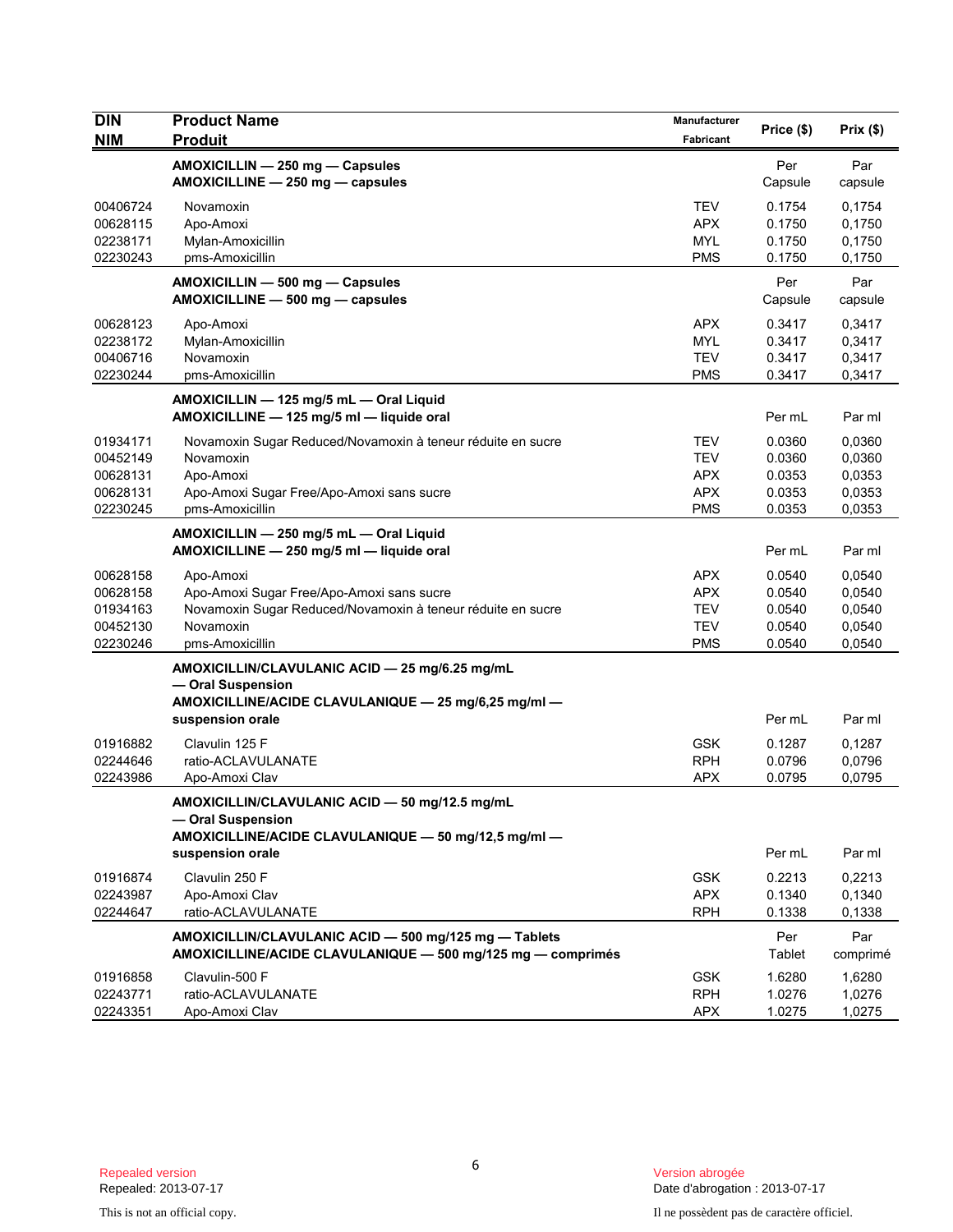| DIN<br>NIM | Product Name<br>Produit | Manufacturer<br>Fabricant | Price ($) | Prix ($) |
|---|---|---|---|---|
| | **AMOXICILLIN — 250 mg — Capsules**<br>**AMOXICILLINE — 250 mg — capsules** | | Per Capsule | Par capsule |
| 00406724 | Novamoxin | TEV | 0.1754 | 0,1754 |
| 00628115 | Apo-Amoxi | APX | 0.1750 | 0,1750 |
| 02238171 | Mylan-Amoxicillin | MYL | 0.1750 | 0,1750 |
| 02230243 | pms-Amoxicillin | PMS | 0.1750 | 0,1750 |
| | **AMOXICILLIN — 500 mg — Capsules**<br>**AMOXICILLINE — 500 mg — capsules** | | Per Capsule | Par capsule |
| 00628123 | Apo-Amoxi | APX | 0.3417 | 0,3417 |
| 02238172 | Mylan-Amoxicillin | MYL | 0.3417 | 0,3417 |
| 00406716 | Novamoxin | TEV | 0.3417 | 0,3417 |
| 02230244 | pms-Amoxicillin | PMS | 0.3417 | 0,3417 |
| | **AMOXICILLIN — 125 mg/5 mL — Oral Liquid**<br>**AMOXICILLINE — 125 mg/5 ml — liquide oral** | | Per mL | Par ml |
| 01934171 | Novamoxin Sugar Reduced/Novamoxin à teneur réduite en sucre | TEV | 0.0360 | 0,0360 |
| 00452149 | Novamoxin | TEV | 0.0360 | 0,0360 |
| 00628131 | Apo-Amoxi | APX | 0.0353 | 0,0353 |
| 00628131 | Apo-Amoxi Sugar Free/Apo-Amoxi sans sucre | APX | 0.0353 | 0,0353 |
| 02230245 | pms-Amoxicillin | PMS | 0.0353 | 0,0353 |
| | **AMOXICILLIN — 250 mg/5 mL — Oral Liquid**<br>**AMOXICILLINE — 250 mg/5 ml — liquide oral** | | Per mL | Par ml |
| 00628158 | Apo-Amoxi | APX | 0.0540 | 0,0540 |
| 00628158 | Apo-Amoxi Sugar Free/Apo-Amoxi sans sucre | APX | 0.0540 | 0,0540 |
| 01934163 | Novamoxin Sugar Reduced/Novamoxin à teneur réduite en sucre | TEV | 0.0540 | 0,0540 |
| 00452130 | Novamoxin | TEV | 0.0540 | 0,0540 |
| 02230246 | pms-Amoxicillin | PMS | 0.0540 | 0,0540 |
| | **AMOXICILLIN/CLAVULANIC ACID — 25 mg/6.25 mg/mL — Oral Suspension**<br>**AMOXICILLINE/ACIDE CLAVULANIQUE — 25 mg/6,25 mg/ml — suspension orale** | | Per mL | Par ml |
| 01916882 | Clavulin 125 F | GSK | 0.1287 | 0,1287 |
| 02244646 | ratio-ACLAVULANATE | RPH | 0.0796 | 0,0796 |
| 02243986 | Apo-Amoxi Clav | APX | 0.0795 | 0,0795 |
| | **AMOXICILLIN/CLAVULANIC ACID — 50 mg/12.5 mg/mL — Oral Suspension**<br>**AMOXICILLINE/ACIDE CLAVULANIQUE — 50 mg/12,5 mg/ml — suspension orale** | | Per mL | Par ml |
| 01916874 | Clavulin 250 F | GSK | 0.2213 | 0,2213 |
| 02243987 | Apo-Amoxi Clav | APX | 0.1340 | 0,1340 |
| 02244647 | ratio-ACLAVULANATE | RPH | 0.1338 | 0,1338 |
| | **AMOXICILLIN/CLAVULANIC ACID — 500 mg/125 mg — Tablets**<br>**AMOXICILLINE/ACIDE CLAVULANIQUE — 500 mg/125 mg — comprimés** | | Per Tablet | Par comprimé |
| 01916858 | Clavulin-500 F | GSK | 1.6280 | 1,6280 |
| 02243771 | ratio-ACLAVULANATE | RPH | 1.0276 | 1,0276 |
| 02243351 | Apo-Amoxi Clav | APX | 1.0275 | 1,0275 |

Repealed version
Repealed: 2013-07-17

This is not an official copy.

Version abrogée
Date d'abrogation : 2013-07-17

Il ne possèdent pas de caractère officiel.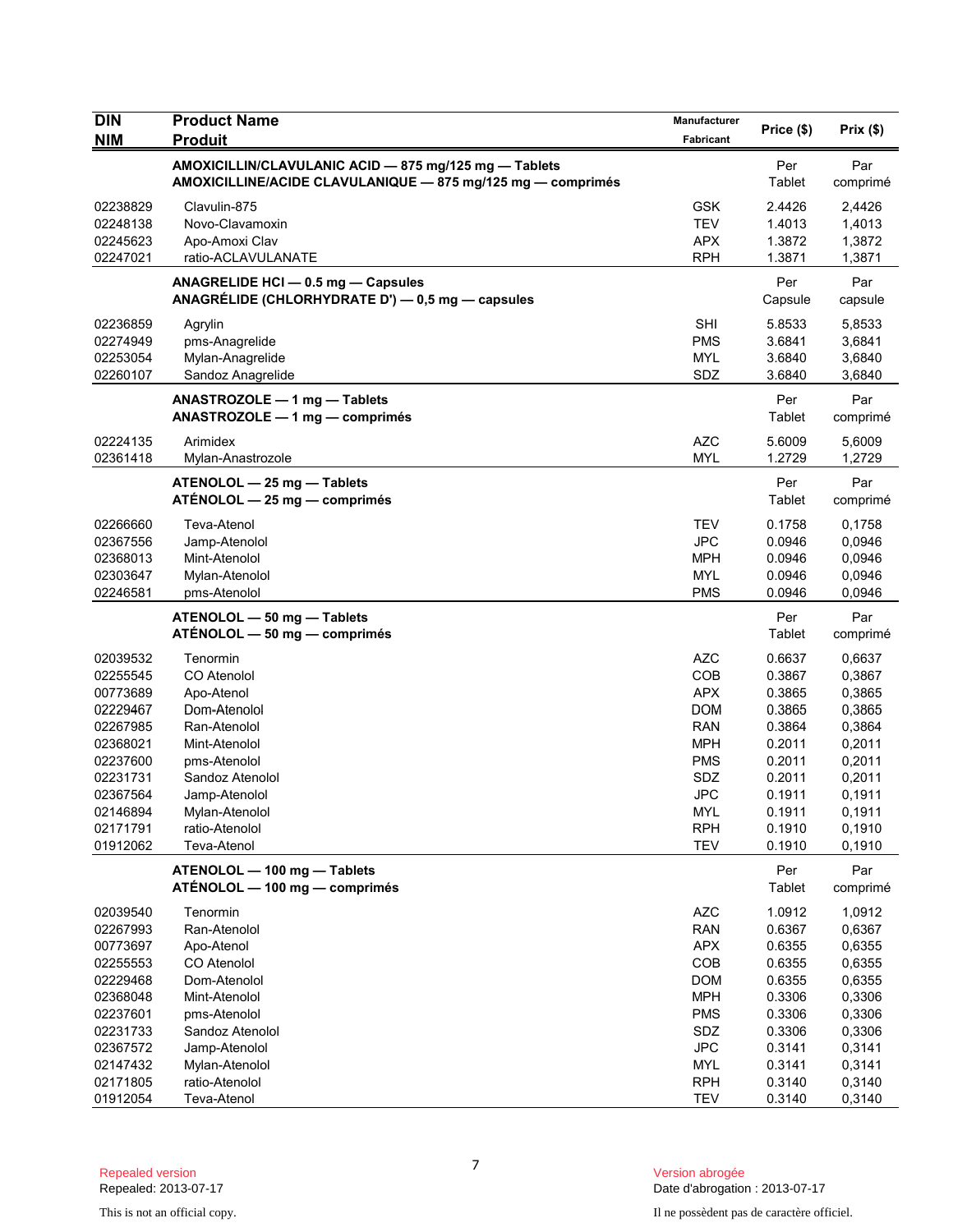| DIN NIM | Product Name Produit | Manufacturer Fabricant | Price ($) | Prix ($) |
|---|---|---|---|---|
| | **AMOXICILLIN/CLAVULANIC ACID — 875 mg/125 mg — Tablets AMOXICILLINE/ACIDE CLAVULANIQUE — 875 mg/125 mg — comprimés** | | Per Tablet | Par comprimé |
| 02238829 | Clavulin-875 | GSK | 2.4426 | 2,4426 |
| 02248138 | Novo-Clavamoxin | TEV | 1.4013 | 1,4013 |
| 02245623 | Apo-Amoxi Clav | APX | 1.3872 | 1,3872 |
| 02247021 | ratio-ACLAVULANATE | RPH | 1.3871 | 1,3871 |
| | **ANAGRELIDE HCl — 0.5 mg — Capsules ANAGRÉLIDE (CHLORHYDRATE D') — 0,5 mg — capsules** | | Per Capsule | Par capsule |
| 02236859 | Agrylin | SHI | 5.8533 | 5,8533 |
| 02274949 | pms-Anagrelide | PMS | 3.6841 | 3,6841 |
| 02253054 | Mylan-Anagrelide | MYL | 3.6840 | 3,6840 |
| 02260107 | Sandoz Anagrelide | SDZ | 3.6840 | 3,6840 |
| | **ANASTROZOLE — 1 mg — Tablets ANASTROZOLE — 1 mg — comprimés** | | Per Tablet | Par comprimé |
| 02224135 | Arimidex | AZC | 5.6009 | 5,6009 |
| 02361418 | Mylan-Anastrozole | MYL | 1.2729 | 1,2729 |
| | **ATENOLOL — 25 mg — Tablets ATÉNOLOL — 25 mg — comprimés** | | Per Tablet | Par comprimé |
| 02266660 | Teva-Atenol | TEV | 0.1758 | 0,1758 |
| 02367556 | Jamp-Atenolol | JPC | 0.0946 | 0,0946 |
| 02368013 | Mint-Atenolol | MPH | 0.0946 | 0,0946 |
| 02303647 | Mylan-Atenolol | MYL | 0.0946 | 0,0946 |
| 02246581 | pms-Atenolol | PMS | 0.0946 | 0,0946 |
| | **ATENOLOL — 50 mg — Tablets ATÉNOLOL — 50 mg — comprimés** | | Per Tablet | Par comprimé |
| 02039532 | Tenormin | AZC | 0.6637 | 0,6637 |
| 02255545 | CO Atenolol | COB | 0.3867 | 0,3867 |
| 00773689 | Apo-Atenol | APX | 0.3865 | 0,3865 |
| 02229467 | Dom-Atenolol | DOM | 0.3865 | 0,3865 |
| 02267985 | Ran-Atenolol | RAN | 0.3864 | 0,3864 |
| 02368021 | Mint-Atenolol | MPH | 0.2011 | 0,2011 |
| 02237600 | pms-Atenolol | PMS | 0.2011 | 0,2011 |
| 02231731 | Sandoz Atenolol | SDZ | 0.2011 | 0,2011 |
| 02367564 | Jamp-Atenolol | JPC | 0.1911 | 0,1911 |
| 02146894 | Mylan-Atenolol | MYL | 0.1911 | 0,1911 |
| 02171791 | ratio-Atenolol | RPH | 0.1910 | 0,1910 |
| 01912062 | Teva-Atenol | TEV | 0.1910 | 0,1910 |
| | **ATENOLOL — 100 mg — Tablets ATÉNOLOL — 100 mg — comprimés** | | Per Tablet | Par comprimé |
| 02039540 | Tenormin | AZC | 1.0912 | 1,0912 |
| 02267993 | Ran-Atenolol | RAN | 0.6367 | 0,6367 |
| 00773697 | Apo-Atenol | APX | 0.6355 | 0,6355 |
| 02255553 | CO Atenolol | COB | 0.6355 | 0,6355 |
| 02229468 | Dom-Atenolol | DOM | 0.6355 | 0,6355 |
| 02368048 | Mint-Atenolol | MPH | 0.3306 | 0,3306 |
| 02237601 | pms-Atenolol | PMS | 0.3306 | 0,3306 |
| 02231733 | Sandoz Atenolol | SDZ | 0.3306 | 0,3306 |
| 02367572 | Jamp-Atenolol | JPC | 0.3141 | 0,3141 |
| 02147432 | Mylan-Atenolol | MYL | 0.3141 | 0,3141 |
| 02171805 | ratio-Atenolol | RPH | 0.3140 | 0,3140 |
| 01912054 | Teva-Atenol | TEV | 0.3140 | 0,3140 |

Repealed version
Repealed: 2013-07-17

Version abrogée
Date d'abrogation : 2013-07-17

This is not an official copy.

Il ne possèdent pas de caractère officiel.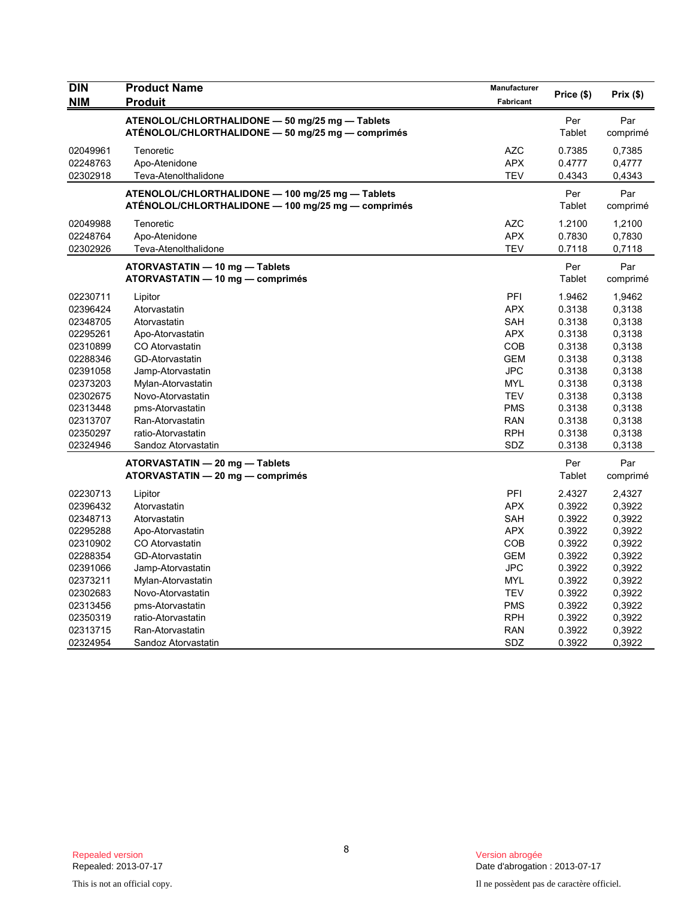| DIN<br>NIM | Product Name<br>Produit | Manufacturer<br>Fabricant | Price ($) | Prix ($) |
|---|---|---|---|---|
| | **ATENOLOL/CHLORTHALIDONE — 50 mg/25 mg — Tablets**<br>**ATÉNOLOL/CHLORTHALIDONE — 50 mg/25 mg — comprimés** | | Per Tablet | Par comprimé |
| 02049961 | Tenoretic | AZC | 0.7385 | 0,7385 |
| 02248763 | Apo-Atenidone | APX | 0.4777 | 0,4777 |
| 02302918 | Teva-Atenolthalidone | TEV | 0.4343 | 0,4343 |
| | **ATENOLOL/CHLORTHALIDONE — 100 mg/25 mg — Tablets**<br>**ATÉNOLOL/CHLORTHALIDONE — 100 mg/25 mg — comprimés** | | Per Tablet | Par comprimé |
| 02049988 | Tenoretic | AZC | 1.2100 | 1,2100 |
| 02248764 | Apo-Atenidone | APX | 0.7830 | 0,7830 |
| 02302926 | Teva-Atenolthalidone | TEV | 0.7118 | 0,7118 |
| | **ATORVASTATIN — 10 mg — Tablets**<br>**ATORVASTATIN — 10 mg — comprimés** | | Per Tablet | Par comprimé |
| 02230711 | Lipitor | PFI | 1.9462 | 1,9462 |
| 02396424 | Atorvastatin | APX | 0.3138 | 0,3138 |
| 02348705 | Atorvastatin | SAH | 0.3138 | 0,3138 |
| 02295261 | Apo-Atorvastatin | APX | 0.3138 | 0,3138 |
| 02310899 | CO Atorvastatin | COB | 0.3138 | 0,3138 |
| 02288346 | GD-Atorvastatin | GEM | 0.3138 | 0,3138 |
| 02391058 | Jamp-Atorvastatin | JPC | 0.3138 | 0,3138 |
| 02373203 | Mylan-Atorvastatin | MYL | 0.3138 | 0,3138 |
| 02302675 | Novo-Atorvastatin | TEV | 0.3138 | 0,3138 |
| 02313448 | pms-Atorvastatin | PMS | 0.3138 | 0,3138 |
| 02313707 | Ran-Atorvastatin | RAN | 0.3138 | 0,3138 |
| 02350297 | ratio-Atorvastatin | RPH | 0.3138 | 0,3138 |
| 02324946 | Sandoz Atorvastatin | SDZ | 0.3138 | 0,3138 |
| | **ATORVASTATIN — 20 mg — Tablets**<br>**ATORVASTATIN — 20 mg — comprimés** | | Per Tablet | Par comprimé |
| 02230713 | Lipitor | PFI | 2.4327 | 2,4327 |
| 02396432 | Atorvastatin | APX | 0.3922 | 0,3922 |
| 02348713 | Atorvastatin | SAH | 0.3922 | 0,3922 |
| 02295288 | Apo-Atorvastatin | APX | 0.3922 | 0,3922 |
| 02310902 | CO Atorvastatin | COB | 0.3922 | 0,3922 |
| 02288354 | GD-Atorvastatin | GEM | 0.3922 | 0,3922 |
| 02391066 | Jamp-Atorvastatin | JPC | 0.3922 | 0,3922 |
| 02373211 | Mylan-Atorvastatin | MYL | 0.3922 | 0,3922 |
| 02302683 | Novo-Atorvastatin | TEV | 0.3922 | 0,3922 |
| 02313456 | pms-Atorvastatin | PMS | 0.3922 | 0,3922 |
| 02350319 | ratio-Atorvastatin | RPH | 0.3922 | 0,3922 |
| 02313715 | Ran-Atorvastatin | RAN | 0.3922 | 0,3922 |
| 02324954 | Sandoz Atorvastatin | SDZ | 0.3922 | 0,3922 |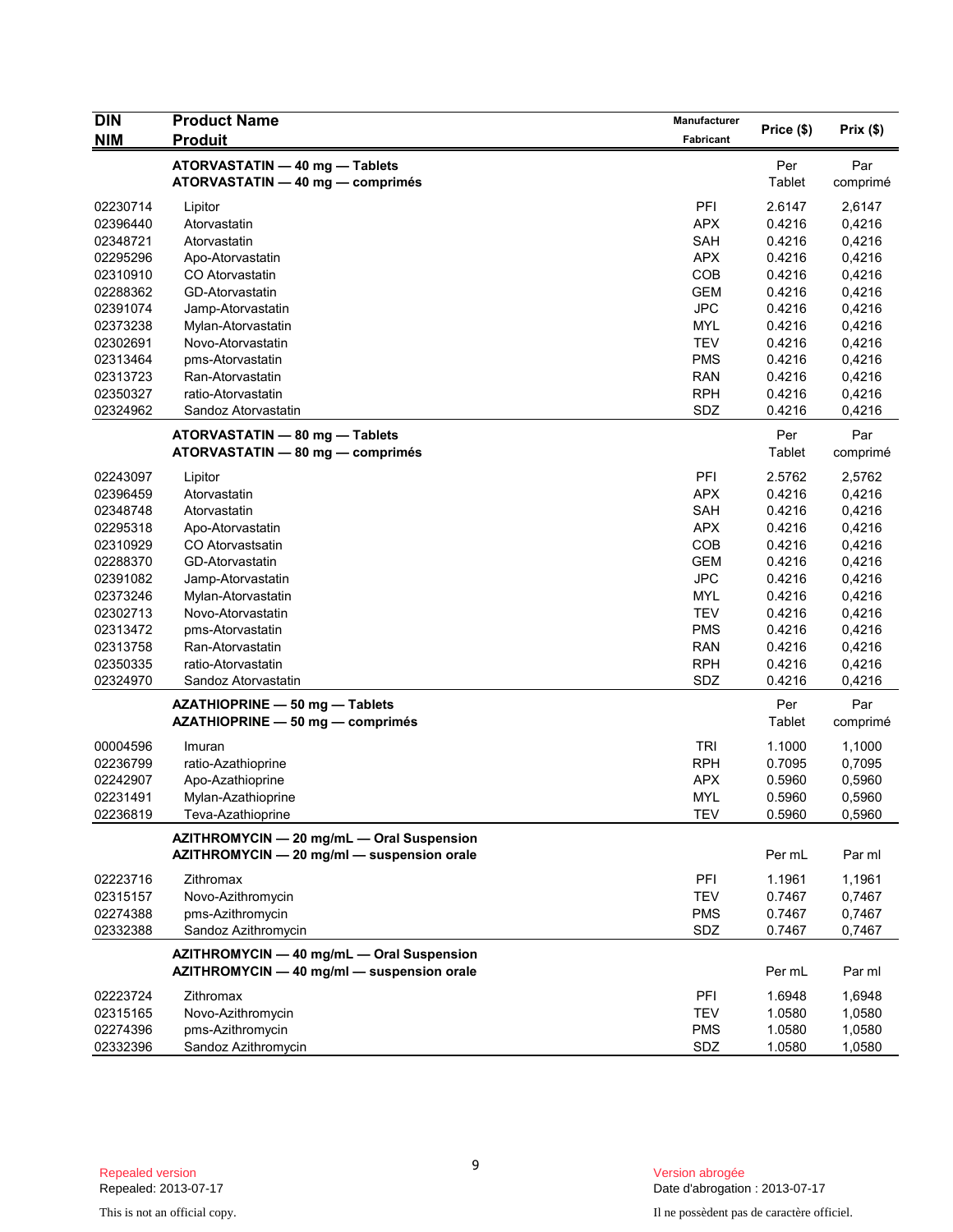| DIN<br>NIM | Product Name<br>Produit | Manufacturer<br>Fabricant | Price ($) | Prix ($) |
|---|---|---|---|---|
| | **ATORVASTATIN — 40 mg — Tablets**<br>**ATORVASTATIN — 40 mg — comprimés** | | Per Tablet | Par comprimé |
| 02230714 | Lipitor | PFI | 2.6147 | 2,6147 |
| 02396440 | Atorvastatin | APX | 0.4216 | 0,4216 |
| 02348721 | Atorvastatin | SAH | 0.4216 | 0,4216 |
| 02295296 | Apo-Atorvastatin | APX | 0.4216 | 0,4216 |
| 02310910 | CO Atorvastatin | COB | 0.4216 | 0,4216 |
| 02288362 | GD-Atorvastatin | GEM | 0.4216 | 0,4216 |
| 02391074 | Jamp-Atorvastatin | JPC | 0.4216 | 0,4216 |
| 02373238 | Mylan-Atorvastatin | MYL | 0.4216 | 0,4216 |
| 02302691 | Novo-Atorvastatin | TEV | 0.4216 | 0,4216 |
| 02313464 | pms-Atorvastatin | PMS | 0.4216 | 0,4216 |
| 02313723 | Ran-Atorvastatin | RAN | 0.4216 | 0,4216 |
| 02350327 | ratio-Atorvastatin | RPH | 0.4216 | 0,4216 |
| 02324962 | Sandoz Atorvastatin | SDZ | 0.4216 | 0,4216 |
| | **ATORVASTATIN — 80 mg — Tablets**<br>**ATORVASTATIN — 80 mg — comprimés** | | Per Tablet | Par comprimé |
| 02243097 | Lipitor | PFI | 2.5762 | 2,5762 |
| 02396459 | Atorvastatin | APX | 0.4216 | 0,4216 |
| 02348748 | Atorvastatin | SAH | 0.4216 | 0,4216 |
| 02295318 | Apo-Atorvastatin | APX | 0.4216 | 0,4216 |
| 02310929 | CO Atorvastsatin | COB | 0.4216 | 0,4216 |
| 02288370 | GD-Atorvastatin | GEM | 0.4216 | 0,4216 |
| 02391082 | Jamp-Atorvastatin | JPC | 0.4216 | 0,4216 |
| 02373246 | Mylan-Atorvastatin | MYL | 0.4216 | 0,4216 |
| 02302713 | Novo-Atorvastatin | TEV | 0.4216 | 0,4216 |
| 02313472 | pms-Atorvastatin | PMS | 0.4216 | 0,4216 |
| 02313758 | Ran-Atorvastatin | RAN | 0.4216 | 0,4216 |
| 02350335 | ratio-Atorvastatin | RPH | 0.4216 | 0,4216 |
| 02324970 | Sandoz Atorvastatin | SDZ | 0.4216 | 0,4216 |
| | **AZATHIOPRINE — 50 mg — Tablets**<br>**AZATHIOPRINE — 50 mg — comprimés** | | Per Tablet | Par comprimé |
| 00004596 | Imuran | TRI | 1.1000 | 1,1000 |
| 02236799 | ratio-Azathioprine | RPH | 0.7095 | 0,7095 |
| 02242907 | Apo-Azathioprine | APX | 0.5960 | 0,5960 |
| 02231491 | Mylan-Azathioprine | MYL | 0.5960 | 0,5960 |
| 02236819 | Teva-Azathioprine | TEV | 0.5960 | 0,5960 |
| | **AZITHROMYCIN — 20 mg/mL — Oral Suspension**<br>**AZITHROMYCIN — 20 mg/ml — suspension orale** | | Per mL | Par ml |
| 02223716 | Zithromax | PFI | 1.1961 | 1,1961 |
| 02315157 | Novo-Azithromycin | TEV | 0.7467 | 0,7467 |
| 02274388 | pms-Azithromycin | PMS | 0.7467 | 0,7467 |
| 02332388 | Sandoz Azithromycin | SDZ | 0.7467 | 0,7467 |
| | **AZITHROMYCIN — 40 mg/mL — Oral Suspension**<br>**AZITHROMYCIN — 40 mg/ml — suspension orale** | | Per mL | Par ml |
| 02223724 | Zithromax | PFI | 1.6948 | 1,6948 |
| 02315165 | Novo-Azithromycin | TEV | 1.0580 | 1,0580 |
| 02274396 | pms-Azithromycin | PMS | 1.0580 | 1,0580 |
| 02332396 | Sandoz Azithromycin | SDZ | 1.0580 | 1,0580 |

Repealed version
Repealed: 2013-07-17

Version abrogée
Date d'abrogation : 2013-07-17

This is not an official copy.

Il ne possèdent pas de caractère officiel.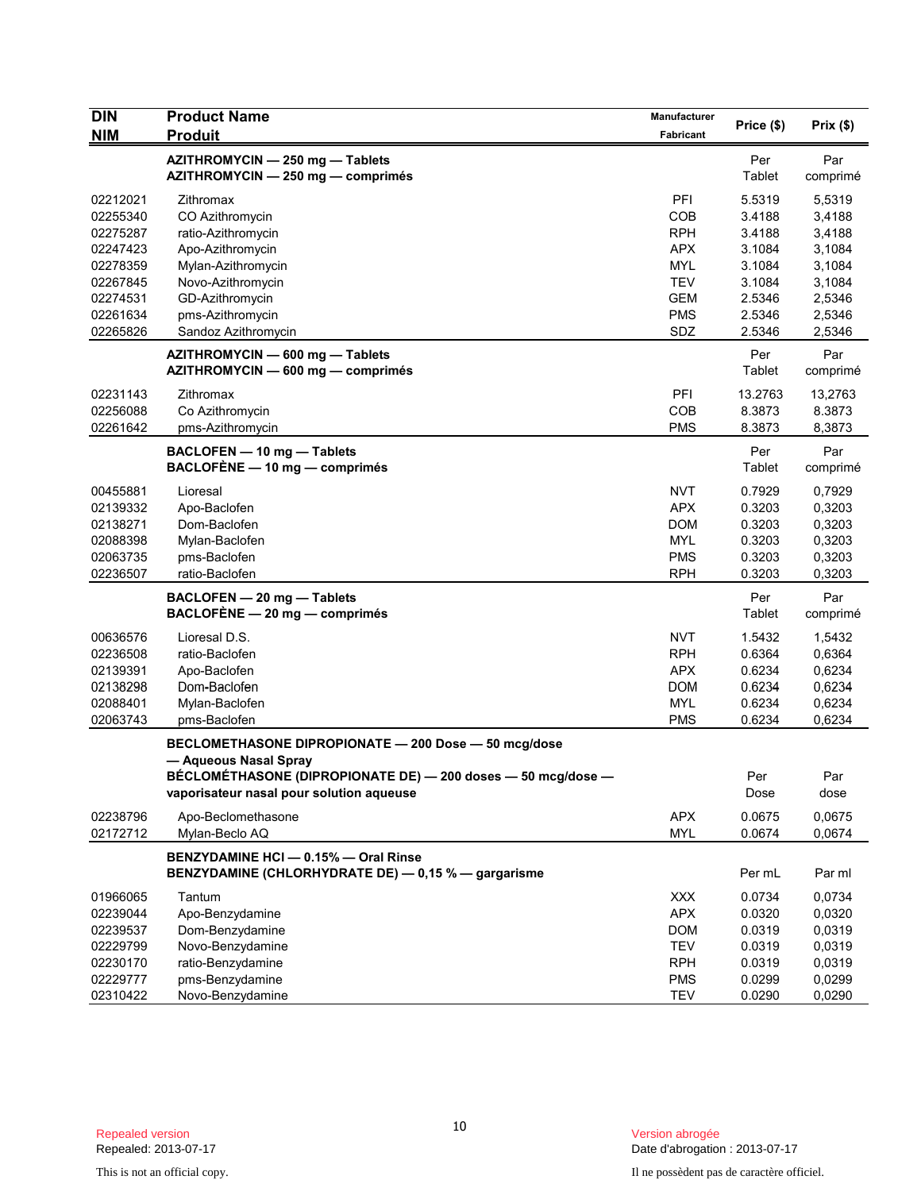| DIN<br>NIM | Product Name<br>Produit | Manufacturer<br>Fabricant | Price ($) | Prix ($) |
|---|---|---|---|---|
| | **AZITHROMYCIN — 250 mg — Tablets**<br>**AZITHROMYCIN — 250 mg — comprimés** | | Per Tablet | Par comprimé |
| 02212021 | Zithromax | PFI | 5.5319 | 5,5319 |
| 02255340 | CO Azithromycin | COB | 3.4188 | 3,4188 |
| 02275287 | ratio-Azithromycin | RPH | 3.4188 | 3,4188 |
| 02247423 | Apo-Azithromycin | APX | 3.1084 | 3,1084 |
| 02278359 | Mylan-Azithromycin | MYL | 3.1084 | 3,1084 |
| 02267845 | Novo-Azithromycin | TEV | 3.1084 | 3,1084 |
| 02274531 | GD-Azithromycin | GEM | 2.5346 | 2,5346 |
| 02261634 | pms-Azithromycin | PMS | 2.5346 | 2,5346 |
| 02265826 | Sandoz Azithromycin | SDZ | 2.5346 | 2,5346 |
| | **AZITHROMYCIN — 600 mg — Tablets**<br>**AZITHROMYCIN — 600 mg — comprimés** | | Per Tablet | Par comprimé |
| 02231143 | Zithromax | PFI | 13.2763 | 13,2763 |
| 02256088 | Co Azithromycin | COB | 8.3873 | 8.3873 |
| 02261642 | pms-Azithromycin | PMS | 8.3873 | 8,3873 |
| | **BACLOFEN — 10 mg — Tablets**<br>**BACLOFÈNE — 10 mg — comprimés** | | Per Tablet | Par comprimé |
| 00455881 | Lioresal | NVT | 0.7929 | 0,7929 |
| 02139332 | Apo-Baclofen | APX | 0.3203 | 0,3203 |
| 02138271 | Dom-Baclofen | DOM | 0.3203 | 0,3203 |
| 02088398 | Mylan-Baclofen | MYL | 0.3203 | 0,3203 |
| 02063735 | pms-Baclofen | PMS | 0.3203 | 0,3203 |
| 02236507 | ratio-Baclofen | RPH | 0.3203 | 0,3203 |
| | **BACLOFEN — 20 mg — Tablets**<br>**BACLOFÈNE — 20 mg — comprimés** | | Per Tablet | Par comprimé |
| 00636576 | Lioresal D.S. | NVT | 1.5432 | 1,5432 |
| 02236508 | ratio-Baclofen | RPH | 0.6364 | 0,6364 |
| 02139391 | Apo-Baclofen | APX | 0.6234 | 0,6234 |
| 02138298 | Dom-Baclofen | DOM | 0.6234 | 0,6234 |
| 02088401 | Mylan-Baclofen | MYL | 0.6234 | 0,6234 |
| 02063743 | pms-Baclofen | PMS | 0.6234 | 0,6234 |
| | **BECLOMETHASONE DIPROPIONATE — 200 Dose — 50 mcg/dose — Aqueous Nasal Spray**<br>**BÉCLOMÉTHASONE (DIPROPIONATE DE) — 200 doses — 50 mcg/dose — vaporisateur nasal pour solution aqueuse** | | Per Dose | Par dose |
| 02238796 | Apo-Beclomethasone | APX | 0.0675 | 0,0675 |
| 02172712 | Mylan-Beclo AQ | MYL | 0.0674 | 0,0674 |
| | **BENZYDAMINE HCl — 0.15% — Oral Rinse**<br>**BENZYDAMINE (CHLORHYDRATE DE) — 0,15 % — gargarisme** | | Per mL | Par ml |
| 01966065 | Tantum | XXX | 0.0734 | 0,0734 |
| 02239044 | Apo-Benzydamine | APX | 0.0320 | 0,0320 |
| 02239537 | Dom-Benzydamine | DOM | 0.0319 | 0,0319 |
| 02229799 | Novo-Benzydamine | TEV | 0.0319 | 0,0319 |
| 02230170 | ratio-Benzydamine | RPH | 0.0319 | 0,0319 |
| 02229777 | pms-Benzydamine | PMS | 0.0299 | 0,0299 |
| 02310422 | Novo-Benzydamine | TEV | 0.0290 | 0,0290 |

Repealed version
Repealed: 2013-07-17

Version abrogée
Date d'abrogation : 2013-07-17

This is not an official copy.

Il ne possèdent pas de caractère officiel.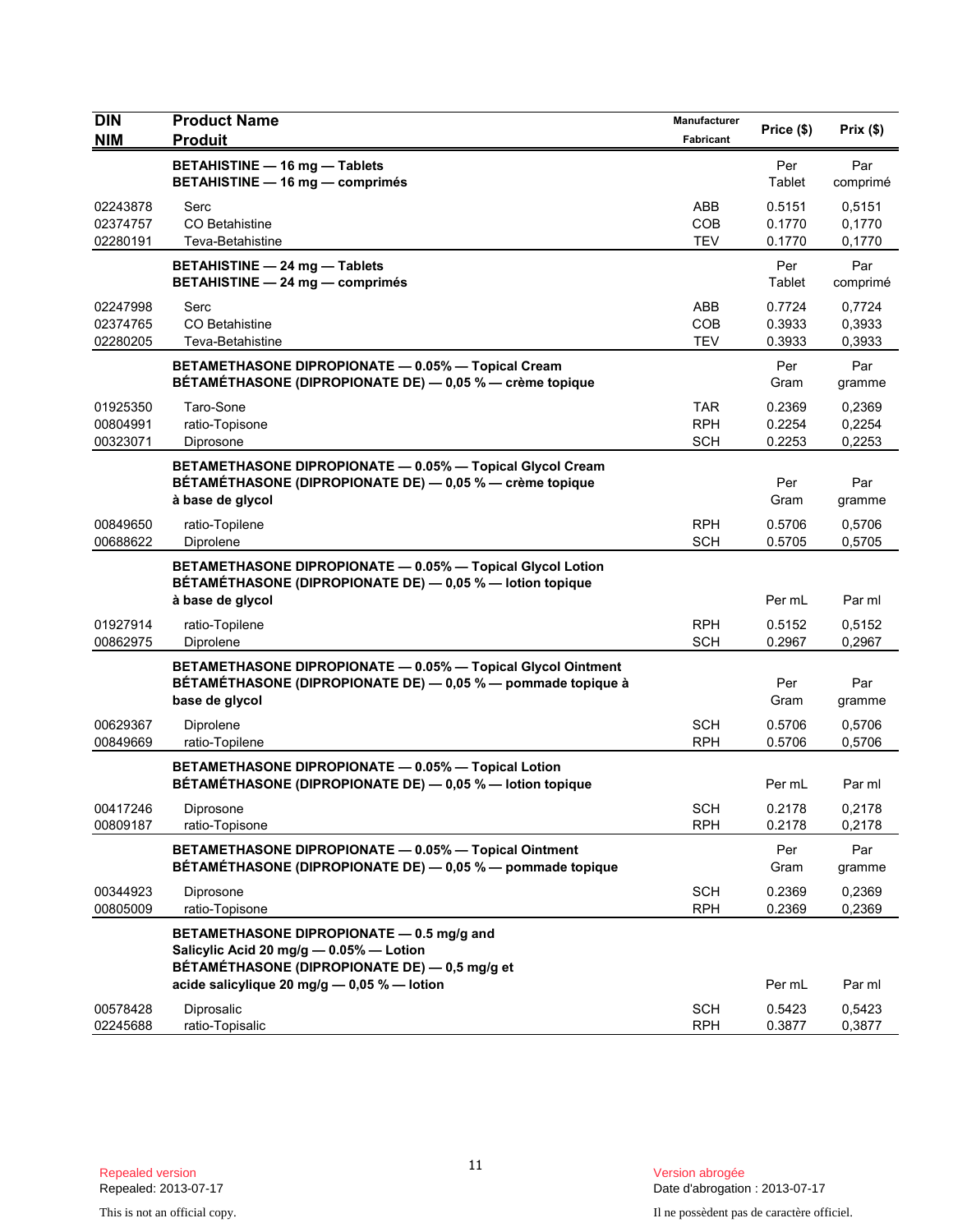| DIN<br>NIM | Product Name<br>Produit | Manufacturer<br>Fabricant | Price ($) | Prix ($) |
|---|---|---|---|---|
| | **BETAHISTINE — 16 mg — Tablets<br>BETAHISTINE — 16 mg — comprimés** | | Per<br>Tablet | Par<br>comprimé |
| 02243878 | Serc | ABB | 0.5151 | 0,5151 |
| 02374757 | CO Betahistine | COB | 0.1770 | 0,1770 |
| 02280191 | Teva-Betahistine | TEV | 0.1770 | 0,1770 |
| | **BETAHISTINE — 24 mg — Tablets<br>BETAHISTINE — 24 mg — comprimés** | | Per<br>Tablet | Par<br>comprimé |
| 02247998 | Serc | ABB | 0.7724 | 0,7724 |
| 02374765 | CO Betahistine | COB | 0.3933 | 0,3933 |
| 02280205 | Teva-Betahistine | TEV | 0.3933 | 0,3933 |
| | **BETAMETHASONE DIPROPIONATE — 0.05% — Topical Cream<br>BÉTAMÉTHASONE (DIPROPIONATE DE) — 0,05 % — crème topique** | | Per<br>Gram | Par<br>gramme |
| 01925350 | Taro-Sone | TAR | 0.2369 | 0,2369 |
| 00804991 | ratio-Topisone | RPH | 0.2254 | 0,2254 |
| 00323071 | Diprosone | SCH | 0.2253 | 0,2253 |
| | **BETAMETHASONE DIPROPIONATE — 0.05% — Topical Glycol Cream<br>BÉTAMÉTHASONE (DIPROPIONATE DE) — 0,05 % — crème topique à base de glycol** | | Per<br>Gram | Par<br>gramme |
| 00849650 | ratio-Topilene | RPH | 0.5706 | 0,5706 |
| 00688622 | Diprolene | SCH | 0.5705 | 0,5705 |
| | **BETAMETHASONE DIPROPIONATE — 0.05% — Topical Glycol Lotion<br>BÉTAMÉTHASONE (DIPROPIONATE DE) — 0,05 % — lotion topique à base de glycol** | | Per mL | Par ml |
| 01927914 | ratio-Topilene | RPH | 0.5152 | 0,5152 |
| 00862975 | Diprolene | SCH | 0.2967 | 0,2967 |
| | **BETAMETHASONE DIPROPIONATE — 0.05% — Topical Glycol Ointment<br>BÉTAMÉTHASONE (DIPROPIONATE DE) — 0,05 % — pommade topique à base de glycol** | | Per<br>Gram | Par<br>gramme |
| 00629367 | Diprolene | SCH | 0.5706 | 0,5706 |
| 00849669 | ratio-Topilene | RPH | 0.5706 | 0,5706 |
| | **BETAMETHASONE DIPROPIONATE — 0.05% — Topical Lotion<br>BÉTAMÉTHASONE (DIPROPIONATE DE) — 0,05 % — lotion topique** | | Per mL | Par ml |
| 00417246 | Diprosone | SCH | 0.2178 | 0,2178 |
| 00809187 | ratio-Topisone | RPH | 0.2178 | 0,2178 |
| | **BETAMETHASONE DIPROPIONATE — 0.05% — Topical Ointment<br>BÉTAMÉTHASONE (DIPROPIONATE DE) — 0,05 % — pommade topique** | | Per<br>Gram | Par<br>gramme |
| 00344923 | Diprosone | SCH | 0.2369 | 0,2369 |
| 00805009 | ratio-Topisone | RPH | 0.2369 | 0,2369 |
| | **BETAMETHASONE DIPROPIONATE — 0.5 mg/g and Salicylic Acid 20 mg/g — 0.05% — Lotion<br>BÉTAMÉTHASONE (DIPROPIONATE DE) — 0,5 mg/g et acide salicylique 20 mg/g — 0,05 % — lotion** | | Per mL | Par ml |
| 00578428 | Diprosalic | SCH | 0.5423 | 0,5423 |
| 02245688 | ratio-Topisalic | RPH | 0.3877 | 0,3877 |

Repealed version
Repealed: 2013-07-17

Version abrogée
Date d'abrogation : 2013-07-17

This is not an official copy.

Il ne possèdent pas de caractère officiel.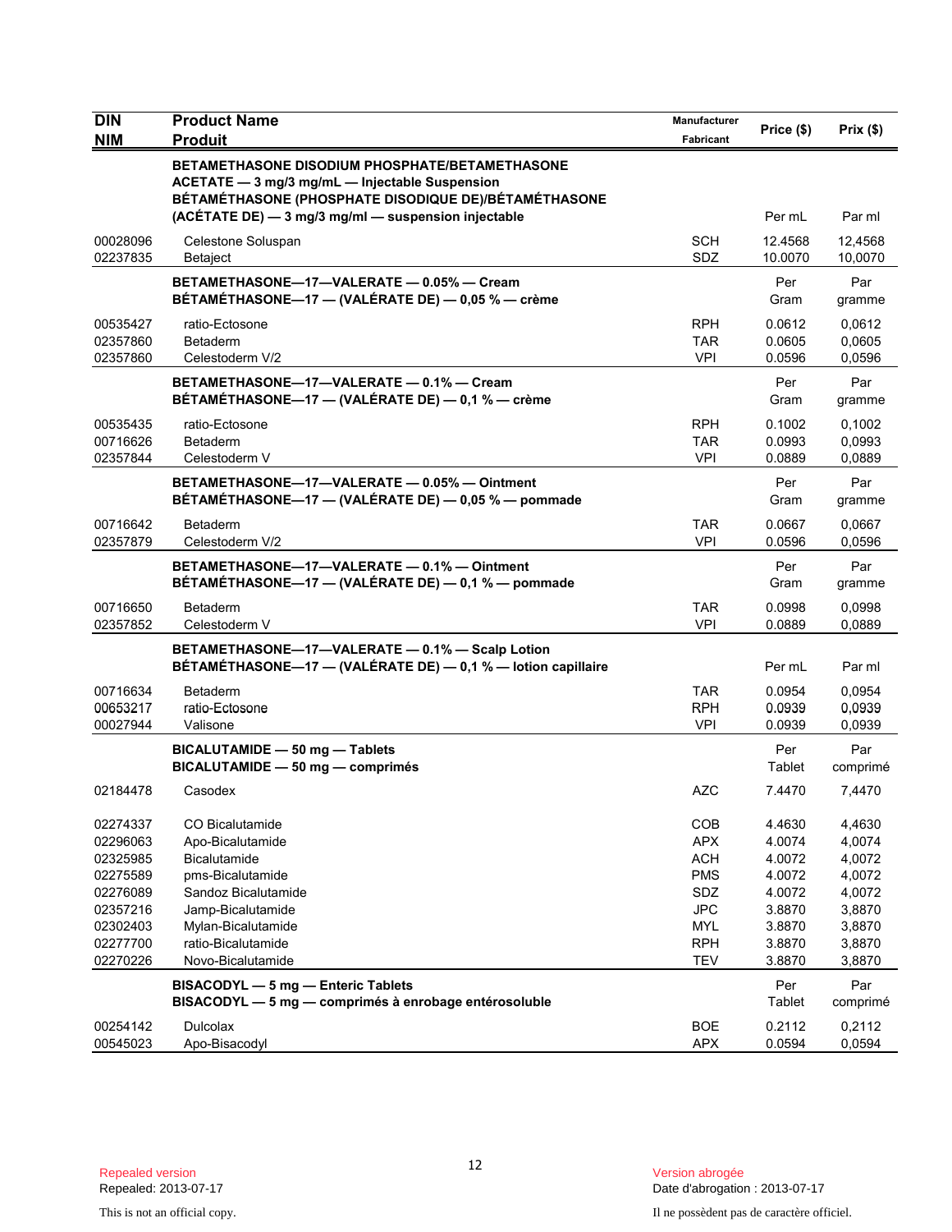| DIN<br>NIM | Product Name<br>Produit | Manufacturer<br>Fabricant | Price ($) | Prix ($) |
|---|---|---|---|---|
| | **BETAMETHASONE DISODIUM PHOSPHATE/BETAMETHASONE ACETATE — 3 mg/3 mg/mL — Injectable Suspension**<br>**BÉTAMÉTHASONE (PHOSPHATE DISODIQUE DE)/BÉTAMÉTHASONE (ACÉTATE DE) — 3 mg/3 mg/ml — suspension injectable** | | Per mL | Par ml |
| 00028096 | Celestone Soluspan | SCH | 12.4568 | 12,4568 |
| 02237835 | Betaject | SDZ | 10.0070 | 10,0070 |
| | **BETAMETHASONE—17—VALERATE — 0.05% — Cream**<br>**BÉTAMÉTHASONE—17 — (VALÉRATE DE) — 0,05 % — crème** | | Per Gram | Par gramme |
| 00535427 | ratio-Ectosone | RPH | 0.0612 | 0,0612 |
| 02357860 | Betaderm | TAR | 0.0605 | 0,0605 |
| 02357860 | Celestoderm V/2 | VPI | 0.0596 | 0,0596 |
| | **BETAMETHASONE—17—VALERATE — 0.1% — Cream**<br>**BÉTAMÉTHASONE—17 — (VALÉRATE DE) — 0,1 % — crème** | | Per Gram | Par gramme |
| 00535435 | ratio-Ectosone | RPH | 0.1002 | 0,1002 |
| 00716626 | Betaderm | TAR | 0.0993 | 0,0993 |
| 02357844 | Celestoderm V | VPI | 0.0889 | 0,0889 |
| | **BETAMETHASONE—17—VALERATE — 0.05% — Ointment**<br>**BÉTAMÉTHASONE—17 — (VALÉRATE DE) — 0,05 % — pommade** | | Per Gram | Par gramme |
| 00716642 | Betaderm | TAR | 0.0667 | 0,0667 |
| 02357879 | Celestoderm V/2 | VPI | 0.0596 | 0,0596 |
| | **BETAMETHASONE—17—VALERATE — 0.1% — Ointment**<br>**BÉTAMÉTHASONE—17 — (VALÉRATE DE) — 0,1 % — pommade** | | Per Gram | Par gramme |
| 00716650 | Betaderm | TAR | 0.0998 | 0,0998 |
| 02357852 | Celestoderm V | VPI | 0.0889 | 0,0889 |
| | **BETAMETHASONE—17—VALERATE — 0.1% — Scalp Lotion**<br>**BÉTAMÉTHASONE—17 — (VALÉRATE DE) — 0,1 % — lotion capillaire** | | Per mL | Par ml |
| 00716634 | Betaderm | TAR | 0.0954 | 0,0954 |
| 00653217 | ratio-Ectosone | RPH | 0.0939 | 0,0939 |
| 00027944 | Valisone | VPI | 0.0939 | 0,0939 |
| | **BICALUTAMIDE — 50 mg — Tablets**<br>**BICALUTAMIDE — 50 mg — comprimés** | | Per Tablet | Par comprimé |
| 02184478 | Casodex | AZC | 7.4470 | 7,4470 |
| 02274337 | CO Bicalutamide | COB | 4.4630 | 4,4630 |
| 02296063 | Apo-Bicalutamide | APX | 4.0074 | 4,0074 |
| 02325985 | Bicalutamide | ACH | 4.0072 | 4,0072 |
| 02275589 | pms-Bicalutamide | PMS | 4.0072 | 4,0072 |
| 02276089 | Sandoz Bicalutamide | SDZ | 4.0072 | 4,0072 |
| 02357216 | Jamp-Bicalutamide | JPC | 3.8870 | 3,8870 |
| 02302403 | Mylan-Bicalutamide | MYL | 3.8870 | 3,8870 |
| 02277700 | ratio-Bicalutamide | RPH | 3.8870 | 3,8870 |
| 02270226 | Novo-Bicalutamide | TEV | 3.8870 | 3,8870 |
| | **BISACODYL — 5 mg — Enteric Tablets**<br>**BISACODYL — 5 mg — comprimés à enrobage entérosoluble** | | Per Tablet | Par comprimé |
| 00254142 | Dulcolax | BOE | 0.2112 | 0,2112 |
| 00545023 | Apo-Bisacodyl | APX | 0.0594 | 0,0594 |

Repealed version
Repealed: 2013-07-17

This is not an official copy.

Version abrogée
Date d'abrogation : 2013-07-17

Il ne possèdent pas de caractère officiel.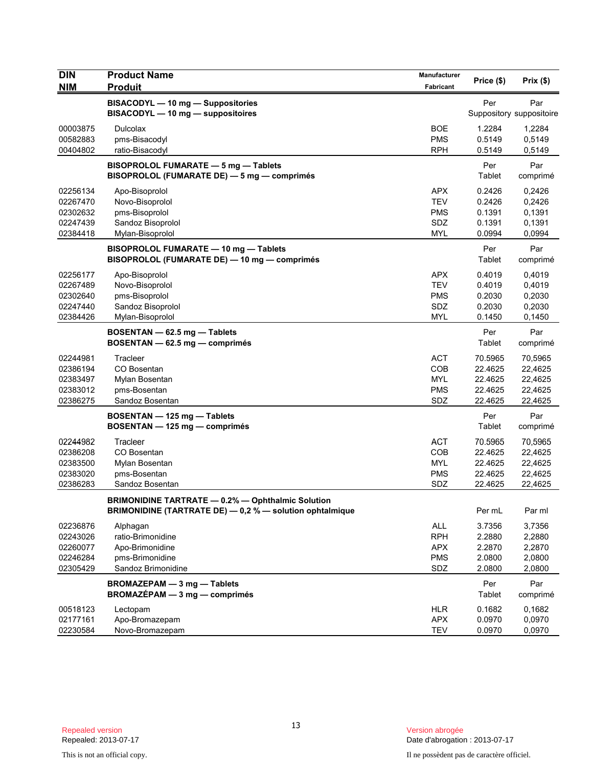| DIN<br>NIM | Product Name<br>Produit | Manufacturer<br>Fabricant | Price ($) | Prix ($) |
|---|---|---|---|---|
| | **BISACODYL — 10 mg — Suppositories**<br>**BISACODYL — 10 mg — suppositoires** | | Per Suppository | Par suppositoire |
| 00003875 | Dulcolax | BOE | 1.2284 | 1,2284 |
| 00582883 | pms-Bisacodyl | PMS | 0.5149 | 0,5149 |
| 00404802 | ratio-Bisacodyl | RPH | 0.5149 | 0,5149 |
| | **BISOPROLOL FUMARATE — 5 mg — Tablets**<br>**BISOPROLOL (FUMARATE DE) — 5 mg — comprimés** | | Per Tablet | Par comprimé |
| 02256134 | Apo-Bisoprolol | APX | 0.2426 | 0,2426 |
| 02267470 | Novo-Bisoprolol | TEV | 0.2426 | 0,2426 |
| 02302632 | pms-Bisoprolol | PMS | 0.1391 | 0,1391 |
| 02247439 | Sandoz Bisoprolol | SDZ | 0.1391 | 0,1391 |
| 02384418 | Mylan-Bisoprolol | MYL | 0.0994 | 0,0994 |
| | **BISOPROLOL FUMARATE — 10 mg — Tablets**<br>**BISOPROLOL (FUMARATE DE) — 10 mg — comprimés** | | Per Tablet | Par comprimé |
| 02256177 | Apo-Bisoprolol | APX | 0.4019 | 0,4019 |
| 02267489 | Novo-Bisoprolol | TEV | 0.4019 | 0,4019 |
| 02302640 | pms-Bisoprolol | PMS | 0.2030 | 0,2030 |
| 02247440 | Sandoz Bisoprolol | SDZ | 0.2030 | 0,2030 |
| 02384426 | Mylan-Bisoprolol | MYL | 0.1450 | 0,1450 |
| | **BOSENTAN — 62.5 mg — Tablets**<br>**BOSENTAN — 62.5 mg — comprimés** | | Per Tablet | Par comprimé |
| 02244981 | Tracleer | ACT | 70.5965 | 70,5965 |
| 02386194 | CO Bosentan | COB | 22.4625 | 22,4625 |
| 02383497 | Mylan Bosentan | MYL | 22.4625 | 22,4625 |
| 02383012 | pms-Bosentan | PMS | 22.4625 | 22,4625 |
| 02386275 | Sandoz Bosentan | SDZ | 22.4625 | 22,4625 |
| | **BOSENTAN — 125 mg — Tablets**<br>**BOSENTAN — 125 mg — comprimés** | | Per Tablet | Par comprimé |
| 02244982 | Tracleer | ACT | 70.5965 | 70,5965 |
| 02386208 | CO Bosentan | COB | 22.4625 | 22,4625 |
| 02383500 | Mylan Bosentan | MYL | 22.4625 | 22,4625 |
| 02383020 | pms-Bosentan | PMS | 22.4625 | 22,4625 |
| 02386283 | Sandoz Bosentan | SDZ | 22.4625 | 22,4625 |
| | **BRIMONIDINE TARTRATE — 0.2% — Ophthalmic Solution**<br>**BRIMONIDINE (TARTRATE DE) — 0,2 % — solution ophtalmique** | | Per mL | Par ml |
| 02236876 | Alphagan | ALL | 3.7356 | 3,7356 |
| 02243026 | ratio-Brimonidine | RPH | 2.2880 | 2,2880 |
| 02260077 | Apo-Brimonidine | APX | 2.2870 | 2,2870 |
| 02246284 | pms-Brimonidine | PMS | 2.0800 | 2,0800 |
| 02305429 | Sandoz Brimonidine | SDZ | 2.0800 | 2,0800 |
| | **BROMAZEPAM — 3 mg — Tablets**<br>**BROMAZÉPAM — 3 mg — comprimés** | | Per Tablet | Par comprimé |
| 00518123 | Lectopam | HLR | 0.1682 | 0,1682 |
| 02177161 | Apo-Bromazepam | APX | 0.0970 | 0,0970 |
| 02230584 | Novo-Bromazepam | TEV | 0.0970 | 0,0970 |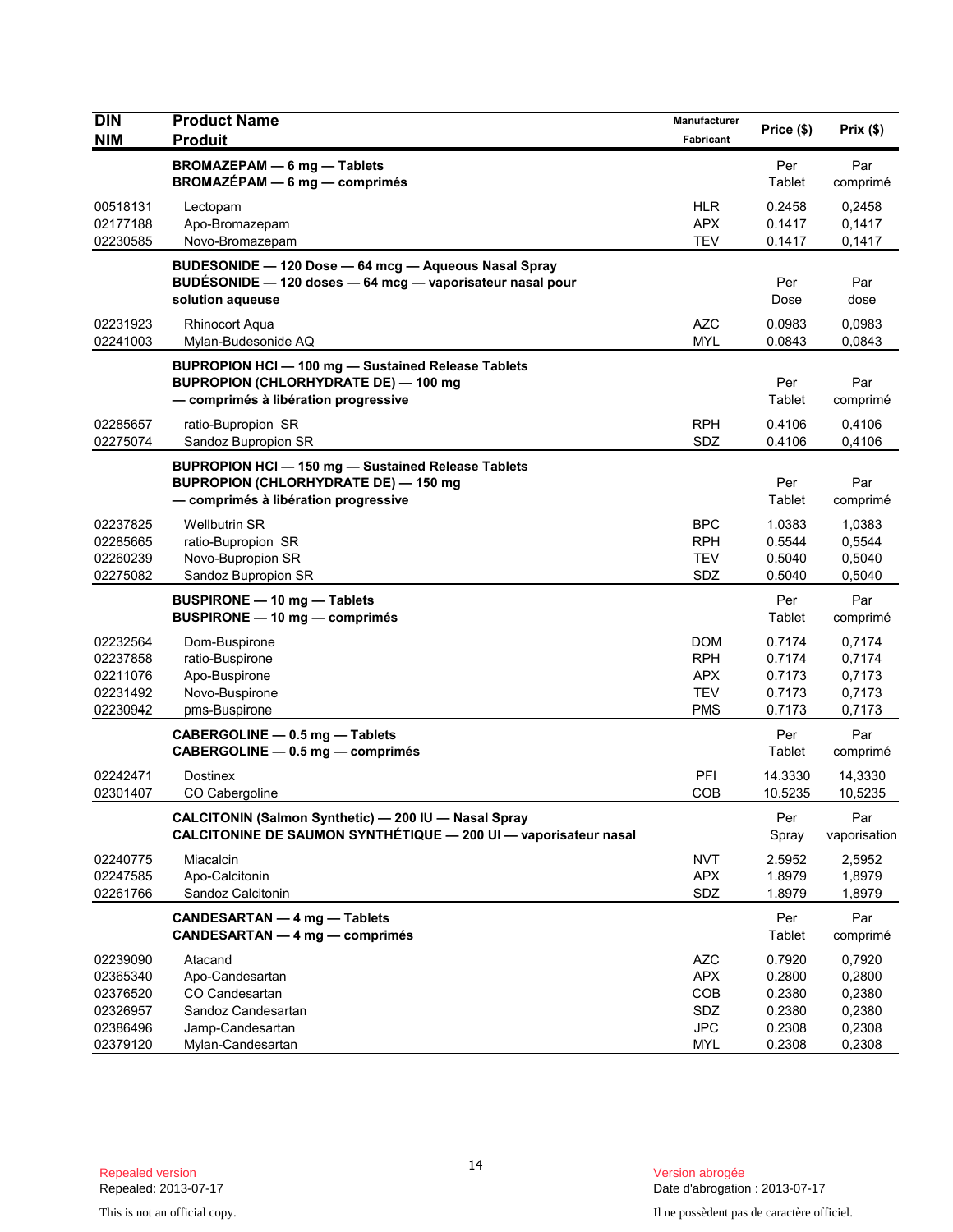| DIN<br>NIM | Product Name<br>Produit | Manufacturer<br>Fabricant | Price ($) | Prix ($) |
|---|---|---|---|---|
| | **BROMAZEPAM — 6 mg — Tablets**<br>**BROMAZÉPAM — 6 mg — comprimés** | | Per<br>Tablet | Par<br>comprimé |
| 00518131 | Lectopam | HLR | 0.2458 | 0,2458 |
| 02177188 | Apo-Bromazepam | APX | 0.1417 | 0,1417 |
| 02230585 | Novo-Bromazepam | TEV | 0.1417 | 0,1417 |
| | **BUDESONIDE — 120 Dose — 64 mcg — Aqueous Nasal Spray**<br>**BUDÉSONIDE — 120 doses — 64 mcg — vaporisateur nasal pour solution aqueuse** | | Per<br>Dose | Par<br>dose |
| 02231923 | Rhinocort Aqua | AZC | 0.0983 | 0,0983 |
| 02241003 | Mylan-Budesonide AQ | MYL | 0.0843 | 0,0843 |
| | **BUPROPION HCl — 100 mg — Sustained Release Tablets**<br>**BUPROPION (CHLORHYDRATE DE) — 100 mg — comprimés à libération progressive** | | Per<br>Tablet | Par<br>comprimé |
| 02285657 | ratio-Bupropion SR | RPH | 0.4106 | 0,4106 |
| 02275074 | Sandoz Bupropion SR | SDZ | 0.4106 | 0,4106 |
| | **BUPROPION HCl — 150 mg — Sustained Release Tablets**<br>**BUPROPION (CHLORHYDRATE DE) — 150 mg — comprimés à libération progressive** | | Per<br>Tablet | Par<br>comprimé |
| 02237825 | Wellbutrin SR | BPC | 1.0383 | 1,0383 |
| 02285665 | ratio-Bupropion SR | RPH | 0.5544 | 0,5544 |
| 02260239 | Novo-Bupropion SR | TEV | 0.5040 | 0,5040 |
| 02275082 | Sandoz Bupropion SR | SDZ | 0.5040 | 0,5040 |
| | **BUSPIRONE — 10 mg — Tablets**<br>**BUSPIRONE — 10 mg — comprimés** | | Per<br>Tablet | Par<br>comprimé |
| 02232564 | Dom-Buspirone | DOM | 0.7174 | 0,7174 |
| 02237858 | ratio-Buspirone | RPH | 0.7174 | 0,7174 |
| 02211076 | Apo-Buspirone | APX | 0.7173 | 0,7173 |
| 02231492 | Novo-Buspirone | TEV | 0.7173 | 0,7173 |
| 02230942 | pms-Buspirone | PMS | 0.7173 | 0,7173 |
| | **CABERGOLINE — 0.5 mg — Tablets**<br>**CABERGOLINE — 0.5 mg — comprimés** | | Per<br>Tablet | Par<br>comprimé |
| 02242471 | Dostinex | PFI | 14.3330 | 14,3330 |
| 02301407 | CO Cabergoline | COB | 10.5235 | 10,5235 |
| | **CALCITONIN (Salmon Synthetic) — 200 IU — Nasal Spray**<br>**CALCITONINE DE SAUMON SYNTHÉTIQUE — 200 UI — vaporisateur nasal** | | Per<br>Spray | Par<br>vaporisation |
| 02240775 | Miacalcin | NVT | 2.5952 | 2,5952 |
| 02247585 | Apo-Calcitonin | APX | 1.8979 | 1,8979 |
| 02261766 | Sandoz Calcitonin | SDZ | 1.8979 | 1,8979 |
| | **CANDESARTAN — 4 mg — Tablets**<br>**CANDESARTAN — 4 mg — comprimés** | | Per<br>Tablet | Par<br>comprimé |
| 02239090 | Atacand | AZC | 0.7920 | 0,7920 |
| 02365340 | Apo-Candesartan | APX | 0.2800 | 0,2800 |
| 02376520 | CO Candesartan | COB | 0.2380 | 0,2380 |
| 02326957 | Sandoz Candesartan | SDZ | 0.2380 | 0,2380 |
| 02386496 | Jamp-Candesartan | JPC | 0.2308 | 0,2308 |
| 02379120 | Mylan-Candesartan | MYL | 0.2308 | 0,2308 |

Repealed version
Repealed: 2013-07-17

This is not an official copy.

Version abrogée
Date d'abrogation : 2013-07-17

Il ne possèdent pas de caractère officiel.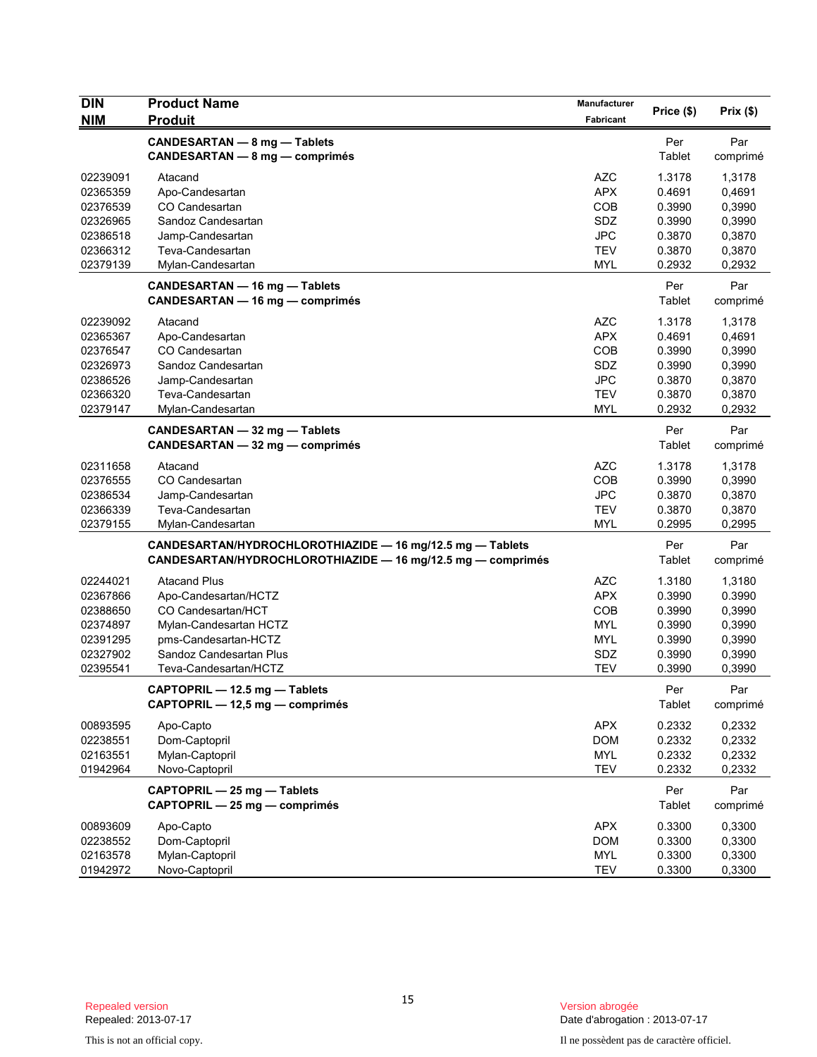| DIN<br>NIM | Product Name<br>Produit | Manufacturer<br>Fabricant | Price ($) | Prix ($) |
|---|---|---|---|---|
| | **CANDESARTAN — 8 mg — Tablets**<br>**CANDESARTAN — 8 mg — comprimés** | | Per<br>Tablet | Par<br>comprimé |
| 02239091 | Atacand | AZC | 1.3178 | 1,3178 |
| 02365359 | Apo-Candesartan | APX | 0.4691 | 0,4691 |
| 02376539 | CO Candesartan | COB | 0.3990 | 0,3990 |
| 02326965 | Sandoz Candesartan | SDZ | 0.3990 | 0,3990 |
| 02386518 | Jamp-Candesartan | JPC | 0.3870 | 0,3870 |
| 02366312 | Teva-Candesartan | TEV | 0.3870 | 0,3870 |
| 02379139 | Mylan-Candesartan | MYL | 0.2932 | 0,2932 |
| | **CANDESARTAN — 16 mg — Tablets**<br>**CANDESARTAN — 16 mg — comprimés** | | Per<br>Tablet | Par<br>comprimé |
| 02239092 | Atacand | AZC | 1.3178 | 1,3178 |
| 02365367 | Apo-Candesartan | APX | 0.4691 | 0,4691 |
| 02376547 | CO Candesartan | COB | 0.3990 | 0,3990 |
| 02326973 | Sandoz Candesartan | SDZ | 0.3990 | 0,3990 |
| 02386526 | Jamp-Candesartan | JPC | 0.3870 | 0,3870 |
| 02366320 | Teva-Candesartan | TEV | 0.3870 | 0,3870 |
| 02379147 | Mylan-Candesartan | MYL | 0.2932 | 0,2932 |
| | **CANDESARTAN — 32 mg — Tablets**<br>**CANDESARTAN — 32 mg — comprimés** | | Per<br>Tablet | Par<br>comprimé |
| 02311658 | Atacand | AZC | 1.3178 | 1,3178 |
| 02376555 | CO Candesartan | COB | 0.3990 | 0,3990 |
| 02386534 | Jamp-Candesartan | JPC | 0.3870 | 0,3870 |
| 02366339 | Teva-Candesartan | TEV | 0.3870 | 0,3870 |
| 02379155 | Mylan-Candesartan | MYL | 0.2995 | 0,2995 |
| | **CANDESARTAN/HYDROCHLOROTHIAZIDE — 16 mg/12.5 mg — Tablets**<br>**CANDESARTAN/HYDROCHLOROTHIAZIDE — 16 mg/12.5 mg — comprimés** | | Per<br>Tablet | Par<br>comprimé |
| 02244021 | Atacand Plus | AZC | 1.3180 | 1,3180 |
| 02367866 | Apo-Candesartan/HCTZ | APX | 0.3990 | 0.3990 |
| 02388650 | CO Candesartan/HCT | COB | 0.3990 | 0,3990 |
| 02374897 | Mylan-Candesartan HCTZ | MYL | 0.3990 | 0,3990 |
| 02391295 | pms-Candesartan-HCTZ | MYL | 0.3990 | 0,3990 |
| 02327902 | Sandoz Candesartan Plus | SDZ | 0.3990 | 0,3990 |
| 02395541 | Teva-Candesartan/HCTZ | TEV | 0.3990 | 0,3990 |
| | **CAPTOPRIL — 12.5 mg — Tablets**<br>**CAPTOPRIL — 12,5 mg — comprimés** | | Per<br>Tablet | Par<br>comprimé |
| 00893595 | Apo-Capto | APX | 0.2332 | 0,2332 |
| 02238551 | Dom-Captopril | DOM | 0.2332 | 0,2332 |
| 02163551 | Mylan-Captopril | MYL | 0.2332 | 0,2332 |
| 01942964 | Novo-Captopril | TEV | 0.2332 | 0,2332 |
| | **CAPTOPRIL — 25 mg — Tablets**<br>**CAPTOPRIL — 25 mg — comprimés** | | Per<br>Tablet | Par<br>comprimé |
| 00893609 | Apo-Capto | APX | 0.3300 | 0,3300 |
| 02238552 | Dom-Captopril | DOM | 0.3300 | 0,3300 |
| 02163578 | Mylan-Captopril | MYL | 0.3300 | 0,3300 |
| 01942972 | Novo-Captopril | TEV | 0.3300 | 0,3300 |

Repealed version
Repealed: 2013-07-17

Version abrogée
Date d'abrogation : 2013-07-17

This is not an official copy.

Il ne possèdent pas de caractère officiel.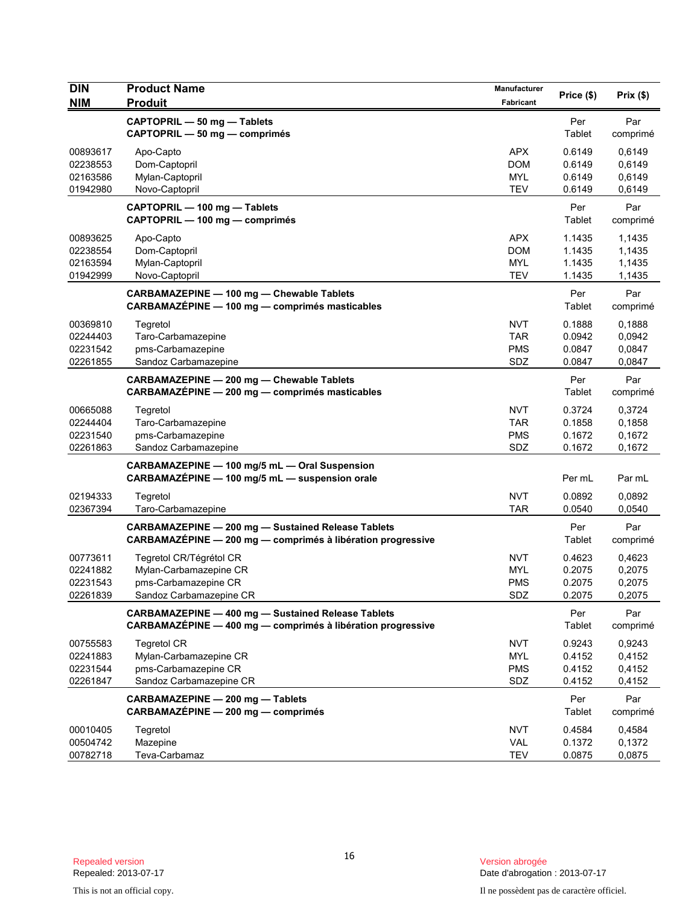| DIN<br>NIM | Product Name<br>Produit | Manufacturer<br>Fabricant | Price ($) | Prix ($) |
|---|---|---|---|---|
| | **CAPTOPRIL — 50 mg — Tablets**<br>**CAPTOPRIL — 50 mg — comprimés** | | Per Tablet | Par comprimé |
| 00893617 | Apo-Capto | APX | 0.6149 | 0,6149 |
| 02238553 | Dom-Captopril | DOM | 0.6149 | 0,6149 |
| 02163586 | Mylan-Captopril | MYL | 0.6149 | 0,6149 |
| 01942980 | Novo-Captopril | TEV | 0.6149 | 0,6149 |
| | **CAPTOPRIL — 100 mg — Tablets**<br>**CAPTOPRIL — 100 mg — comprimés** | | Per Tablet | Par comprimé |
| 00893625 | Apo-Capto | APX | 1.1435 | 1,1435 |
| 02238554 | Dom-Captopril | DOM | 1.1435 | 1,1435 |
| 02163594 | Mylan-Captopril | MYL | 1.1435 | 1,1435 |
| 01942999 | Novo-Captopril | TEV | 1.1435 | 1,1435 |
| | **CARBAMAZEPINE — 100 mg — Chewable Tablets**<br>**CARBAMAZÉPINE — 100 mg — comprimés masticables** | | Per Tablet | Par comprimé |
| 00369810 | Tegretol | NVT | 0.1888 | 0,1888 |
| 02244403 | Taro-Carbamazepine | TAR | 0.0942 | 0,0942 |
| 02231542 | pms-Carbamazepine | PMS | 0.0847 | 0,0847 |
| 02261855 | Sandoz Carbamazepine | SDZ | 0.0847 | 0,0847 |
| | **CARBAMAZEPINE — 200 mg — Chewable Tablets**<br>**CARBAMAZÉPINE — 200 mg — comprimés masticables** | | Per Tablet | Par comprimé |
| 00665088 | Tegretol | NVT | 0.3724 | 0,3724 |
| 02244404 | Taro-Carbamazepine | TAR | 0.1858 | 0,1858 |
| 02231540 | pms-Carbamazepine | PMS | 0.1672 | 0,1672 |
| 02261863 | Sandoz Carbamazepine | SDZ | 0.1672 | 0,1672 |
| | **CARBAMAZEPINE — 100 mg/5 mL — Oral Suspension**<br>**CARBAMAZÉPINE — 100 mg/5 mL — suspension orale** | | Per mL | Par mL |
| 02194333 | Tegretol | NVT | 0.0892 | 0,0892 |
| 02367394 | Taro-Carbamazepine | TAR | 0.0540 | 0,0540 |
| | **CARBAMAZEPINE — 200 mg — Sustained Release Tablets**<br>**CARBAMAZÉPINE — 200 mg — comprimés à libération progressive** | | Per Tablet | Par comprimé |
| 00773611 | Tegretol CR/Tégrétol CR | NVT | 0.4623 | 0,4623 |
| 02241882 | Mylan-Carbamazepine CR | MYL | 0.2075 | 0,2075 |
| 02231543 | pms-Carbamazepine CR | PMS | 0.2075 | 0,2075 |
| 02261839 | Sandoz Carbamazepine CR | SDZ | 0.2075 | 0,2075 |
| | **CARBAMAZEPINE — 400 mg — Sustained Release Tablets**<br>**CARBAMAZÉPINE — 400 mg — comprimés à libération progressive** | | Per Tablet | Par comprimé |
| 00755583 | Tegretol CR | NVT | 0.9243 | 0,9243 |
| 02241883 | Mylan-Carbamazepine CR | MYL | 0.4152 | 0,4152 |
| 02231544 | pms-Carbamazepine CR | PMS | 0.4152 | 0,4152 |
| 02261847 | Sandoz Carbamazepine CR | SDZ | 0.4152 | 0,4152 |
| | **CARBAMAZEPINE — 200 mg — Tablets**<br>**CARBAMAZÉPINE — 200 mg — comprimés** | | Per Tablet | Par comprimé |
| 00010405 | Tegretol | NVT | 0.4584 | 0,4584 |
| 00504742 | Mazepine | VAL | 0.1372 | 0,1372 |
| 00782718 | Teva-Carbamaz | TEV | 0.0875 | 0,0875 |

Repealed version
Repealed: 2013-07-17

Version abrogée
Date d'abrogation : 2013-07-17

This is not an official copy.

Il ne possèdent pas de caractère officiel.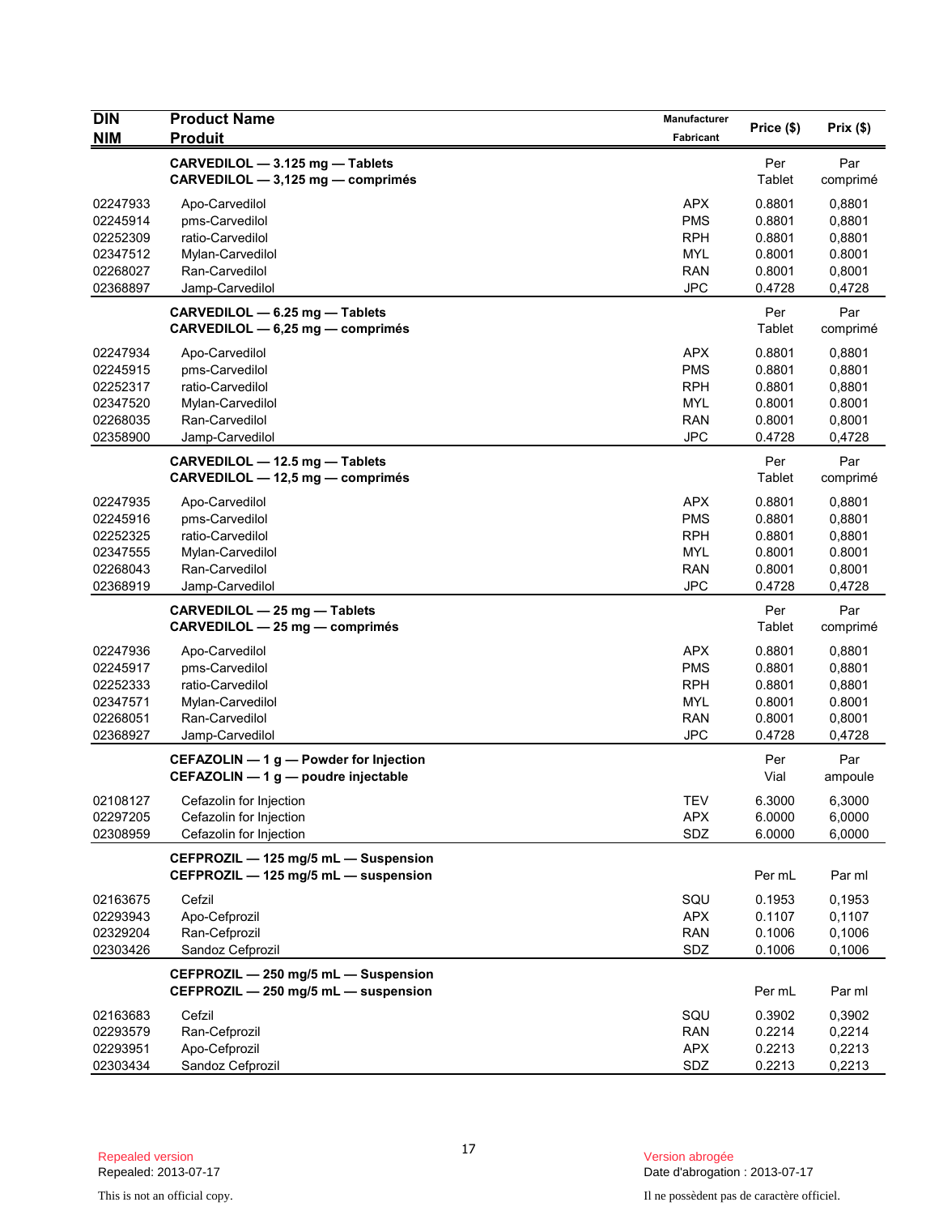| DIN<br>NIM | Product Name<br>Produit | Manufacturer<br>Fabricant | Price ($) | Prix ($) |
|---|---|---|---|---|
| | **CARVEDILOL — 3.125 mg — Tablets**<br>**CARVEDILOL — 3,125 mg — comprimés** | | Per Tablet | Par comprimé |
| 02247933 | Apo-Carvedilol | APX | 0.8801 | 0,8801 |
| 02245914 | pms-Carvedilol | PMS | 0.8801 | 0,8801 |
| 02252309 | ratio-Carvedilol | RPH | 0.8801 | 0,8801 |
| 02347512 | Mylan-Carvedilol | MYL | 0.8001 | 0.8001 |
| 02268027 | Ran-Carvedilol | RAN | 0.8001 | 0,8001 |
| 02368897 | Jamp-Carvedilol | JPC | 0.4728 | 0,4728 |
| | **CARVEDILOL — 6.25 mg — Tablets**<br>**CARVEDILOL — 6,25 mg — comprimés** | | Per Tablet | Par comprimé |
| 02247934 | Apo-Carvedilol | APX | 0.8801 | 0,8801 |
| 02245915 | pms-Carvedilol | PMS | 0.8801 | 0,8801 |
| 02252317 | ratio-Carvedilol | RPH | 0.8801 | 0,8801 |
| 02347520 | Mylan-Carvedilol | MYL | 0.8001 | 0.8001 |
| 02268035 | Ran-Carvedilol | RAN | 0.8001 | 0,8001 |
| 02358900 | Jamp-Carvedilol | JPC | 0.4728 | 0,4728 |
| | **CARVEDILOL — 12.5 mg — Tablets**<br>**CARVEDILOL — 12,5 mg — comprimés** | | Per Tablet | Par comprimé |
| 02247935 | Apo-Carvedilol | APX | 0.8801 | 0,8801 |
| 02245916 | pms-Carvedilol | PMS | 0.8801 | 0,8801 |
| 02252325 | ratio-Carvedilol | RPH | 0.8801 | 0,8801 |
| 02347555 | Mylan-Carvedilol | MYL | 0.8001 | 0.8001 |
| 02268043 | Ran-Carvedilol | RAN | 0.8001 | 0,8001 |
| 02368919 | Jamp-Carvedilol | JPC | 0.4728 | 0,4728 |
| | **CARVEDILOL — 25 mg — Tablets**<br>**CARVEDILOL — 25 mg — comprimés** | | Per Tablet | Par comprimé |
| 02247936 | Apo-Carvedilol | APX | 0.8801 | 0,8801 |
| 02245917 | pms-Carvedilol | PMS | 0.8801 | 0,8801 |
| 02252333 | ratio-Carvedilol | RPH | 0.8801 | 0,8801 |
| 02347571 | Mylan-Carvedilol | MYL | 0.8001 | 0.8001 |
| 02268051 | Ran-Carvedilol | RAN | 0.8001 | 0,8001 |
| 02368927 | Jamp-Carvedilol | JPC | 0.4728 | 0,4728 |
| | **CEFAZOLIN — 1 g — Powder for Injection**<br>**CEFAZOLIN — 1 g — poudre injectable** | | Per Vial | Par ampoule |
| 02108127 | Cefazolin for Injection | TEV | 6.3000 | 6,3000 |
| 02297205 | Cefazolin for Injection | APX | 6.0000 | 6,0000 |
| 02308959 | Cefazolin for Injection | SDZ | 6.0000 | 6,0000 |
| | **CEFPROZIL — 125 mg/5 mL — Suspension**<br>**CEFPROZIL — 125 mg/5 mL — suspension** | | Per mL | Par ml |
| 02163675 | Cefzil | SQU | 0.1953 | 0,1953 |
| 02293943 | Apo-Cefprozil | APX | 0.1107 | 0,1107 |
| 02329204 | Ran-Cefprozil | RAN | 0.1006 | 0,1006 |
| 02303426 | Sandoz Cefprozil | SDZ | 0.1006 | 0,1006 |
| | **CEFPROZIL — 250 mg/5 mL — Suspension**<br>**CEFPROZIL — 250 mg/5 mL — suspension** | | Per mL | Par ml |
| 02163683 | Cefzil | SQU | 0.3902 | 0,3902 |
| 02293579 | Ran-Cefprozil | RAN | 0.2214 | 0,2214 |
| 02293951 | Apo-Cefprozil | APX | 0.2213 | 0,2213 |
| 02303434 | Sandoz Cefprozil | SDZ | 0.2213 | 0,2213 |

Repealed version
Repealed: 2013-07-17

This is not an official copy.

Version abrogée
Date d'abrogation : 2013-07-17

Il ne possèdent pas de caractère officiel.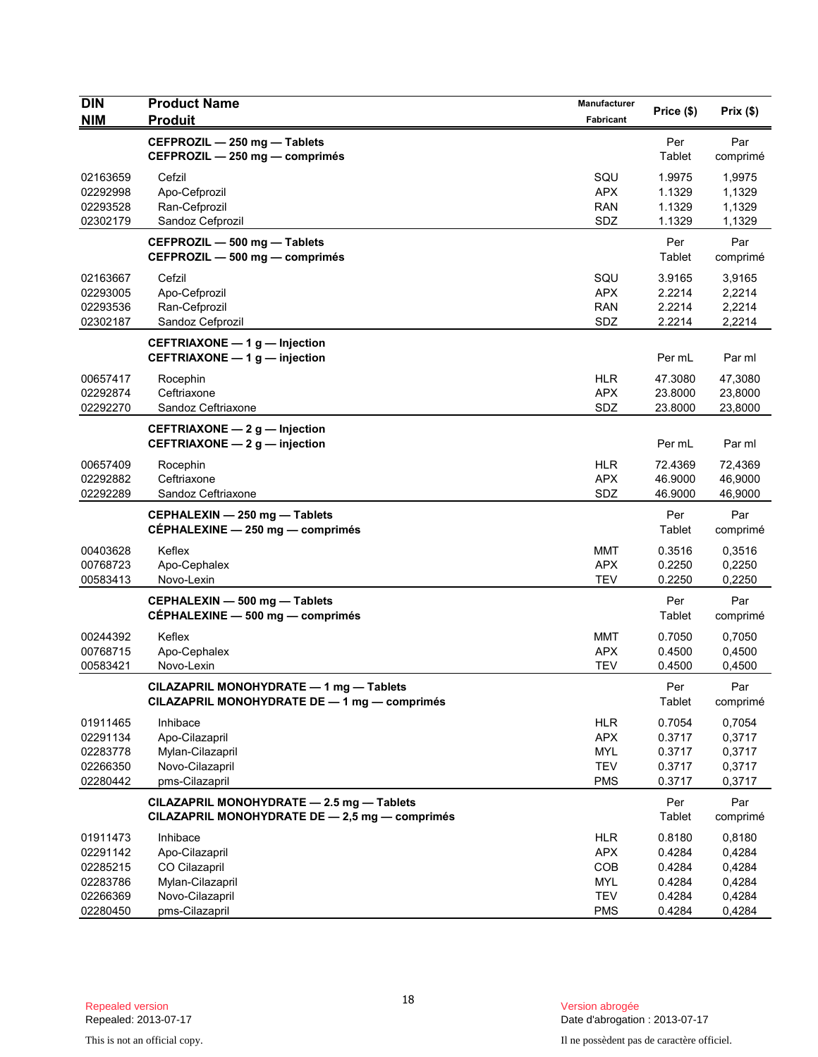| DIN<br>NIM | Product Name<br>Produit | Manufacturer<br>Fabricant | Price ($) | Prix ($) |
|---|---|---|---|---|
| | **CEFPROZIL — 250 mg — Tablets**<br>**CEFPROZIL — 250 mg — comprimés** | | Per Tablet | Par comprimé |
| 02163659 | Cefzil | SQU | 1.9975 | 1,9975 |
| 02292998 | Apo-Cefprozil | APX | 1.1329 | 1,1329 |
| 02293528 | Ran-Cefprozil | RAN | 1.1329 | 1,1329 |
| 02302179 | Sandoz Cefprozil | SDZ | 1.1329 | 1,1329 |
| | **CEFPROZIL — 500 mg — Tablets**<br>**CEFPROZIL — 500 mg — comprimés** | | Per Tablet | Par comprimé |
| 02163667 | Cefzil | SQU | 3.9165 | 3,9165 |
| 02293005 | Apo-Cefprozil | APX | 2.2214 | 2,2214 |
| 02293536 | Ran-Cefprozil | RAN | 2.2214 | 2,2214 |
| 02302187 | Sandoz Cefprozil | SDZ | 2.2214 | 2,2214 |
| | **CEFTRIAXONE — 1 g — Injection**<br>**CEFTRIAXONE — 1 g — injection** | | Per mL | Par ml |
| 00657417 | Rocephin | HLR | 47.3080 | 47,3080 |
| 02292874 | Ceftriaxone | APX | 23.8000 | 23,8000 |
| 02292270 | Sandoz Ceftriaxone | SDZ | 23.8000 | 23,8000 |
| | **CEFTRIAXONE — 2 g — Injection**<br>**CEFTRIAXONE — 2 g — injection** | | Per mL | Par ml |
| 00657409 | Rocephin | HLR | 72.4369 | 72,4369 |
| 02292882 | Ceftriaxone | APX | 46.9000 | 46,9000 |
| 02292289 | Sandoz Ceftriaxone | SDZ | 46.9000 | 46,9000 |
| | **CEPHALEXIN — 250 mg — Tablets**<br>**CÉPHALEXINE — 250 mg — comprimés** | | Per Tablet | Par comprimé |
| 00403628 | Keflex | MMT | 0.3516 | 0,3516 |
| 00768723 | Apo-Cephalex | APX | 0.2250 | 0,2250 |
| 00583413 | Novo-Lexin | TEV | 0.2250 | 0,2250 |
| | **CEPHALEXIN — 500 mg — Tablets**<br>**CÉPHALEXINE — 500 mg — comprimés** | | Per Tablet | Par comprimé |
| 00244392 | Keflex | MMT | 0.7050 | 0,7050 |
| 00768715 | Apo-Cephalex | APX | 0.4500 | 0,4500 |
| 00583421 | Novo-Lexin | TEV | 0.4500 | 0,4500 |
| | **CILAZAPRIL MONOHYDRATE — 1 mg — Tablets**<br>**CILAZAPRIL MONOHYDRATE DE — 1 mg — comprimés** | | Per Tablet | Par comprimé |
| 01911465 | Inhibace | HLR | 0.7054 | 0,7054 |
| 02291134 | Apo-Cilazapril | APX | 0.3717 | 0,3717 |
| 02283778 | Mylan-Cilazapril | MYL | 0.3717 | 0,3717 |
| 02266350 | Novo-Cilazapril | TEV | 0.3717 | 0,3717 |
| 02280442 | pms-Cilazapril | PMS | 0.3717 | 0,3717 |
| | **CILAZAPRIL MONOHYDRATE — 2.5 mg — Tablets**<br>**CILAZAPRIL MONOHYDRATE DE — 2,5 mg — comprimés** | | Per Tablet | Par comprimé |
| 01911473 | Inhibace | HLR | 0.8180 | 0,8180 |
| 02291142 | Apo-Cilazapril | APX | 0.4284 | 0,4284 |
| 02285215 | CO Cilazapril | COB | 0.4284 | 0,4284 |
| 02283786 | Mylan-Cilazapril | MYL | 0.4284 | 0,4284 |
| 02266369 | Novo-Cilazapril | TEV | 0.4284 | 0,4284 |
| 02280450 | pms-Cilazapril | PMS | 0.4284 | 0,4284 |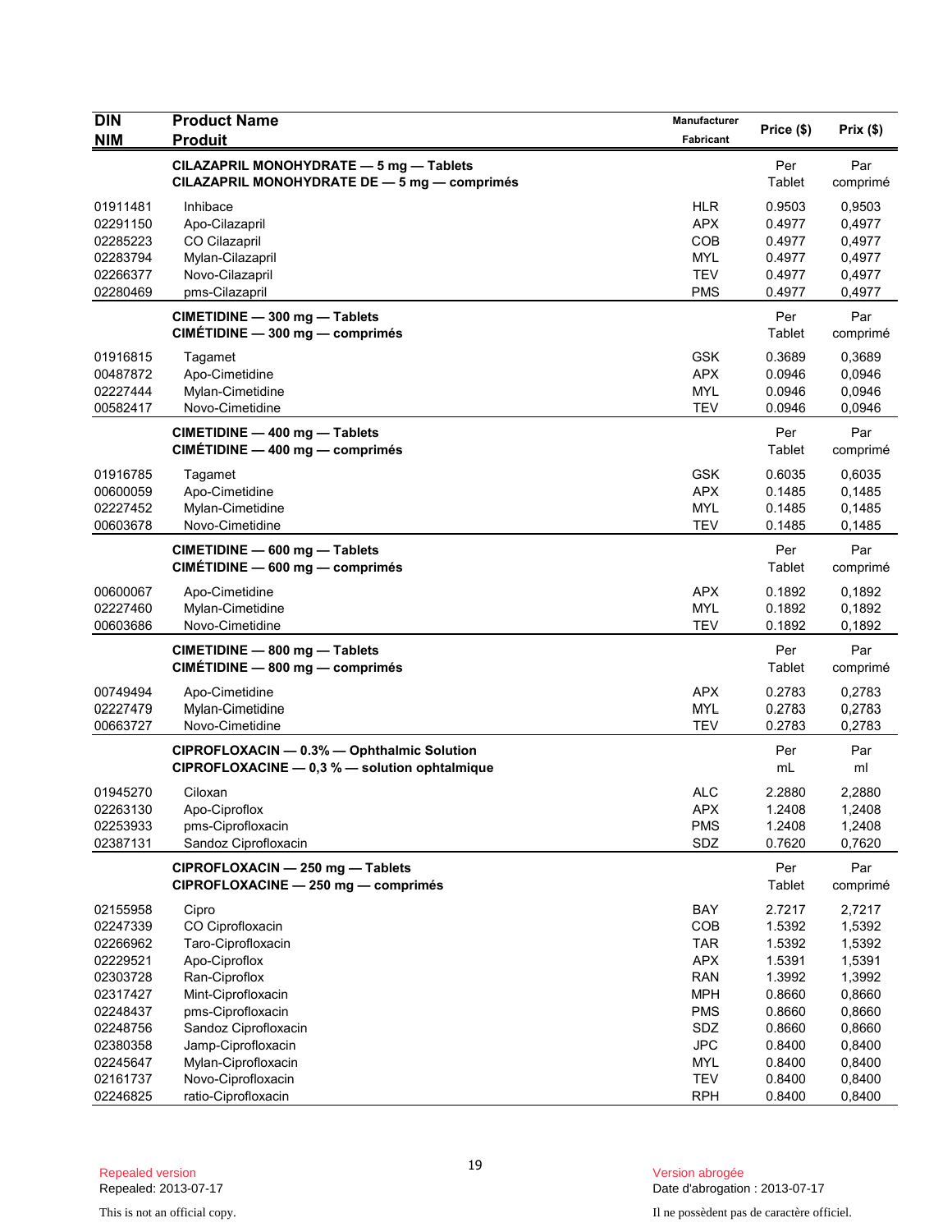| DIN<br>NIM | Product Name<br>Produit | Manufacturer<br>Fabricant | Price ($) | Prix ($) |
|---|---|---|---|---|
| | **CILAZAPRIL MONOHYDRATE — 5 mg — Tablets**<br>**CILAZAPRIL MONOHYDRATE DE — 5 mg — comprimés** | | Per Tablet | Par comprimé |
| 01911481 | Inhibace | HLR | 0.9503 | 0,9503 |
| 02291150 | Apo-Cilazapril | APX | 0.4977 | 0,4977 |
| 02285223 | CO Cilazapril | COB | 0.4977 | 0,4977 |
| 02283794 | Mylan-Cilazapril | MYL | 0.4977 | 0,4977 |
| 02266377 | Novo-Cilazapril | TEV | 0.4977 | 0,4977 |
| 02280469 | pms-Cilazapril | PMS | 0.4977 | 0,4977 |
| | **CIMETIDINE — 300 mg — Tablets**<br>**CIMÉTIDINE — 300 mg — comprimés** | | Per Tablet | Par comprimé |
| 01916815 | Tagamet | GSK | 0.3689 | 0,3689 |
| 00487872 | Apo-Cimetidine | APX | 0.0946 | 0,0946 |
| 02227444 | Mylan-Cimetidine | MYL | 0.0946 | 0,0946 |
| 00582417 | Novo-Cimetidine | TEV | 0.0946 | 0,0946 |
| | **CIMETIDINE — 400 mg — Tablets**<br>**CIMÉTIDINE — 400 mg — comprimés** | | Per Tablet | Par comprimé |
| 01916785 | Tagamet | GSK | 0.6035 | 0,6035 |
| 00600059 | Apo-Cimetidine | APX | 0.1485 | 0,1485 |
| 02227452 | Mylan-Cimetidine | MYL | 0.1485 | 0,1485 |
| 00603678 | Novo-Cimetidine | TEV | 0.1485 | 0,1485 |
| | **CIMETIDINE — 600 mg — Tablets**<br>**CIMÉTIDINE — 600 mg — comprimés** | | Per Tablet | Par comprimé |
| 00600067 | Apo-Cimetidine | APX | 0.1892 | 0,1892 |
| 02227460 | Mylan-Cimetidine | MYL | 0.1892 | 0,1892 |
| 00603686 | Novo-Cimetidine | TEV | 0.1892 | 0,1892 |
| | **CIMETIDINE — 800 mg — Tablets**<br>**CIMÉTIDINE — 800 mg — comprimés** | | Per Tablet | Par comprimé |
| 00749494 | Apo-Cimetidine | APX | 0.2783 | 0,2783 |
| 02227479 | Mylan-Cimetidine | MYL | 0.2783 | 0,2783 |
| 00663727 | Novo-Cimetidine | TEV | 0.2783 | 0,2783 |
| | **CIPROFLOXACIN — 0.3% — Ophthalmic Solution**<br>**CIPROFLOXACINE — 0,3 % — solution ophtalmique** | | Per mL | Par ml |
| 01945270 | Ciloxan | ALC | 2.2880 | 2,2880 |
| 02263130 | Apo-Ciproflox | APX | 1.2408 | 1,2408 |
| 02253933 | pms-Ciprofloxacin | PMS | 1.2408 | 1,2408 |
| 02387131 | Sandoz Ciprofloxacin | SDZ | 0.7620 | 0,7620 |
| | **CIPROFLOXACIN — 250 mg — Tablets**<br>**CIPROFLOXACINE — 250 mg — comprimés** | | Per Tablet | Par comprimé |
| 02155958 | Cipro | BAY | 2.7217 | 2,7217 |
| 02247339 | CO Ciprofloxacin | COB | 1.5392 | 1,5392 |
| 02266962 | Taro-Ciprofloxacin | TAR | 1.5392 | 1,5392 |
| 02229521 | Apo-Ciproflox | APX | 1.5391 | 1,5391 |
| 02303728 | Ran-Ciproflox | RAN | 1.3992 | 1,3992 |
| 02317427 | Mint-Ciprofloxacin | MPH | 0.8660 | 0,8660 |
| 02248437 | pms-Ciprofloxacin | PMS | 0.8660 | 0,8660 |
| 02248756 | Sandoz Ciprofloxacin | SDZ | 0.8660 | 0,8660 |
| 02380358 | Jamp-Ciprofloxacin | JPC | 0.8400 | 0,8400 |
| 02245647 | Mylan-Ciprofloxacin | MYL | 0.8400 | 0,8400 |
| 02161737 | Novo-Ciprofloxacin | TEV | 0.8400 | 0,8400 |
| 02246825 | ratio-Ciprofloxacin | RPH | 0.8400 | 0,8400 |

Repealed version
Repealed: 2013-07-17

Version abrogée
Date d'abrogation : 2013-07-17

This is not an official copy.

Il ne possèdent pas de caractère officiel.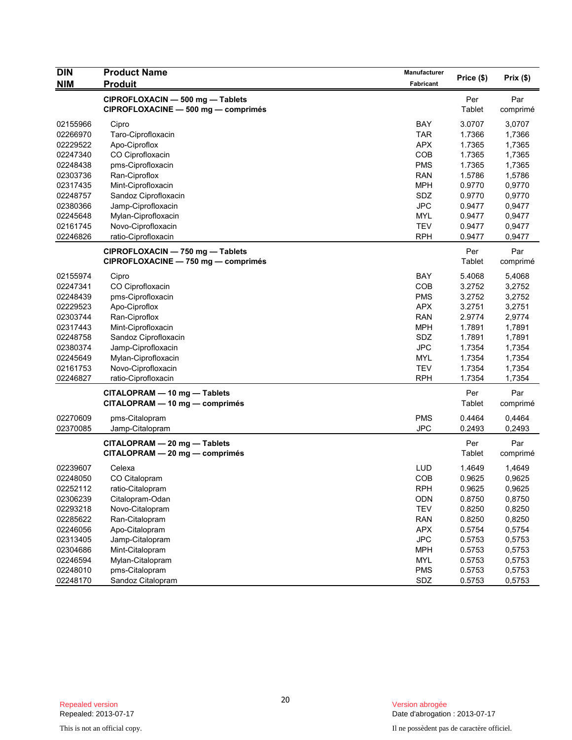| DIN<br>NIM | Product Name<br>Produit | Manufacturer<br>Fabricant | Price ($) | Prix ($) |
|---|---|---|---|---|
| | **CIPROFLOXACIN — 500 mg — Tablets**<br>**CIPROFLOXACINE — 500 mg — comprimés** | | Per Tablet | Par comprimé |
| 02155966 | Cipro | BAY | 3.0707 | 3,0707 |
| 02266970 | Taro-Ciprofloxacin | TAR | 1.7366 | 1,7366 |
| 02229522 | Apo-Ciproflox | APX | 1.7365 | 1,7365 |
| 02247340 | CO Ciprofloxacin | COB | 1.7365 | 1,7365 |
| 02248438 | pms-Ciprofloxacin | PMS | 1.7365 | 1,7365 |
| 02303736 | Ran-Ciproflox | RAN | 1.5786 | 1,5786 |
| 02317435 | Mint-Ciprofloxacin | MPH | 0.9770 | 0,9770 |
| 02248757 | Sandoz Ciprofloxacin | SDZ | 0.9770 | 0,9770 |
| 02380366 | Jamp-Ciprofloxacin | JPC | 0.9477 | 0,9477 |
| 02245648 | Mylan-Ciprofloxacin | MYL | 0.9477 | 0,9477 |
| 02161745 | Novo-Ciprofloxacin | TEV | 0.9477 | 0,9477 |
| 02246826 | ratio-Ciprofloxacin | RPH | 0.9477 | 0,9477 |
| | **CIPROFLOXACIN — 750 mg — Tablets**<br>**CIPROFLOXACINE — 750 mg — comprimés** | | Per Tablet | Par comprimé |
| 02155974 | Cipro | BAY | 5.4068 | 5,4068 |
| 02247341 | CO Ciprofloxacin | COB | 3.2752 | 3,2752 |
| 02248439 | pms-Ciprofloxacin | PMS | 3.2752 | 3,2752 |
| 02229523 | Apo-Ciproflox | APX | 3.2751 | 3,2751 |
| 02303744 | Ran-Ciproflox | RAN | 2.9774 | 2,9774 |
| 02317443 | Mint-Ciprofloxacin | MPH | 1.7891 | 1,7891 |
| 02248758 | Sandoz Ciprofloxacin | SDZ | 1.7891 | 1,7891 |
| 02380374 | Jamp-Ciprofloxacin | JPC | 1.7354 | 1,7354 |
| 02245649 | Mylan-Ciprofloxacin | MYL | 1.7354 | 1,7354 |
| 02161753 | Novo-Ciprofloxacin | TEV | 1.7354 | 1,7354 |
| 02246827 | ratio-Ciprofloxacin | RPH | 1.7354 | 1,7354 |
| | **CITALOPRAM — 10 mg — Tablets**<br>**CITALOPRAM — 10 mg — comprimés** | | Per Tablet | Par comprimé |
| 02270609 | pms-Citalopram | PMS | 0.4464 | 0,4464 |
| 02370085 | Jamp-Citalopram | JPC | 0.2493 | 0,2493 |
| | **CITALOPRAM — 20 mg — Tablets**<br>**CITALOPRAM — 20 mg — comprimés** | | Per Tablet | Par comprimé |
| 02239607 | Celexa | LUD | 1.4649 | 1,4649 |
| 02248050 | CO Citalopram | COB | 0.9625 | 0,9625 |
| 02252112 | ratio-Citalopram | RPH | 0.9625 | 0,9625 |
| 02306239 | Citalopram-Odan | ODN | 0.8750 | 0,8750 |
| 02293218 | Novo-Citalopram | TEV | 0.8250 | 0,8250 |
| 02285622 | Ran-Citalopram | RAN | 0.8250 | 0,8250 |
| 02246056 | Apo-Citalopram | APX | 0.5754 | 0,5754 |
| 02313405 | Jamp-Citalopram | JPC | 0.5753 | 0,5753 |
| 02304686 | Mint-Citalopram | MPH | 0.5753 | 0,5753 |
| 02246594 | Mylan-Citalopram | MYL | 0.5753 | 0,5753 |
| 02248010 | pms-Citalopram | PMS | 0.5753 | 0,5753 |
| 02248170 | Sandoz Citalopram | SDZ | 0.5753 | 0,5753 |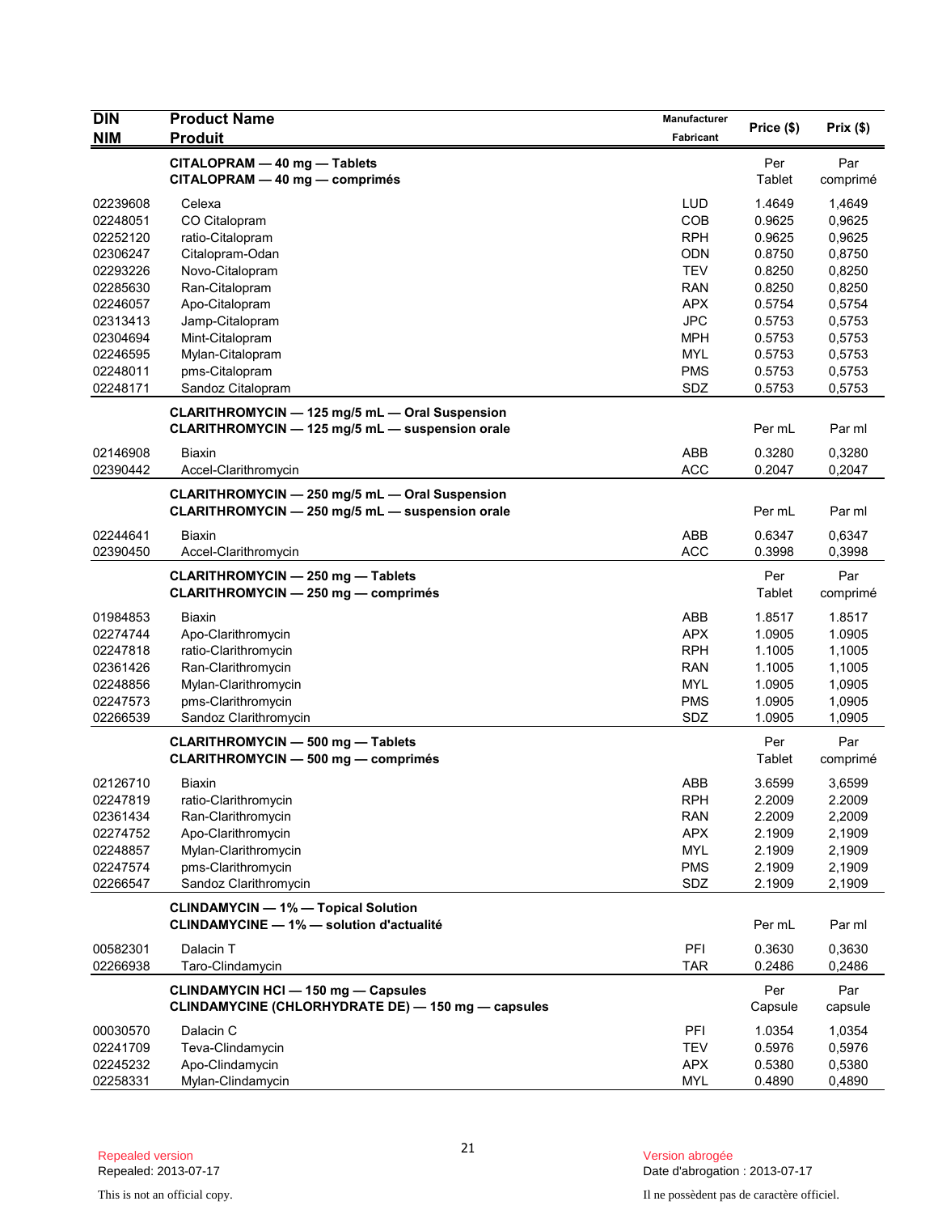| DIN<br>NIM | Product Name<br>Produit | Manufacturer<br>Fabricant | Price ($) | Prix ($) |
|---|---|---|---|---|
| | **CITALOPRAM — 40 mg — Tablets**<br>**CITALOPRAM — 40 mg — comprimés** | | Per Tablet | Par comprimé |
| 02239608 | Celexa | LUD | 1.4649 | 1,4649 |
| 02248051 | CO Citalopram | COB | 0.9625 | 0,9625 |
| 02252120 | ratio-Citalopram | RPH | 0.9625 | 0,9625 |
| 02306247 | Citalopram-Odan | ODN | 0.8750 | 0,8750 |
| 02293226 | Novo-Citalopram | TEV | 0.8250 | 0,8250 |
| 02285630 | Ran-Citalopram | RAN | 0.8250 | 0,8250 |
| 02246057 | Apo-Citalopram | APX | 0.5754 | 0,5754 |
| 02313413 | Jamp-Citalopram | JPC | 0.5753 | 0,5753 |
| 02304694 | Mint-Citalopram | MPH | 0.5753 | 0,5753 |
| 02246595 | Mylan-Citalopram | MYL | 0.5753 | 0,5753 |
| 02248011 | pms-Citalopram | PMS | 0.5753 | 0,5753 |
| 02248171 | Sandoz Citalopram | SDZ | 0.5753 | 0,5753 |
| | **CLARITHROMYCIN — 125 mg/5 mL — Oral Suspension**<br>**CLARITHROMYCIN — 125 mg/5 mL — suspension orale** | | Per mL | Par ml |
| 02146908 | Biaxin | ABB | 0.3280 | 0,3280 |
| 02390442 | Accel-Clarithromycin | ACC | 0.2047 | 0,2047 |
| | **CLARITHROMYCIN — 250 mg/5 mL — Oral Suspension**<br>**CLARITHROMYCIN — 250 mg/5 mL — suspension orale** | | Per mL | Par ml |
| 02244641 | Biaxin | ABB | 0.6347 | 0,6347 |
| 02390450 | Accel-Clarithromycin | ACC | 0.3998 | 0,3998 |
| | **CLARITHROMYCIN — 250 mg — Tablets**<br>**CLARITHROMYCIN — 250 mg — comprimés** | | Per Tablet | Par comprimé |
| 01984853 | Biaxin | ABB | 1.8517 | 1.8517 |
| 02274744 | Apo-Clarithromycin | APX | 1.0905 | 1.0905 |
| 02247818 | ratio-Clarithromycin | RPH | 1.1005 | 1,1005 |
| 02361426 | Ran-Clarithromycin | RAN | 1.1005 | 1,1005 |
| 02248856 | Mylan-Clarithromycin | MYL | 1.0905 | 1,0905 |
| 02247573 | pms-Clarithromycin | PMS | 1.0905 | 1,0905 |
| 02266539 | Sandoz Clarithromycin | SDZ | 1.0905 | 1,0905 |
| | **CLARITHROMYCIN — 500 mg — Tablets**<br>**CLARITHROMYCIN — 500 mg — comprimés** | | Per Tablet | Par comprimé |
| 02126710 | Biaxin | ABB | 3.6599 | 3,6599 |
| 02247819 | ratio-Clarithromycin | RPH | 2.2009 | 2.2009 |
| 02361434 | Ran-Clarithromycin | RAN | 2.2009 | 2,2009 |
| 02274752 | Apo-Clarithromycin | APX | 2.1909 | 2,1909 |
| 02248857 | Mylan-Clarithromycin | MYL | 2.1909 | 2,1909 |
| 02247574 | pms-Clarithromycin | PMS | 2.1909 | 2,1909 |
| 02266547 | Sandoz Clarithromycin | SDZ | 2.1909 | 2,1909 |
| | **CLINDAMYCIN — 1% — Topical Solution**<br>**CLINDAMYCINE — 1% — solution d'actualité** | | Per mL | Par ml |
| 00582301 | Dalacin T | PFI | 0.3630 | 0,3630 |
| 02266938 | Taro-Clindamycin | TAR | 0.2486 | 0,2486 |
| | **CLINDAMYCIN HCl — 150 mg — Capsules**<br>**CLINDAMYCINE (CHLORHYDRATE DE) — 150 mg — capsules** | | Per Capsule | Par capsule |
| 00030570 | Dalacin C | PFI | 1.0354 | 1,0354 |
| 02241709 | Teva-Clindamycin | TEV | 0.5976 | 0,5976 |
| 02245232 | Apo-Clindamycin | APX | 0.5380 | 0,5380 |
| 02258331 | Mylan-Clindamycin | MYL | 0.4890 | 0,4890 |

Repealed version
Repealed: 2013-07-17

This is not an official copy.

Version abrogée
Date d'abrogation : 2013-07-17

Il ne possèdent pas de caractère officiel.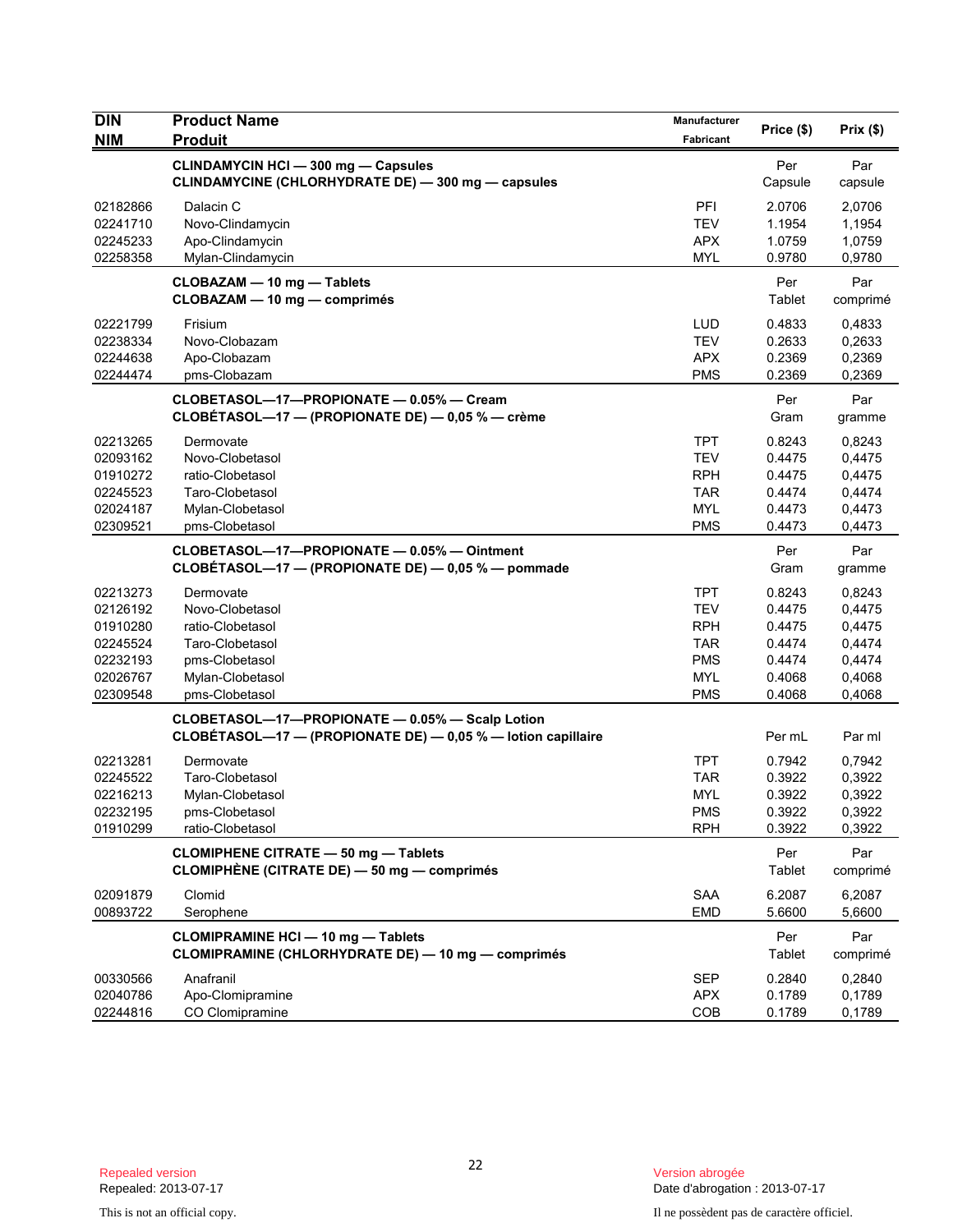| DIN<br>NIM | Product Name<br>Produit | Manufacturer<br>Fabricant | Price ($) | Prix ($) |
|---|---|---|---|---|
| | **CLINDAMYCIN HCl — 300 mg — Capsules**<br>**CLINDAMYCINE (CHLORHYDRATE DE) — 300 mg — capsules** | | Per Capsule | Par capsule |
| 02182866 | Dalacin C | PFI | 2.0706 | 2,0706 |
| 02241710 | Novo-Clindamycin | TEV | 1.1954 | 1,1954 |
| 02245233 | Apo-Clindamycin | APX | 1.0759 | 1,0759 |
| 02258358 | Mylan-Clindamycin | MYL | 0.9780 | 0,9780 |
| | **CLOBAZAM — 10 mg — Tablets**<br>**CLOBAZAM — 10 mg — comprimés** | | Per Tablet | Par comprimé |
| 02221799 | Frisium | LUD | 0.4833 | 0,4833 |
| 02238334 | Novo-Clobazam | TEV | 0.2633 | 0,2633 |
| 02244638 | Apo-Clobazam | APX | 0.2369 | 0,2369 |
| 02244474 | pms-Clobazam | PMS | 0.2369 | 0,2369 |
| | **CLOBETASOL—17—PROPIONATE — 0.05% — Cream**<br>**CLOBÉTASOL—17 — (PROPIONATE DE) — 0,05 % — crème** | | Per Gram | Par gramme |
| 02213265 | Dermovate | TPT | 0.8243 | 0,8243 |
| 02093162 | Novo-Clobetasol | TEV | 0.4475 | 0,4475 |
| 01910272 | ratio-Clobetasol | RPH | 0.4475 | 0,4475 |
| 02245523 | Taro-Clobetasol | TAR | 0.4474 | 0,4474 |
| 02024187 | Mylan-Clobetasol | MYL | 0.4473 | 0,4473 |
| 02309521 | pms-Clobetasol | PMS | 0.4473 | 0,4473 |
| | **CLOBETASOL—17—PROPIONATE — 0.05% — Ointment**<br>**CLOBÉTASOL—17 — (PROPIONATE DE) — 0,05 % — pommade** | | Per Gram | Par gramme |
| 02213273 | Dermovate | TPT | 0.8243 | 0,8243 |
| 02126192 | Novo-Clobetasol | TEV | 0.4475 | 0,4475 |
| 01910280 | ratio-Clobetasol | RPH | 0.4475 | 0,4475 |
| 02245524 | Taro-Clobetasol | TAR | 0.4474 | 0,4474 |
| 02232193 | pms-Clobetasol | PMS | 0.4474 | 0,4474 |
| 02026767 | Mylan-Clobetasol | MYL | 0.4068 | 0,4068 |
| 02309548 | pms-Clobetasol | PMS | 0.4068 | 0,4068 |
| | **CLOBETASOL—17—PROPIONATE — 0.05% — Scalp Lotion**<br>**CLOBÉTASOL—17 — (PROPIONATE DE) — 0,05 % — lotion capillaire** | | Per mL | Par ml |
| 02213281 | Dermovate | TPT | 0.7942 | 0,7942 |
| 02245522 | Taro-Clobetasol | TAR | 0.3922 | 0,3922 |
| 02216213 | Mylan-Clobetasol | MYL | 0.3922 | 0,3922 |
| 02232195 | pms-Clobetasol | PMS | 0.3922 | 0,3922 |
| 01910299 | ratio-Clobetasol | RPH | 0.3922 | 0,3922 |
| | **CLOMIPHENE CITRATE — 50 mg — Tablets**<br>**CLOMIPHÈNE (CITRATE DE) — 50 mg — comprimés** | | Per Tablet | Par comprimé |
| 02091879 | Clomid | SAA | 6.2087 | 6,2087 |
| 00893722 | Serophene | EMD | 5.6600 | 5,6600 |
| | **CLOMIPRAMINE HCl — 10 mg — Tablets**<br>**CLOMIPRAMINE (CHLORHYDRATE DE) — 10 mg — comprimés** | | Per Tablet | Par comprimé |
| 00330566 | Anafranil | SEP | 0.2840 | 0,2840 |
| 02040786 | Apo-Clomipramine | APX | 0.1789 | 0,1789 |
| 02244816 | CO Clomipramine | COB | 0.1789 | 0,1789 |

Repealed version
Repealed: 2013-07-17

Version abrogée
Date d'abrogation : 2013-07-17

This is not an official copy.

Il ne possèdent pas de caractère officiel.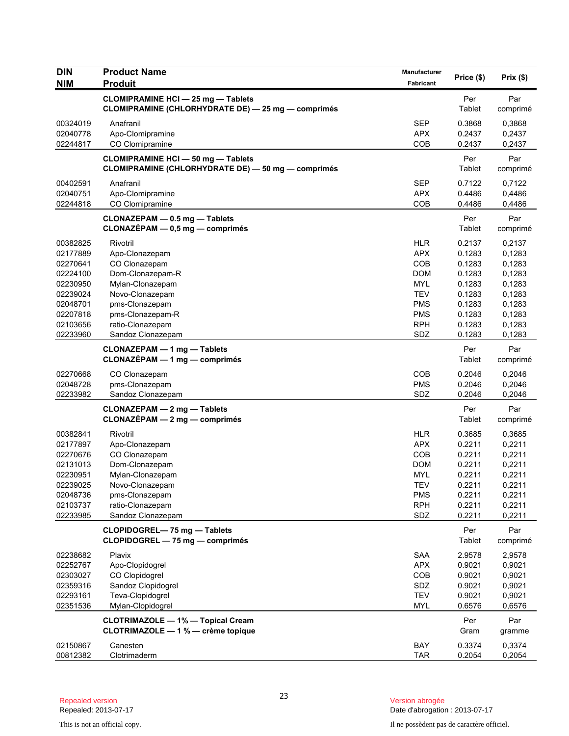| DIN<br>NIM | Product Name<br>Produit | Manufacturer<br>Fabricant | Price ($) | Prix ($) |
|---|---|---|---|---|
| | **CLOMIPRAMINE HCl — 25 mg — Tablets**<br>**CLOMIPRAMINE (CHLORHYDRATE DE) — 25 mg — comprimés** | | Per Tablet | Par comprimé |
| 00324019 | Anafranil | SEP | 0.3868 | 0,3868 |
| 02040778 | Apo-Clomipramine | APX | 0.2437 | 0,2437 |
| 02244817 | CO Clomipramine | COB | 0.2437 | 0,2437 |
| | **CLOMIPRAMINE HCl — 50 mg — Tablets**<br>**CLOMIPRAMINE (CHLORHYDRATE DE) — 50 mg — comprimés** | | Per Tablet | Par comprimé |
| 00402591 | Anafranil | SEP | 0.7122 | 0,7122 |
| 02040751 | Apo-Clomipramine | APX | 0.4486 | 0,4486 |
| 02244818 | CO Clomipramine | COB | 0.4486 | 0,4486 |
| | **CLONAZEPAM — 0.5 mg — Tablets**<br>**CLONAZÉPAM — 0,5 mg — comprimés** | | Per Tablet | Par comprimé |
| 00382825 | Rivotril | HLR | 0.2137 | 0,2137 |
| 02177889 | Apo-Clonazepam | APX | 0.1283 | 0,1283 |
| 02270641 | CO Clonazepam | COB | 0.1283 | 0,1283 |
| 02224100 | Dom-Clonazepam-R | DOM | 0.1283 | 0,1283 |
| 02230950 | Mylan-Clonazepam | MYL | 0.1283 | 0,1283 |
| 02239024 | Novo-Clonazepam | TEV | 0.1283 | 0,1283 |
| 02048701 | pms-Clonazepam | PMS | 0.1283 | 0,1283 |
| 02207818 | pms-Clonazepam-R | PMS | 0.1283 | 0,1283 |
| 02103656 | ratio-Clonazepam | RPH | 0.1283 | 0,1283 |
| 02233960 | Sandoz Clonazepam | SDZ | 0.1283 | 0,1283 |
| | **CLONAZEPAM — 1 mg — Tablets**<br>**CLONAZÉPAM — 1 mg — comprimés** | | Per Tablet | Par comprimé |
| 02270668 | CO Clonazepam | COB | 0.2046 | 0,2046 |
| 02048728 | pms-Clonazepam | PMS | 0.2046 | 0,2046 |
| 02233982 | Sandoz Clonazepam | SDZ | 0.2046 | 0,2046 |
| | **CLONAZEPAM — 2 mg — Tablets**<br>**CLONAZÉPAM — 2 mg — comprimés** | | Per Tablet | Par comprimé |
| 00382841 | Rivotril | HLR | 0.3685 | 0,3685 |
| 02177897 | Apo-Clonazepam | APX | 0.2211 | 0,2211 |
| 02270676 | CO Clonazepam | COB | 0.2211 | 0,2211 |
| 02131013 | Dom-Clonazepam | DOM | 0.2211 | 0,2211 |
| 02230951 | Mylan-Clonazepam | MYL | 0.2211 | 0,2211 |
| 02239025 | Novo-Clonazepam | TEV | 0.2211 | 0,2211 |
| 02048736 | pms-Clonazepam | PMS | 0.2211 | 0,2211 |
| 02103737 | ratio-Clonazepam | RPH | 0.2211 | 0,2211 |
| 02233985 | Sandoz Clonazepam | SDZ | 0.2211 | 0,2211 |
| | **CLOPIDOGREL— 75 mg — Tablets**<br>**CLOPIDOGREL — 75 mg — comprimés** | | Per Tablet | Par comprimé |
| 02238682 | Plavix | SAA | 2.9578 | 2,9578 |
| 02252767 | Apo-Clopidogrel | APX | 0.9021 | 0,9021 |
| 02303027 | CO Clopidogrel | COB | 0.9021 | 0,9021 |
| 02359316 | Sandoz Clopidogrel | SDZ | 0.9021 | 0,9021 |
| 02293161 | Teva-Clopidogrel | TEV | 0.9021 | 0,9021 |
| 02351536 | Mylan-Clopidogrel | MYL | 0.6576 | 0,6576 |
| | **CLOTRIMAZOLE — 1% — Topical Cream**<br>**CLOTRIMAZOLE — 1 % — crème topique** | | Per Gram | Par gramme |
| 02150867 | Canesten | BAY | 0.3374 | 0,3374 |
| 00812382 | Clotrimaderm | TAR | 0.2054 | 0,2054 |

Repealed version
Repealed: 2013-07-17

Version abrogée
Date d'abrogation : 2013-07-17

This is not an official copy.

Il ne possèdent pas de caractère officiel.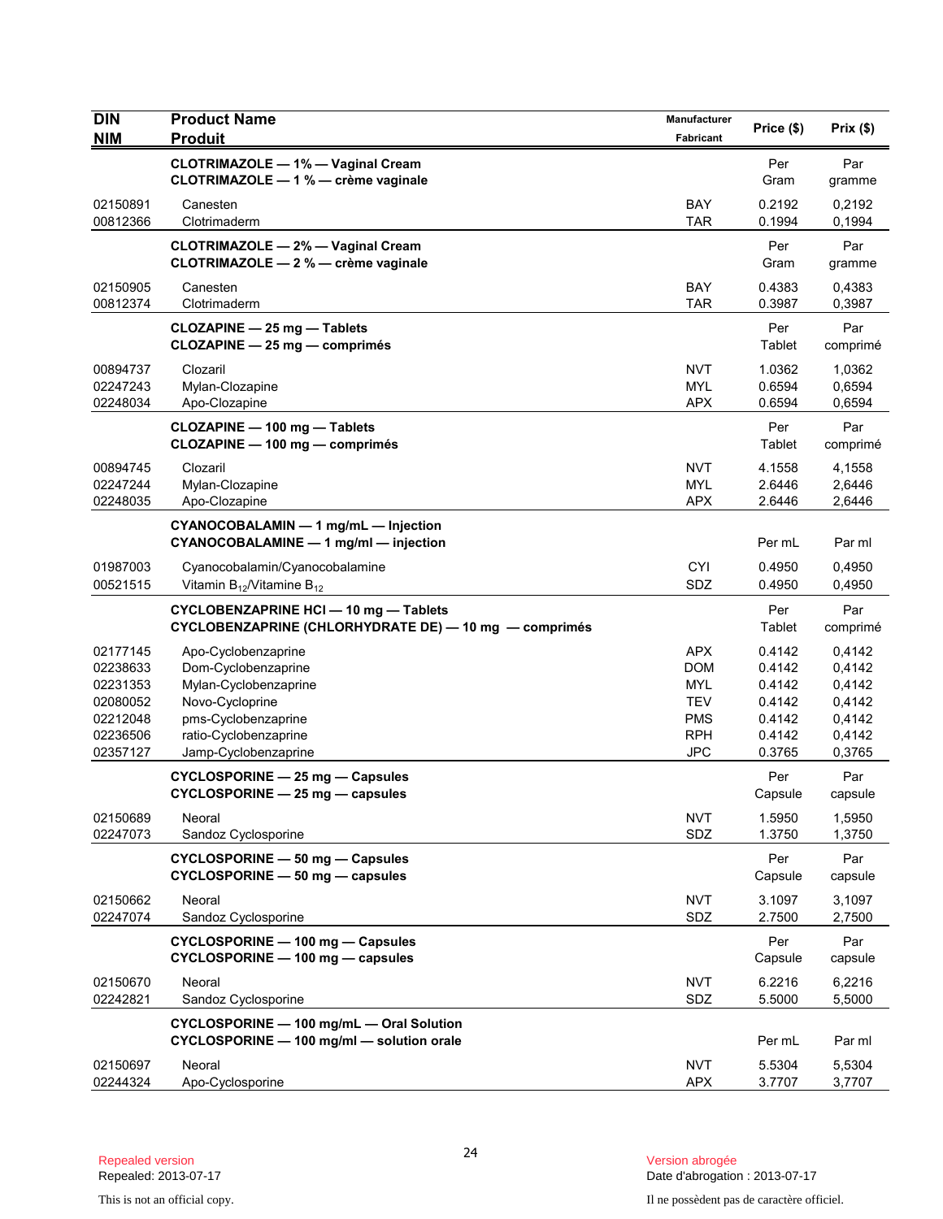| DIN<br>NIM | Product Name<br>Produit | Manufacturer<br>Fabricant | Price ($) | Prix ($) |
|---|---|---|---|---|
| | **CLOTRIMAZOLE — 1% — Vaginal Cream**<br>**CLOTRIMAZOLE — 1 % — crème vaginale** | | Per Gram | Par gramme |
| 02150891 | Canesten | BAY | 0.2192 | 0,2192 |
| 00812366 | Clotrimaderm | TAR | 0.1994 | 0,1994 |
| | **CLOTRIMAZOLE — 2% — Vaginal Cream**<br>**CLOTRIMAZOLE — 2 % — crème vaginale** | | Per Gram | Par gramme |
| 02150905 | Canesten | BAY | 0.4383 | 0,4383 |
| 00812374 | Clotrimaderm | TAR | 0.3987 | 0,3987 |
| | **CLOZAPINE — 25 mg — Tablets**<br>**CLOZAPINE — 25 mg — comprimés** | | Per Tablet | Par comprimé |
| 00894737 | Clozaril | NVT | 1.0362 | 1,0362 |
| 02247243 | Mylan-Clozapine | MYL | 0.6594 | 0,6594 |
| 02248034 | Apo-Clozapine | APX | 0.6594 | 0,6594 |
| | **CLOZAPINE — 100 mg — Tablets**<br>**CLOZAPINE — 100 mg — comprimés** | | Per Tablet | Par comprimé |
| 00894745 | Clozaril | NVT | 4.1558 | 4,1558 |
| 02247244 | Mylan-Clozapine | MYL | 2.6446 | 2,6446 |
| 02248035 | Apo-Clozapine | APX | 2.6446 | 2,6446 |
| | **CYANOCOBALAMIN — 1 mg/mL — Injection**<br>**CYANOCOBALAMINE — 1 mg/ml — injection** | | Per mL | Par ml |
| 01987003 | Cyanocobalamin/Cyanocobalamine | CYI | 0.4950 | 0,4950 |
| 00521515 | Vitamin $B_{12}$/Vitamine $B_{12}$ | SDZ | 0.4950 | 0,4950 |
| | **CYCLOBENZAPRINE HCl — 10 mg — Tablets**<br>**CYCLOBENZAPRINE (CHLORHYDRATE DE) — 10 mg — comprimés** | | Per Tablet | Par comprimé |
| 02177145 | Apo-Cyclobenzaprine | APX | 0.4142 | 0,4142 |
| 02238633 | Dom-Cyclobenzaprine | DOM | 0.4142 | 0,4142 |
| 02231353 | Mylan-Cyclobenzaprine | MYL | 0.4142 | 0,4142 |
| 02080052 | Novo-Cycloprine | TEV | 0.4142 | 0,4142 |
| 02212048 | pms-Cyclobenzaprine | PMS | 0.4142 | 0,4142 |
| 02236506 | ratio-Cyclobenzaprine | RPH | 0.4142 | 0,4142 |
| 02357127 | Jamp-Cyclobenzaprine | JPC | 0.3765 | 0,3765 |
| | **CYCLOSPORINE — 25 mg — Capsules**<br>**CYCLOSPORINE — 25 mg — capsules** | | Per Capsule | Par capsule |
| 02150689 | Neoral | NVT | 1.5950 | 1,5950 |
| 02247073 | Sandoz Cyclosporine | SDZ | 1.3750 | 1,3750 |
| | **CYCLOSPORINE — 50 mg — Capsules**<br>**CYCLOSPORINE — 50 mg — capsules** | | Per Capsule | Par capsule |
| 02150662 | Neoral | NVT | 3.1097 | 3,1097 |
| 02247074 | Sandoz Cyclosporine | SDZ | 2.7500 | 2,7500 |
| | **CYCLOSPORINE — 100 mg — Capsules**<br>**CYCLOSPORINE — 100 mg — capsules** | | Per Capsule | Par capsule |
| 02150670 | Neoral | NVT | 6.2216 | 6,2216 |
| 02242821 | Sandoz Cyclosporine | SDZ | 5.5000 | 5,5000 |
| | **CYCLOSPORINE — 100 mg/mL — Oral Solution**<br>**CYCLOSPORINE — 100 mg/ml — solution orale** | | Per mL | Par ml |
| 02150697 | Neoral | NVT | 5.5304 | 5,5304 |
| 02244324 | Apo-Cyclosporine | APX | 3.7707 | 3,7707 |

Repealed version
Repealed: 2013-07-17

Version abrogée
Date d'abrogation : 2013-07-17

This is not an official copy.

Il ne possèdent pas de caractère officiel.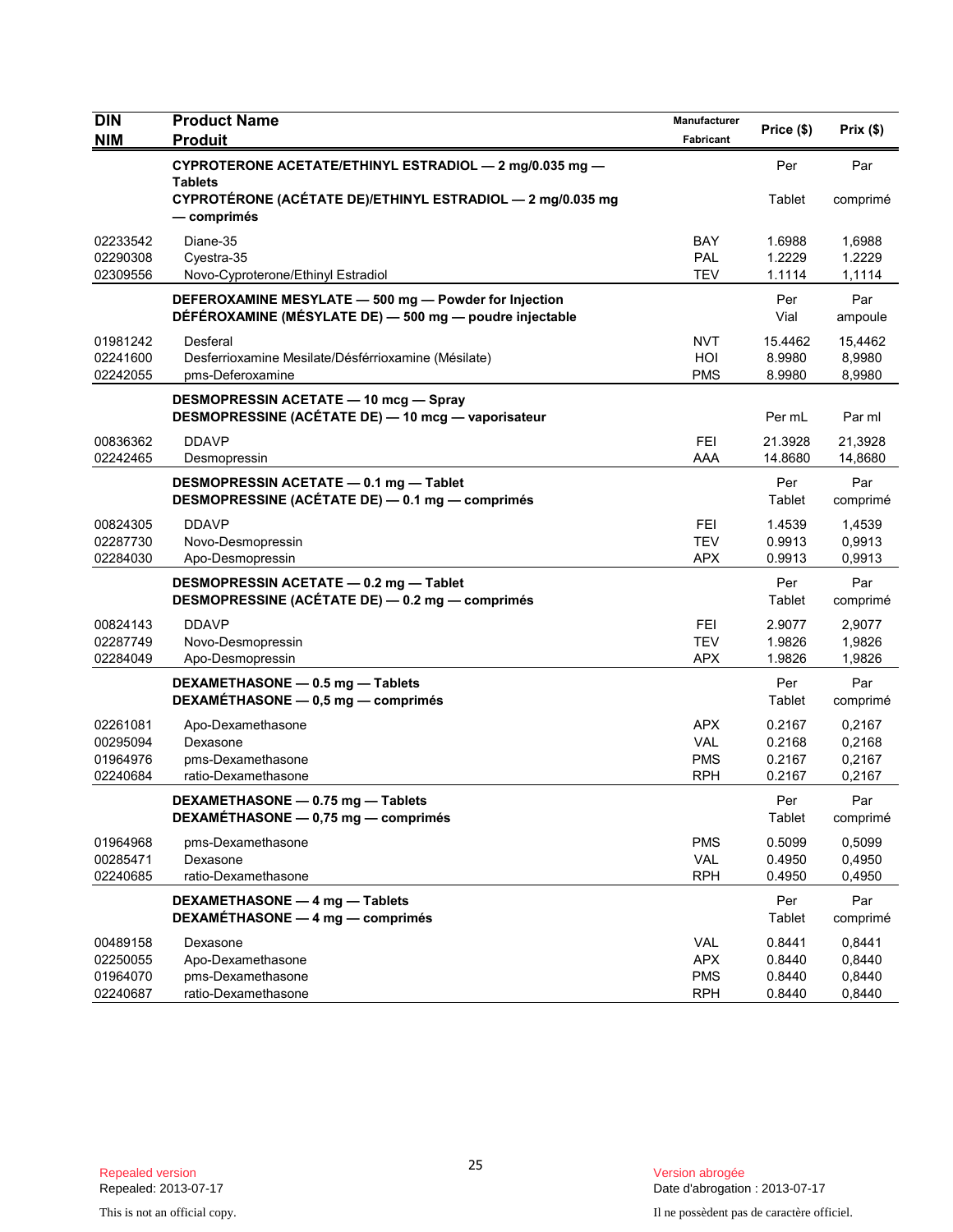| DIN<br>NIM | Product Name<br>Produit | Manufacturer<br>Fabricant | Price ($) | Prix ($) |
|---|---|---|---|---|
| | **CYPROTERONE ACETATE/ETHINYL ESTRADIOL — 2 mg/0.035 mg — Tablets**<br>**CYPROTÉRONE (ACÉTATE DE)/ETHINYL ESTRADIOL — 2 mg/0.035 mg — comprimés** | | Per<br>Tablet | Par<br>comprimé |
| 02233542 | Diane-35 | BAY | 1.6988 | 1,6988 |
| 02290308 | Cyestra-35 | PAL | 1.2229 | 1.2229 |
| 02309556 | Novo-Cyproterone/Ethinyl Estradiol | TEV | 1.1114 | 1,1114 |
| | **DEFEROXAMINE MESYLATE — 500 mg — Powder for Injection**<br>**DÉFÉROXAMINE (MÉSYLATE DE) — 500 mg — poudre injectable** | | Per<br>Vial | Par<br>ampoule |
| 01981242 | Desferal | NVT | 15.4462 | 15,4462 |
| 02241600 | Desferrioxamine Mesilate/Désférrioxamine (Mésilate) | HOI | 8.9980 | 8,9980 |
| 02242055 | pms-Deferoxamine | PMS | 8.9980 | 8,9980 |
| | **DESMOPRESSIN ACETATE — 10 mcg — Spray**<br>**DESMOPRESSINE (ACÉTATE DE) — 10 mcg — vaporisateur** | | Per mL | Par ml |
| 00836362 | DDAVP | FEI | 21.3928 | 21,3928 |
| 02242465 | Desmopressin | AAA | 14.8680 | 14,8680 |
| | **DESMOPRESSIN ACETATE — 0.1 mg — Tablet**<br>**DESMOPRESSINE (ACÉTATE DE) — 0.1 mg — comprimés** | | Per<br>Tablet | Par<br>comprimé |
| 00824305 | DDAVP | FEI | 1.4539 | 1,4539 |
| 02287730 | Novo-Desmopressin | TEV | 0.9913 | 0,9913 |
| 02284030 | Apo-Desmopressin | APX | 0.9913 | 0,9913 |
| | **DESMOPRESSIN ACETATE — 0.2 mg — Tablet**<br>**DESMOPRESSINE (ACÉTATE DE) — 0.2 mg — comprimés** | | Per<br>Tablet | Par<br>comprimé |
| 00824143 | DDAVP | FEI | 2.9077 | 2,9077 |
| 02287749 | Novo-Desmopressin | TEV | 1.9826 | 1,9826 |
| 02284049 | Apo-Desmopressin | APX | 1.9826 | 1,9826 |
| | **DEXAMETHASONE — 0.5 mg — Tablets**<br>**DEXAMÉTHASONE — 0,5 mg — comprimés** | | Per<br>Tablet | Par<br>comprimé |
| 02261081 | Apo-Dexamethasone | APX | 0.2167 | 0,2167 |
| 00295094 | Dexasone | VAL | 0.2168 | 0,2168 |
| 01964976 | pms-Dexamethasone | PMS | 0.2167 | 0,2167 |
| 02240684 | ratio-Dexamethasone | RPH | 0.2167 | 0,2167 |
| | **DEXAMETHASONE — 0.75 mg — Tablets**<br>**DEXAMÉTHASONE — 0,75 mg — comprimés** | | Per<br>Tablet | Par<br>comprimé |
| 01964968 | pms-Dexamethasone | PMS | 0.5099 | 0,5099 |
| 00285471 | Dexasone | VAL | 0.4950 | 0,4950 |
| 02240685 | ratio-Dexamethasone | RPH | 0.4950 | 0,4950 |
| | **DEXAMETHASONE — 4 mg — Tablets**<br>**DEXAMÉTHASONE — 4 mg — comprimés** | | Per<br>Tablet | Par<br>comprimé |
| 00489158 | Dexasone | VAL | 0.8441 | 0,8441 |
| 02250055 | Apo-Dexamethasone | APX | 0.8440 | 0,8440 |
| 01964070 | pms-Dexamethasone | PMS | 0.8440 | 0,8440 |
| 02240687 | ratio-Dexamethasone | RPH | 0.8440 | 0,8440 |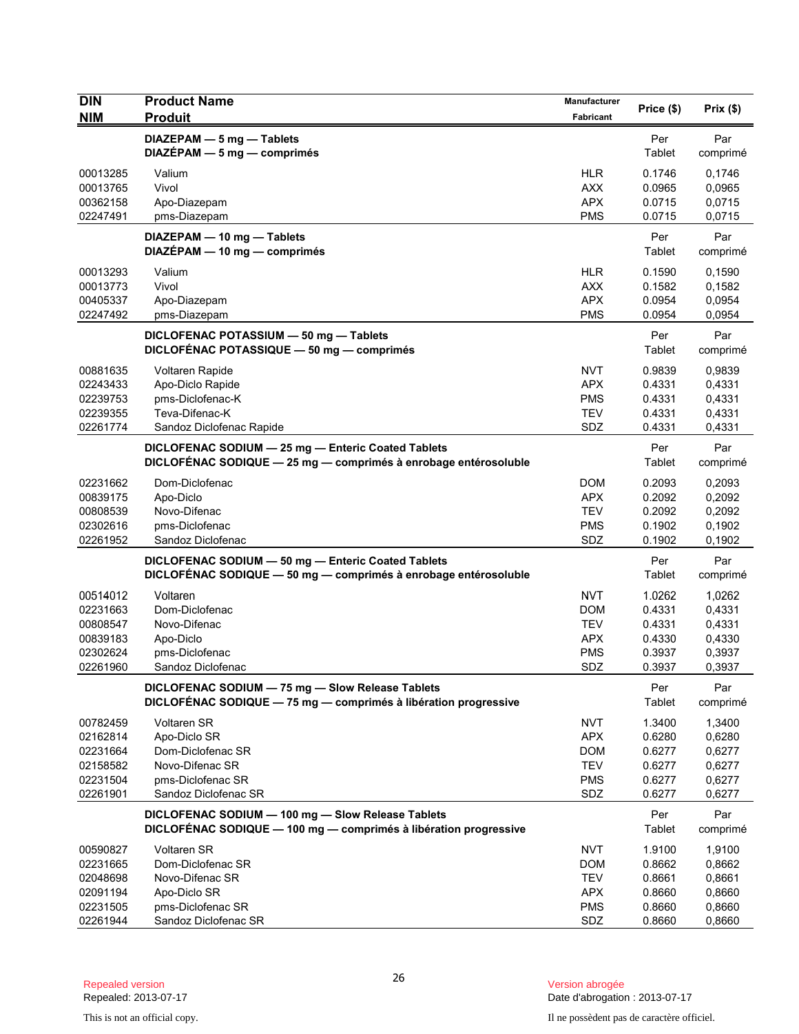| DIN<br>NIM | Product Name<br>Produit | Manufacturer<br>Fabricant | Price ($) | Prix ($) |
|---|---|---|---|---|
| | **DIAZEPAM — 5 mg — Tablets**<br>**DIAZÉPAM — 5 mg — comprimés** | | Per Tablet | Par comprimé |
| 00013285 | Valium | HLR | 0.1746 | 0,1746 |
| 00013765 | Vivol | AXX | 0.0965 | 0,0965 |
| 00362158 | Apo-Diazepam | APX | 0.0715 | 0,0715 |
| 02247491 | pms-Diazepam | PMS | 0.0715 | 0,0715 |
| | **DIAZEPAM — 10 mg — Tablets**<br>**DIAZÉPAM — 10 mg — comprimés** | | Per Tablet | Par comprimé |
| 00013293 | Valium | HLR | 0.1590 | 0,1590 |
| 00013773 | Vivol | AXX | 0.1582 | 0,1582 |
| 00405337 | Apo-Diazepam | APX | 0.0954 | 0,0954 |
| 02247492 | pms-Diazepam | PMS | 0.0954 | 0,0954 |
| | **DICLOFENAC POTASSIUM — 50 mg — Tablets**<br>**DICLOFÉNAC POTASSIQUE — 50 mg — comprimés** | | Per Tablet | Par comprimé |
| 00881635 | Voltaren Rapide | NVT | 0.9839 | 0,9839 |
| 02243433 | Apo-Diclo Rapide | APX | 0.4331 | 0,4331 |
| 02239753 | pms-Diclofenac-K | PMS | 0.4331 | 0,4331 |
| 02239355 | Teva-Difenac-K | TEV | 0.4331 | 0,4331 |
| 02261774 | Sandoz Diclofenac Rapide | SDZ | 0.4331 | 0,4331 |
| | **DICLOFENAC SODIUM — 25 mg — Enteric Coated Tablets**<br>**DICLOFÉNAC SODIQUE — 25 mg — comprimés à enrobage entérosoluble** | | Per Tablet | Par comprimé |
| 02231662 | Dom-Diclofenac | DOM | 0.2093 | 0,2093 |
| 00839175 | Apo-Diclo | APX | 0.2092 | 0,2092 |
| 00808539 | Novo-Difenac | TEV | 0.2092 | 0,2092 |
| 02302616 | pms-Diclofenac | PMS | 0.1902 | 0,1902 |
| 02261952 | Sandoz Diclofenac | SDZ | 0.1902 | 0,1902 |
| | **DICLOFENAC SODIUM — 50 mg — Enteric Coated Tablets**<br>**DICLOFÉNAC SODIQUE — 50 mg — comprimés à enrobage entérosoluble** | | Per Tablet | Par comprimé |
| 00514012 | Voltaren | NVT | 1.0262 | 1,0262 |
| 02231663 | Dom-Diclofenac | DOM | 0.4331 | 0,4331 |
| 00808547 | Novo-Difenac | TEV | 0.4331 | 0,4331 |
| 00839183 | Apo-Diclo | APX | 0.4330 | 0,4330 |
| 02302624 | pms-Diclofenac | PMS | 0.3937 | 0,3937 |
| 02261960 | Sandoz Diclofenac | SDZ | 0.3937 | 0,3937 |
| | **DICLOFENAC SODIUM — 75 mg — Slow Release Tablets**<br>**DICLOFÉNAC SODIQUE — 75 mg — comprimés à libération progressive** | | Per Tablet | Par comprimé |
| 00782459 | Voltaren SR | NVT | 1.3400 | 1,3400 |
| 02162814 | Apo-Diclo SR | APX | 0.6280 | 0,6280 |
| 02231664 | Dom-Diclofenac SR | DOM | 0.6277 | 0,6277 |
| 02158582 | Novo-Difenac SR | TEV | 0.6277 | 0,6277 |
| 02231504 | pms-Diclofenac SR | PMS | 0.6277 | 0,6277 |
| 02261901 | Sandoz Diclofenac SR | SDZ | 0.6277 | 0,6277 |
| | **DICLOFENAC SODIUM — 100 mg — Slow Release Tablets**<br>**DICLOFÉNAC SODIQUE — 100 mg — comprimés à libération progressive** | | Per Tablet | Par comprimé |
| 00590827 | Voltaren SR | NVT | 1.9100 | 1,9100 |
| 02231665 | Dom-Diclofenac SR | DOM | 0.8662 | 0,8662 |
| 02048698 | Novo-Difenac SR | TEV | 0.8661 | 0,8661 |
| 02091194 | Apo-Diclo SR | APX | 0.8660 | 0,8660 |
| 02231505 | pms-Diclofenac SR | PMS | 0.8660 | 0,8660 |
| 02261944 | Sandoz Diclofenac SR | SDZ | 0.8660 | 0,8660 |

Repealed version
Repealed: 2013-07-17

Version abrogée
Date d'abrogation : 2013-07-17

This is not an official copy.

Il ne possèdent pas de caractère officiel.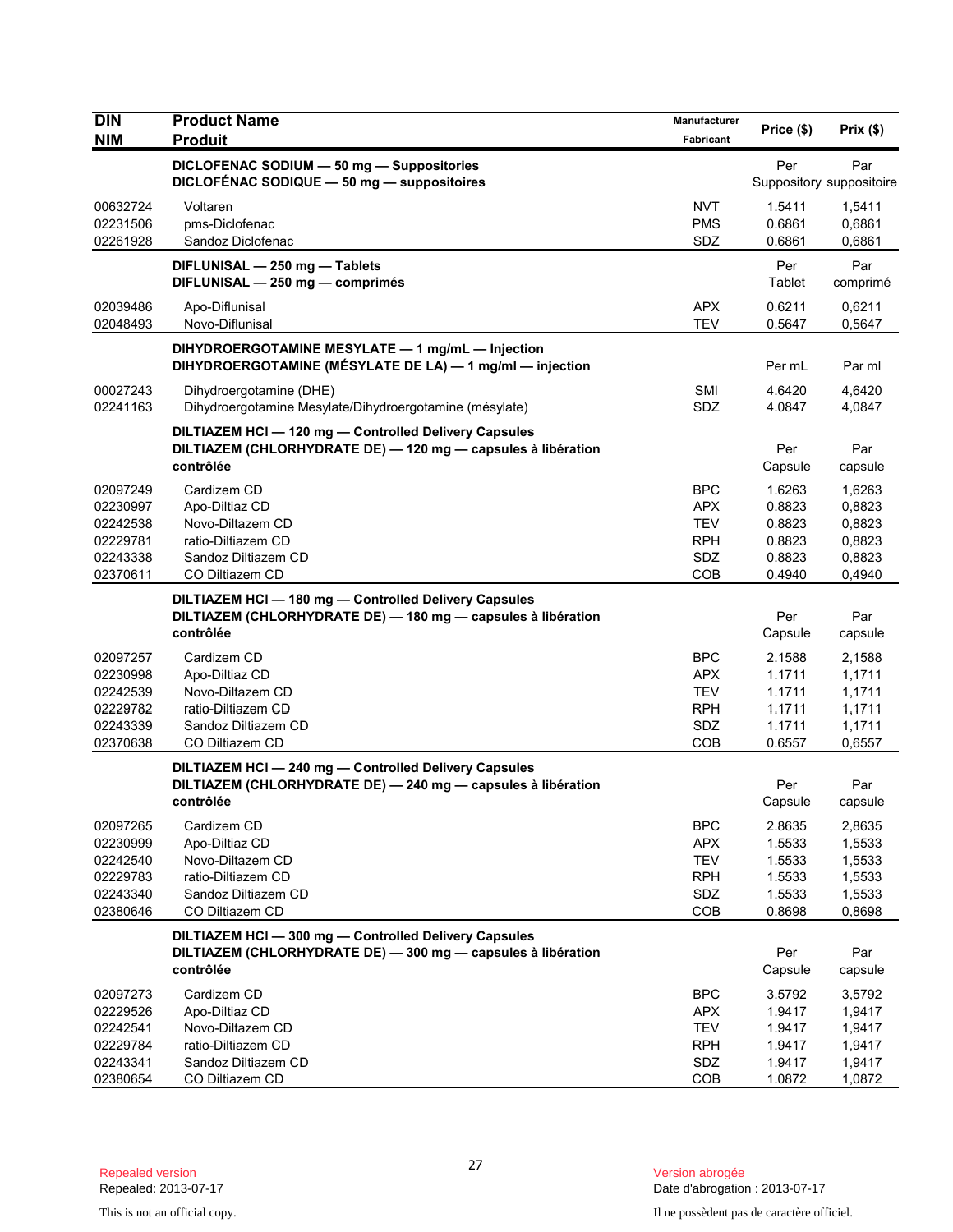| DIN<br>NIM | Product Name<br>Produit | Manufacturer<br>Fabricant | Price ($) | Prix ($) |
|---|---|---|---|---|
| | **DICLOFENAC SODIUM — 50 mg — Suppositories**<br>**DICLOFÉNAC SODIQUE — 50 mg — suppositoires** | | Per Suppository | Par suppositoire |
| 00632724 | Voltaren | NVT | 1.5411 | 1,5411 |
| 02231506 | pms-Diclofenac | PMS | 0.6861 | 0,6861 |
| 02261928 | Sandoz Diclofenac | SDZ | 0.6861 | 0,6861 |
| | **DIFLUNISAL — 250 mg — Tablets**<br>**DIFLUNISAL — 250 mg — comprimés** | | Per Tablet | Par comprimé |
| 02039486 | Apo-Diflunisal | APX | 0.6211 | 0,6211 |
| 02048493 | Novo-Diflunisal | TEV | 0.5647 | 0,5647 |
| | **DIHYDROERGOTAMINE MESYLATE — 1 mg/mL — Injection**<br>**DIHYDROERGOTAMINE (MÉSYLATE DE LA) — 1 mg/ml — injection** | | Per mL | Par ml |
| 00027243 | Dihydroergotamine (DHE) | SMI | 4.6420 | 4,6420 |
| 02241163 | Dihydroergotamine Mesylate/Dihydroergotamine (mésylate) | SDZ | 4.0847 | 4,0847 |
| | **DILTIAZEM HCl — 120 mg — Controlled Delivery Capsules**<br>**DILTIAZEM (CHLORHYDRATE DE) — 120 mg — capsules à libération contrôlée** | | Per Capsule | Par capsule |
| 02097249 | Cardizem CD | BPC | 1.6263 | 1,6263 |
| 02230997 | Apo-Diltiaz CD | APX | 0.8823 | 0,8823 |
| 02242538 | Novo-Diltazem CD | TEV | 0.8823 | 0,8823 |
| 02229781 | ratio-Diltiazem CD | RPH | 0.8823 | 0,8823 |
| 02243338 | Sandoz Diltiazem CD | SDZ | 0.8823 | 0,8823 |
| 02370611 | CO Diltiazem CD | COB | 0.4940 | 0,4940 |
| | **DILTIAZEM HCl — 180 mg — Controlled Delivery Capsules**<br>**DILTIAZEM (CHLORHYDRATE DE) — 180 mg — capsules à libération contrôlée** | | Per Capsule | Par capsule |
| 02097257 | Cardizem CD | BPC | 2.1588 | 2,1588 |
| 02230998 | Apo-Diltiaz CD | APX | 1.1711 | 1,1711 |
| 02242539 | Novo-Diltazem CD | TEV | 1.1711 | 1,1711 |
| 02229782 | ratio-Diltiazem CD | RPH | 1.1711 | 1,1711 |
| 02243339 | Sandoz Diltiazem CD | SDZ | 1.1711 | 1,1711 |
| 02370638 | CO Diltiazem CD | COB | 0.6557 | 0,6557 |
| | **DILTIAZEM HCl — 240 mg — Controlled Delivery Capsules**<br>**DILTIAZEM (CHLORHYDRATE DE) — 240 mg — capsules à libération contrôlée** | | Per Capsule | Par capsule |
| 02097265 | Cardizem CD | BPC | 2.8635 | 2,8635 |
| 02230999 | Apo-Diltiaz CD | APX | 1.5533 | 1,5533 |
| 02242540 | Novo-Diltazem CD | TEV | 1.5533 | 1,5533 |
| 02229783 | ratio-Diltiazem CD | RPH | 1.5533 | 1,5533 |
| 02243340 | Sandoz Diltiazem CD | SDZ | 1.5533 | 1,5533 |
| 02380646 | CO Diltiazem CD | COB | 0.8698 | 0,8698 |
| | **DILTIAZEM HCl — 300 mg — Controlled Delivery Capsules**<br>**DILTIAZEM (CHLORHYDRATE DE) — 300 mg — capsules à libération contrôlée** | | Per Capsule | Par capsule |
| 02097273 | Cardizem CD | BPC | 3.5792 | 3,5792 |
| 02229526 | Apo-Diltiaz CD | APX | 1.9417 | 1,9417 |
| 02242541 | Novo-Diltazem CD | TEV | 1.9417 | 1,9417 |
| 02229784 | ratio-Diltiazem CD | RPH | 1.9417 | 1,9417 |
| 02243341 | Sandoz Diltiazem CD | SDZ | 1.9417 | 1,9417 |
| 02380654 | CO Diltiazem CD | COB | 1.0872 | 1,0872 |

Repealed version
Repealed: 2013-07-17

Version abrogée
Date d'abrogation : 2013-07-17

This is not an official copy.

Il ne possèdent pas de caractère officiel.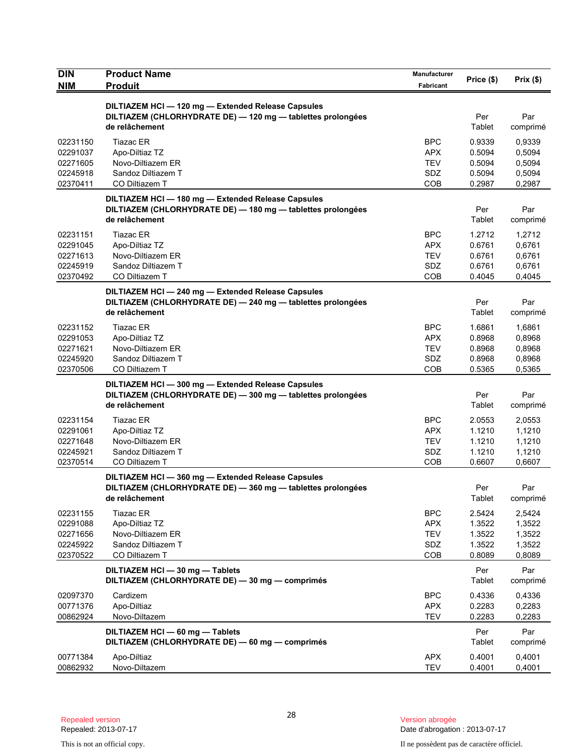| DIN<br>NIM | Product Name<br>Produit | Manufacturer<br>Fabricant | Price ($) | Prix ($) |
|---|---|---|---|---|
| | **DILTIAZEM HCl — 120 mg — Extended Release Capsules**<br>**DILTIAZEM (CHLORHYDRATE DE) — 120 mg — tablettes prolongées de relâchement** | | Per Tablet | Par comprimé |
| 02231150 | Tiazac ER | BPC | 0.9339 | 0,9339 |
| 02291037 | Apo-Diltiaz TZ | APX | 0.5094 | 0,5094 |
| 02271605 | Novo-Diltiazem ER | TEV | 0.5094 | 0,5094 |
| 02245918 | Sandoz Diltiazem T | SDZ | 0.5094 | 0,5094 |
| 02370411 | CO Diltiazem T | COB | 0.2987 | 0,2987 |
| | **DILTIAZEM HCl — 180 mg — Extended Release Capsules**<br>**DILTIAZEM (CHLORHYDRATE DE) — 180 mg — tablettes prolongées de relâchement** | | Per Tablet | Par comprimé |
| 02231151 | Tiazac ER | BPC | 1.2712 | 1,2712 |
| 02291045 | Apo-Diltiaz TZ | APX | 0.6761 | 0,6761 |
| 02271613 | Novo-Diltiazem ER | TEV | 0.6761 | 0,6761 |
| 02245919 | Sandoz Diltiazem T | SDZ | 0.6761 | 0,6761 |
| 02370492 | CO Diltiazem T | COB | 0.4045 | 0,4045 |
| | **DILTIAZEM HCl — 240 mg — Extended Release Capsules**<br>**DILTIAZEM (CHLORHYDRATE DE) — 240 mg — tablettes prolongées de relâchement** | | Per Tablet | Par comprimé |
| 02231152 | Tiazac ER | BPC | 1.6861 | 1,6861 |
| 02291053 | Apo-Diltiaz TZ | APX | 0.8968 | 0,8968 |
| 02271621 | Novo-Diltiazem ER | TEV | 0.8968 | 0,8968 |
| 02245920 | Sandoz Diltiazem T | SDZ | 0.8968 | 0,8968 |
| 02370506 | CO Diltiazem T | COB | 0.5365 | 0,5365 |
| | **DILTIAZEM HCl — 300 mg — Extended Release Capsules**<br>**DILTIAZEM (CHLORHYDRATE DE) — 300 mg — tablettes prolongées de relâchement** | | Per Tablet | Par comprimé |
| 02231154 | Tiazac ER | BPC | 2.0553 | 2,0553 |
| 02291061 | Apo-Diltiaz TZ | APX | 1.1210 | 1,1210 |
| 02271648 | Novo-Diltiazem ER | TEV | 1.1210 | 1,1210 |
| 02245921 | Sandoz Diltiazem T | SDZ | 1.1210 | 1,1210 |
| 02370514 | CO Diltiazem T | COB | 0.6607 | 0,6607 |
| | **DILTIAZEM HCl — 360 mg — Extended Release Capsules**<br>**DILTIAZEM (CHLORHYDRATE DE) — 360 mg — tablettes prolongées de relâchement** | | Per Tablet | Par comprimé |
| 02231155 | Tiazac ER | BPC | 2.5424 | 2,5424 |
| 02291088 | Apo-Diltiaz TZ | APX | 1.3522 | 1,3522 |
| 02271656 | Novo-Diltiazem ER | TEV | 1.3522 | 1,3522 |
| 02245922 | Sandoz Diltiazem T | SDZ | 1.3522 | 1,3522 |
| 02370522 | CO Diltiazem T | COB | 0.8089 | 0,8089 |
| | **DILTIAZEM HCl — 30 mg — Tablets**<br>**DILTIAZEM (CHLORHYDRATE DE) — 30 mg — comprimés** | | Per Tablet | Par comprimé |
| 02097370 | Cardizem | BPC | 0.4336 | 0,4336 |
| 00771376 | Apo-Diltiaz | APX | 0.2283 | 0,2283 |
| 00862924 | Novo-Diltazem | TEV | 0.2283 | 0,2283 |
| | **DILTIAZEM HCl — 60 mg — Tablets**<br>**DILTIAZEM (CHLORHYDRATE DE) — 60 mg — comprimés** | | Per Tablet | Par comprimé |
| 00771384 | Apo-Diltiaz | APX | 0.4001 | 0,4001 |
| 00862932 | Novo-Diltazem | TEV | 0.4001 | 0,4001 |

Repealed version
Repealed: 2013-07-17

This is not an official copy.

Version abrogée
Date d'abrogation : 2013-07-17

Il ne possèdent pas de caractère officiel.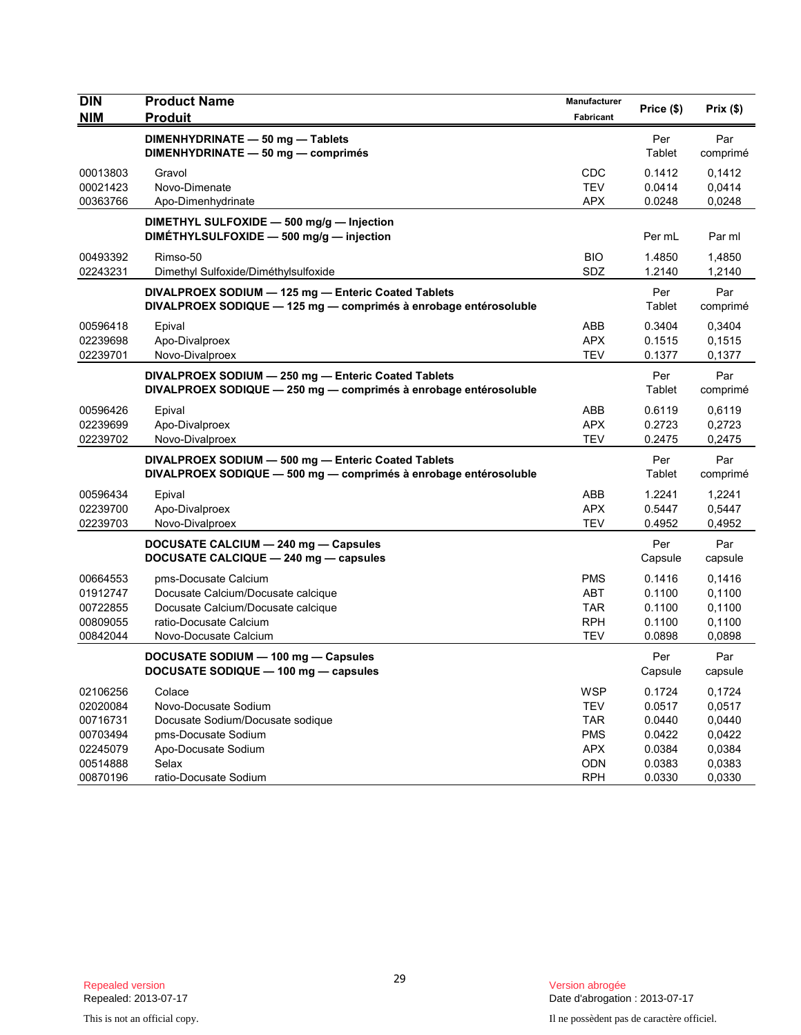| DIN<br>NIM | Product Name<br>Produit | Manufacturer<br>Fabricant | Price ($) | Prix ($) |
|---|---|---|---|---|
| | **DIMENHYDRINATE — 50 mg — Tablets**<br>**DIMENHYDRINATE — 50 mg — comprimés** | | Per Tablet | Par comprimé |
| 00013803 | Gravol | CDC | 0.1412 | 0,1412 |
| 00021423 | Novo-Dimenate | TEV | 0.0414 | 0,0414 |
| 00363766 | Apo-Dimenhydrinate | APX | 0.0248 | 0,0248 |
| | **DIMETHYL SULFOXIDE — 500 mg/g — Injection**<br>**DIMÉTHYLSULFOXIDE — 500 mg/g — injection** | | Per mL | Par ml |
| 00493392 | Rimso-50 | BIO | 1.4850 | 1,4850 |
| 02243231 | Dimethyl Sulfoxide/Diméthylsulfoxide | SDZ | 1.2140 | 1,2140 |
| | **DIVALPROEX SODIUM — 125 mg — Enteric Coated Tablets**<br>**DIVALPROEX SODIQUE — 125 mg — comprimés à enrobage entérosoluble** | | Per Tablet | Par comprimé |
| 00596418 | Epival | ABB | 0.3404 | 0,3404 |
| 02239698 | Apo-Divalproex | APX | 0.1515 | 0,1515 |
| 02239701 | Novo-Divalproex | TEV | 0.1377 | 0,1377 |
| | **DIVALPROEX SODIUM — 250 mg — Enteric Coated Tablets**<br>**DIVALPROEX SODIQUE — 250 mg — comprimés à enrobage entérosoluble** | | Per Tablet | Par comprimé |
| 00596426 | Epival | ABB | 0.6119 | 0,6119 |
| 02239699 | Apo-Divalproex | APX | 0.2723 | 0,2723 |
| 02239702 | Novo-Divalproex | TEV | 0.2475 | 0,2475 |
| | **DIVALPROEX SODIUM — 500 mg — Enteric Coated Tablets**<br>**DIVALPROEX SODIQUE — 500 mg — comprimés à enrobage entérosoluble** | | Per Tablet | Par comprimé |
| 00596434 | Epival | ABB | 1.2241 | 1,2241 |
| 02239700 | Apo-Divalproex | APX | 0.5447 | 0,5447 |
| 02239703 | Novo-Divalproex | TEV | 0.4952 | 0,4952 |
| | **DOCUSATE CALCIUM — 240 mg — Capsules**<br>**DOCUSATE CALCIQUE — 240 mg — capsules** | | Per Capsule | Par capsule |
| 00664553 | pms-Docusate Calcium | PMS | 0.1416 | 0,1416 |
| 01912747 | Docusate Calcium/Docusate calcique | ABT | 0.1100 | 0,1100 |
| 00722855 | Docusate Calcium/Docusate calcique | TAR | 0.1100 | 0,1100 |
| 00809055 | ratio-Docusate Calcium | RPH | 0.1100 | 0,1100 |
| 00842044 | Novo-Docusate Calcium | TEV | 0.0898 | 0,0898 |
| | **DOCUSATE SODIUM — 100 mg — Capsules**<br>**DOCUSATE SODIQUE — 100 mg — capsules** | | Per Capsule | Par capsule |
| 02106256 | Colace | WSP | 0.1724 | 0,1724 |
| 02020084 | Novo-Docusate Sodium | TEV | 0.0517 | 0,0517 |
| 00716731 | Docusate Sodium/Docusate sodique | TAR | 0.0440 | 0,0440 |
| 00703494 | pms-Docusate Sodium | PMS | 0.0422 | 0,0422 |
| 02245079 | Apo-Docusate Sodium | APX | 0.0384 | 0,0384 |
| 00514888 | Selax | ODN | 0.0383 | 0,0383 |
| 00870196 | ratio-Docusate Sodium | RPH | 0.0330 | 0,0330 |

Repealed version
Repealed: 2013-07-17

Version abrogée
Date d'abrogation : 2013-07-17

This is not an official copy.

Il ne possèdent pas de caractère officiel.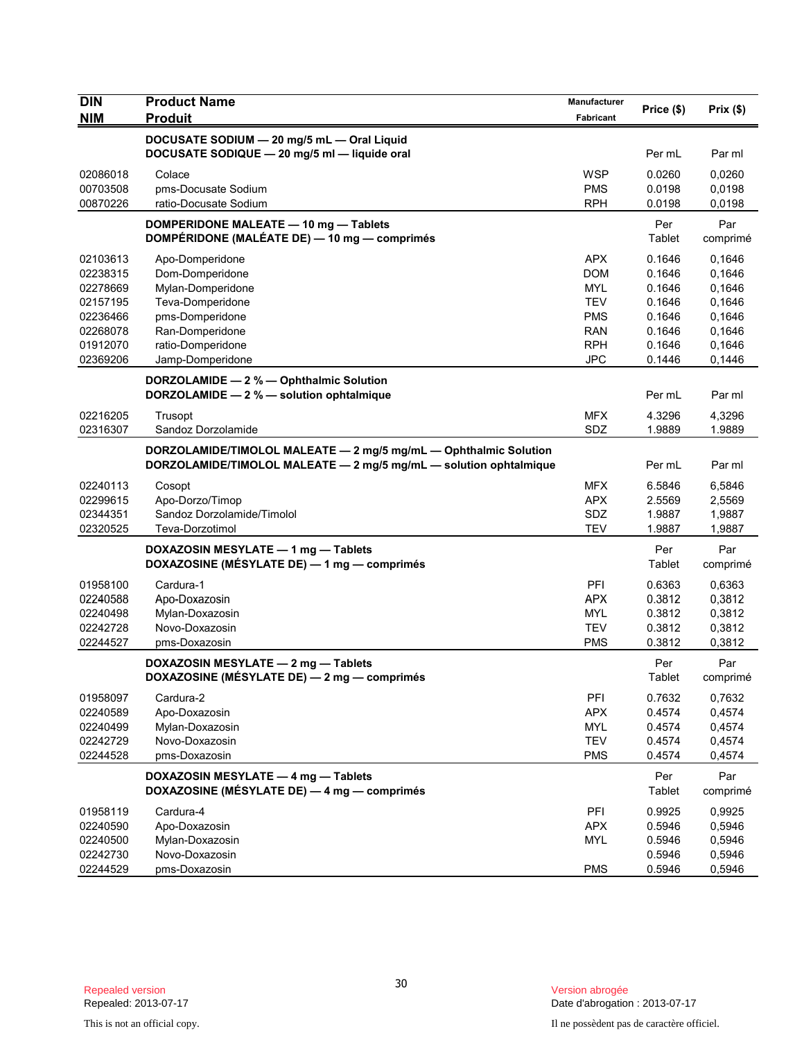| DIN<br>NIM | Product Name<br>Produit | Manufacturer<br>Fabricant | Price ($) | Prix ($) |
|---|---|---|---|---|
| | **DOCUSATE SODIUM — 20 mg/5 mL — Oral Liquid**<br>**DOCUSATE SODIQUE — 20 mg/5 ml — liquide oral** | | Per mL | Par ml |
| 02086018 | Colace | WSP | 0.0260 | 0,0260 |
| 00703508 | pms-Docusate Sodium | PMS | 0.0198 | 0,0198 |
| 00870226 | ratio-Docusate Sodium | RPH | 0.0198 | 0,0198 |
| | **DOMPERIDONE MALEATE — 10 mg — Tablets**<br>**DOMPÉRIDONE (MALÉATE DE) — 10 mg — comprimés** | | Per Tablet | Par comprimé |
| 02103613 | Apo-Domperidone | APX | 0.1646 | 0,1646 |
| 02238315 | Dom-Domperidone | DOM | 0.1646 | 0,1646 |
| 02278669 | Mylan-Domperidone | MYL | 0.1646 | 0,1646 |
| 02157195 | Teva-Domperidone | TEV | 0.1646 | 0,1646 |
| 02236466 | pms-Domperidone | PMS | 0.1646 | 0,1646 |
| 02268078 | Ran-Domperidone | RAN | 0.1646 | 0,1646 |
| 01912070 | ratio-Domperidone | RPH | 0.1646 | 0,1646 |
| 02369206 | Jamp-Domperidone | JPC | 0.1446 | 0,1446 |
| | **DORZOLAMIDE — 2 % — Ophthalmic Solution**<br>**DORZOLAMIDE — 2 % — solution ophtalmique** | | Per mL | Par ml |
| 02216205 | Trusopt | MFX | 4.3296 | 4,3296 |
| 02316307 | Sandoz Dorzolamide | SDZ | 1.9889 | 1.9889 |
| | **DORZOLAMIDE/TIMOLOL MALEATE — 2 mg/5 mg/mL — Ophthalmic Solution**<br>**DORZOLAMIDE/TIMOLOL MALEATE — 2 mg/5 mg/mL — solution ophtalmique** | | Per mL | Par ml |
| 02240113 | Cosopt | MFX | 6.5846 | 6,5846 |
| 02299615 | Apo-Dorzo/Timop | APX | 2.5569 | 2,5569 |
| 02344351 | Sandoz Dorzolamide/Timolol | SDZ | 1.9887 | 1,9887 |
| 02320525 | Teva-Dorzotimol | TEV | 1.9887 | 1,9887 |
| | **DOXAZOSIN MESYLATE — 1 mg — Tablets**<br>**DOXAZOSINE (MÉSYLATE DE) — 1 mg — comprimés** | | Per Tablet | Par comprimé |
| 01958100 | Cardura-1 | PFI | 0.6363 | 0,6363 |
| 02240588 | Apo-Doxazosin | APX | 0.3812 | 0,3812 |
| 02240498 | Mylan-Doxazosin | MYL | 0.3812 | 0,3812 |
| 02242728 | Novo-Doxazosin | TEV | 0.3812 | 0,3812 |
| 02244527 | pms-Doxazosin | PMS | 0.3812 | 0,3812 |
| | **DOXAZOSIN MESYLATE — 2 mg — Tablets**<br>**DOXAZOSINE (MÉSYLATE DE) — 2 mg — comprimés** | | Per Tablet | Par comprimé |
| 01958097 | Cardura-2 | PFI | 0.7632 | 0,7632 |
| 02240589 | Apo-Doxazosin | APX | 0.4574 | 0,4574 |
| 02240499 | Mylan-Doxazosin | MYL | 0.4574 | 0,4574 |
| 02242729 | Novo-Doxazosin | TEV | 0.4574 | 0,4574 |
| 02244528 | pms-Doxazosin | PMS | 0.4574 | 0,4574 |
| | **DOXAZOSIN MESYLATE — 4 mg — Tablets**<br>**DOXAZOSINE (MÉSYLATE DE) — 4 mg — comprimés** | | Per Tablet | Par comprimé |
| 01958119 | Cardura-4 | PFI | 0.9925 | 0,9925 |
| 02240590 | Apo-Doxazosin | APX | 0.5946 | 0,5946 |
| 02240500 | Mylan-Doxazosin | MYL | 0.5946 | 0,5946 |
| 02242730 | Novo-Doxazosin | | 0.5946 | 0,5946 |
| 02244529 | pms-Doxazosin | PMS | 0.5946 | 0,5946 |

Repealed version
Repealed: 2013-07-17

Version abrogée
Date d'abrogation : 2013-07-17

This is not an official copy.

Il ne possèdent pas de caractère officiel.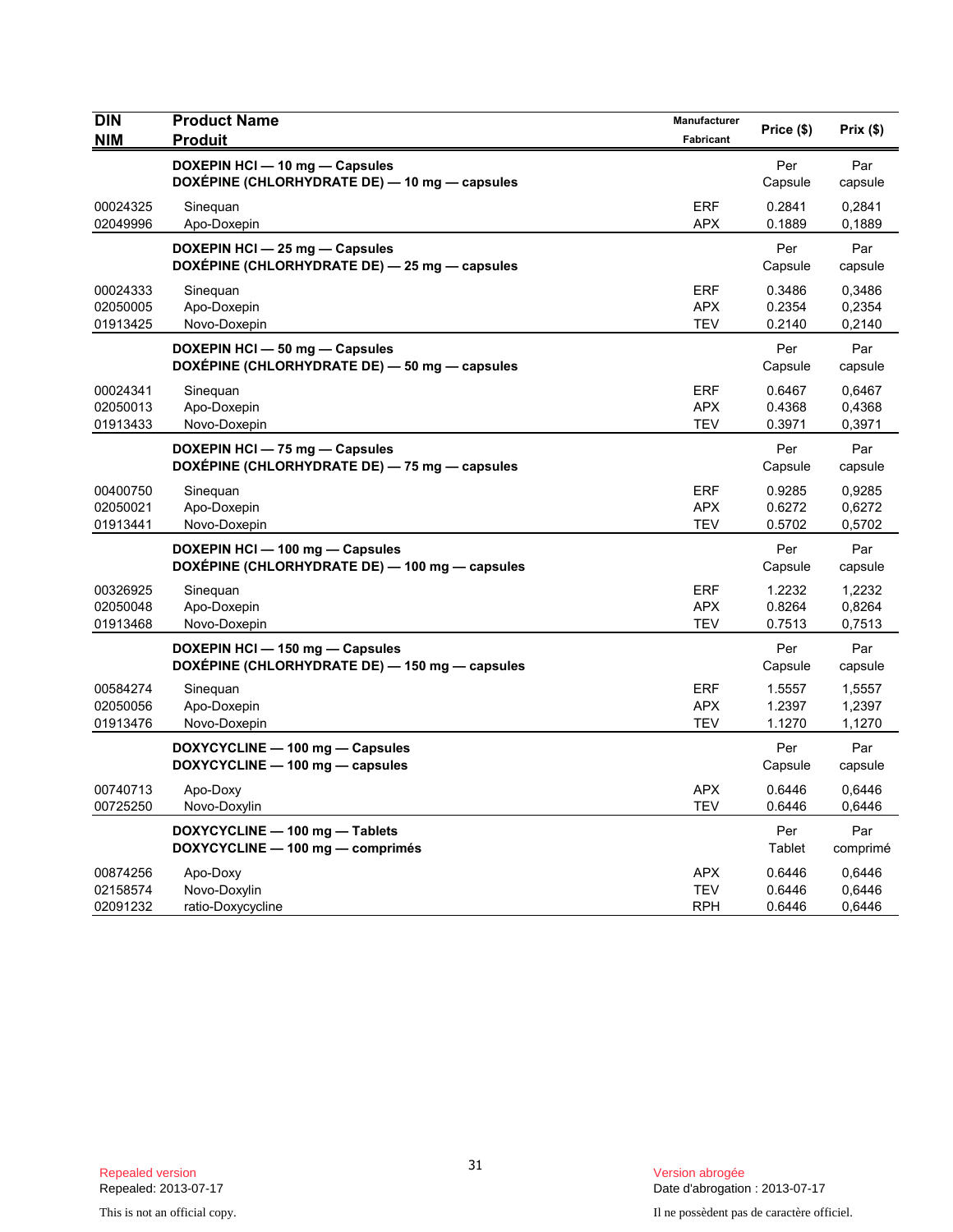| DIN<br>NIM | Product Name<br>Produit | Manufacturer<br>Fabricant | Price ($) | Prix ($) |
|---|---|---|---|---|
| | **DOXEPIN HCl — 10 mg — Capsules**<br>**DOXÉPINE (CHLORHYDRATE DE) — 10 mg — capsules** | | Per Capsule | Par capsule |
| 00024325 | Sinequan | ERF | 0.2841 | 0,2841 |
| 02049996 | Apo-Doxepin | APX | 0.1889 | 0,1889 |
| | **DOXEPIN HCl — 25 mg — Capsules**<br>**DOXÉPINE (CHLORHYDRATE DE) — 25 mg — capsules** | | Per Capsule | Par capsule |
| 00024333 | Sinequan | ERF | 0.3486 | 0,3486 |
| 02050005 | Apo-Doxepin | APX | 0.2354 | 0,2354 |
| 01913425 | Novo-Doxepin | TEV | 0.2140 | 0,2140 |
| | **DOXEPIN HCl — 50 mg — Capsules**<br>**DOXÉPINE (CHLORHYDRATE DE) — 50 mg — capsules** | | Per Capsule | Par capsule |
| 00024341 | Sinequan | ERF | 0.6467 | 0,6467 |
| 02050013 | Apo-Doxepin | APX | 0.4368 | 0,4368 |
| 01913433 | Novo-Doxepin | TEV | 0.3971 | 0,3971 |
| | **DOXEPIN HCl — 75 mg — Capsules**<br>**DOXÉPINE (CHLORHYDRATE DE) — 75 mg — capsules** | | Per Capsule | Par capsule |
| 00400750 | Sinequan | ERF | 0.9285 | 0,9285 |
| 02050021 | Apo-Doxepin | APX | 0.6272 | 0,6272 |
| 01913441 | Novo-Doxepin | TEV | 0.5702 | 0,5702 |
| | **DOXEPIN HCl — 100 mg — Capsules**<br>**DOXÉPINE (CHLORHYDRATE DE) — 100 mg — capsules** | | Per Capsule | Par capsule |
| 00326925 | Sinequan | ERF | 1.2232 | 1,2232 |
| 02050048 | Apo-Doxepin | APX | 0.8264 | 0,8264 |
| 01913468 | Novo-Doxepin | TEV | 0.7513 | 0,7513 |
| | **DOXEPIN HCl — 150 mg — Capsules**<br>**DOXÉPINE (CHLORHYDRATE DE) — 150 mg — capsules** | | Per Capsule | Par capsule |
| 00584274 | Sinequan | ERF | 1.5557 | 1,5557 |
| 02050056 | Apo-Doxepin | APX | 1.2397 | 1,2397 |
| 01913476 | Novo-Doxepin | TEV | 1.1270 | 1,1270 |
| | **DOXYCYCLINE — 100 mg — Capsules**<br>**DOXYCYCLINE — 100 mg — capsules** | | Per Capsule | Par capsule |
| 00740713 | Apo-Doxy | APX | 0.6446 | 0,6446 |
| 00725250 | Novo-Doxylin | TEV | 0.6446 | 0,6446 |
| | **DOXYCYCLINE — 100 mg — Tablets**<br>**DOXYCYCLINE — 100 mg — comprimés** | | Per Tablet | Par comprimé |
| 00874256 | Apo-Doxy | APX | 0.6446 | 0,6446 |
| 02158574 | Novo-Doxylin | TEV | 0.6446 | 0,6446 |
| 02091232 | ratio-Doxycycline | RPH | 0.6446 | 0,6446 |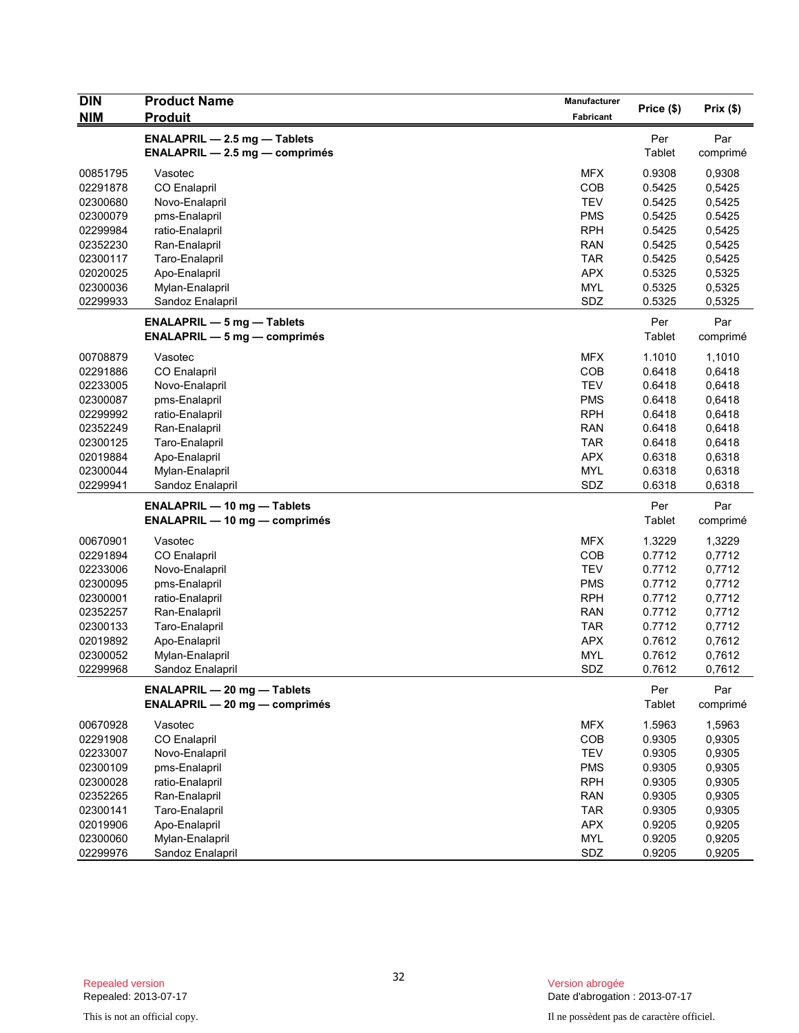| DIN<br>NIM | Product Name<br>Produit | Manufacturer<br>Fabricant | Price ($) | Prix ($) |
|---|---|---|---|---|
| | **ENALAPRIL — 2.5 mg — Tablets**<br>**ENALAPRIL — 2.5 mg — comprimés** | | Per<br>Tablet | Par<br>comprimé |
| 00851795 | Vasotec | MFX | 0.9308 | 0,9308 |
| 02291878 | CO Enalapril | COB | 0.5425 | 0,5425 |
| 02300680 | Novo-Enalapril | TEV | 0.5425 | 0,5425 |
| 02300079 | pms-Enalapril | PMS | 0.5425 | 0.5425 |
| 02299984 | ratio-Enalapril | RPH | 0.5425 | 0,5425 |
| 02352230 | Ran-Enalapril | RAN | 0.5425 | 0,5425 |
| 02300117 | Taro-Enalapril | TAR | 0.5425 | 0,5425 |
| 02020025 | Apo-Enalapril | APX | 0.5325 | 0,5325 |
| 02300036 | Mylan-Enalapril | MYL | 0.5325 | 0,5325 |
| 02299933 | Sandoz Enalapril | SDZ | 0.5325 | 0,5325 |
| | **ENALAPRIL — 5 mg — Tablets**<br>**ENALAPRIL — 5 mg — comprimés** | | Per<br>Tablet | Par<br>comprimé |
| 00708879 | Vasotec | MFX | 1.1010 | 1,1010 |
| 02291886 | CO Enalapril | COB | 0.6418 | 0,6418 |
| 02233005 | Novo-Enalapril | TEV | 0.6418 | 0,6418 |
| 02300087 | pms-Enalapril | PMS | 0.6418 | 0,6418 |
| 02299992 | ratio-Enalapril | RPH | 0.6418 | 0,6418 |
| 02352249 | Ran-Enalapril | RAN | 0.6418 | 0,6418 |
| 02300125 | Taro-Enalapril | TAR | 0.6418 | 0,6418 |
| 02019884 | Apo-Enalapril | APX | 0.6318 | 0,6318 |
| 02300044 | Mylan-Enalapril | MYL | 0.6318 | 0,6318 |
| 02299941 | Sandoz Enalapril | SDZ | 0.6318 | 0,6318 |
| | **ENALAPRIL — 10 mg — Tablets**<br>**ENALAPRIL — 10 mg — comprimés** | | Per<br>Tablet | Par<br>comprimé |
| 00670901 | Vasotec | MFX | 1.3229 | 1,3229 |
| 02291894 | CO Enalapril | COB | 0.7712 | 0,7712 |
| 02233006 | Novo-Enalapril | TEV | 0.7712 | 0,7712 |
| 02300095 | pms-Enalapril | PMS | 0.7712 | 0,7712 |
| 02300001 | ratio-Enalapril | RPH | 0.7712 | 0,7712 |
| 02352257 | Ran-Enalapril | RAN | 0.7712 | 0,7712 |
| 02300133 | Taro-Enalapril | TAR | 0.7712 | 0,7712 |
| 02019892 | Apo-Enalapril | APX | 0.7612 | 0,7612 |
| 02300052 | Mylan-Enalapril | MYL | 0.7612 | 0,7612 |
| 02299968 | Sandoz Enalapril | SDZ | 0.7612 | 0,7612 |
| | **ENALAPRIL — 20 mg — Tablets**<br>**ENALAPRIL — 20 mg — comprimés** | | Per<br>Tablet | Par<br>comprimé |
| 00670928 | Vasotec | MFX | 1.5963 | 1,5963 |
| 02291908 | CO Enalapril | COB | 0.9305 | 0,9305 |
| 02233007 | Novo-Enalapril | TEV | 0.9305 | 0,9305 |
| 02300109 | pms-Enalapril | PMS | 0.9305 | 0,9305 |
| 02300028 | ratio-Enalapril | RPH | 0.9305 | 0,9305 |
| 02352265 | Ran-Enalapril | RAN | 0.9305 | 0,9305 |
| 02300141 | Taro-Enalapril | TAR | 0.9305 | 0,9305 |
| 02019906 | Apo-Enalapril | APX | 0.9205 | 0,9205 |
| 02300060 | Mylan-Enalapril | MYL | 0.9205 | 0,9205 |
| 02299976 | Sandoz Enalapril | SDZ | 0.9205 | 0,9205 |

Repealed version
Repealed: 2013-07-17

Version abrogée
Date d'abrogation : 2013-07-17

This is not an official copy.

Il ne possèdent pas de caractère officiel.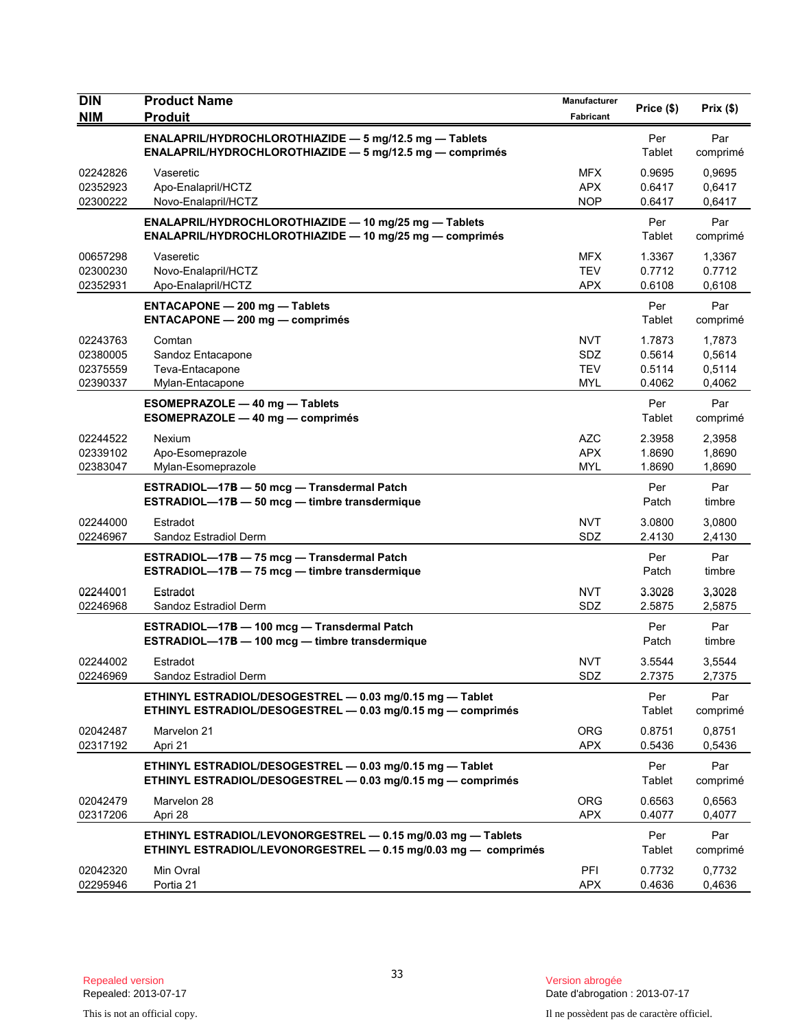| DIN<br>NIM | Product Name<br>Produit | Manufacturer<br>Fabricant | Price ($) | Prix ($) |
|---|---|---|---|---|
| | **ENALAPRIL/HYDROCHLOROTHIAZIDE — 5 mg/12.5 mg — Tablets**<br>**ENALAPRIL/HYDROCHLOROTHIAZIDE — 5 mg/12.5 mg — comprimés** | | Per Tablet | Par comprimé |
| 02242826 | Vaseretic | MFX | 0.9695 | 0,9695 |
| 02352923 | Apo-Enalapril/HCTZ | APX | 0.6417 | 0,6417 |
| 02300222 | Novo-Enalapril/HCTZ | NOP | 0.6417 | 0,6417 |
| | **ENALAPRIL/HYDROCHLOROTHIAZIDE — 10 mg/25 mg — Tablets**<br>**ENALAPRIL/HYDROCHLOROTHIAZIDE — 10 mg/25 mg — comprimés** | | Per Tablet | Par comprimé |
| 00657298 | Vaseretic | MFX | 1.3367 | 1,3367 |
| 02300230 | Novo-Enalapril/HCTZ | TEV | 0.7712 | 0.7712 |
| 02352931 | Apo-Enalapril/HCTZ | APX | 0.6108 | 0,6108 |
| | **ENTACAPONE — 200 mg — Tablets**<br>**ENTACAPONE — 200 mg — comprimés** | | Per Tablet | Par comprimé |
| 02243763 | Comtan | NVT | 1.7873 | 1,7873 |
| 02380005 | Sandoz Entacapone | SDZ | 0.5614 | 0,5614 |
| 02375559 | Teva-Entacapone | TEV | 0.5114 | 0,5114 |
| 02390337 | Mylan-Entacapone | MYL | 0.4062 | 0,4062 |
| | **ESOMEPRAZOLE — 40 mg — Tablets**<br>**ESOMEPRAZOLE — 40 mg — comprimés** | | Per Tablet | Par comprimé |
| 02244522 | Nexium | AZC | 2.3958 | 2,3958 |
| 02339102 | Apo-Esomeprazole | APX | 1.8690 | 1,8690 |
| 02383047 | Mylan-Esomeprazole | MYL | 1.8690 | 1,8690 |
| | **ESTRADIOL—17B — 50 mcg — Transdermal Patch**<br>**ESTRADIOL—17B — 50 mcg — timbre transdermique** | | Per Patch | Par timbre |
| 02244000 | Estradot | NVT | 3.0800 | 3,0800 |
| 02246967 | Sandoz Estradiol Derm | SDZ | 2.4130 | 2,4130 |
| | **ESTRADIOL—17B — 75 mcg — Transdermal Patch**<br>**ESTRADIOL—17B — 75 mcg — timbre transdermique** | | Per Patch | Par timbre |
| 02244001 | Estradot | NVT | 3.3028 | 3,3028 |
| 02246968 | Sandoz Estradiol Derm | SDZ | 2.5875 | 2,5875 |
| | **ESTRADIOL—17B — 100 mcg — Transdermal Patch**<br>**ESTRADIOL—17B — 100 mcg — timbre transdermique** | | Per Patch | Par timbre |
| 02244002 | Estradot | NVT | 3.5544 | 3,5544 |
| 02246969 | Sandoz Estradiol Derm | SDZ | 2.7375 | 2,7375 |
| | **ETHINYL ESTRADIOL/DESOGESTREL — 0.03 mg/0.15 mg — Tablet**<br>**ETHINYL ESTRADIOL/DESOGESTREL — 0.03 mg/0.15 mg — comprimés** | | Per Tablet | Par comprimé |
| 02042487 | Marvelon 21 | ORG | 0.8751 | 0,8751 |
| 02317192 | Apri 21 | APX | 0.5436 | 0,5436 |
| | **ETHINYL ESTRADIOL/DESOGESTREL — 0.03 mg/0.15 mg — Tablet**<br>**ETHINYL ESTRADIOL/DESOGESTREL — 0.03 mg/0.15 mg — comprimés** | | Per Tablet | Par comprimé |
| 02042479 | Marvelon 28 | ORG | 0.6563 | 0,6563 |
| 02317206 | Apri 28 | APX | 0.4077 | 0,4077 |
| | **ETHINYL ESTRADIOL/LEVONORGESTREL — 0.15 mg/0.03 mg — Tablets**<br>**ETHINYL ESTRADIOL/LEVONORGESTREL — 0.15 mg/0.03 mg — comprimés** | | Per Tablet | Par comprimé |
| 02042320 | Min Ovral | PFI | 0.7732 | 0,7732 |
| 02295946 | Portia 21 | APX | 0.4636 | 0,4636 |

Repealed version
Repealed: 2013-07-17

This is not an official copy.

Version abrogée
Date d'abrogation : 2013-07-17

Il ne possèdent pas de caractère officiel.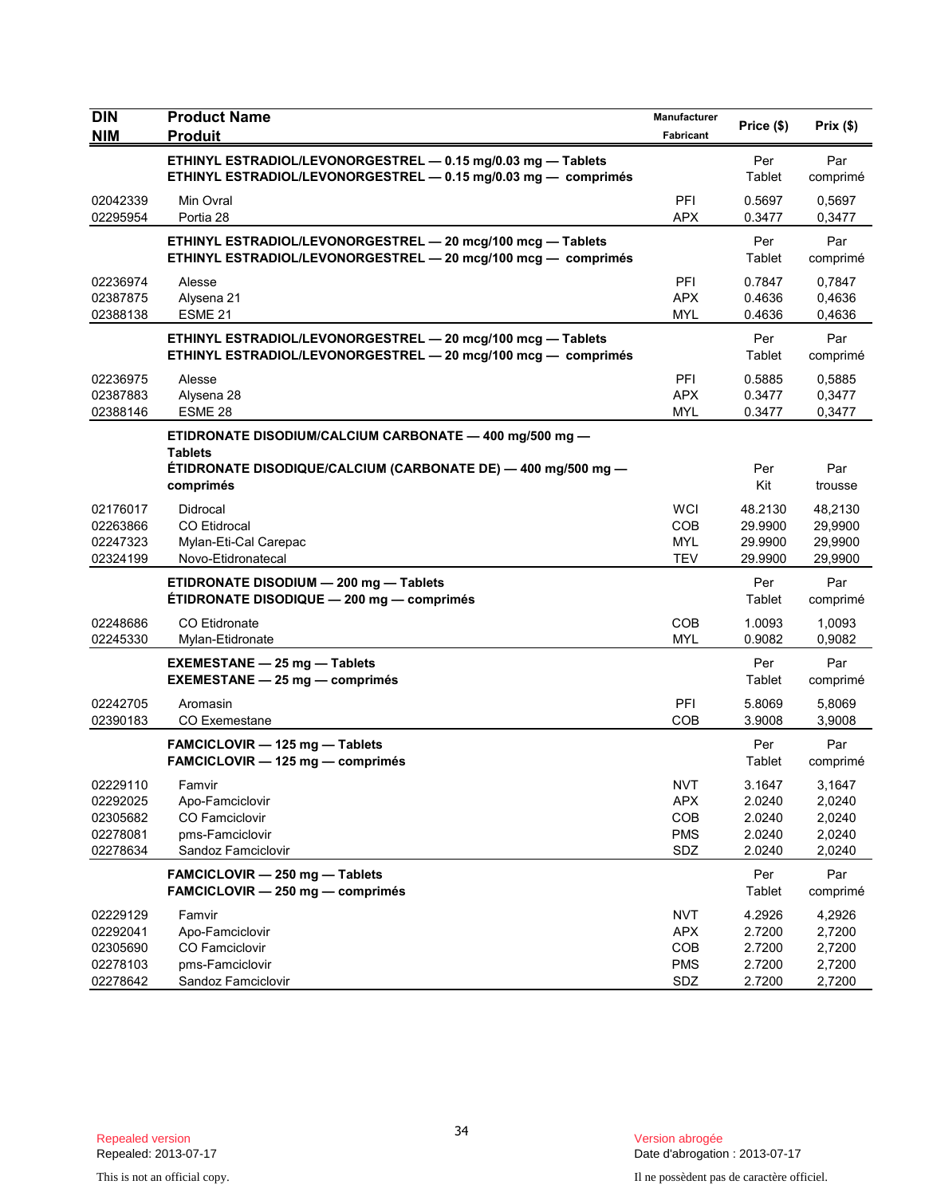| DIN<br>NIM | Product Name<br>Produit | Manufacturer<br>Fabricant | Price ($) | Prix ($) |
|---|---|---|---|---|
| | **ETHINYL ESTRADIOL/LEVONORGESTREL — 0.15 mg/0.03 mg — Tablets**<br>**ETHINYL ESTRADIOL/LEVONORGESTREL — 0.15 mg/0.03 mg — comprimés** | | Per Tablet | Par comprimé |
| 02042339 | Min Ovral | PFI | 0.5697 | 0,5697 |
| 02295954 | Portia 28 | APX | 0.3477 | 0,3477 |
| | **ETHINYL ESTRADIOL/LEVONORGESTREL — 20 mcg/100 mcg — Tablets**<br>**ETHINYL ESTRADIOL/LEVONORGESTREL — 20 mcg/100 mcg — comprimés** | | Per Tablet | Par comprimé |
| 02236974 | Alesse | PFI | 0.7847 | 0,7847 |
| 02387875 | Alysena 21 | APX | 0.4636 | 0,4636 |
| 02388138 | ESME 21 | MYL | 0.4636 | 0,4636 |
| | **ETHINYL ESTRADIOL/LEVONORGESTREL — 20 mcg/100 mcg — Tablets**<br>**ETHINYL ESTRADIOL/LEVONORGESTREL — 20 mcg/100 mcg — comprimés** | | Per Tablet | Par comprimé |
| 02236975 | Alesse | PFI | 0.5885 | 0,5885 |
| 02387883 | Alysena 28 | APX | 0.3477 | 0,3477 |
| 02388146 | ESME 28 | MYL | 0.3477 | 0,3477 |
| | **ETIDRONATE DISODIUM/CALCIUM CARBONATE — 400 mg/500 mg — Tablets**<br>**ÉTIDRONATE DISODIQUE/CALCIUM (CARBONATE DE) — 400 mg/500 mg — comprimés** | | Per Kit | Par trousse |
| 02176017 | Didrocal | WCI | 48.2130 | 48,2130 |
| 02263866 | CO Etidrocal | COB | 29.9900 | 29,9900 |
| 02247323 | Mylan-Eti-Cal Carepac | MYL | 29.9900 | 29,9900 |
| 02324199 | Novo-Etidronatecal | TEV | 29.9900 | 29,9900 |
| | **ETIDRONATE DISODIUM — 200 mg — Tablets**<br>**ÉTIDRONATE DISODIQUE — 200 mg — comprimés** | | Per Tablet | Par comprimé |
| 02248686 | CO Etidronate | COB | 1.0093 | 1,0093 |
| 02245330 | Mylan-Etidronate | MYL | 0.9082 | 0,9082 |
| | **EXEMESTANE — 25 mg — Tablets**<br>**EXEMESTANE — 25 mg — comprimés** | | Per Tablet | Par comprimé |
| 02242705 | Aromasin | PFI | 5.8069 | 5,8069 |
| 02390183 | CO Exemestane | COB | 3.9008 | 3,9008 |
| | **FAMCICLOVIR — 125 mg — Tablets**<br>**FAMCICLOVIR — 125 mg — comprimés** | | Per Tablet | Par comprimé |
| 02229110 | Famvir | NVT | 3.1647 | 3,1647 |
| 02292025 | Apo-Famciclovir | APX | 2.0240 | 2,0240 |
| 02305682 | CO Famciclovir | COB | 2.0240 | 2,0240 |
| 02278081 | pms-Famciclovir | PMS | 2.0240 | 2,0240 |
| 02278634 | Sandoz Famciclovir | SDZ | 2.0240 | 2,0240 |
| | **FAMCICLOVIR — 250 mg — Tablets**<br>**FAMCICLOVIR — 250 mg — comprimés** | | Per Tablet | Par comprimé |
| 02229129 | Famvir | NVT | 4.2926 | 4,2926 |
| 02292041 | Apo-Famciclovir | APX | 2.7200 | 2,7200 |
| 02305690 | CO Famciclovir | COB | 2.7200 | 2,7200 |
| 02278103 | pms-Famciclovir | PMS | 2.7200 | 2,7200 |
| 02278642 | Sandoz Famciclovir | SDZ | 2.7200 | 2,7200 |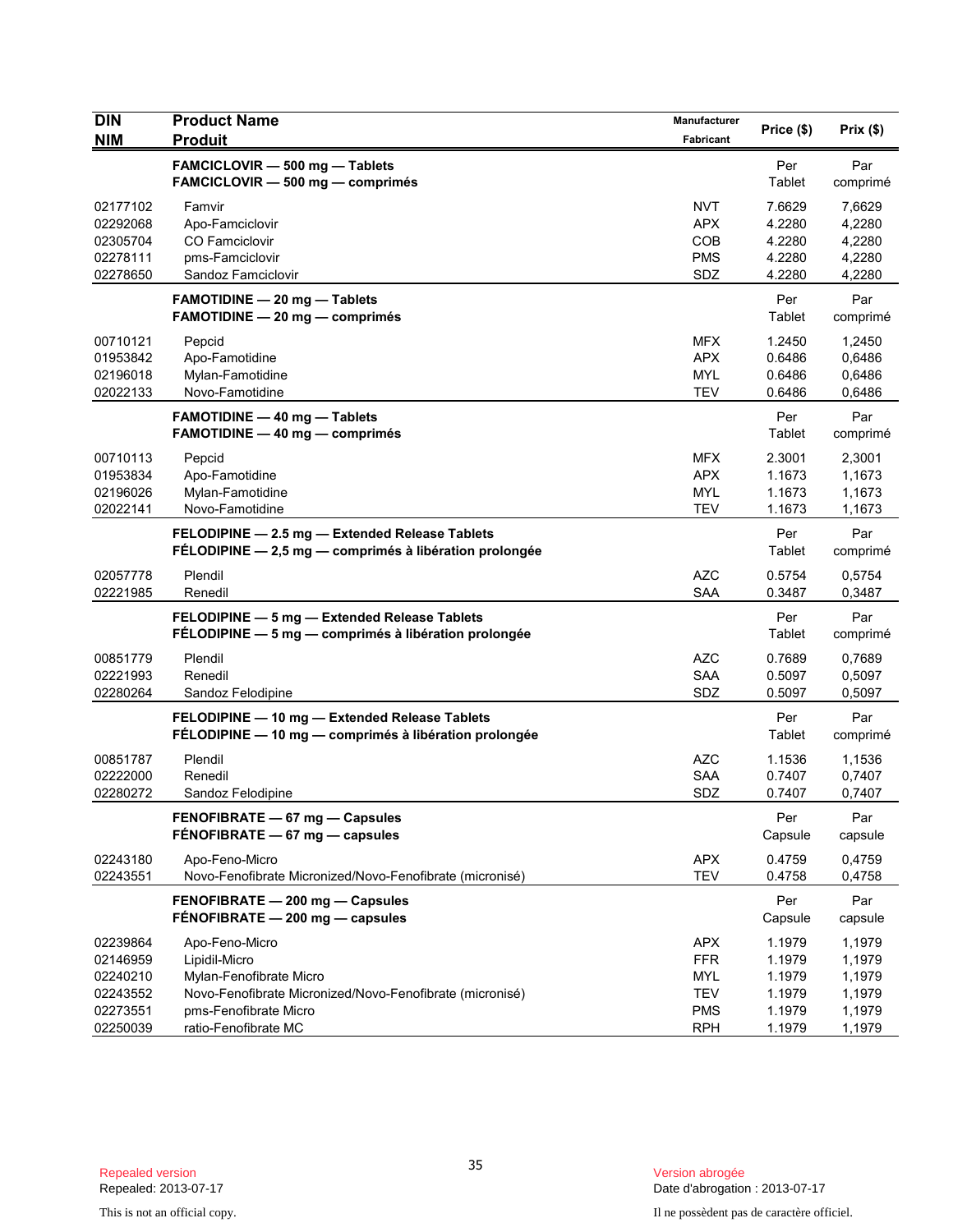| DIN<br>NIM | Product Name<br>Produit | Manufacturer<br>Fabricant | Price ($) | Prix ($) |
|---|---|---|---|---|
| | **FAMCICLOVIR — 500 mg — Tablets**<br>**FAMCICLOVIR — 500 mg — comprimés** | | Per Tablet | Par comprimé |
| 02177102 | Famvir | NVT | 7.6629 | 7,6629 |
| 02292068 | Apo-Famciclovir | APX | 4.2280 | 4,2280 |
| 02305704 | CO Famciclovir | COB | 4.2280 | 4,2280 |
| 02278111 | pms-Famciclovir | PMS | 4.2280 | 4,2280 |
| 02278650 | Sandoz Famciclovir | SDZ | 4.2280 | 4,2280 |
| | **FAMOTIDINE — 20 mg — Tablets**<br>**FAMOTIDINE — 20 mg — comprimés** | | Per Tablet | Par comprimé |
| 00710121 | Pepcid | MFX | 1.2450 | 1,2450 |
| 01953842 | Apo-Famotidine | APX | 0.6486 | 0,6486 |
| 02196018 | Mylan-Famotidine | MYL | 0.6486 | 0,6486 |
| 02022133 | Novo-Famotidine | TEV | 0.6486 | 0,6486 |
| | **FAMOTIDINE — 40 mg — Tablets**<br>**FAMOTIDINE — 40 mg — comprimés** | | Per Tablet | Par comprimé |
| 00710113 | Pepcid | MFX | 2.3001 | 2,3001 |
| 01953834 | Apo-Famotidine | APX | 1.1673 | 1,1673 |
| 02196026 | Mylan-Famotidine | MYL | 1.1673 | 1,1673 |
| 02022141 | Novo-Famotidine | TEV | 1.1673 | 1,1673 |
| | **FELODIPINE — 2.5 mg — Extended Release Tablets**<br>**FÉLODIPINE — 2,5 mg — comprimés à libération prolongée** | | Per Tablet | Par comprimé |
| 02057778 | Plendil | AZC | 0.5754 | 0,5754 |
| 02221985 | Renedil | SAA | 0.3487 | 0,3487 |
| | **FELODIPINE — 5 mg — Extended Release Tablets**<br>**FÉLODIPINE — 5 mg — comprimés à libération prolongée** | | Per Tablet | Par comprimé |
| 00851779 | Plendil | AZC | 0.7689 | 0,7689 |
| 02221993 | Renedil | SAA | 0.5097 | 0,5097 |
| 02280264 | Sandoz Felodipine | SDZ | 0.5097 | 0,5097 |
| | **FELODIPINE — 10 mg — Extended Release Tablets**<br>**FÉLODIPINE — 10 mg — comprimés à libération prolongée** | | Per Tablet | Par comprimé |
| 00851787 | Plendil | AZC | 1.1536 | 1,1536 |
| 02222000 | Renedil | SAA | 0.7407 | 0,7407 |
| 02280272 | Sandoz Felodipine | SDZ | 0.7407 | 0,7407 |
| | **FENOFIBRATE — 67 mg — Capsules**<br>**FÉNOFIBRATE — 67 mg — capsules** | | Per Capsule | Par capsule |
| 02243180 | Apo-Feno-Micro | APX | 0.4759 | 0,4759 |
| 02243551 | Novo-Fenofibrate Micronized/Novo-Fenofibrate (micronisé) | TEV | 0.4758 | 0,4758 |
| | **FENOFIBRATE — 200 mg — Capsules**<br>**FÉNOFIBRATE — 200 mg — capsules** | | Per Capsule | Par capsule |
| 02239864 | Apo-Feno-Micro | APX | 1.1979 | 1,1979 |
| 02146959 | Lipidil-Micro | FFR | 1.1979 | 1,1979 |
| 02240210 | Mylan-Fenofibrate Micro | MYL | 1.1979 | 1,1979 |
| 02243552 | Novo-Fenofibrate Micronized/Novo-Fenofibrate (micronisé) | TEV | 1.1979 | 1,1979 |
| 02273551 | pms-Fenofibrate Micro | PMS | 1.1979 | 1,1979 |
| 02250039 | ratio-Fenofibrate MC | RPH | 1.1979 | 1,1979 |

Repealed version
Repealed: 2013-07-17

Version abrogée
Date d'abrogation : 2013-07-17

This is not an official copy.

Il ne possèdent pas de caractère officiel.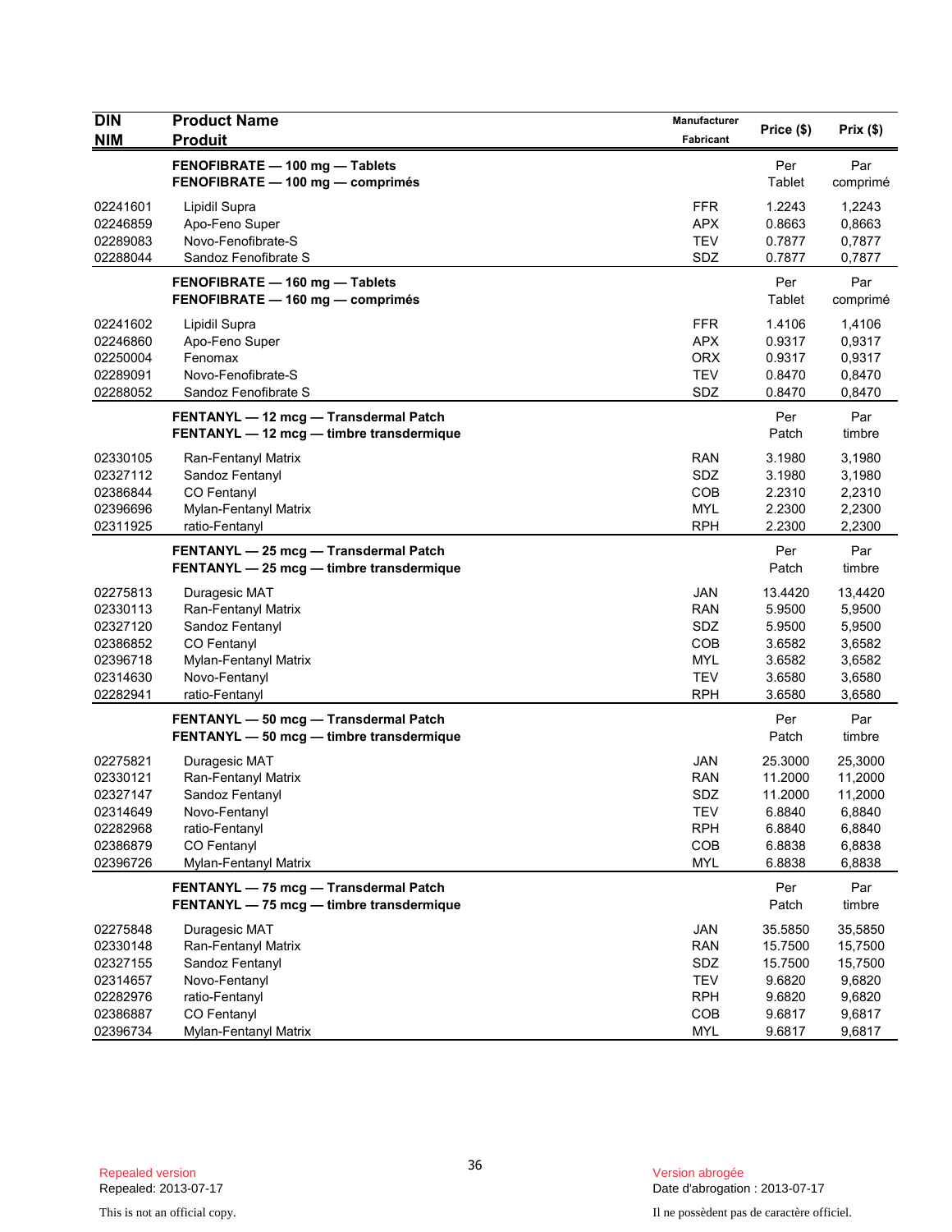| DIN<br>NIM | Product Name<br>Produit | Manufacturer<br>Fabricant | Price ($) | Prix ($) |
|---|---|---|---|---|
| | **FENOFIBRATE — 100 mg — Tablets**<br>**FENOFIBRATE — 100 mg — comprimés** | | Per<br>Tablet | Par<br>comprimé |
| 02241601 | Lipidil Supra | FFR | 1.2243 | 1,2243 |
| 02246859 | Apo-Feno Super | APX | 0.8663 | 0,8663 |
| 02289083 | Novo-Fenofibrate-S | TEV | 0.7877 | 0,7877 |
| 02288044 | Sandoz Fenofibrate S | SDZ | 0.7877 | 0,7877 |
| | **FENOFIBRATE — 160 mg — Tablets**<br>**FENOFIBRATE — 160 mg — comprimés** | | Per<br>Tablet | Par<br>comprimé |
| 02241602 | Lipidil Supra | FFR | 1.4106 | 1,4106 |
| 02246860 | Apo-Feno Super | APX | 0.9317 | 0,9317 |
| 02250004 | Fenomax | ORX | 0.9317 | 0,9317 |
| 02289091 | Novo-Fenofibrate-S | TEV | 0.8470 | 0,8470 |
| 02288052 | Sandoz Fenofibrate S | SDZ | 0.8470 | 0,8470 |
| | **FENTANYL — 12 mcg — Transdermal Patch**<br>**FENTANYL — 12 mcg — timbre transdermique** | | Per<br>Patch | Par<br>timbre |
| 02330105 | Ran-Fentanyl Matrix | RAN | 3.1980 | 3,1980 |
| 02327112 | Sandoz Fentanyl | SDZ | 3.1980 | 3,1980 |
| 02386844 | CO Fentanyl | COB | 2.2310 | 2,2310 |
| 02396696 | Mylan-Fentanyl Matrix | MYL | 2.2300 | 2,2300 |
| 02311925 | ratio-Fentanyl | RPH | 2.2300 | 2,2300 |
| | **FENTANYL — 25 mcg — Transdermal Patch**<br>**FENTANYL — 25 mcg — timbre transdermique** | | Per<br>Patch | Par<br>timbre |
| 02275813 | Duragesic MAT | JAN | 13.4420 | 13,4420 |
| 02330113 | Ran-Fentanyl Matrix | RAN | 5.9500 | 5,9500 |
| 02327120 | Sandoz Fentanyl | SDZ | 5.9500 | 5,9500 |
| 02386852 | CO Fentanyl | COB | 3.6582 | 3,6582 |
| 02396718 | Mylan-Fentanyl Matrix | MYL | 3.6582 | 3,6582 |
| 02314630 | Novo-Fentanyl | TEV | 3.6580 | 3,6580 |
| 02282941 | ratio-Fentanyl | RPH | 3.6580 | 3,6580 |
| | **FENTANYL — 50 mcg — Transdermal Patch**<br>**FENTANYL — 50 mcg — timbre transdermique** | | Per<br>Patch | Par<br>timbre |
| 02275821 | Duragesic MAT | JAN | 25.3000 | 25,3000 |
| 02330121 | Ran-Fentanyl Matrix | RAN | 11.2000 | 11,2000 |
| 02327147 | Sandoz Fentanyl | SDZ | 11.2000 | 11,2000 |
| 02314649 | Novo-Fentanyl | TEV | 6.8840 | 6,8840 |
| 02282968 | ratio-Fentanyl | RPH | 6.8840 | 6,8840 |
| 02386879 | CO Fentanyl | COB | 6.8838 | 6,8838 |
| 02396726 | Mylan-Fentanyl Matrix | MYL | 6.8838 | 6,8838 |
| | **FENTANYL — 75 mcg — Transdermal Patch**<br>**FENTANYL — 75 mcg — timbre transdermique** | | Per<br>Patch | Par<br>timbre |
| 02275848 | Duragesic MAT | JAN | 35.5850 | 35,5850 |
| 02330148 | Ran-Fentanyl Matrix | RAN | 15.7500 | 15,7500 |
| 02327155 | Sandoz Fentanyl | SDZ | 15.7500 | 15,7500 |
| 02314657 | Novo-Fentanyl | TEV | 9.6820 | 9,6820 |
| 02282976 | ratio-Fentanyl | RPH | 9.6820 | 9,6820 |
| 02386887 | CO Fentanyl | COB | 9.6817 | 9,6817 |
| 02396734 | Mylan-Fentanyl Matrix | MYL | 9.6817 | 9,6817 |

Repealed version
Repealed: 2013-07-17

Version abrogée
Date d'abrogation : 2013-07-17

This is not an official copy.

Il ne possèdent pas de caractère officiel.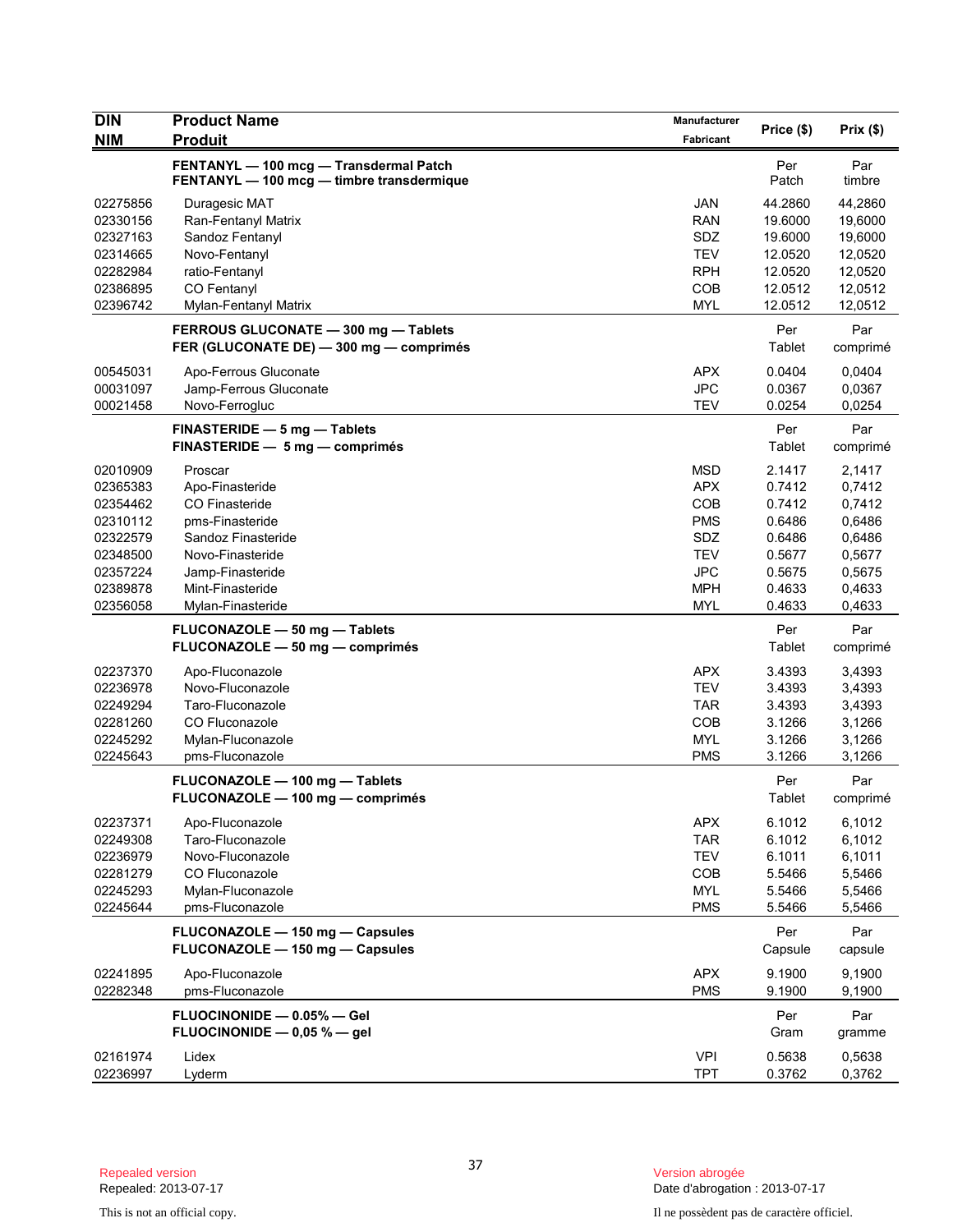| DIN<br>NIM | Product Name<br>Produit | Manufacturer<br>Fabricant | Price ($) | Prix ($) |
|---|---|---|---|---|
| | **FENTANYL — 100 mcg — Transdermal Patch**<br>**FENTANYL — 100 mcg — timbre transdermique** | | Per Patch | Par timbre |
| 02275856 | Duragesic MAT | JAN | 44.2860 | 44,2860 |
| 02330156 | Ran-Fentanyl Matrix | RAN | 19.6000 | 19,6000 |
| 02327163 | Sandoz Fentanyl | SDZ | 19.6000 | 19,6000 |
| 02314665 | Novo-Fentanyl | TEV | 12.0520 | 12,0520 |
| 02282984 | ratio-Fentanyl | RPH | 12.0520 | 12,0520 |
| 02386895 | CO Fentanyl | COB | 12.0512 | 12,0512 |
| 02396742 | Mylan-Fentanyl Matrix | MYL | 12.0512 | 12,0512 |
| | **FERROUS GLUCONATE — 300 mg — Tablets**<br>**FER (GLUCONATE DE) — 300 mg — comprimés** | | Per Tablet | Par comprimé |
| 00545031 | Apo-Ferrous Gluconate | APX | 0.0404 | 0,0404 |
| 00031097 | Jamp-Ferrous Gluconate | JPC | 0.0367 | 0,0367 |
| 00021458 | Novo-Ferrogluc | TEV | 0.0254 | 0,0254 |
| | **FINASTERIDE — 5 mg — Tablets**<br>**FINASTERIDE — 5 mg — comprimés** | | Per Tablet | Par comprimé |
| 02010909 | Proscar | MSD | 2.1417 | 2,1417 |
| 02365383 | Apo-Finasteride | APX | 0.7412 | 0,7412 |
| 02354462 | CO Finasteride | COB | 0.7412 | 0,7412 |
| 02310112 | pms-Finasteride | PMS | 0.6486 | 0,6486 |
| 02322579 | Sandoz Finasteride | SDZ | 0.6486 | 0,6486 |
| 02348500 | Novo-Finasteride | TEV | 0.5677 | 0,5677 |
| 02357224 | Jamp-Finasteride | JPC | 0.5675 | 0,5675 |
| 02389878 | Mint-Finasteride | MPH | 0.4633 | 0,4633 |
| 02356058 | Mylan-Finasteride | MYL | 0.4633 | 0,4633 |
| | **FLUCONAZOLE — 50 mg — Tablets**<br>**FLUCONAZOLE — 50 mg — comprimés** | | Per Tablet | Par comprimé |
| 02237370 | Apo-Fluconazole | APX | 3.4393 | 3,4393 |
| 02236978 | Novo-Fluconazole | TEV | 3.4393 | 3,4393 |
| 02249294 | Taro-Fluconazole | TAR | 3.4393 | 3,4393 |
| 02281260 | CO Fluconazole | COB | 3.1266 | 3,1266 |
| 02245292 | Mylan-Fluconazole | MYL | 3.1266 | 3,1266 |
| 02245643 | pms-Fluconazole | PMS | 3.1266 | 3,1266 |
| | **FLUCONAZOLE — 100 mg — Tablets**<br>**FLUCONAZOLE — 100 mg — comprimés** | | Per Tablet | Par comprimé |
| 02237371 | Apo-Fluconazole | APX | 6.1012 | 6,1012 |
| 02249308 | Taro-Fluconazole | TAR | 6.1012 | 6,1012 |
| 02236979 | Novo-Fluconazole | TEV | 6.1011 | 6,1011 |
| 02281279 | CO Fluconazole | COB | 5.5466 | 5,5466 |
| 02245293 | Mylan-Fluconazole | MYL | 5.5466 | 5,5466 |
| 02245644 | pms-Fluconazole | PMS | 5.5466 | 5,5466 |
| | **FLUCONAZOLE — 150 mg — Capsules**<br>**FLUCONAZOLE — 150 mg — Capsules** | | Per Capsule | Par capsule |
| 02241895 | Apo-Fluconazole | APX | 9.1900 | 9,1900 |
| 02282348 | pms-Fluconazole | PMS | 9.1900 | 9,1900 |
| | **FLUOCINONIDE — 0.05% — Gel**<br>**FLUOCINONIDE — 0,05 % — gel** | | Per Gram | Par gramme |
| 02161974 | Lidex | VPI | 0.5638 | 0,5638 |
| 02236997 | Lyderm | TPT | 0.3762 | 0,3762 |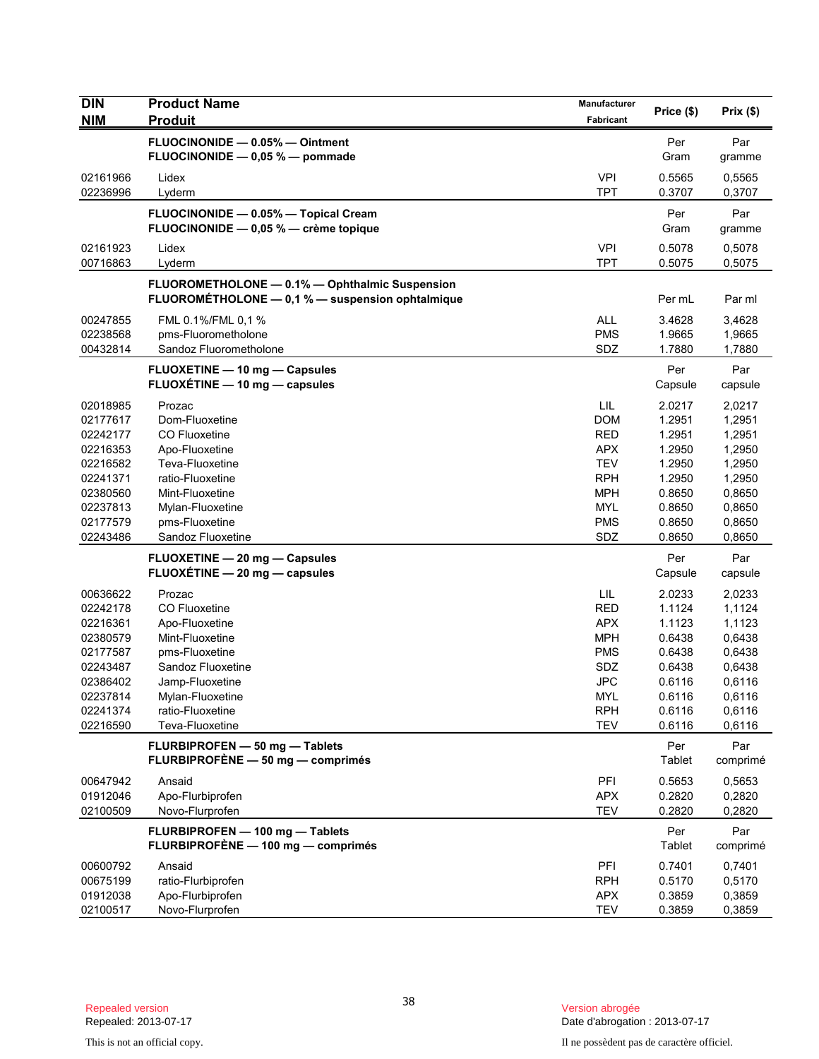| DIN<br>NIM | Product Name<br>Produit | Manufacturer<br>Fabricant | Price ($) | Prix ($) |
|---|---|---|---|---|
| | **FLUOCINONIDE — 0.05% — Ointment**<br>**FLUOCINONIDE — 0,05 % — pommade** | | Per Gram | Par gramme |
| 02161966 | Lidex | VPI | 0.5565 | 0,5565 |
| 02236996 | Lyderm | TPT | 0.3707 | 0,3707 |
| | **FLUOCINONIDE — 0.05% — Topical Cream**<br>**FLUOCINONIDE — 0,05 % — crème topique** | | Per Gram | Par gramme |
| 02161923 | Lidex | VPI | 0.5078 | 0,5078 |
| 00716863 | Lyderm | TPT | 0.5075 | 0,5075 |
| | **FLUOROMETHOLONE — 0.1% — Ophthalmic Suspension**<br>**FLUOROMÉTHOLONE — 0,1 % — suspension ophtalmique** | | Per mL | Par ml |
| 00247855 | FML 0.1%/FML 0,1 % | ALL | 3.4628 | 3,4628 |
| 02238568 | pms-Fluorometholone | PMS | 1.9665 | 1,9665 |
| 00432814 | Sandoz Fluorometholone | SDZ | 1.7880 | 1,7880 |
| | **FLUOXETINE — 10 mg — Capsules**<br>**FLUOXÉTINE — 10 mg — capsules** | | Per Capsule | Par capsule |
| 02018985 | Prozac | LIL | 2.0217 | 2,0217 |
| 02177617 | Dom-Fluoxetine | DOM | 1.2951 | 1,2951 |
| 02242177 | CO Fluoxetine | RED | 1.2951 | 1,2951 |
| 02216353 | Apo-Fluoxetine | APX | 1.2950 | 1,2950 |
| 02216582 | Teva-Fluoxetine | TEV | 1.2950 | 1,2950 |
| 02241371 | ratio-Fluoxetine | RPH | 1.2950 | 1,2950 |
| 02380560 | Mint-Fluoxetine | MPH | 0.8650 | 0,8650 |
| 02237813 | Mylan-Fluoxetine | MYL | 0.8650 | 0,8650 |
| 02177579 | pms-Fluoxetine | PMS | 0.8650 | 0,8650 |
| 02243486 | Sandoz Fluoxetine | SDZ | 0.8650 | 0,8650 |
| | **FLUOXETINE — 20 mg — Capsules**<br>**FLUOXÉTINE — 20 mg — capsules** | | Per Capsule | Par capsule |
| 00636622 | Prozac | LIL | 2.0233 | 2,0233 |
| 02242178 | CO Fluoxetine | RED | 1.1124 | 1,1124 |
| 02216361 | Apo-Fluoxetine | APX | 1.1123 | 1,1123 |
| 02380579 | Mint-Fluoxetine | MPH | 0.6438 | 0,6438 |
| 02177587 | pms-Fluoxetine | PMS | 0.6438 | 0,6438 |
| 02243487 | Sandoz Fluoxetine | SDZ | 0.6438 | 0,6438 |
| 02386402 | Jamp-Fluoxetine | JPC | 0.6116 | 0,6116 |
| 02237814 | Mylan-Fluoxetine | MYL | 0.6116 | 0,6116 |
| 02241374 | ratio-Fluoxetine | RPH | 0.6116 | 0,6116 |
| 02216590 | Teva-Fluoxetine | TEV | 0.6116 | 0,6116 |
| | **FLURBIPROFEN — 50 mg — Tablets**<br>**FLURBIPROFÈNE — 50 mg — comprimés** | | Per Tablet | Par comprimé |
| 00647942 | Ansaid | PFI | 0.5653 | 0,5653 |
| 01912046 | Apo-Flurbiprofen | APX | 0.2820 | 0,2820 |
| 02100509 | Novo-Flurprofen | TEV | 0.2820 | 0,2820 |
| | **FLURBIPROFEN — 100 mg — Tablets**<br>**FLURBIPROFÈNE — 100 mg — comprimés** | | Per Tablet | Par comprimé |
| 00600792 | Ansaid | PFI | 0.7401 | 0,7401 |
| 00675199 | ratio-Flurbiprofen | RPH | 0.5170 | 0,5170 |
| 01912038 | Apo-Flurbiprofen | APX | 0.3859 | 0,3859 |
| 02100517 | Novo-Flurprofen | TEV | 0.3859 | 0,3859 |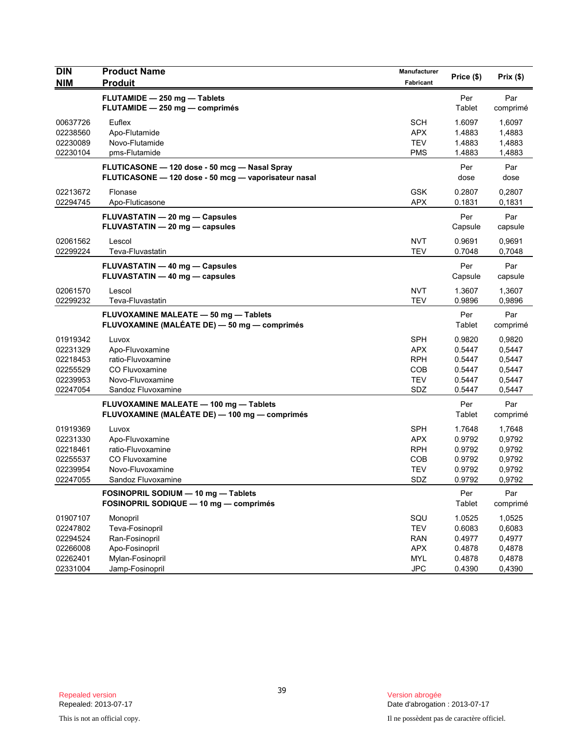| DIN<br>NIM | Product Name<br>Produit | Manufacturer<br>Fabricant | Price ($) | Prix ($) |
|---|---|---|---|---|
| | **FLUTAMIDE — 250 mg — Tablets**<br>**FLUTAMIDE — 250 mg — comprimés** | | Per<br>Tablet | Par<br>comprimé |
| 00637726 | Euflex | SCH | 1.6097 | 1,6097 |
| 02238560 | Apo-Flutamide | APX | 1.4883 | 1,4883 |
| 02230089 | Novo-Flutamide | TEV | 1.4883 | 1,4883 |
| 02230104 | pms-Flutamide | PMS | 1.4883 | 1,4883 |
| | **FLUTICASONE — 120 dose - 50 mcg — Nasal Spray**<br>**FLUTICASONE — 120 dose - 50 mcg — vaporisateur nasal** | | Per<br>dose | Par<br>dose |
| 02213672 | Flonase | GSK | 0.2807 | 0,2807 |
| 02294745 | Apo-Fluticasone | APX | 0.1831 | 0,1831 |
| | **FLUVASTATIN — 20 mg — Capsules**<br>**FLUVASTATIN — 20 mg — capsules** | | Per<br>Capsule | Par<br>capsule |
| 02061562 | Lescol | NVT | 0.9691 | 0,9691 |
| 02299224 | Teva-Fluvastatin | TEV | 0.7048 | 0,7048 |
| | **FLUVASTATIN — 40 mg — Capsules**<br>**FLUVASTATIN — 40 mg — capsules** | | Per<br>Capsule | Par<br>capsule |
| 02061570 | Lescol | NVT | 1.3607 | 1,3607 |
| 02299232 | Teva-Fluvastatin | TEV | 0.9896 | 0,9896 |
| | **FLUVOXAMINE MALEATE — 50 mg — Tablets**<br>**FLUVOXAMINE (MALÉATE DE) — 50 mg — comprimés** | | Per<br>Tablet | Par<br>comprimé |
| 01919342 | Luvox | SPH | 0.9820 | 0,9820 |
| 02231329 | Apo-Fluvoxamine | APX | 0.5447 | 0,5447 |
| 02218453 | ratio-Fluvoxamine | RPH | 0.5447 | 0,5447 |
| 02255529 | CO Fluvoxamine | COB | 0.5447 | 0,5447 |
| 02239953 | Novo-Fluvoxamine | TEV | 0.5447 | 0,5447 |
| 02247054 | Sandoz Fluvoxamine | SDZ | 0.5447 | 0,5447 |
| | **FLUVOXAMINE MALEATE — 100 mg — Tablets**<br>**FLUVOXAMINE (MALÉATE DE) — 100 mg — comprimés** | | Per<br>Tablet | Par<br>comprimé |
| 01919369 | Luvox | SPH | 1.7648 | 1,7648 |
| 02231330 | Apo-Fluvoxamine | APX | 0.9792 | 0,9792 |
| 02218461 | ratio-Fluvoxamine | RPH | 0.9792 | 0,9792 |
| 02255537 | CO Fluvoxamine | COB | 0.9792 | 0,9792 |
| 02239954 | Novo-Fluvoxamine | TEV | 0.9792 | 0,9792 |
| 02247055 | Sandoz Fluvoxamine | SDZ | 0.9792 | 0,9792 |
| | **FOSINOPRIL SODIUM — 10 mg — Tablets**<br>**FOSINOPRIL SODIQUE — 10 mg — comprimés** | | Per<br>Tablet | Par<br>comprimé |
| 01907107 | Monopril | SQU | 1.0525 | 1,0525 |
| 02247802 | Teva-Fosinopril | TEV | 0.6083 | 0,6083 |
| 02294524 | Ran-Fosinopril | RAN | 0.4977 | 0,4977 |
| 02266008 | Apo-Fosinopril | APX | 0.4878 | 0,4878 |
| 02262401 | Mylan-Fosinopril | MYL | 0.4878 | 0,4878 |
| 02331004 | Jamp-Fosinopril | JPC | 0.4390 | 0,4390 |

Repealed version
Repealed: 2013-07-17

Version abrogée
Date d'abrogation : 2013-07-17

This is not an official copy.

Il ne possèdent pas de caractère officiel.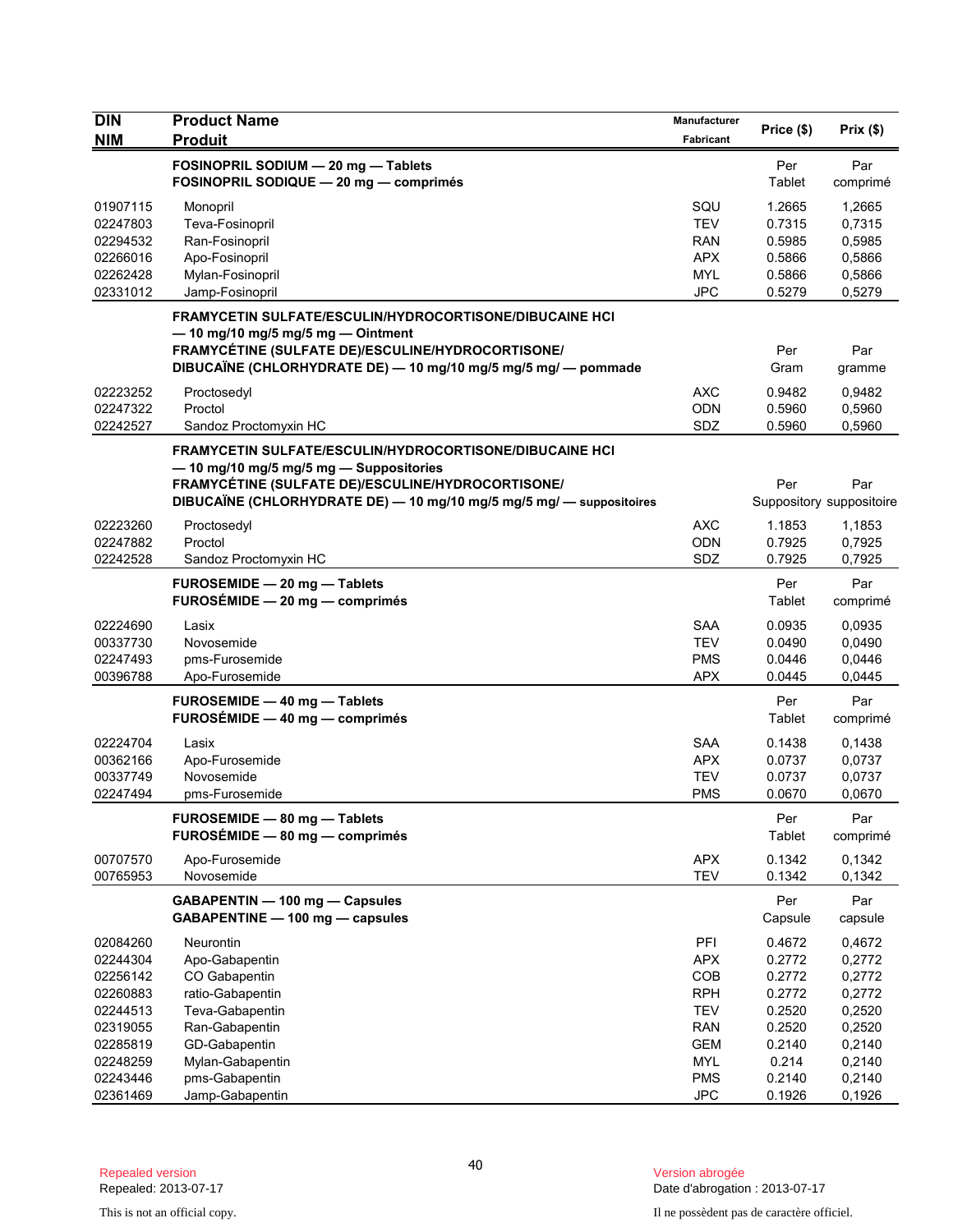| DIN<br>NIM | Product Name<br>Produit | Manufacturer<br>Fabricant | Price ($) | Prix ($) |
|---|---|---|---|---|
| | **FOSINOPRIL SODIUM — 20 mg — Tablets**<br>**FOSINOPRIL SODIQUE — 20 mg — comprimés** | | Per<br>Tablet | Par<br>comprimé |
| 01907115 | Monopril | SQU | 1.2665 | 1,2665 |
| 02247803 | Teva-Fosinopril | TEV | 0.7315 | 0,7315 |
| 02294532 | Ran-Fosinopril | RAN | 0.5985 | 0,5985 |
| 02266016 | Apo-Fosinopril | APX | 0.5866 | 0,5866 |
| 02262428 | Mylan-Fosinopril | MYL | 0.5866 | 0,5866 |
| 02331012 | Jamp-Fosinopril | JPC | 0.5279 | 0,5279 |
| | **FRAMYCETIN SULFATE/ESCULIN/HYDROCORTISONE/DIBUCAINE HCl — 10 mg/10 mg/5 mg/5 mg — Ointment**<br>**FRAMYCÉTINE (SULFATE DE)/ESCULINE/HYDROCORTISONE/ DIBUCAÏNE (CHLORHYDRATE DE) — 10 mg/10 mg/5 mg/5 mg/ — pommade** | | Per<br>Gram | Par<br>gramme |
| 02223252 | Proctosedyl | AXC | 0.9482 | 0,9482 |
| 02247322 | Proctol | ODN | 0.5960 | 0,5960 |
| 02242527 | Sandoz Proctomyxin HC | SDZ | 0.5960 | 0,5960 |
| | **FRAMYCETIN SULFATE/ESCULIN/HYDROCORTISONE/DIBUCAINE HCl — 10 mg/10 mg/5 mg/5 mg — Suppositories**<br>**FRAMYCÉTINE (SULFATE DE)/ESCULINE/HYDROCORTISONE/ DIBUCAÏNE (CHLORHYDRATE DE) — 10 mg/10 mg/5 mg/5 mg/ — suppositoires** | | Per<br>Suppository | Par<br>suppositoire |
| 02223260 | Proctosedyl | AXC | 1.1853 | 1,1853 |
| 02247882 | Proctol | ODN | 0.7925 | 0,7925 |
| 02242528 | Sandoz Proctomyxin HC | SDZ | 0.7925 | 0,7925 |
| | **FUROSEMIDE — 20 mg — Tablets**<br>**FUROSÉMIDE — 20 mg — comprimés** | | Per<br>Tablet | Par<br>comprimé |
| 02224690 | Lasix | SAA | 0.0935 | 0,0935 |
| 00337730 | Novosemide | TEV | 0.0490 | 0,0490 |
| 02247493 | pms-Furosemide | PMS | 0.0446 | 0,0446 |
| 00396788 | Apo-Furosemide | APX | 0.0445 | 0,0445 |
| | **FUROSEMIDE — 40 mg — Tablets**<br>**FUROSÉMIDE — 40 mg — comprimés** | | Per<br>Tablet | Par<br>comprimé |
| 02224704 | Lasix | SAA | 0.1438 | 0,1438 |
| 00362166 | Apo-Furosemide | APX | 0.0737 | 0,0737 |
| 00337749 | Novosemide | TEV | 0.0737 | 0,0737 |
| 02247494 | pms-Furosemide | PMS | 0.0670 | 0,0670 |
| | **FUROSEMIDE — 80 mg — Tablets**<br>**FUROSÉMIDE — 80 mg — comprimés** | | Per<br>Tablet | Par<br>comprimé |
| 00707570 | Apo-Furosemide | APX | 0.1342 | 0,1342 |
| 00765953 | Novosemide | TEV | 0.1342 | 0,1342 |
| | **GABAPENTIN — 100 mg — Capsules**<br>**GABAPENTINE — 100 mg — capsules** | | Per<br>Capsule | Par<br>capsule |
| 02084260 | Neurontin | PFI | 0.4672 | 0,4672 |
| 02244304 | Apo-Gabapentin | APX | 0.2772 | 0,2772 |
| 02256142 | CO Gabapentin | COB | 0.2772 | 0,2772 |
| 02260883 | ratio-Gabapentin | RPH | 0.2772 | 0,2772 |
| 02244513 | Teva-Gabapentin | TEV | 0.2520 | 0,2520 |
| 02319055 | Ran-Gabapentin | RAN | 0.2520 | 0,2520 |
| 02285819 | GD-Gabapentin | GEM | 0.2140 | 0,2140 |
| 02248259 | Mylan-Gabapentin | MYL | 0.214 | 0,2140 |
| 02243446 | pms-Gabapentin | PMS | 0.2140 | 0,2140 |
| 02361469 | Jamp-Gabapentin | JPC | 0.1926 | 0,1926 |

Repealed version
Repealed: 2013-07-17

This is not an official copy.

Version abrogée
Date d'abrogation : 2013-07-17

Il ne possèdent pas de caractère officiel.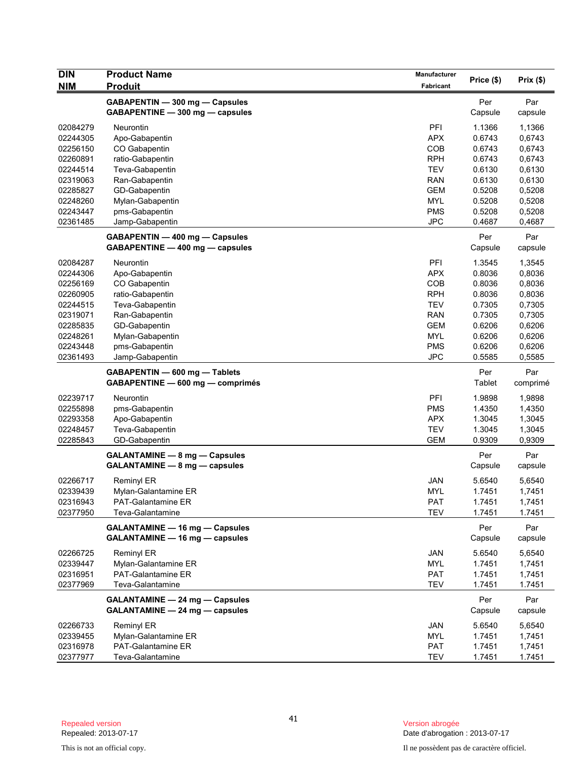| DIN<br>NIM | Product Name<br>Produit | Manufacturer<br>Fabricant | Price ($) | Prix ($) |
|---|---|---|---|---|
| | **GABAPENTIN — 300 mg — Capsules**<br>**GABAPENTINE — 300 mg — capsules** | | Per Capsule | Par capsule |
| 02084279 | Neurontin | PFI | 1.1366 | 1,1366 |
| 02244305 | Apo-Gabapentin | APX | 0.6743 | 0,6743 |
| 02256150 | CO Gabapentin | COB | 0.6743 | 0,6743 |
| 02260891 | ratio-Gabapentin | RPH | 0.6743 | 0,6743 |
| 02244514 | Teva-Gabapentin | TEV | 0.6130 | 0,6130 |
| 02319063 | Ran-Gabapentin | RAN | 0.6130 | 0,6130 |
| 02285827 | GD-Gabapentin | GEM | 0.5208 | 0,5208 |
| 02248260 | Mylan-Gabapentin | MYL | 0.5208 | 0,5208 |
| 02243447 | pms-Gabapentin | PMS | 0.5208 | 0,5208 |
| 02361485 | Jamp-Gabapentin | JPC | 0.4687 | 0,4687 |
| | **GABAPENTIN — 400 mg — Capsules**<br>**GABAPENTINE — 400 mg — capsules** | | Per Capsule | Par capsule |
| 02084287 | Neurontin | PFI | 1.3545 | 1,3545 |
| 02244306 | Apo-Gabapentin | APX | 0.8036 | 0,8036 |
| 02256169 | CO Gabapentin | COB | 0.8036 | 0,8036 |
| 02260905 | ratio-Gabapentin | RPH | 0.8036 | 0,8036 |
| 02244515 | Teva-Gabapentin | TEV | 0.7305 | 0,7305 |
| 02319071 | Ran-Gabapentin | RAN | 0.7305 | 0,7305 |
| 02285835 | GD-Gabapentin | GEM | 0.6206 | 0,6206 |
| 02248261 | Mylan-Gabapentin | MYL | 0.6206 | 0,6206 |
| 02243448 | pms-Gabapentin | PMS | 0.6206 | 0,6206 |
| 02361493 | Jamp-Gabapentin | JPC | 0.5585 | 0,5585 |
| | **GABAPENTIN — 600 mg — Tablets**<br>**GABAPENTINE — 600 mg — comprimés** | | Per Tablet | Par comprimé |
| 02239717 | Neurontin | PFI | 1.9898 | 1,9898 |
| 02255898 | pms-Gabapentin | PMS | 1.4350 | 1,4350 |
| 02293358 | Apo-Gabapentin | APX | 1.3045 | 1,3045 |
| 02248457 | Teva-Gabapentin | TEV | 1.3045 | 1,3045 |
| 02285843 | GD-Gabapentin | GEM | 0.9309 | 0,9309 |
| | **GALANTAMINE — 8 mg — Capsules**<br>**GALANTAMINE — 8 mg — capsules** | | Per Capsule | Par capsule |
| 02266717 | Reminyl ER | JAN | 5.6540 | 5,6540 |
| 02339439 | Mylan-Galantamine ER | MYL | 1.7451 | 1,7451 |
| 02316943 | PAT-Galantamine ER | PAT | 1.7451 | 1,7451 |
| 02377950 | Teva-Galantamine | TEV | 1.7451 | 1.7451 |
| | **GALANTAMINE — 16 mg — Capsules**<br>**GALANTAMINE — 16 mg — capsules** | | Per Capsule | Par capsule |
| 02266725 | Reminyl ER | JAN | 5.6540 | 5,6540 |
| 02339447 | Mylan-Galantamine ER | MYL | 1.7451 | 1,7451 |
| 02316951 | PAT-Galantamine ER | PAT | 1.7451 | 1,7451 |
| 02377969 | Teva-Galantamine | TEV | 1.7451 | 1.7451 |
| | **GALANTAMINE — 24 mg — Capsules**<br>**GALANTAMINE — 24 mg — capsules** | | Per Capsule | Par capsule |
| 02266733 | Reminyl ER | JAN | 5.6540 | 5,6540 |
| 02339455 | Mylan-Galantamine ER | MYL | 1.7451 | 1,7451 |
| 02316978 | PAT-Galantamine ER | PAT | 1.7451 | 1,7451 |
| 02377977 | Teva-Galantamine | TEV | 1.7451 | 1.7451 |

Repealed version
Repealed: 2013-07-17

Version abrogée
Date d'abrogation : 2013-07-17

This is not an official copy.

Il ne possèdent pas de caractère officiel.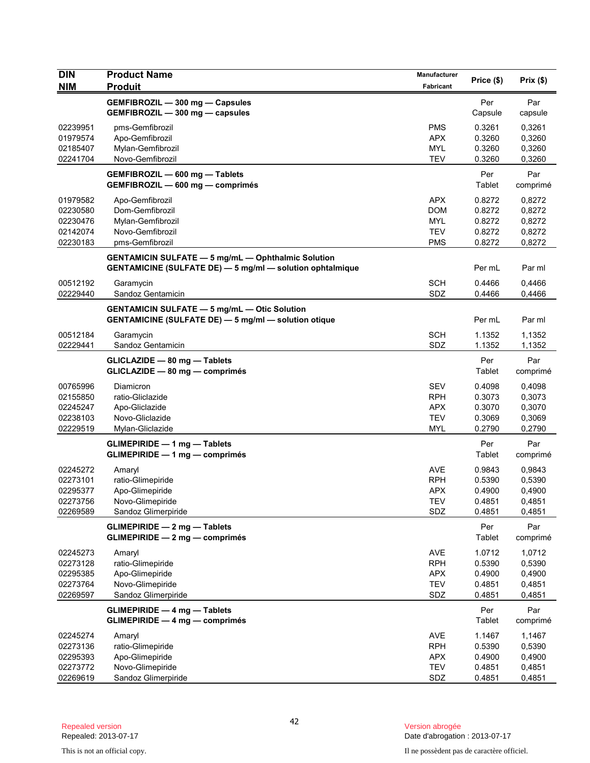| DIN<br>NIM | Product Name<br>Produit | Manufacturer<br>Fabricant | Price ($) | Prix ($) |
|---|---|---|---|---|
| | **GEMFIBROZIL — 300 mg — Capsules**<br>**GEMFIBROZIL — 300 mg — capsules** | | Per Capsule | Par capsule |
| 02239951 | pms-Gemfibrozil | PMS | 0.3261 | 0,3261 |
| 01979574 | Apo-Gemfibrozil | APX | 0.3260 | 0,3260 |
| 02185407 | Mylan-Gemfibrozil | MYL | 0.3260 | 0,3260 |
| 02241704 | Novo-Gemfibrozil | TEV | 0.3260 | 0,3260 |
| | **GEMFIBROZIL — 600 mg — Tablets**<br>**GEMFIBROZIL — 600 mg — comprimés** | | Per Tablet | Par comprimé |
| 01979582 | Apo-Gemfibrozil | APX | 0.8272 | 0,8272 |
| 02230580 | Dom-Gemfibrozil | DOM | 0.8272 | 0,8272 |
| 02230476 | Mylan-Gemfibrozil | MYL | 0.8272 | 0,8272 |
| 02142074 | Novo-Gemfibrozil | TEV | 0.8272 | 0,8272 |
| 02230183 | pms-Gemfibrozil | PMS | 0.8272 | 0,8272 |
| | **GENTAMICIN SULFATE — 5 mg/mL — Ophthalmic Solution**<br>**GENTAMICINE (SULFATE DE) — 5 mg/ml — solution ophtalmique** | | Per mL | Par ml |
| 00512192 | Garamycin | SCH | 0.4466 | 0,4466 |
| 02229440 | Sandoz Gentamicin | SDZ | 0.4466 | 0,4466 |
| | **GENTAMICIN SULFATE — 5 mg/mL — Otic Solution**<br>**GENTAMICINE (SULFATE DE) — 5 mg/ml — solution otique** | | Per mL | Par ml |
| 00512184 | Garamycin | SCH | 1.1352 | 1,1352 |
| 02229441 | Sandoz Gentamicin | SDZ | 1.1352 | 1,1352 |
| | **GLICLAZIDE — 80 mg — Tablets**<br>**GLICLAZIDE — 80 mg — comprimés** | | Per Tablet | Par comprimé |
| 00765996 | Diamicron | SEV | 0.4098 | 0,4098 |
| 02155850 | ratio-Gliclazide | RPH | 0.3073 | 0,3073 |
| 02245247 | Apo-Gliclazide | APX | 0.3070 | 0,3070 |
| 02238103 | Novo-Gliclazide | TEV | 0.3069 | 0,3069 |
| 02229519 | Mylan-Gliclazide | MYL | 0.2790 | 0,2790 |
| | **GLIMEPIRIDE — 1 mg — Tablets**<br>**GLIMEPIRIDE — 1 mg — comprimés** | | Per Tablet | Par comprimé |
| 02245272 | Amaryl | AVE | 0.9843 | 0,9843 |
| 02273101 | ratio-Glimepiride | RPH | 0.5390 | 0,5390 |
| 02295377 | Apo-Glimepiride | APX | 0.4900 | 0,4900 |
| 02273756 | Novo-Glimepiride | TEV | 0.4851 | 0,4851 |
| 02269589 | Sandoz Glimerpiride | SDZ | 0.4851 | 0,4851 |
| | **GLIMEPIRIDE — 2 mg — Tablets**<br>**GLIMEPIRIDE — 2 mg — comprimés** | | Per Tablet | Par comprimé |
| 02245273 | Amaryl | AVE | 1.0712 | 1,0712 |
| 02273128 | ratio-Glimepiride | RPH | 0.5390 | 0,5390 |
| 02295385 | Apo-Glimepiride | APX | 0.4900 | 0,4900 |
| 02273764 | Novo-Glimepiride | TEV | 0.4851 | 0,4851 |
| 02269597 | Sandoz Glimerpiride | SDZ | 0.4851 | 0,4851 |
| | **GLIMEPIRIDE — 4 mg — Tablets**<br>**GLIMEPIRIDE — 4 mg — comprimés** | | Per Tablet | Par comprimé |
| 02245274 | Amaryl | AVE | 1.1467 | 1,1467 |
| 02273136 | ratio-Glimepiride | RPH | 0.5390 | 0,5390 |
| 02295393 | Apo-Glimepiride | APX | 0.4900 | 0,4900 |
| 02273772 | Novo-Glimepiride | TEV | 0.4851 | 0,4851 |
| 02269619 | Sandoz Glimerpiride | SDZ | 0.4851 | 0,4851 |

Repealed version
Repealed: 2013-07-17

This is not an official copy.

Version abrogée
Date d'abrogation : 2013-07-17

Il ne possèdent pas de caractère officiel.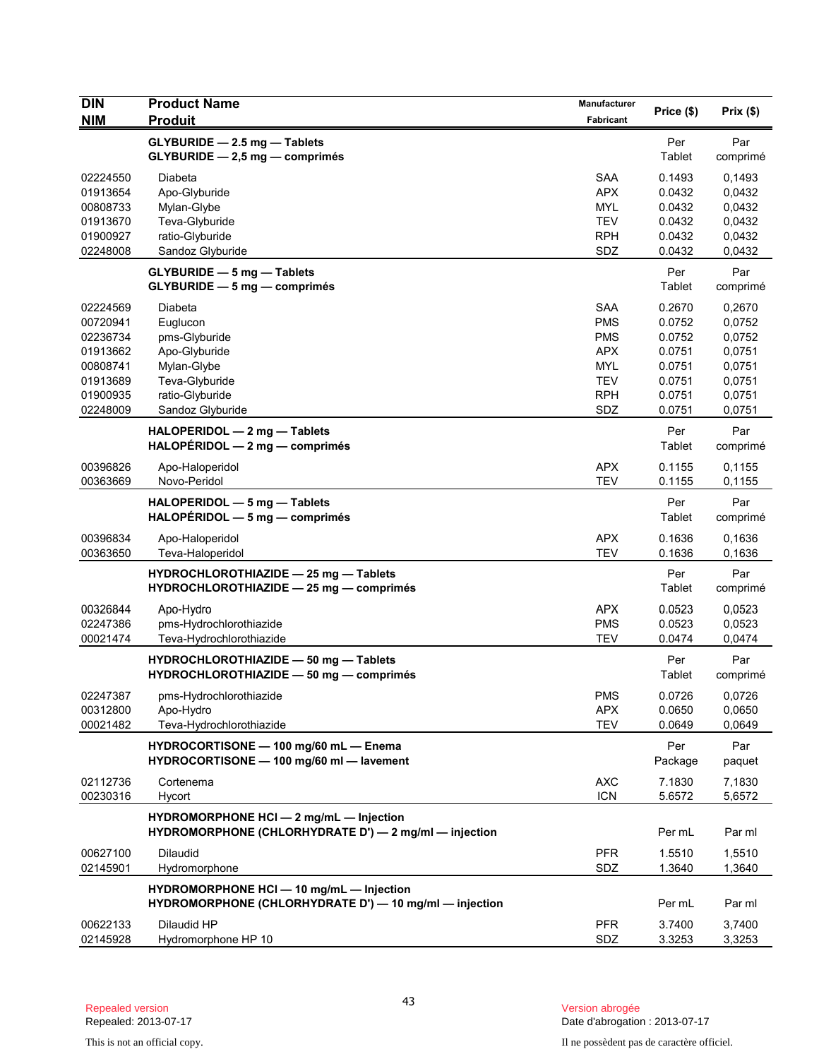| DIN<br>NIM | Product Name<br>Produit | Manufacturer<br>Fabricant | Price ($) | Prix ($) |
|---|---|---|---|---|
| | **GLYBURIDE — 2.5 mg — Tablets**<br>**GLYBURIDE — 2,5 mg — comprimés** | | Per Tablet | Par comprimé |
| 02224550 | Diabeta | SAA | 0.1493 | 0,1493 |
| 01913654 | Apo-Glyburide | APX | 0.0432 | 0,0432 |
| 00808733 | Mylan-Glybe | MYL | 0.0432 | 0,0432 |
| 01913670 | Teva-Glyburide | TEV | 0.0432 | 0,0432 |
| 01900927 | ratio-Glyburide | RPH | 0.0432 | 0,0432 |
| 02248008 | Sandoz Glyburide | SDZ | 0.0432 | 0,0432 |
| | **GLYBURIDE — 5 mg — Tablets**<br>**GLYBURIDE — 5 mg — comprimés** | | Per Tablet | Par comprimé |
| 02224569 | Diabeta | SAA | 0.2670 | 0,2670 |
| 00720941 | Euglucon | PMS | 0.0752 | 0,0752 |
| 02236734 | pms-Glyburide | PMS | 0.0752 | 0,0752 |
| 01913662 | Apo-Glyburide | APX | 0.0751 | 0,0751 |
| 00808741 | Mylan-Glybe | MYL | 0.0751 | 0,0751 |
| 01913689 | Teva-Glyburide | TEV | 0.0751 | 0,0751 |
| 01900935 | ratio-Glyburide | RPH | 0.0751 | 0,0751 |
| 02248009 | Sandoz Glyburide | SDZ | 0.0751 | 0,0751 |
| | **HALOPERIDOL — 2 mg — Tablets**<br>**HALOPÉRIDOL — 2 mg — comprimés** | | Per Tablet | Par comprimé |
| 00396826 | Apo-Haloperidol | APX | 0.1155 | 0,1155 |
| 00363669 | Novo-Peridol | TEV | 0.1155 | 0,1155 |
| | **HALOPERIDOL — 5 mg — Tablets**<br>**HALOPÉRIDOL — 5 mg — comprimés** | | Per Tablet | Par comprimé |
| 00396834 | Apo-Haloperidol | APX | 0.1636 | 0,1636 |
| 00363650 | Teva-Haloperidol | TEV | 0.1636 | 0,1636 |
| | **HYDROCHLOROTHIAZIDE — 25 mg — Tablets**<br>**HYDROCHLOROTHIAZIDE — 25 mg — comprimés** | | Per Tablet | Par comprimé |
| 00326844 | Apo-Hydro | APX | 0.0523 | 0,0523 |
| 02247386 | pms-Hydrochlorothiazide | PMS | 0.0523 | 0,0523 |
| 00021474 | Teva-Hydrochlorothiazide | TEV | 0.0474 | 0,0474 |
| | **HYDROCHLOROTHIAZIDE — 50 mg — Tablets**<br>**HYDROCHLOROTHIAZIDE — 50 mg — comprimés** | | Per Tablet | Par comprimé |
| 02247387 | pms-Hydrochlorothiazide | PMS | 0.0726 | 0,0726 |
| 00312800 | Apo-Hydro | APX | 0.0650 | 0,0650 |
| 00021482 | Teva-Hydrochlorothiazide | TEV | 0.0649 | 0,0649 |
| | **HYDROCORTISONE — 100 mg/60 mL — Enema**<br>**HYDROCORTISONE — 100 mg/60 ml — lavement** | | Per Package | Par paquet |
| 02112736 | Cortenema | AXC | 7.1830 | 7,1830 |
| 00230316 | Hycort | ICN | 5.6572 | 5,6572 |
| | **HYDROMORPHONE HCl — 2 mg/mL — Injection**<br>**HYDROMORPHONE (CHLORHYDRATE D') — 2 mg/ml — injection** | | Per mL | Par ml |
| 00627100 | Dilaudid | PFR | 1.5510 | 1,5510 |
| 02145901 | Hydromorphone | SDZ | 1.3640 | 1,3640 |
| | **HYDROMORPHONE HCl — 10 mg/mL — Injection**<br>**HYDROMORPHONE (CHLORHYDRATE D') — 10 mg/ml — injection** | | Per mL | Par ml |
| 00622133 | Dilaudid HP | PFR | 3.7400 | 3,7400 |
| 02145928 | Hydromorphone HP 10 | SDZ | 3.3253 | 3,3253 |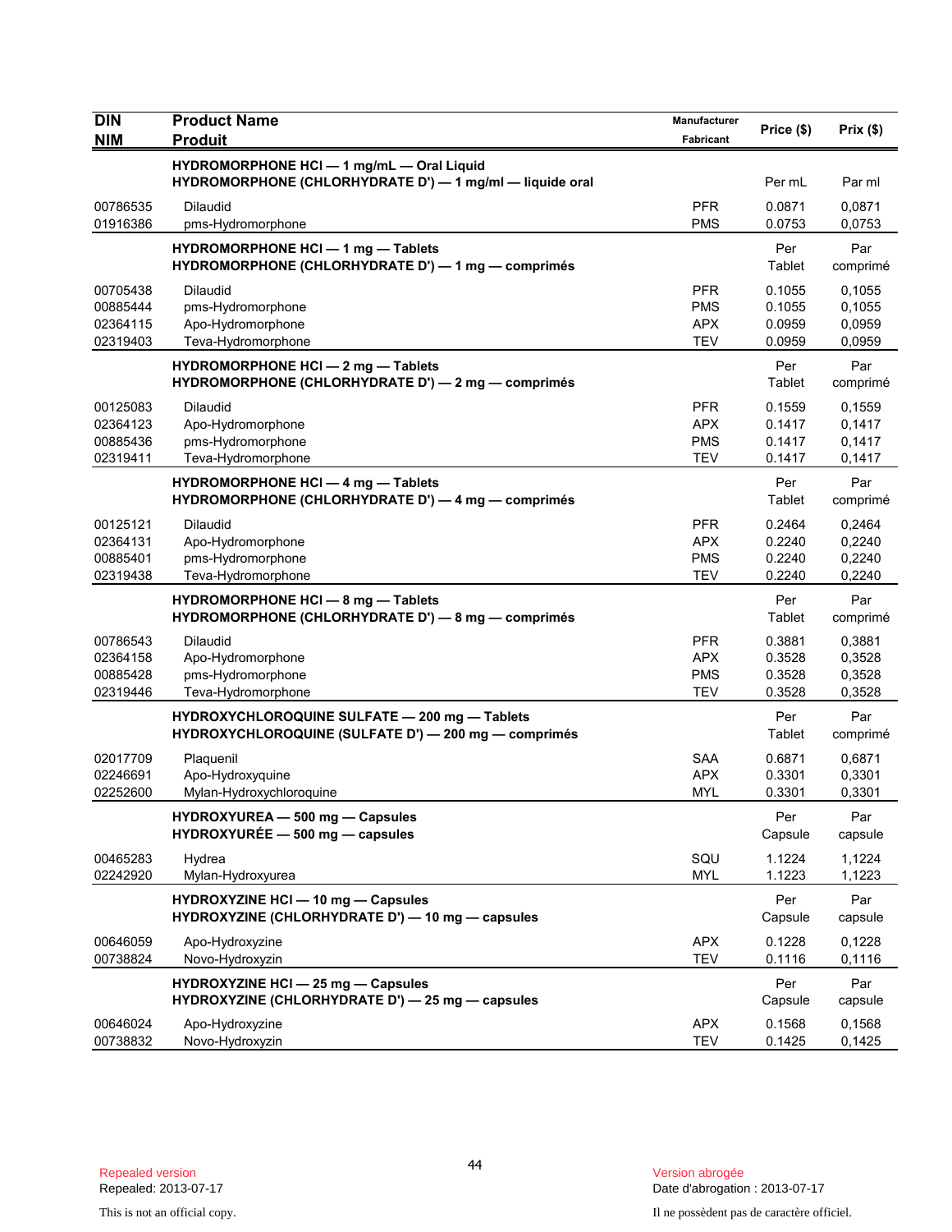| DIN<br>NIM | Product Name<br>Produit | Manufacturer<br>Fabricant | Price ($) | Prix ($) |
|---|---|---|---|---|
| | **HYDROMORPHONE HCl — 1 mg/mL — Oral Liquid**<br>**HYDROMORPHONE (CHLORHYDRATE D') — 1 mg/ml — liquide oral** | | Per mL | Par ml |
| 00786535 | Dilaudid | PFR | 0.0871 | 0,0871 |
| 01916386 | pms-Hydromorphone | PMS | 0.0753 | 0,0753 |
| | **HYDROMORPHONE HCl — 1 mg — Tablets**<br>**HYDROMORPHONE (CHLORHYDRATE D') — 1 mg — comprimés** | | Per Tablet | Par comprimé |
| 00705438 | Dilaudid | PFR | 0.1055 | 0,1055 |
| 00885444 | pms-Hydromorphone | PMS | 0.1055 | 0,1055 |
| 02364115 | Apo-Hydromorphone | APX | 0.0959 | 0,0959 |
| 02319403 | Teva-Hydromorphone | TEV | 0.0959 | 0,0959 |
| | **HYDROMORPHONE HCl — 2 mg — Tablets**<br>**HYDROMORPHONE (CHLORHYDRATE D') — 2 mg — comprimés** | | Per Tablet | Par comprimé |
| 00125083 | Dilaudid | PFR | 0.1559 | 0,1559 |
| 02364123 | Apo-Hydromorphone | APX | 0.1417 | 0,1417 |
| 00885436 | pms-Hydromorphone | PMS | 0.1417 | 0,1417 |
| 02319411 | Teva-Hydromorphone | TEV | 0.1417 | 0,1417 |
| | **HYDROMORPHONE HCl — 4 mg — Tablets**<br>**HYDROMORPHONE (CHLORHYDRATE D') — 4 mg — comprimés** | | Per Tablet | Par comprimé |
| 00125121 | Dilaudid | PFR | 0.2464 | 0,2464 |
| 02364131 | Apo-Hydromorphone | APX | 0.2240 | 0,2240 |
| 00885401 | pms-Hydromorphone | PMS | 0.2240 | 0,2240 |
| 02319438 | Teva-Hydromorphone | TEV | 0.2240 | 0,2240 |
| | **HYDROMORPHONE HCl — 8 mg — Tablets**<br>**HYDROMORPHONE (CHLORHYDRATE D') — 8 mg — comprimés** | | Per Tablet | Par comprimé |
| 00786543 | Dilaudid | PFR | 0.3881 | 0,3881 |
| 02364158 | Apo-Hydromorphone | APX | 0.3528 | 0,3528 |
| 00885428 | pms-Hydromorphone | PMS | 0.3528 | 0,3528 |
| 02319446 | Teva-Hydromorphone | TEV | 0.3528 | 0,3528 |
| | **HYDROXYCHLOROQUINE SULFATE — 200 mg — Tablets**<br>**HYDROXYCHLOROQUINE (SULFATE D') — 200 mg — comprimés** | | Per Tablet | Par comprimé |
| 02017709 | Plaquenil | SAA | 0.6871 | 0,6871 |
| 02246691 | Apo-Hydroxyquine | APX | 0.3301 | 0,3301 |
| 02252600 | Mylan-Hydroxychloroquine | MYL | 0.3301 | 0,3301 |
| | **HYDROXYUREA — 500 mg — Capsules**<br>**HYDROXYURÉE — 500 mg — capsules** | | Per Capsule | Par capsule |
| 00465283 | Hydrea | SQU | 1.1224 | 1,1224 |
| 02242920 | Mylan-Hydroxyurea | MYL | 1.1223 | 1,1223 |
| | **HYDROXYZINE HCl — 10 mg — Capsules**<br>**HYDROXYZINE (CHLORHYDRATE D') — 10 mg — capsules** | | Per Capsule | Par capsule |
| 00646059 | Apo-Hydroxyzine | APX | 0.1228 | 0,1228 |
| 00738824 | Novo-Hydroxyzin | TEV | 0.1116 | 0,1116 |
| | **HYDROXYZINE HCl — 25 mg — Capsules**<br>**HYDROXYZINE (CHLORHYDRATE D') — 25 mg — capsules** | | Per Capsule | Par capsule |
| 00646024 | Apo-Hydroxyzine | APX | 0.1568 | 0,1568 |
| 00738832 | Novo-Hydroxyzin | TEV | 0.1425 | 0,1425 |

Repealed version
Repealed: 2013-07-17

Version abrogée
Date d'abrogation : 2013-07-17

This is not an official copy.

Il ne possèdent pas de caractère officiel.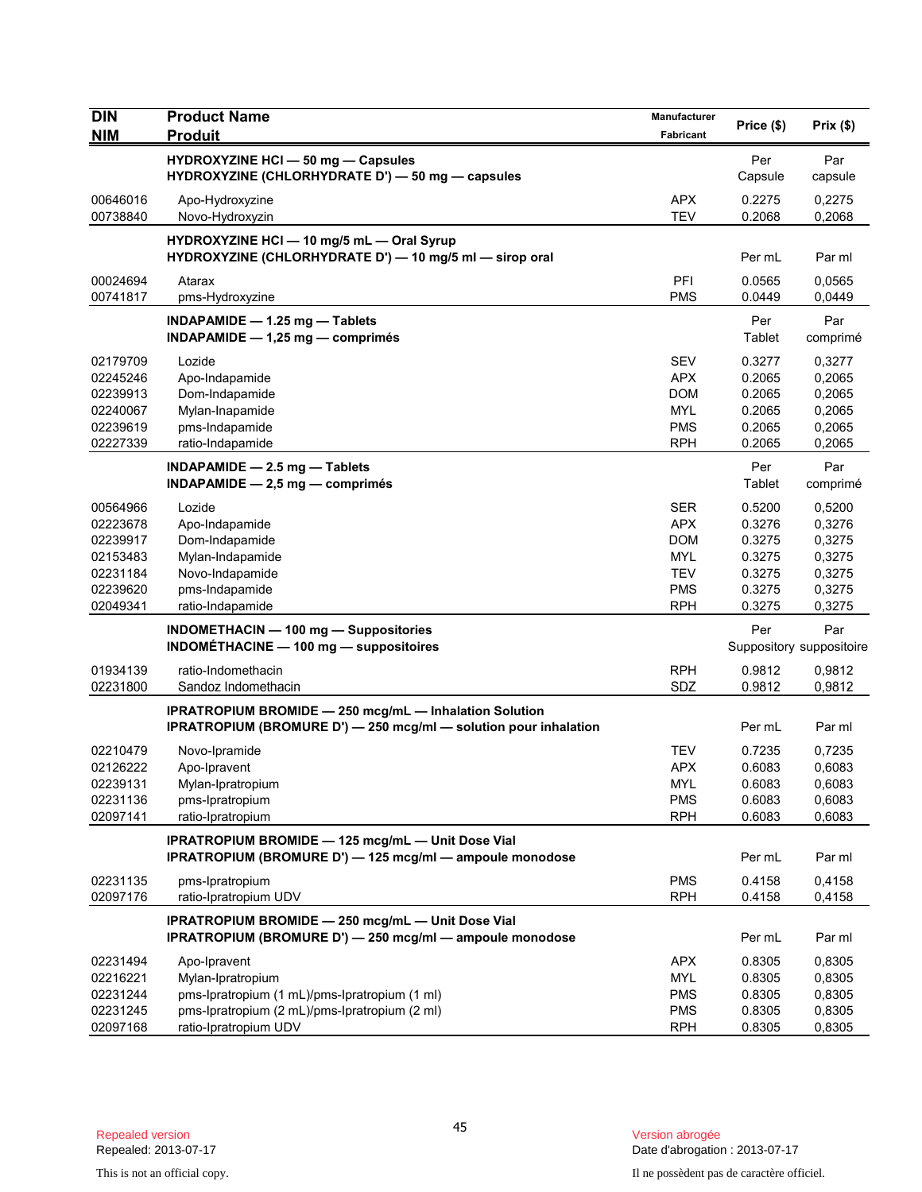| DIN<br>NIM | Product Name<br>Produit | Manufacturer<br>Fabricant | Price ($) | Prix ($) |
|---|---|---|---|---|
| | **HYDROXYZINE HCl — 50 mg — Capsules**<br>**HYDROXYZINE (CHLORHYDRATE D') — 50 mg — capsules** | | Per Capsule | Par capsule |
| 00646016 | Apo-Hydroxyzine | APX | 0.2275 | 0,2275 |
| 00738840 | Novo-Hydroxyzin | TEV | 0.2068 | 0,2068 |
| | **HYDROXYZINE HCl — 10 mg/5 mL — Oral Syrup**<br>**HYDROXYZINE (CHLORHYDRATE D') — 10 mg/5 ml — sirop oral** | | Per mL | Par ml |
| 00024694 | Atarax | PFI | 0.0565 | 0,0565 |
| 00741817 | pms-Hydroxyzine | PMS | 0.0449 | 0,0449 |
| | **INDAPAMIDE — 1.25 mg — Tablets**<br>**INDAPAMIDE — 1,25 mg — comprimés** | | Per Tablet | Par comprimé |
| 02179709 | Lozide | SEV | 0.3277 | 0,3277 |
| 02245246 | Apo-Indapamide | APX | 0.2065 | 0,2065 |
| 02239913 | Dom-Indapamide | DOM | 0.2065 | 0,2065 |
| 02240067 | Mylan-Inapamide | MYL | 0.2065 | 0,2065 |
| 02239619 | pms-Indapamide | PMS | 0.2065 | 0,2065 |
| 02227339 | ratio-Indapamide | RPH | 0.2065 | 0,2065 |
| | **INDAPAMIDE — 2.5 mg — Tablets**<br>**INDAPAMIDE — 2,5 mg — comprimés** | | Per Tablet | Par comprimé |
| 00564966 | Lozide | SER | 0.5200 | 0,5200 |
| 02223678 | Apo-Indapamide | APX | 0.3276 | 0,3276 |
| 02239917 | Dom-Indapamide | DOM | 0.3275 | 0,3275 |
| 02153483 | Mylan-Indapamide | MYL | 0.3275 | 0,3275 |
| 02231184 | Novo-Indapamide | TEV | 0.3275 | 0,3275 |
| 02239620 | pms-Indapamide | PMS | 0.3275 | 0,3275 |
| 02049341 | ratio-Indapamide | RPH | 0.3275 | 0,3275 |
| | **INDOMETHACIN — 100 mg — Suppositories**<br>**INDOMÉTHACINE — 100 mg — suppositoires** | | Per Suppository | Par suppositoire |
| 01934139 | ratio-Indomethacin | RPH | 0.9812 | 0,9812 |
| 02231800 | Sandoz Indomethacin | SDZ | 0.9812 | 0,9812 |
| | **IPRATROPIUM BROMIDE — 250 mcg/mL — Inhalation Solution**<br>**IPRATROPIUM (BROMURE D') — 250 mcg/ml — solution pour inhalation** | | Per mL | Par ml |
| 02210479 | Novo-Ipramide | TEV | 0.7235 | 0,7235 |
| 02126222 | Apo-Ipravent | APX | 0.6083 | 0,6083 |
| 02239131 | Mylan-Ipratropium | MYL | 0.6083 | 0,6083 |
| 02231136 | pms-Ipratropium | PMS | 0.6083 | 0,6083 |
| 02097141 | ratio-Ipratropium | RPH | 0.6083 | 0,6083 |
| | **IPRATROPIUM BROMIDE — 125 mcg/mL — Unit Dose Vial**<br>**IPRATROPIUM (BROMURE D') — 125 mcg/ml — ampoule monodose** | | Per mL | Par ml |
| 02231135 | pms-Ipratropium | PMS | 0.4158 | 0,4158 |
| 02097176 | ratio-Ipratropium UDV | RPH | 0.4158 | 0,4158 |
| | **IPRATROPIUM BROMIDE — 250 mcg/mL — Unit Dose Vial**<br>**IPRATROPIUM (BROMURE D') — 250 mcg/ml — ampoule monodose** | | Per mL | Par ml |
| 02231494 | Apo-Ipravent | APX | 0.8305 | 0,8305 |
| 02216221 | Mylan-Ipratropium | MYL | 0.8305 | 0,8305 |
| 02231244 | pms-Ipratropium (1 mL)/pms-Ipratropium (1 ml) | PMS | 0.8305 | 0,8305 |
| 02231245 | pms-Ipratropium (2 mL)/pms-Ipratropium (2 ml) | PMS | 0.8305 | 0,8305 |
| 02097168 | ratio-Ipratropium UDV | RPH | 0.8305 | 0,8305 |

Repealed version
Repealed: 2013-07-17

Version abrogée
Date d'abrogation : 2013-07-17

This is not an official copy.

Il ne possèdent pas de caractère officiel.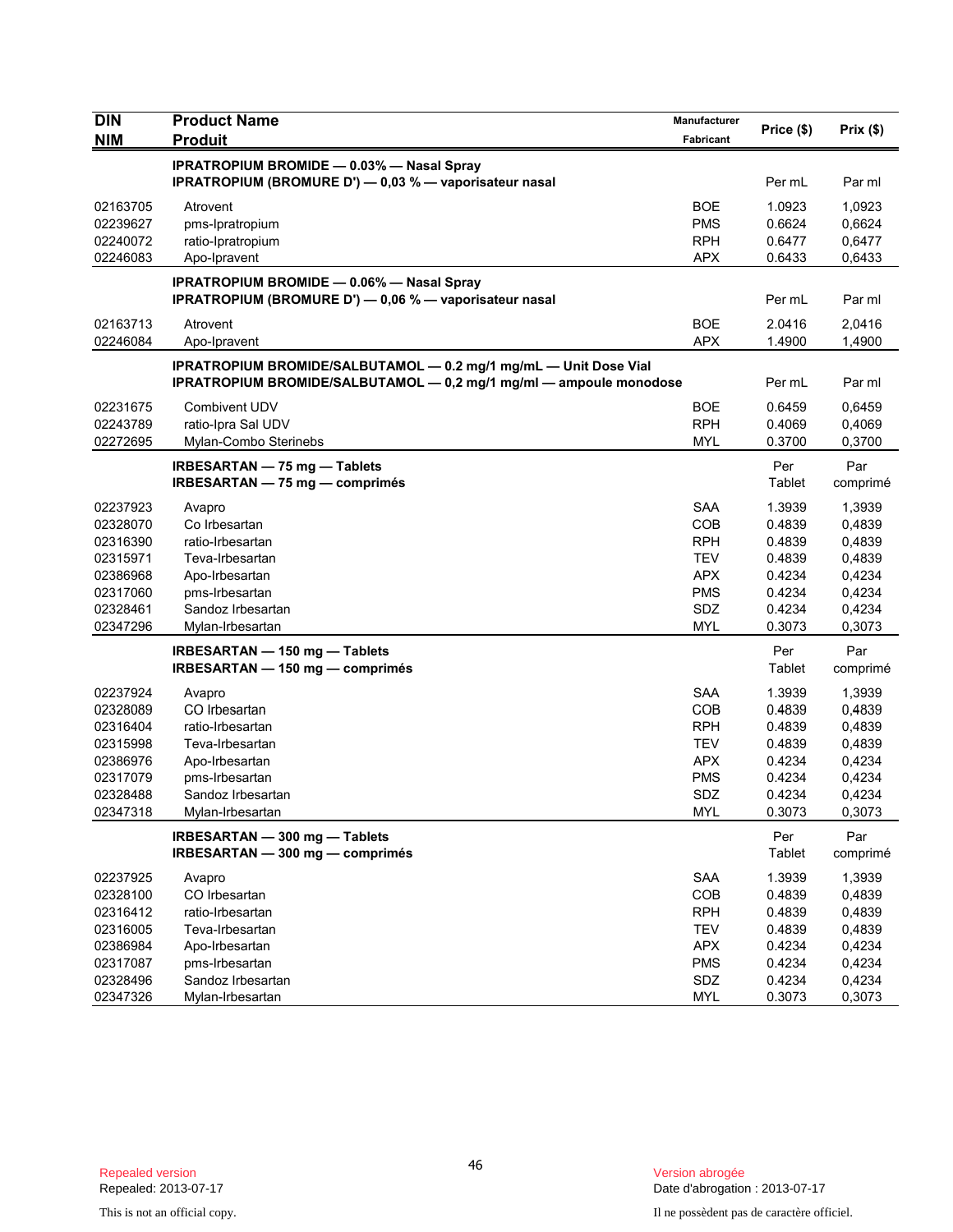| DIN<br>NIM | Product Name<br>Produit | Manufacturer<br>Fabricant | Price ($) | Prix ($) |
|---|---|---|---|---|
| | **IPRATROPIUM BROMIDE — 0.03% — Nasal Spray**<br>**IPRATROPIUM (BROMURE D') — 0,03 % — vaporisateur nasal** | | Per mL | Par ml |
| 02163705 | Atrovent | BOE | 1.0923 | 1,0923 |
| 02239627 | pms-Ipratropium | PMS | 0.6624 | 0,6624 |
| 02240072 | ratio-Ipratropium | RPH | 0.6477 | 0,6477 |
| 02246083 | Apo-Ipravent | APX | 0.6433 | 0,6433 |
| | **IPRATROPIUM BROMIDE — 0.06% — Nasal Spray**<br>**IPRATROPIUM (BROMURE D') — 0,06 % — vaporisateur nasal** | | Per mL | Par ml |
| 02163713 | Atrovent | BOE | 2.0416 | 2,0416 |
| 02246084 | Apo-Ipravent | APX | 1.4900 | 1,4900 |
| | **IPRATROPIUM BROMIDE/SALBUTAMOL — 0.2 mg/1 mg/mL — Unit Dose Vial**<br>**IPRATROPIUM BROMIDE/SALBUTAMOL — 0,2 mg/1 mg/ml — ampoule monodose** | | Per mL | Par ml |
| 02231675 | Combivent UDV | BOE | 0.6459 | 0,6459 |
| 02243789 | ratio-Ipra Sal UDV | RPH | 0.4069 | 0,4069 |
| 02272695 | Mylan-Combo Sterinebs | MYL | 0.3700 | 0,3700 |
| | **IRBESARTAN — 75 mg — Tablets**<br>**IRBESARTAN — 75 mg — comprimés** | | Per Tablet | Par comprimé |
| 02237923 | Avapro | SAA | 1.3939 | 1,3939 |
| 02328070 | Co Irbesartan | COB | 0.4839 | 0,4839 |
| 02316390 | ratio-Irbesartan | RPH | 0.4839 | 0,4839 |
| 02315971 | Teva-Irbesartan | TEV | 0.4839 | 0,4839 |
| 02386968 | Apo-Irbesartan | APX | 0.4234 | 0,4234 |
| 02317060 | pms-Irbesartan | PMS | 0.4234 | 0,4234 |
| 02328461 | Sandoz Irbesartan | SDZ | 0.4234 | 0,4234 |
| 02347296 | Mylan-Irbesartan | MYL | 0.3073 | 0,3073 |
| | **IRBESARTAN — 150 mg — Tablets**<br>**IRBESARTAN — 150 mg — comprimés** | | Per Tablet | Par comprimé |
| 02237924 | Avapro | SAA | 1.3939 | 1,3939 |
| 02328089 | CO Irbesartan | COB | 0.4839 | 0,4839 |
| 02316404 | ratio-Irbesartan | RPH | 0.4839 | 0,4839 |
| 02315998 | Teva-Irbesartan | TEV | 0.4839 | 0,4839 |
| 02386976 | Apo-Irbesartan | APX | 0.4234 | 0,4234 |
| 02317079 | pms-Irbesartan | PMS | 0.4234 | 0,4234 |
| 02328488 | Sandoz Irbesartan | SDZ | 0.4234 | 0,4234 |
| 02347318 | Mylan-Irbesartan | MYL | 0.3073 | 0,3073 |
| | **IRBESARTAN — 300 mg — Tablets**<br>**IRBESARTAN — 300 mg — comprimés** | | Per Tablet | Par comprimé |
| 02237925 | Avapro | SAA | 1.3939 | 1,3939 |
| 02328100 | CO Irbesartan | COB | 0.4839 | 0,4839 |
| 02316412 | ratio-Irbesartan | RPH | 0.4839 | 0,4839 |
| 02316005 | Teva-Irbesartan | TEV | 0.4839 | 0,4839 |
| 02386984 | Apo-Irbesartan | APX | 0.4234 | 0,4234 |
| 02317087 | pms-Irbesartan | PMS | 0.4234 | 0,4234 |
| 02328496 | Sandoz Irbesartan | SDZ | 0.4234 | 0,4234 |
| 02347326 | Mylan-Irbesartan | MYL | 0.3073 | 0,3073 |

Repealed version
Repealed: 2013-07-17

Version abrogée
Date d'abrogation : 2013-07-17

This is not an official copy.

Il ne possèdent pas de caractère officiel.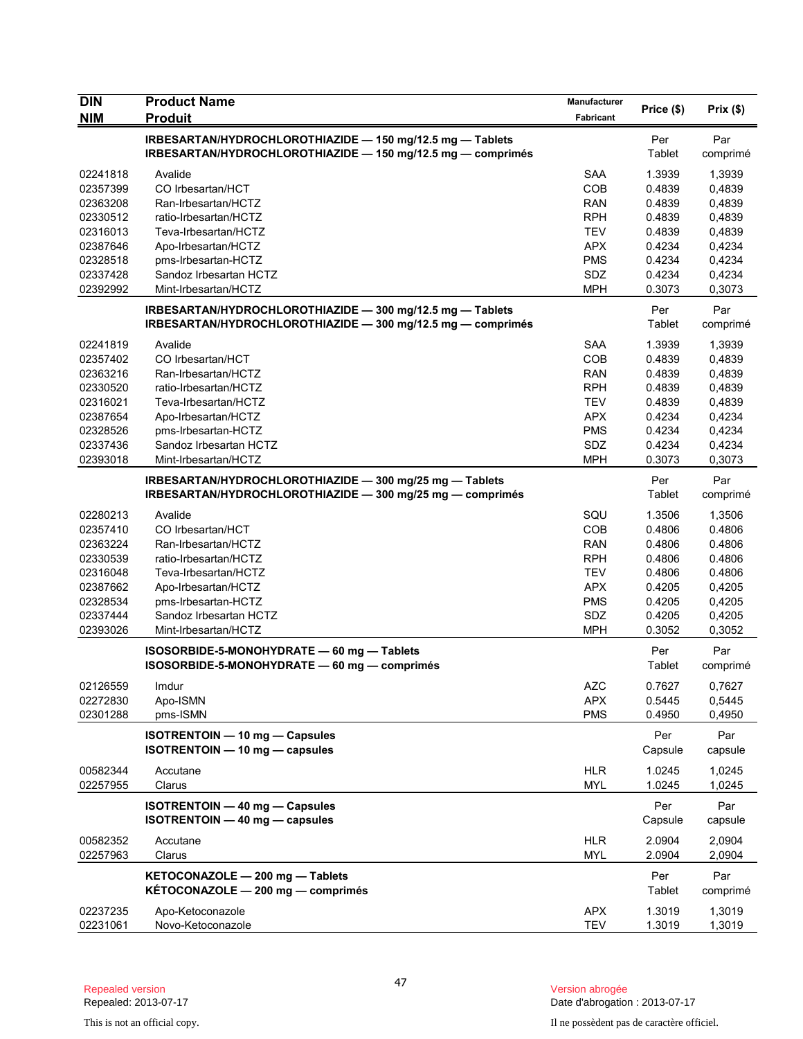| DIN<br>NIM | Product Name<br>Produit | Manufacturer<br>Fabricant | Price ($) | Prix ($) |
|---|---|---|---|---|
| | **IRBESARTAN/HYDROCHLOROTHIAZIDE — 150 mg/12.5 mg — Tablets**<br>**IRBESARTAN/HYDROCHLOROTHIAZIDE — 150 mg/12.5 mg — comprimés** | | Per Tablet | Par comprimé |
| 02241818 | Avalide | SAA | 1.3939 | 1,3939 |
| 02357399 | CO Irbesartan/HCT | COB | 0.4839 | 0,4839 |
| 02363208 | Ran-Irbesartan/HCTZ | RAN | 0.4839 | 0,4839 |
| 02330512 | ratio-Irbesartan/HCTZ | RPH | 0.4839 | 0,4839 |
| 02316013 | Teva-Irbesartan/HCTZ | TEV | 0.4839 | 0,4839 |
| 02387646 | Apo-Irbesartan/HCTZ | APX | 0.4234 | 0,4234 |
| 02328518 | pms-Irbesartan-HCTZ | PMS | 0.4234 | 0,4234 |
| 02337428 | Sandoz Irbesartan HCTZ | SDZ | 0.4234 | 0,4234 |
| 02392992 | Mint-Irbesartan/HCTZ | MPH | 0.3073 | 0,3073 |
| | **IRBESARTAN/HYDROCHLOROTHIAZIDE — 300 mg/12.5 mg — Tablets**<br>**IRBESARTAN/HYDROCHLOROTHIAZIDE — 300 mg/12.5 mg — comprimés** | | Per Tablet | Par comprimé |
| 02241819 | Avalide | SAA | 1.3939 | 1,3939 |
| 02357402 | CO Irbesartan/HCT | COB | 0.4839 | 0,4839 |
| 02363216 | Ran-Irbesartan/HCTZ | RAN | 0.4839 | 0,4839 |
| 02330520 | ratio-Irbesartan/HCTZ | RPH | 0.4839 | 0,4839 |
| 02316021 | Teva-Irbesartan/HCTZ | TEV | 0.4839 | 0,4839 |
| 02387654 | Apo-Irbesartan/HCTZ | APX | 0.4234 | 0,4234 |
| 02328526 | pms-Irbesartan-HCTZ | PMS | 0.4234 | 0,4234 |
| 02337436 | Sandoz Irbesartan HCTZ | SDZ | 0.4234 | 0,4234 |
| 02393018 | Mint-Irbesartan/HCTZ | MPH | 0.3073 | 0,3073 |
| | **IRBESARTAN/HYDROCHLOROTHIAZIDE — 300 mg/25 mg — Tablets**<br>**IRBESARTAN/HYDROCHLOROTHIAZIDE — 300 mg/25 mg — comprimés** | | Per Tablet | Par comprimé |
| 02280213 | Avalide | SQU | 1.3506 | 1,3506 |
| 02357410 | CO Irbesartan/HCT | COB | 0.4806 | 0.4806 |
| 02363224 | Ran-Irbesartan/HCTZ | RAN | 0.4806 | 0.4806 |
| 02330539 | ratio-Irbesartan/HCTZ | RPH | 0.4806 | 0.4806 |
| 02316048 | Teva-Irbesartan/HCTZ | TEV | 0.4806 | 0.4806 |
| 02387662 | Apo-Irbesartan/HCTZ | APX | 0.4205 | 0,4205 |
| 02328534 | pms-Irbesartan-HCTZ | PMS | 0.4205 | 0,4205 |
| 02337444 | Sandoz Irbesartan HCTZ | SDZ | 0.4205 | 0,4205 |
| 02393026 | Mint-Irbesartan/HCTZ | MPH | 0.3052 | 0,3052 |
| | **ISOSORBIDE-5-MONOHYDRATE — 60 mg — Tablets**<br>**ISOSORBIDE-5-MONOHYDRATE — 60 mg — comprimés** | | Per Tablet | Par comprimé |
| 02126559 | Imdur | AZC | 0.7627 | 0,7627 |
| 02272830 | Apo-ISMN | APX | 0.5445 | 0,5445 |
| 02301288 | pms-ISMN | PMS | 0.4950 | 0,4950 |
| | **ISOTRENTOIN — 10 mg — Capsules**<br>**ISOTRENTOIN — 10 mg — capsules** | | Per Capsule | Par capsule |
| 00582344 | Accutane | HLR | 1.0245 | 1,0245 |
| 02257955 | Clarus | MYL | 1.0245 | 1,0245 |
| | **ISOTRENTOIN — 40 mg — Capsules**<br>**ISOTRENTOIN — 40 mg — capsules** | | Per Capsule | Par capsule |
| 00582352 | Accutane | HLR | 2.0904 | 2,0904 |
| 02257963 | Clarus | MYL | 2.0904 | 2,0904 |
| | **KETOCONAZOLE — 200 mg — Tablets**<br>**KÉTOCONAZOLE — 200 mg — comprimés** | | Per Tablet | Par comprimé |
| 02237235 | Apo-Ketoconazole | APX | 1.3019 | 1,3019 |
| 02231061 | Novo-Ketoconazole | TEV | 1.3019 | 1,3019 |

Repealed version
Repealed: 2013-07-17

This is not an official copy.

Version abrogée
Date d'abrogation : 2013-07-17

Il ne possèdent pas de caractère officiel.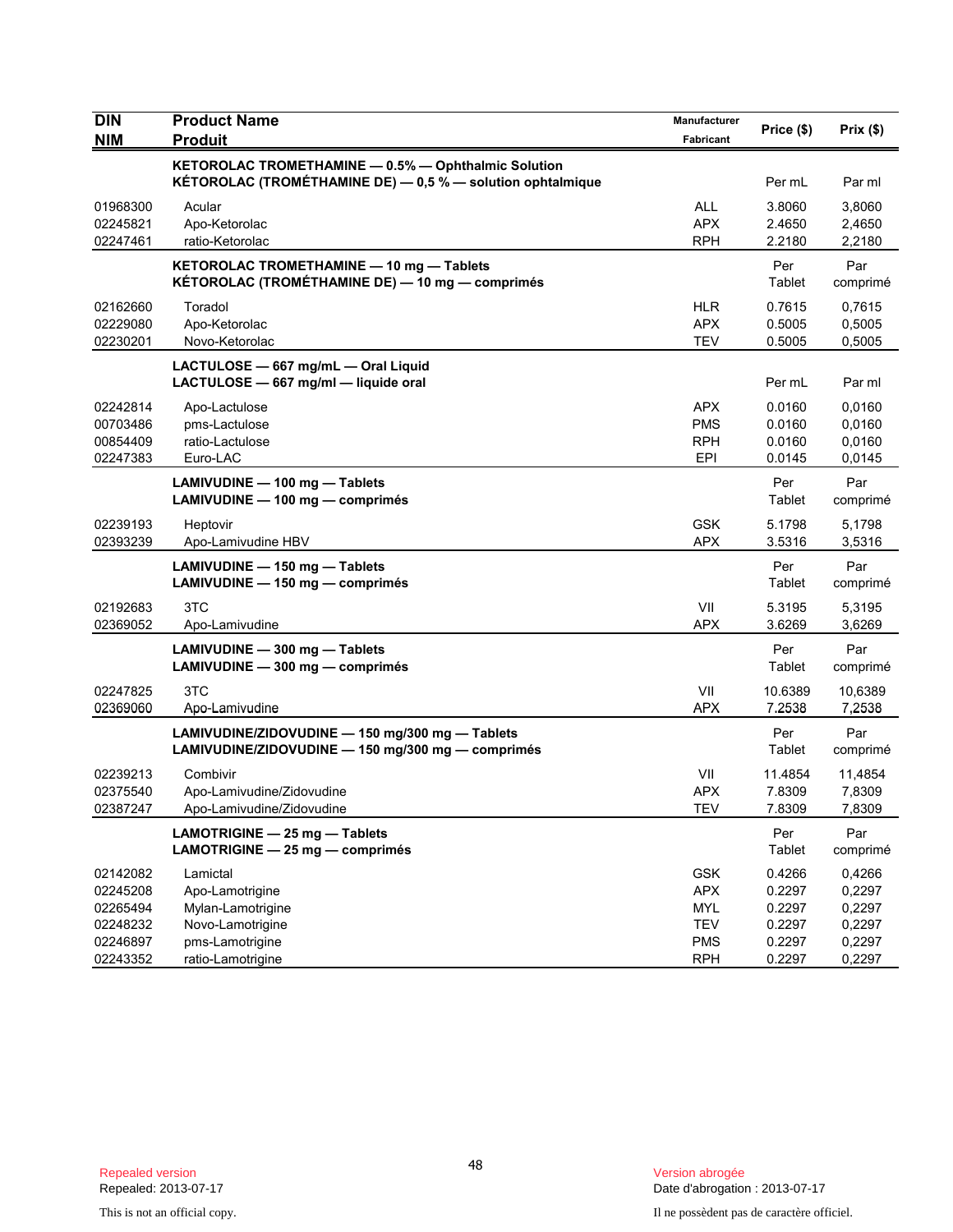| DIN<br>NIM | Product Name<br>Produit | Manufacturer<br>Fabricant | Price ($) | Prix ($) |
|---|---|---|---|---|
| | **KETOROLAC TROMETHAMINE — 0.5% — Ophthalmic Solution**<br>**KÉTOROLAC (TROMÉTHAMINE DE) — 0,5 % — solution ophtalmique** | | Per mL | Par ml |
| 01968300 | Acular | ALL | 3.8060 | 3,8060 |
| 02245821 | Apo-Ketorolac | APX | 2.4650 | 2,4650 |
| 02247461 | ratio-Ketorolac | RPH | 2.2180 | 2,2180 |
| | **KETOROLAC TROMETHAMINE — 10 mg — Tablets**<br>**KÉTOROLAC (TROMÉTHAMINE DE) — 10 mg — comprimés** | | Per Tablet | Par comprimé |
| 02162660 | Toradol | HLR | 0.7615 | 0,7615 |
| 02229080 | Apo-Ketorolac | APX | 0.5005 | 0,5005 |
| 02230201 | Novo-Ketorolac | TEV | 0.5005 | 0,5005 |
| | **LACTULOSE — 667 mg/mL — Oral Liquid**<br>**LACTULOSE — 667 mg/ml — liquide oral** | | Per mL | Par ml |
| 02242814 | Apo-Lactulose | APX | 0.0160 | 0,0160 |
| 00703486 | pms-Lactulose | PMS | 0.0160 | 0,0160 |
| 00854409 | ratio-Lactulose | RPH | 0.0160 | 0,0160 |
| 02247383 | Euro-LAC | EPI | 0.0145 | 0,0145 |
| | **LAMIVUDINE — 100 mg — Tablets**<br>**LAMIVUDINE — 100 mg — comprimés** | | Per Tablet | Par comprimé |
| 02239193 | Heptovir | GSK | 5.1798 | 5,1798 |
| 02393239 | Apo-Lamivudine HBV | APX | 3.5316 | 3,5316 |
| | **LAMIVUDINE — 150 mg — Tablets**<br>**LAMIVUDINE — 150 mg — comprimés** | | Per Tablet | Par comprimé |
| 02192683 | 3TC | VII | 5.3195 | 5,3195 |
| 02369052 | Apo-Lamivudine | APX | 3.6269 | 3,6269 |
| | **LAMIVUDINE — 300 mg — Tablets**<br>**LAMIVUDINE — 300 mg — comprimés** | | Per Tablet | Par comprimé |
| 02247825 | 3TC | VII | 10.6389 | 10,6389 |
| 02369060 | Apo-Lamivudine | APX | 7.2538 | 7,2538 |
| | **LAMIVUDINE/ZIDOVUDINE — 150 mg/300 mg — Tablets**<br>**LAMIVUDINE/ZIDOVUDINE — 150 mg/300 mg — comprimés** | | Per Tablet | Par comprimé |
| 02239213 | Combivir | VII | 11.4854 | 11,4854 |
| 02375540 | Apo-Lamivudine/Zidovudine | APX | 7.8309 | 7,8309 |
| 02387247 | Apo-Lamivudine/Zidovudine | TEV | 7.8309 | 7,8309 |
| | **LAMOTRIGINE — 25 mg — Tablets**<br>**LAMOTRIGINE — 25 mg — comprimés** | | Per Tablet | Par comprimé |
| 02142082 | Lamictal | GSK | 0.4266 | 0,4266 |
| 02245208 | Apo-Lamotrigine | APX | 0.2297 | 0,2297 |
| 02265494 | Mylan-Lamotrigine | MYL | 0.2297 | 0,2297 |
| 02248232 | Novo-Lamotrigine | TEV | 0.2297 | 0,2297 |
| 02246897 | pms-Lamotrigine | PMS | 0.2297 | 0,2297 |
| 02243352 | ratio-Lamotrigine | RPH | 0.2297 | 0,2297 |

Repealed version
Repealed: 2013-07-17

Version abrogée
Date d'abrogation : 2013-07-17

This is not an official copy.

Il ne possèdent pas de caractère officiel.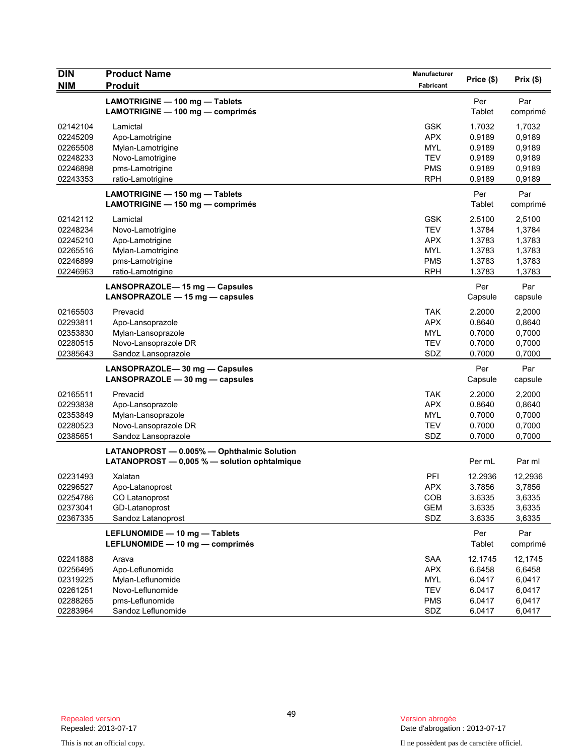| DIN<br>NIM | Product Name<br>Produit | Manufacturer<br>Fabricant | Price ($) | Prix ($) |
|---|---|---|---|---|
| | **LAMOTRIGINE — 100 mg — Tablets**<br>**LAMOTRIGINE — 100 mg — comprimés** | | Per Tablet | Par comprimé |
| 02142104 | Lamictal | GSK | 1.7032 | 1,7032 |
| 02245209 | Apo-Lamotrigine | APX | 0.9189 | 0,9189 |
| 02265508 | Mylan-Lamotrigine | MYL | 0.9189 | 0,9189 |
| 02248233 | Novo-Lamotrigine | TEV | 0.9189 | 0,9189 |
| 02246898 | pms-Lamotrigine | PMS | 0.9189 | 0,9189 |
| 02243353 | ratio-Lamotrigine | RPH | 0.9189 | 0,9189 |
| | **LAMOTRIGINE — 150 mg — Tablets**<br>**LAMOTRIGINE — 150 mg — comprimés** | | Per Tablet | Par comprimé |
| 02142112 | Lamictal | GSK | 2.5100 | 2,5100 |
| 02248234 | Novo-Lamotrigine | TEV | 1.3784 | 1,3784 |
| 02245210 | Apo-Lamotrigine | APX | 1.3783 | 1,3783 |
| 02265516 | Mylan-Lamotrigine | MYL | 1.3783 | 1,3783 |
| 02246899 | pms-Lamotrigine | PMS | 1.3783 | 1,3783 |
| 02246963 | ratio-Lamotrigine | RPH | 1.3783 | 1,3783 |
| | **LANSOPRAZOLE— 15 mg — Capsules**<br>**LANSOPRAZOLE — 15 mg — capsules** | | Per Capsule | Par capsule |
| 02165503 | Prevacid | TAK | 2.2000 | 2,2000 |
| 02293811 | Apo-Lansoprazole | APX | 0.8640 | 0,8640 |
| 02353830 | Mylan-Lansoprazole | MYL | 0.7000 | 0,7000 |
| 02280515 | Novo-Lansoprazole DR | TEV | 0.7000 | 0,7000 |
| 02385643 | Sandoz Lansoprazole | SDZ | 0.7000 | 0,7000 |
| | **LANSOPRAZOLE— 30 mg — Capsules**<br>**LANSOPRAZOLE — 30 mg — capsules** | | Per Capsule | Par capsule |
| 02165511 | Prevacid | TAK | 2.2000 | 2,2000 |
| 02293838 | Apo-Lansoprazole | APX | 0.8640 | 0,8640 |
| 02353849 | Mylan-Lansoprazole | MYL | 0.7000 | 0,7000 |
| 02280523 | Novo-Lansoprazole DR | TEV | 0.7000 | 0,7000 |
| 02385651 | Sandoz Lansoprazole | SDZ | 0.7000 | 0,7000 |
| | **LATANOPROST — 0.005% — Ophthalmic Solution**<br>**LATANOPROST — 0,005 % — solution ophtalmique** | | Per mL | Par ml |
| 02231493 | Xalatan | PFI | 12.2936 | 12,2936 |
| 02296527 | Apo-Latanoprost | APX | 3.7856 | 3,7856 |
| 02254786 | CO Latanoprost | COB | 3.6335 | 3,6335 |
| 02373041 | GD-Latanoprost | GEM | 3.6335 | 3,6335 |
| 02367335 | Sandoz Latanoprost | SDZ | 3.6335 | 3,6335 |
| | **LEFLUNOMIDE — 10 mg — Tablets**<br>**LEFLUNOMIDE — 10 mg — comprimés** | | Per Tablet | Par comprimé |
| 02241888 | Arava | SAA | 12.1745 | 12,1745 |
| 02256495 | Apo-Leflunomide | APX | 6.6458 | 6,6458 |
| 02319225 | Mylan-Leflunomide | MYL | 6.0417 | 6,0417 |
| 02261251 | Novo-Leflunomide | TEV | 6.0417 | 6,0417 |
| 02288265 | pms-Leflunomide | PMS | 6.0417 | 6,0417 |
| 02283964 | Sandoz Leflunomide | SDZ | 6.0417 | 6,0417 |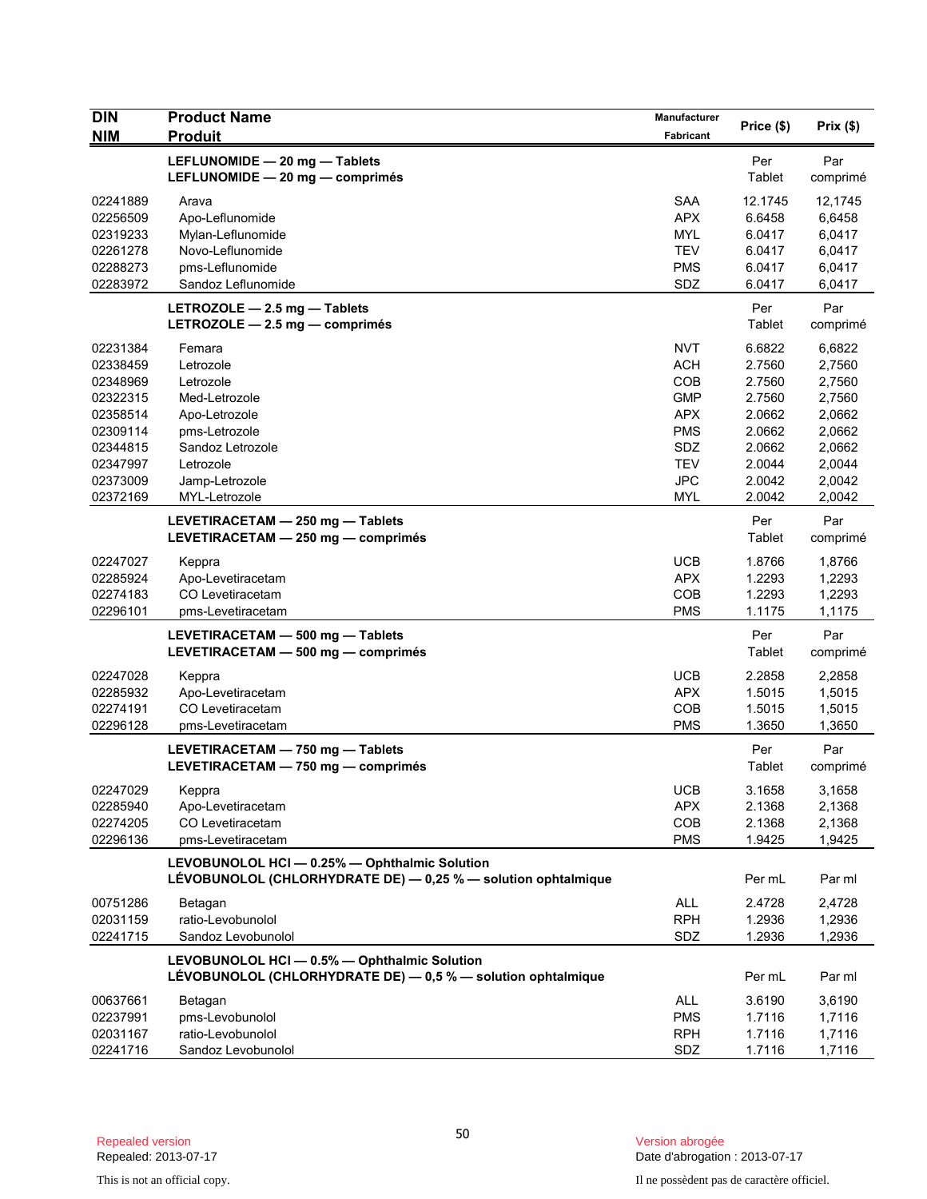| DIN<br>NIM | Product Name<br>Produit | Manufacturer<br>Fabricant | Price ($) | Prix ($) |
|---|---|---|---|---|
| | **LEFLUNOMIDE — 20 mg — Tablets**<br>**LEFLUNOMIDE — 20 mg — comprimés** | | Per Tablet | Par comprimé |
| 02241889 | Arava | SAA | 12.1745 | 12,1745 |
| 02256509 | Apo-Leflunomide | APX | 6.6458 | 6,6458 |
| 02319233 | Mylan-Leflunomide | MYL | 6.0417 | 6,0417 |
| 02261278 | Novo-Leflunomide | TEV | 6.0417 | 6,0417 |
| 02288273 | pms-Leflunomide | PMS | 6.0417 | 6,0417 |
| 02283972 | Sandoz Leflunomide | SDZ | 6.0417 | 6,0417 |
| | **LETROZOLE — 2.5 mg — Tablets**<br>**LETROZOLE — 2.5 mg — comprimés** | | Per Tablet | Par comprimé |
| 02231384 | Femara | NVT | 6.6822 | 6,6822 |
| 02338459 | Letrozole | ACH | 2.7560 | 2,7560 |
| 02348969 | Letrozole | COB | 2.7560 | 2,7560 |
| 02322315 | Med-Letrozole | GMP | 2.7560 | 2,7560 |
| 02358514 | Apo-Letrozole | APX | 2.0662 | 2,0662 |
| 02309114 | pms-Letrozole | PMS | 2.0662 | 2,0662 |
| 02344815 | Sandoz Letrozole | SDZ | 2.0662 | 2,0662 |
| 02347997 | Letrozole | TEV | 2.0044 | 2,0044 |
| 02373009 | Jamp-Letrozole | JPC | 2.0042 | 2,0042 |
| 02372169 | MYL-Letrozole | MYL | 2.0042 | 2,0042 |
| | **LEVETIRACETAM — 250 mg — Tablets**<br>**LEVETIRACETAM — 250 mg — comprimés** | | Per Tablet | Par comprimé |
| 02247027 | Keppra | UCB | 1.8766 | 1,8766 |
| 02285924 | Apo-Levetiracetam | APX | 1.2293 | 1,2293 |
| 02274183 | CO Levetiracetam | COB | 1.2293 | 1,2293 |
| 02296101 | pms-Levetiracetam | PMS | 1.1175 | 1,1175 |
| | **LEVETIRACETAM — 500 mg — Tablets**<br>**LEVETIRACETAM — 500 mg — comprimés** | | Per Tablet | Par comprimé |
| 02247028 | Keppra | UCB | 2.2858 | 2,2858 |
| 02285932 | Apo-Levetiracetam | APX | 1.5015 | 1,5015 |
| 02274191 | CO Levetiracetam | COB | 1.5015 | 1,5015 |
| 02296128 | pms-Levetiracetam | PMS | 1.3650 | 1,3650 |
| | **LEVETIRACETAM — 750 mg — Tablets**<br>**LEVETIRACETAM — 750 mg — comprimés** | | Per Tablet | Par comprimé |
| 02247029 | Keppra | UCB | 3.1658 | 3,1658 |
| 02285940 | Apo-Levetiracetam | APX | 2.1368 | 2,1368 |
| 02274205 | CO Levetiracetam | COB | 2.1368 | 2,1368 |
| 02296136 | pms-Levetiracetam | PMS | 1.9425 | 1,9425 |
| | **LEVOBUNOLOL HCl — 0.25% — Ophthalmic Solution**<br>**LÉVOBUNOLOL (CHLORHYDRATE DE) — 0,25 % — solution ophtalmique** | | Per mL | Par ml |
| 00751286 | Betagan | ALL | 2.4728 | 2,4728 |
| 02031159 | ratio-Levobunolol | RPH | 1.2936 | 1,2936 |
| 02241715 | Sandoz Levobunolol | SDZ | 1.2936 | 1,2936 |
| | **LEVOBUNOLOL HCl — 0.5% — Ophthalmic Solution**<br>**LÉVOBUNOLOL (CHLORHYDRATE DE) — 0,5 % — solution ophtalmique** | | Per mL | Par ml |
| 00637661 | Betagan | ALL | 3.6190 | 3,6190 |
| 02237991 | pms-Levobunolol | PMS | 1.7116 | 1,7116 |
| 02031167 | ratio-Levobunolol | RPH | 1.7116 | 1,7116 |
| 02241716 | Sandoz Levobunolol | SDZ | 1.7116 | 1,7116 |

Repealed version
Repealed: 2013-07-17

Version abrogée
Date d'abrogation : 2013-07-17

This is not an official copy.

Il ne possèdent pas de caractère officiel.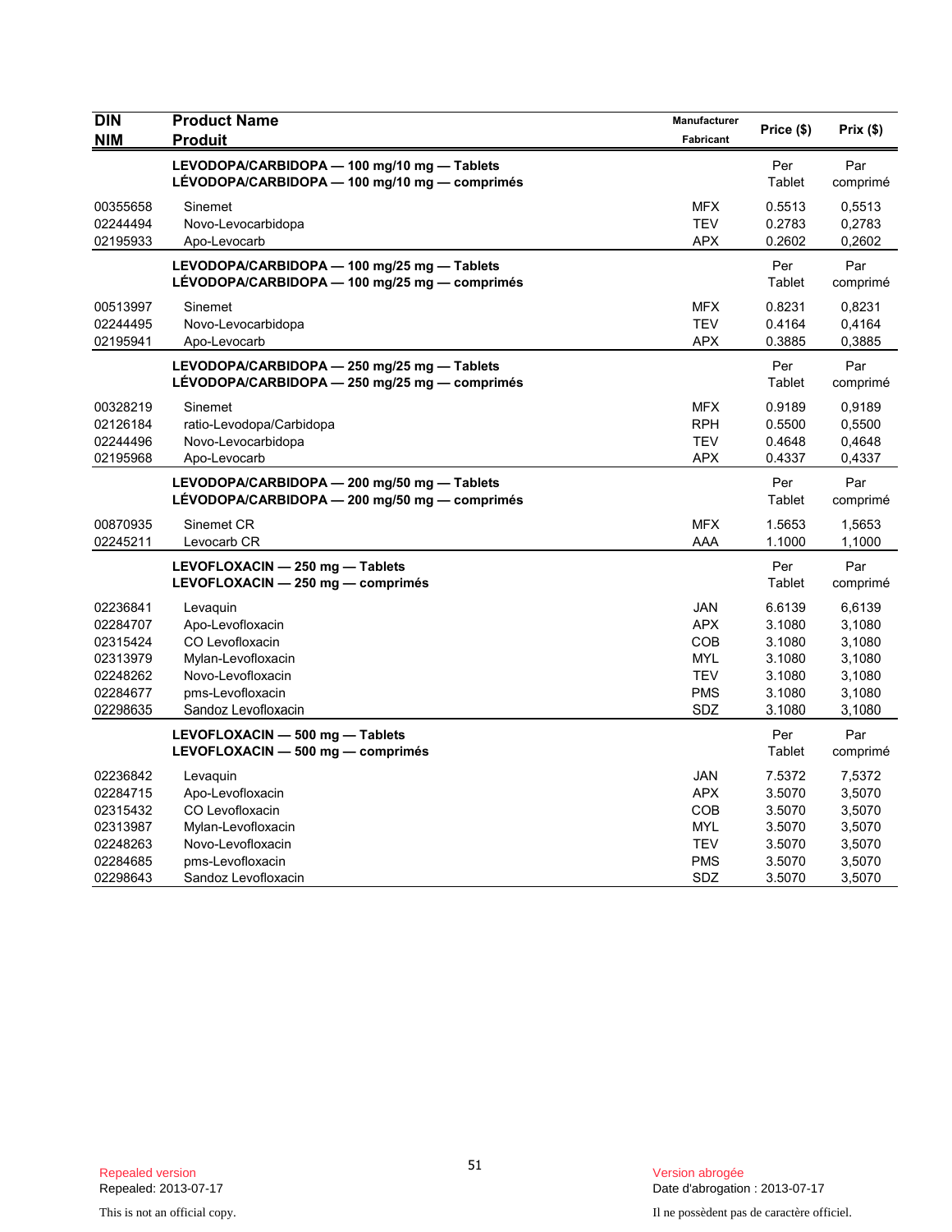| DIN<br>NIM | Product Name<br>Produit | Manufacturer<br>Fabricant | Price ($) | Prix ($) |
|---|---|---|---|---|
| | **LEVODOPA/CARBIDOPA — 100 mg/10 mg — Tablets**<br>**LÉVODOPA/CARBIDOPA — 100 mg/10 mg — comprimés** | | Per Tablet | Par comprimé |
| 00355658 | Sinemet | MFX | 0.5513 | 0,5513 |
| 02244494 | Novo-Levocarbidopa | TEV | 0.2783 | 0,2783 |
| 02195933 | Apo-Levocarb | APX | 0.2602 | 0,2602 |
| | **LEVODOPA/CARBIDOPA — 100 mg/25 mg — Tablets**<br>**LÉVODOPA/CARBIDOPA — 100 mg/25 mg — comprimés** | | Per Tablet | Par comprimé |
| 00513997 | Sinemet | MFX | 0.8231 | 0,8231 |
| 02244495 | Novo-Levocarbidopa | TEV | 0.4164 | 0,4164 |
| 02195941 | Apo-Levocarb | APX | 0.3885 | 0,3885 |
| | **LEVODOPA/CARBIDOPA — 250 mg/25 mg — Tablets**<br>**LÉVODOPA/CARBIDOPA — 250 mg/25 mg — comprimés** | | Per Tablet | Par comprimé |
| 00328219 | Sinemet | MFX | 0.9189 | 0,9189 |
| 02126184 | ratio-Levodopa/Carbidopa | RPH | 0.5500 | 0,5500 |
| 02244496 | Novo-Levocarbidopa | TEV | 0.4648 | 0,4648 |
| 02195968 | Apo-Levocarb | APX | 0.4337 | 0,4337 |
| | **LEVODOPA/CARBIDOPA — 200 mg/50 mg — Tablets**<br>**LÉVODOPA/CARBIDOPA — 200 mg/50 mg — comprimés** | | Per Tablet | Par comprimé |
| 00870935 | Sinemet CR | MFX | 1.5653 | 1,5653 |
| 02245211 | Levocarb CR | AAA | 1.1000 | 1,1000 |
| | **LEVOFLOXACIN — 250 mg — Tablets**<br>**LEVOFLOXACIN — 250 mg — comprimés** | | Per Tablet | Par comprimé |
| 02236841 | Levaquin | JAN | 6.6139 | 6,6139 |
| 02284707 | Apo-Levofloxacin | APX | 3.1080 | 3,1080 |
| 02315424 | CO Levofloxacin | COB | 3.1080 | 3,1080 |
| 02313979 | Mylan-Levofloxacin | MYL | 3.1080 | 3,1080 |
| 02248262 | Novo-Levofloxacin | TEV | 3.1080 | 3,1080 |
| 02284677 | pms-Levofloxacin | PMS | 3.1080 | 3,1080 |
| 02298635 | Sandoz Levofloxacin | SDZ | 3.1080 | 3,1080 |
| | **LEVOFLOXACIN — 500 mg — Tablets**<br>**LEVOFLOXACIN — 500 mg — comprimés** | | Per Tablet | Par comprimé |
| 02236842 | Levaquin | JAN | 7.5372 | 7,5372 |
| 02284715 | Apo-Levofloxacin | APX | 3.5070 | 3,5070 |
| 02315432 | CO Levofloxacin | COB | 3.5070 | 3,5070 |
| 02313987 | Mylan-Levofloxacin | MYL | 3.5070 | 3,5070 |
| 02248263 | Novo-Levofloxacin | TEV | 3.5070 | 3,5070 |
| 02284685 | pms-Levofloxacin | PMS | 3.5070 | 3,5070 |
| 02298643 | Sandoz Levofloxacin | SDZ | 3.5070 | 3,5070 |

Repealed version
Repealed: 2013-07-17

Version abrogée
Date d'abrogation : 2013-07-17

This is not an official copy.

Il ne possèdent pas de caractère officiel.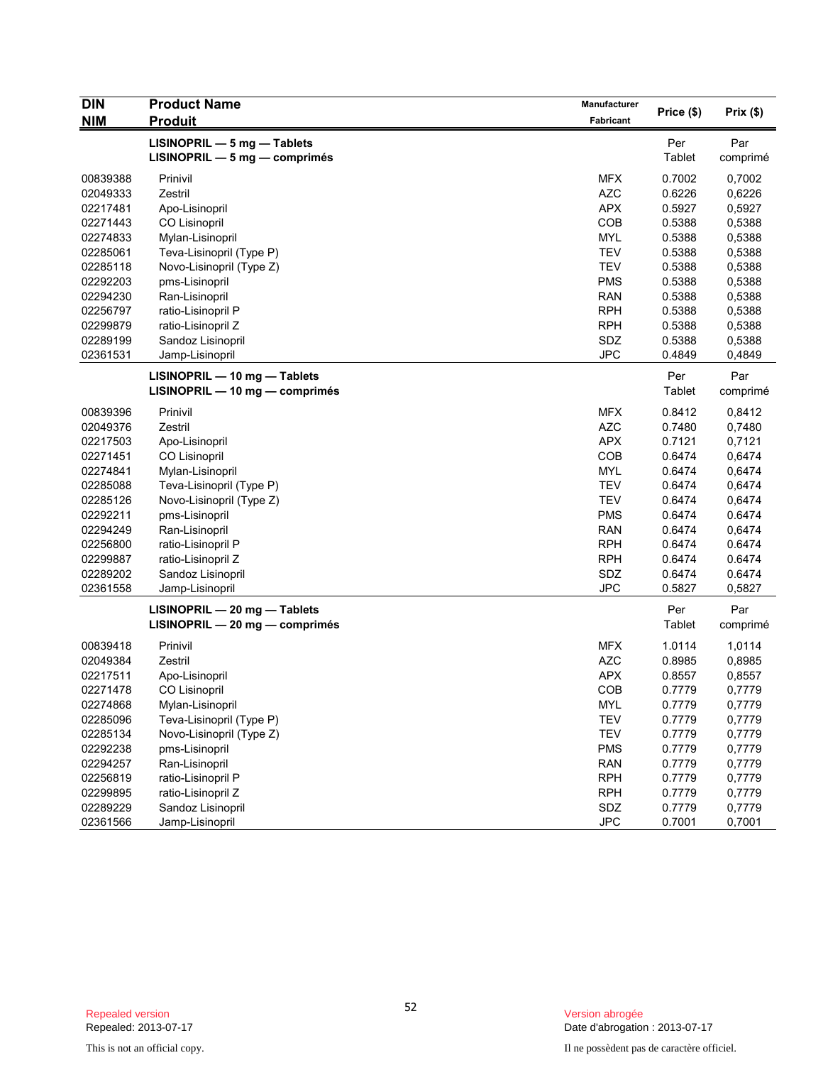| DIN<br>NIM | Product Name<br>Produit | Manufacturer<br>Fabricant | Price ($) | Prix ($) |
|---|---|---|---|---|
| | **LISINOPRIL — 5 mg — Tablets**<br>**LISINOPRIL — 5 mg — comprimés** | | Per Tablet | Par comprimé |
| 00839388 | Prinivil | MFX | 0.7002 | 0,7002 |
| 02049333 | Zestril | AZC | 0.6226 | 0,6226 |
| 02217481 | Apo-Lisinopril | APX | 0.5927 | 0,5927 |
| 02271443 | CO Lisinopril | COB | 0.5388 | 0,5388 |
| 02274833 | Mylan-Lisinopril | MYL | 0.5388 | 0,5388 |
| 02285061 | Teva-Lisinopril (Type P) | TEV | 0.5388 | 0,5388 |
| 02285118 | Novo-Lisinopril (Type Z) | TEV | 0.5388 | 0,5388 |
| 02292203 | pms-Lisinopril | PMS | 0.5388 | 0,5388 |
| 02294230 | Ran-Lisinopril | RAN | 0.5388 | 0,5388 |
| 02256797 | ratio-Lisinopril P | RPH | 0.5388 | 0,5388 |
| 02299879 | ratio-Lisinopril Z | RPH | 0.5388 | 0,5388 |
| 02289199 | Sandoz Lisinopril | SDZ | 0.5388 | 0,5388 |
| 02361531 | Jamp-Lisinopril | JPC | 0.4849 | 0,4849 |
| | **LISINOPRIL — 10 mg — Tablets**<br>**LISINOPRIL — 10 mg — comprimés** | | Per Tablet | Par comprimé |
| 00839396 | Prinivil | MFX | 0.8412 | 0,8412 |
| 02049376 | Zestril | AZC | 0.7480 | 0,7480 |
| 02217503 | Apo-Lisinopril | APX | 0.7121 | 0,7121 |
| 02271451 | CO Lisinopril | COB | 0.6474 | 0,6474 |
| 02274841 | Mylan-Lisinopril | MYL | 0.6474 | 0,6474 |
| 02285088 | Teva-Lisinopril (Type P) | TEV | 0.6474 | 0,6474 |
| 02285126 | Novo-Lisinopril (Type Z) | TEV | 0.6474 | 0,6474 |
| 02292211 | pms-Lisinopril | PMS | 0.6474 | 0.6474 |
| 02294249 | Ran-Lisinopril | RAN | 0.6474 | 0,6474 |
| 02256800 | ratio-Lisinopril P | RPH | 0.6474 | 0.6474 |
| 02299887 | ratio-Lisinopril Z | RPH | 0.6474 | 0.6474 |
| 02289202 | Sandoz Lisinopril | SDZ | 0.6474 | 0.6474 |
| 02361558 | Jamp-Lisinopril | JPC | 0.5827 | 0,5827 |
| | **LISINOPRIL — 20 mg — Tablets**<br>**LISINOPRIL — 20 mg — comprimés** | | Per Tablet | Par comprimé |
| 00839418 | Prinivil | MFX | 1.0114 | 1,0114 |
| 02049384 | Zestril | AZC | 0.8985 | 0,8985 |
| 02217511 | Apo-Lisinopril | APX | 0.8557 | 0,8557 |
| 02271478 | CO Lisinopril | COB | 0.7779 | 0,7779 |
| 02274868 | Mylan-Lisinopril | MYL | 0.7779 | 0,7779 |
| 02285096 | Teva-Lisinopril (Type P) | TEV | 0.7779 | 0,7779 |
| 02285134 | Novo-Lisinopril (Type Z) | TEV | 0.7779 | 0,7779 |
| 02292238 | pms-Lisinopril | PMS | 0.7779 | 0,7779 |
| 02294257 | Ran-Lisinopril | RAN | 0.7779 | 0,7779 |
| 02256819 | ratio-Lisinopril P | RPH | 0.7779 | 0,7779 |
| 02299895 | ratio-Lisinopril Z | RPH | 0.7779 | 0,7779 |
| 02289229 | Sandoz Lisinopril | SDZ | 0.7779 | 0,7779 |
| 02361566 | Jamp-Lisinopril | JPC | 0.7001 | 0,7001 |

Repealed version
Repealed: 2013-07-17

Version abrogée
Date d'abrogation : 2013-07-17

This is not an official copy.

Il ne possèdent pas de caractère officiel.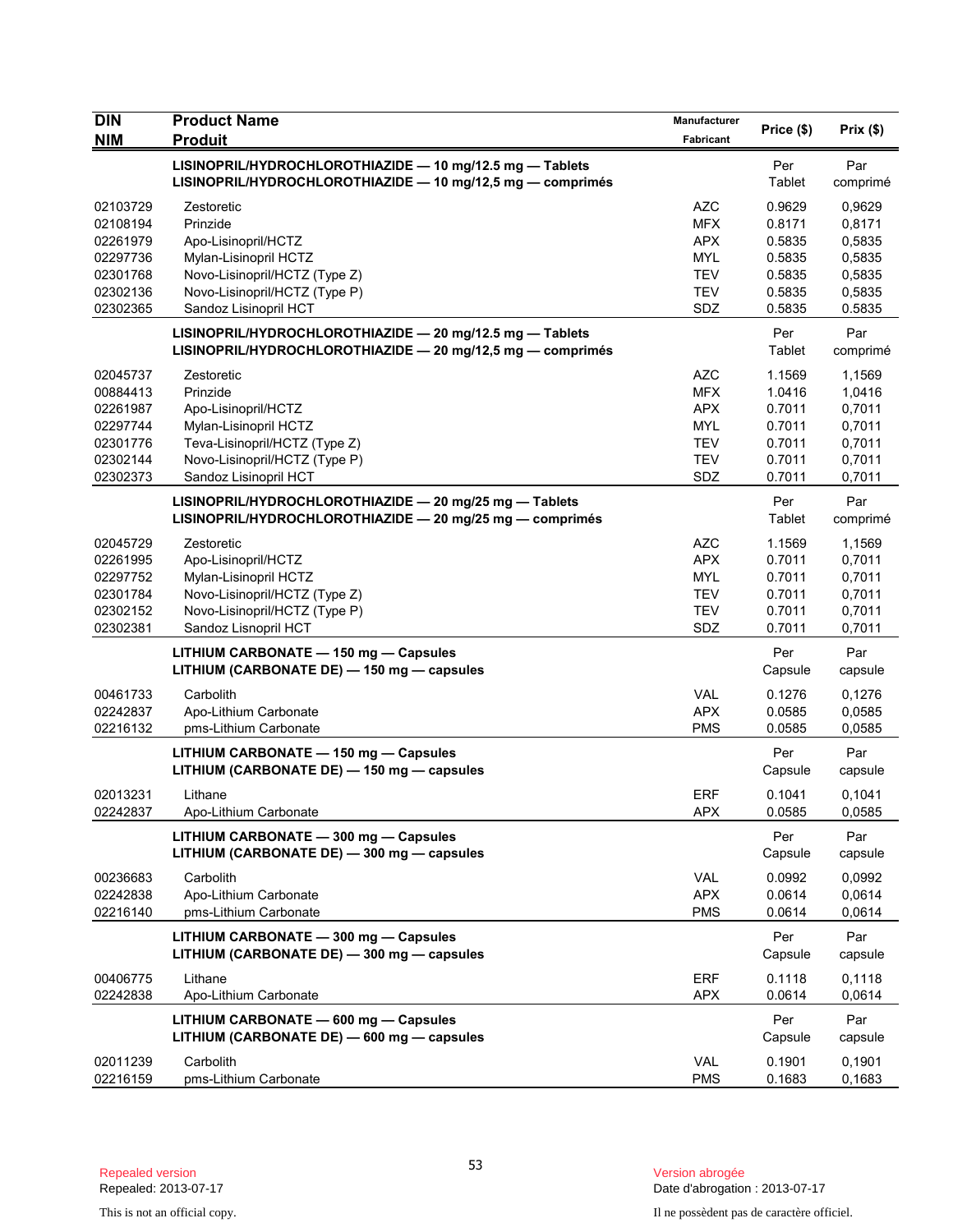| DIN<br>NIM | Product Name<br>Produit | Manufacturer<br>Fabricant | Price ($) | Prix ($) |
|---|---|---|---|---|
| | **LISINOPRIL/HYDROCHLOROTHIAZIDE — 10 mg/12.5 mg — Tablets**<br>**LISINOPRIL/HYDROCHLOROTHIAZIDE — 10 mg/12,5 mg — comprimés** | | Per Tablet | Par comprimé |
| 02103729 | Zestoretic | AZC | 0.9629 | 0,9629 |
| 02108194 | Prinzide | MFX | 0.8171 | 0,8171 |
| 02261979 | Apo-Lisinopril/HCTZ | APX | 0.5835 | 0,5835 |
| 02297736 | Mylan-Lisinopril HCTZ | MYL | 0.5835 | 0,5835 |
| 02301768 | Novo-Lisinopril/HCTZ (Type Z) | TEV | 0.5835 | 0,5835 |
| 02302136 | Novo-Lisinopril/HCTZ (Type P) | TEV | 0.5835 | 0,5835 |
| 02302365 | Sandoz Lisinopril HCT | SDZ | 0.5835 | 0.5835 |
| | **LISINOPRIL/HYDROCHLOROTHIAZIDE — 20 mg/12.5 mg — Tablets**<br>**LISINOPRIL/HYDROCHLOROTHIAZIDE — 20 mg/12,5 mg — comprimés** | | Per Tablet | Par comprimé |
| 02045737 | Zestoretic | AZC | 1.1569 | 1,1569 |
| 00884413 | Prinzide | MFX | 1.0416 | 1,0416 |
| 02261987 | Apo-Lisinopril/HCTZ | APX | 0.7011 | 0,7011 |
| 02297744 | Mylan-Lisinopril HCTZ | MYL | 0.7011 | 0,7011 |
| 02301776 | Teva-Lisinopril/HCTZ (Type Z) | TEV | 0.7011 | 0,7011 |
| 02302144 | Novo-Lisinopril/HCTZ (Type P) | TEV | 0.7011 | 0,7011 |
| 02302373 | Sandoz Lisinopril HCT | SDZ | 0.7011 | 0,7011 |
| | **LISINOPRIL/HYDROCHLOROTHIAZIDE — 20 mg/25 mg — Tablets**<br>**LISINOPRIL/HYDROCHLOROTHIAZIDE — 20 mg/25 mg — comprimés** | | Per Tablet | Par comprimé |
| 02045729 | Zestoretic | AZC | 1.1569 | 1,1569 |
| 02261995 | Apo-Lisinopril/HCTZ | APX | 0.7011 | 0,7011 |
| 02297752 | Mylan-Lisinopril HCTZ | MYL | 0.7011 | 0,7011 |
| 02301784 | Novo-Lisinopril/HCTZ (Type Z) | TEV | 0.7011 | 0,7011 |
| 02302152 | Novo-Lisinopril/HCTZ (Type P) | TEV | 0.7011 | 0,7011 |
| 02302381 | Sandoz Lisnopril HCT | SDZ | 0.7011 | 0,7011 |
| | **LITHIUM CARBONATE — 150 mg — Capsules**<br>**LITHIUM (CARBONATE DE) — 150 mg — capsules** | | Per Capsule | Par capsule |
| 00461733 | Carbolith | VAL | 0.1276 | 0,1276 |
| 02242837 | Apo-Lithium Carbonate | APX | 0.0585 | 0,0585 |
| 02216132 | pms-Lithium Carbonate | PMS | 0.0585 | 0,0585 |
| | **LITHIUM CARBONATE — 150 mg — Capsules**<br>**LITHIUM (CARBONATE DE) — 150 mg — capsules** | | Per Capsule | Par capsule |
| 02013231 | Lithane | ERF | 0.1041 | 0,1041 |
| 02242837 | Apo-Lithium Carbonate | APX | 0.0585 | 0,0585 |
| | **LITHIUM CARBONATE — 300 mg — Capsules**<br>**LITHIUM (CARBONATE DE) — 300 mg — capsules** | | Per Capsule | Par capsule |
| 00236683 | Carbolith | VAL | 0.0992 | 0,0992 |
| 02242838 | Apo-Lithium Carbonate | APX | 0.0614 | 0,0614 |
| 02216140 | pms-Lithium Carbonate | PMS | 0.0614 | 0,0614 |
| | **LITHIUM CARBONATE — 300 mg — Capsules**<br>**LITHIUM (CARBONATE DE) — 300 mg — capsules** | | Per Capsule | Par capsule |
| 00406775 | Lithane | ERF | 0.1118 | 0,1118 |
| 02242838 | Apo-Lithium Carbonate | APX | 0.0614 | 0,0614 |
| | **LITHIUM CARBONATE — 600 mg — Capsules**<br>**LITHIUM (CARBONATE DE) — 600 mg — capsules** | | Per Capsule | Par capsule |
| 02011239 | Carbolith | VAL | 0.1901 | 0,1901 |
| 02216159 | pms-Lithium Carbonate | PMS | 0.1683 | 0,1683 |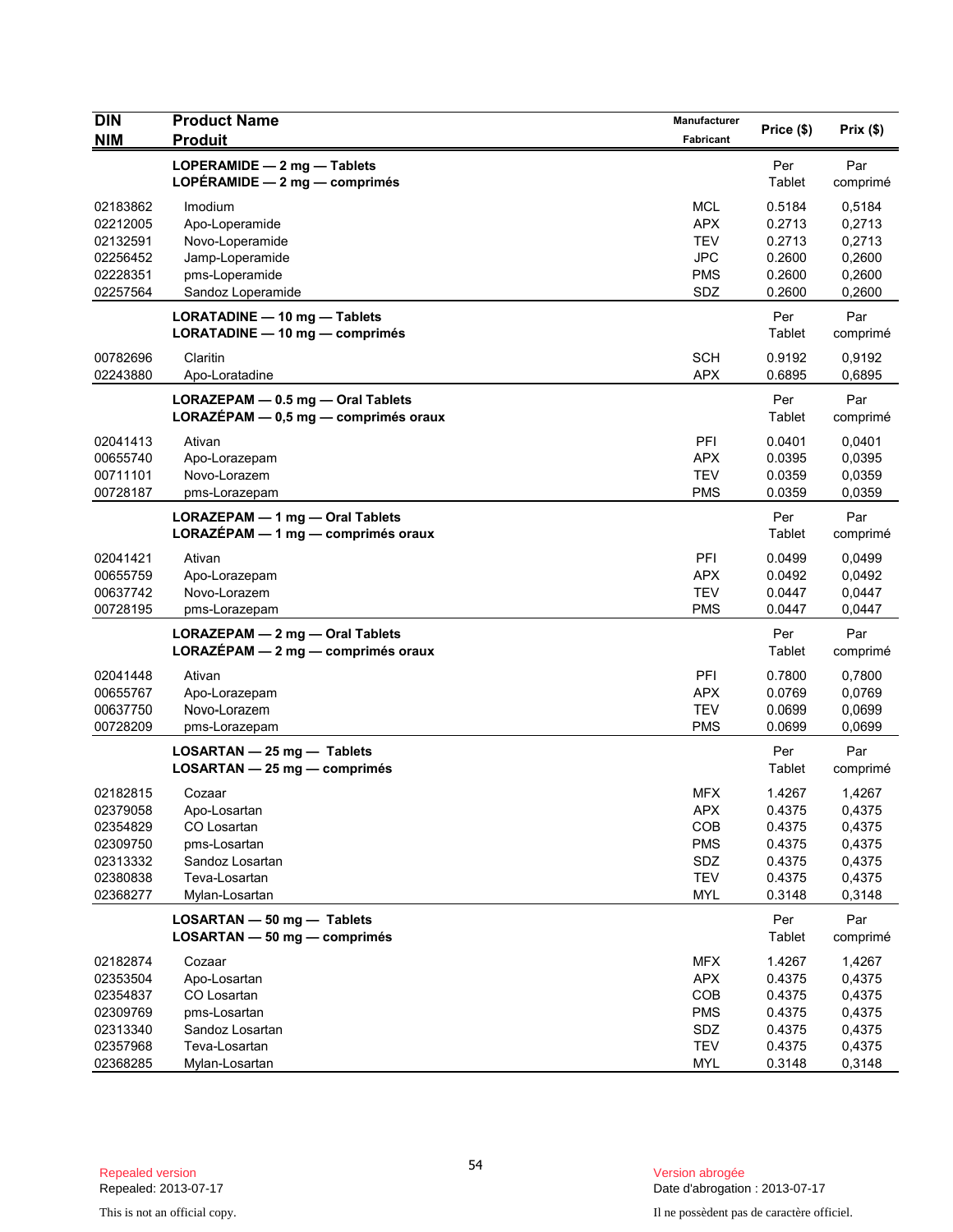| DIN<br>NIM | Product Name<br>Produit | Manufacturer<br>Fabricant | Price ($) | Prix ($) |
|---|---|---|---|---|
| | **LOPERAMIDE — 2 mg — Tablets**<br>**LOPÉRAMIDE — 2 mg — comprimés** | | Per Tablet | Par comprimé |
| 02183862 | Imodium | MCL | 0.5184 | 0,5184 |
| 02212005 | Apo-Loperamide | APX | 0.2713 | 0,2713 |
| 02132591 | Novo-Loperamide | TEV | 0.2713 | 0,2713 |
| 02256452 | Jamp-Loperamide | JPC | 0.2600 | 0,2600 |
| 02228351 | pms-Loperamide | PMS | 0.2600 | 0,2600 |
| 02257564 | Sandoz Loperamide | SDZ | 0.2600 | 0,2600 |
| | **LORATADINE — 10 mg — Tablets**<br>**LORATADINE — 10 mg — comprimés** | | Per Tablet | Par comprimé |
| 00782696 | Claritin | SCH | 0.9192 | 0,9192 |
| 02243880 | Apo-Loratadine | APX | 0.6895 | 0,6895 |
| | **LORAZEPAM — 0.5 mg — Oral Tablets**<br>**LORAZÉPAM — 0,5 mg — comprimés oraux** | | Per Tablet | Par comprimé |
| 02041413 | Ativan | PFI | 0.0401 | 0,0401 |
| 00655740 | Apo-Lorazepam | APX | 0.0395 | 0,0395 |
| 00711101 | Novo-Lorazem | TEV | 0.0359 | 0,0359 |
| 00728187 | pms-Lorazepam | PMS | 0.0359 | 0,0359 |
| | **LORAZEPAM — 1 mg — Oral Tablets**<br>**LORAZÉPAM — 1 mg — comprimés oraux** | | Per Tablet | Par comprimé |
| 02041421 | Ativan | PFI | 0.0499 | 0,0499 |
| 00655759 | Apo-Lorazepam | APX | 0.0492 | 0,0492 |
| 00637742 | Novo-Lorazem | TEV | 0.0447 | 0,0447 |
| 00728195 | pms-Lorazepam | PMS | 0.0447 | 0,0447 |
| | **LORAZEPAM — 2 mg — Oral Tablets**<br>**LORAZÉPAM — 2 mg — comprimés oraux** | | Per Tablet | Par comprimé |
| 02041448 | Ativan | PFI | 0.7800 | 0,7800 |
| 00655767 | Apo-Lorazepam | APX | 0.0769 | 0,0769 |
| 00637750 | Novo-Lorazem | TEV | 0.0699 | 0,0699 |
| 00728209 | pms-Lorazepam | PMS | 0.0699 | 0,0699 |
| | **LOSARTAN — 25 mg — Tablets**<br>**LOSARTAN — 25 mg — comprimés** | | Per Tablet | Par comprimé |
| 02182815 | Cozaar | MFX | 1.4267 | 1,4267 |
| 02379058 | Apo-Losartan | APX | 0.4375 | 0,4375 |
| 02354829 | CO Losartan | COB | 0.4375 | 0,4375 |
| 02309750 | pms-Losartan | PMS | 0.4375 | 0,4375 |
| 02313332 | Sandoz Losartan | SDZ | 0.4375 | 0,4375 |
| 02380838 | Teva-Losartan | TEV | 0.4375 | 0,4375 |
| 02368277 | Mylan-Losartan | MYL | 0.3148 | 0,3148 |
| | **LOSARTAN — 50 mg — Tablets**<br>**LOSARTAN — 50 mg — comprimés** | | Per Tablet | Par comprimé |
| 02182874 | Cozaar | MFX | 1.4267 | 1,4267 |
| 02353504 | Apo-Losartan | APX | 0.4375 | 0,4375 |
| 02354837 | CO Losartan | COB | 0.4375 | 0,4375 |
| 02309769 | pms-Losartan | PMS | 0.4375 | 0,4375 |
| 02313340 | Sandoz Losartan | SDZ | 0.4375 | 0,4375 |
| 02357968 | Teva-Losartan | TEV | 0.4375 | 0,4375 |
| 02368285 | Mylan-Losartan | MYL | 0.3148 | 0,3148 |

Repealed version
Repealed: 2013-07-17

Version abrogée
Date d'abrogation : 2013-07-17

This is not an official copy.

Il ne possèdent pas de caractère officiel.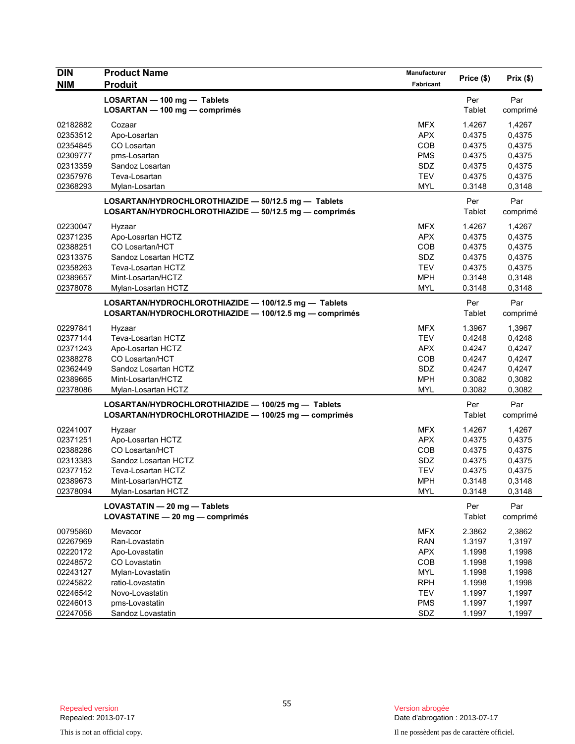| DIN<br>NIM | Product Name<br>Produit | Manufacturer<br>Fabricant | Price ($) | Prix ($) |
|---|---|---|---|---|
| | **LOSARTAN — 100 mg — Tablets**<br>**LOSARTAN — 100 mg — comprimés** | | Per<br>Tablet | Par<br>comprimé |
| 02182882 | Cozaar | MFX | 1.4267 | 1,4267 |
| 02353512 | Apo-Losartan | APX | 0.4375 | 0,4375 |
| 02354845 | CO Losartan | COB | 0.4375 | 0,4375 |
| 02309777 | pms-Losartan | PMS | 0.4375 | 0,4375 |
| 02313359 | Sandoz Losartan | SDZ | 0.4375 | 0,4375 |
| 02357976 | Teva-Losartan | TEV | 0.4375 | 0,4375 |
| 02368293 | Mylan-Losartan | MYL | 0.3148 | 0,3148 |
| | **LOSARTAN/HYDROCHLOROTHIAZIDE — 50/12.5 mg — Tablets**<br>**LOSARTAN/HYDROCHLOROTHIAZIDE — 50/12.5 mg — comprimés** | | Per<br>Tablet | Par<br>comprimé |
| 02230047 | Hyzaar | MFX | 1.4267 | 1,4267 |
| 02371235 | Apo-Losartan HCTZ | APX | 0.4375 | 0,4375 |
| 02388251 | CO Losartan/HCT | COB | 0.4375 | 0,4375 |
| 02313375 | Sandoz Losartan HCTZ | SDZ | 0.4375 | 0,4375 |
| 02358263 | Teva-Losartan HCTZ | TEV | 0.4375 | 0,4375 |
| 02389657 | Mint-Losartan/HCTZ | MPH | 0.3148 | 0,3148 |
| 02378078 | Mylan-Losartan HCTZ | MYL | 0.3148 | 0,3148 |
| | **LOSARTAN/HYDROCHLOROTHIAZIDE — 100/12.5 mg — Tablets**<br>**LOSARTAN/HYDROCHLOROTHIAZIDE — 100/12.5 mg — comprimés** | | Per<br>Tablet | Par<br>comprimé |
| 02297841 | Hyzaar | MFX | 1.3967 | 1,3967 |
| 02377144 | Teva-Losartan HCTZ | TEV | 0.4248 | 0,4248 |
| 02371243 | Apo-Losartan HCTZ | APX | 0.4247 | 0,4247 |
| 02388278 | CO Losartan/HCT | COB | 0.4247 | 0,4247 |
| 02362449 | Sandoz Losartan HCTZ | SDZ | 0.4247 | 0,4247 |
| 02389665 | Mint-Losartan/HCTZ | MPH | 0.3082 | 0,3082 |
| 02378086 | Mylan-Losartan HCTZ | MYL | 0.3082 | 0,3082 |
| | **LOSARTAN/HYDROCHLOROTHIAZIDE — 100/25 mg — Tablets**<br>**LOSARTAN/HYDROCHLOROTHIAZIDE — 100/25 mg — comprimés** | | Per<br>Tablet | Par<br>comprimé |
| 02241007 | Hyzaar | MFX | 1.4267 | 1,4267 |
| 02371251 | Apo-Losartan HCTZ | APX | 0.4375 | 0,4375 |
| 02388286 | CO Losartan/HCT | COB | 0.4375 | 0,4375 |
| 02313383 | Sandoz Losartan HCTZ | SDZ | 0.4375 | 0,4375 |
| 02377152 | Teva-Losartan HCTZ | TEV | 0.4375 | 0,4375 |
| 02389673 | Mint-Losartan/HCTZ | MPH | 0.3148 | 0,3148 |
| 02378094 | Mylan-Losartan HCTZ | MYL | 0.3148 | 0,3148 |
| | **LOVASTATIN — 20 mg — Tablets**<br>**LOVASTATINE — 20 mg — comprimés** | | Per<br>Tablet | Par<br>comprimé |
| 00795860 | Mevacor | MFX | 2.3862 | 2,3862 |
| 02267969 | Ran-Lovastatin | RAN | 1.3197 | 1,3197 |
| 02220172 | Apo-Lovastatin | APX | 1.1998 | 1,1998 |
| 02248572 | CO Lovastatin | COB | 1.1998 | 1,1998 |
| 02243127 | Mylan-Lovastatin | MYL | 1.1998 | 1,1998 |
| 02245822 | ratio-Lovastatin | RPH | 1.1998 | 1,1998 |
| 02246542 | Novo-Lovastatin | TEV | 1.1997 | 1,1997 |
| 02246013 | pms-Lovastatin | PMS | 1.1997 | 1,1997 |
| 02247056 | Sandoz Lovastatin | SDZ | 1.1997 | 1,1997 |

Repealed version
Repealed: 2013-07-17

Version abrogée
Date d'abrogation : 2013-07-17

This is not an official copy.

Il ne possèdent pas de caractère officiel.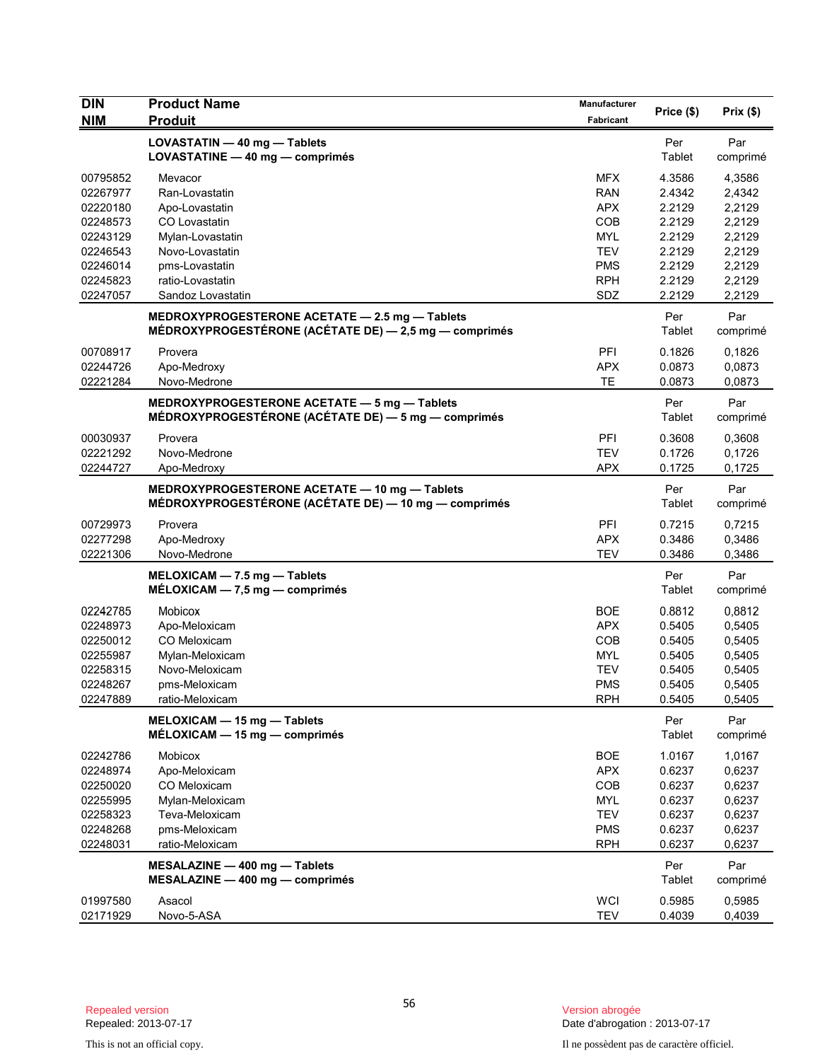| DIN<br>NIM | Product Name<br>Produit | Manufacturer<br>Fabricant | Price ($) | Prix ($) |
|---|---|---|---|---|
| | **LOVASTATIN — 40 mg — Tablets**<br>**LOVASTATINE — 40 mg — comprimés** | | Per Tablet | Par comprimé |
| 00795852 | Mevacor | MFX | 4.3586 | 4,3586 |
| 02267977 | Ran-Lovastatin | RAN | 2.4342 | 2,4342 |
| 02220180 | Apo-Lovastatin | APX | 2.2129 | 2,2129 |
| 02248573 | CO Lovastatin | COB | 2.2129 | 2,2129 |
| 02243129 | Mylan-Lovastatin | MYL | 2.2129 | 2,2129 |
| 02246543 | Novo-Lovastatin | TEV | 2.2129 | 2,2129 |
| 02246014 | pms-Lovastatin | PMS | 2.2129 | 2,2129 |
| 02245823 | ratio-Lovastatin | RPH | 2.2129 | 2,2129 |
| 02247057 | Sandoz Lovastatin | SDZ | 2.2129 | 2,2129 |
| | **MEDROXYPROGESTERONE ACETATE — 2.5 mg — Tablets**<br>**MÉDROXYPROGESTÉRONE (ACÉTATE DE) — 2,5 mg — comprimés** | | Per Tablet | Par comprimé |
| 00708917 | Provera | PFI | 0.1826 | 0,1826 |
| 02244726 | Apo-Medroxy | APX | 0.0873 | 0,0873 |
| 02221284 | Novo-Medrone | TE | 0.0873 | 0,0873 |
| | **MEDROXYPROGESTERONE ACETATE — 5 mg — Tablets**<br>**MÉDROXYPROGESTÉRONE (ACÉTATE DE) — 5 mg — comprimés** | | Per Tablet | Par comprimé |
| 00030937 | Provera | PFI | 0.3608 | 0,3608 |
| 02221292 | Novo-Medrone | TEV | 0.1726 | 0,1726 |
| 02244727 | Apo-Medroxy | APX | 0.1725 | 0,1725 |
| | **MEDROXYPROGESTERONE ACETATE — 10 mg — Tablets**<br>**MÉDROXYPROGESTÉRONE (ACÉTATE DE) — 10 mg — comprimés** | | Per Tablet | Par comprimé |
| 00729973 | Provera | PFI | 0.7215 | 0,7215 |
| 02277298 | Apo-Medroxy | APX | 0.3486 | 0,3486 |
| 02221306 | Novo-Medrone | TEV | 0.3486 | 0,3486 |
| | **MELOXICAM — 7.5 mg — Tablets**<br>**MÉLOXICAM — 7,5 mg — comprimés** | | Per Tablet | Par comprimé |
| 02242785 | Mobicox | BOE | 0.8812 | 0,8812 |
| 02248973 | Apo-Meloxicam | APX | 0.5405 | 0,5405 |
| 02250012 | CO Meloxicam | COB | 0.5405 | 0,5405 |
| 02255987 | Mylan-Meloxicam | MYL | 0.5405 | 0,5405 |
| 02258315 | Novo-Meloxicam | TEV | 0.5405 | 0,5405 |
| 02248267 | pms-Meloxicam | PMS | 0.5405 | 0,5405 |
| 02247889 | ratio-Meloxicam | RPH | 0.5405 | 0,5405 |
| | **MELOXICAM — 15 mg — Tablets**<br>**MÉLOXICAM — 15 mg — comprimés** | | Per Tablet | Par comprimé |
| 02242786 | Mobicox | BOE | 1.0167 | 1,0167 |
| 02248974 | Apo-Meloxicam | APX | 0.6237 | 0,6237 |
| 02250020 | CO Meloxicam | COB | 0.6237 | 0,6237 |
| 02255995 | Mylan-Meloxicam | MYL | 0.6237 | 0,6237 |
| 02258323 | Teva-Meloxicam | TEV | 0.6237 | 0,6237 |
| 02248268 | pms-Meloxicam | PMS | 0.6237 | 0,6237 |
| 02248031 | ratio-Meloxicam | RPH | 0.6237 | 0,6237 |
| | **MESALAZINE — 400 mg — Tablets**<br>**MESALAZINE — 400 mg — comprimés** | | Per Tablet | Par comprimé |
| 01997580 | Asacol | WCI | 0.5985 | 0,5985 |
| 02171929 | Novo-5-ASA | TEV | 0.4039 | 0,4039 |

Repealed version
Repealed: 2013-07-17

This is not an official copy.

Version abrogée
Date d'abrogation : 2013-07-17

Il ne possèdent pas de caractère officiel.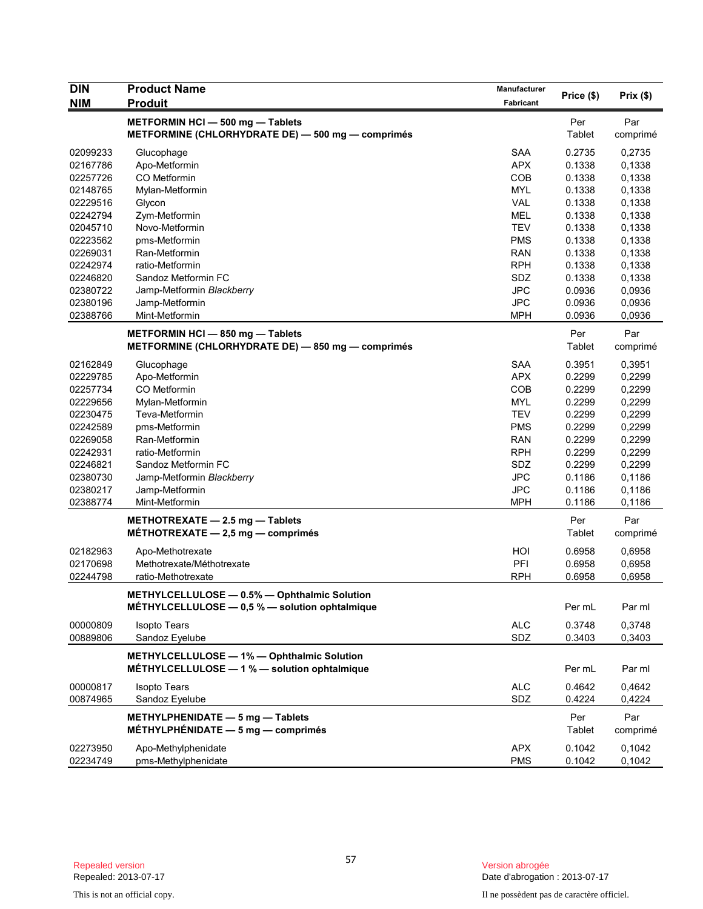| DIN<br>NIM | Product Name<br>Produit | Manufacturer<br>Fabricant | Price ($) | Prix ($) |
|---|---|---|---|---|
| | **METFORMIN HCl — 500 mg — Tablets**<br>**METFORMINE (CHLORHYDRATE DE) — 500 mg — comprimés** | | Per Tablet | Par comprimé |
| 02099233 | Glucophage | SAA | 0.2735 | 0,2735 |
| 02167786 | Apo-Metformin | APX | 0.1338 | 0,1338 |
| 02257726 | CO Metformin | COB | 0.1338 | 0,1338 |
| 02148765 | Mylan-Metformin | MYL | 0.1338 | 0,1338 |
| 02229516 | Glycon | VAL | 0.1338 | 0,1338 |
| 02242794 | Zym-Metformin | MEL | 0.1338 | 0,1338 |
| 02045710 | Novo-Metformin | TEV | 0.1338 | 0,1338 |
| 02223562 | pms-Metformin | PMS | 0.1338 | 0,1338 |
| 02269031 | Ran-Metformin | RAN | 0.1338 | 0,1338 |
| 02242974 | ratio-Metformin | RPH | 0.1338 | 0,1338 |
| 02246820 | Sandoz Metformin FC | SDZ | 0.1338 | 0,1338 |
| 02380722 | Jamp-Metformin *Blackberry* | JPC | 0.0936 | 0,0936 |
| 02380196 | Jamp-Metformin | JPC | 0.0936 | 0,0936 |
| 02388766 | Mint-Metformin | MPH | 0.0936 | 0,0936 |
| | **METFORMIN HCl — 850 mg — Tablets**<br>**METFORMINE (CHLORHYDRATE DE) — 850 mg — comprimés** | | Per Tablet | Par comprimé |
| 02162849 | Glucophage | SAA | 0.3951 | 0,3951 |
| 02229785 | Apo-Metformin | APX | 0.2299 | 0,2299 |
| 02257734 | CO Metformin | COB | 0.2299 | 0,2299 |
| 02229656 | Mylan-Metformin | MYL | 0.2299 | 0,2299 |
| 02230475 | Teva-Metformin | TEV | 0.2299 | 0,2299 |
| 02242589 | pms-Metformin | PMS | 0.2299 | 0,2299 |
| 02269058 | Ran-Metformin | RAN | 0.2299 | 0,2299 |
| 02242931 | ratio-Metformin | RPH | 0.2299 | 0,2299 |
| 02246821 | Sandoz Metformin FC | SDZ | 0.2299 | 0,2299 |
| 02380730 | Jamp-Metformin *Blackberry* | JPC | 0.1186 | 0,1186 |
| 02380217 | Jamp-Metformin | JPC | 0.1186 | 0,1186 |
| 02388774 | Mint-Metformin | MPH | 0.1186 | 0,1186 |
| | **METHOTREXATE — 2.5 mg — Tablets**<br>**MÉTHOTREXATE — 2,5 mg — comprimés** | | Per Tablet | Par comprimé |
| 02182963 | Apo-Methotrexate | HOI | 0.6958 | 0,6958 |
| 02170698 | Methotrexate/Méthotrexate | PFI | 0.6958 | 0,6958 |
| 02244798 | ratio-Methotrexate | RPH | 0.6958 | 0,6958 |
| | **METHYLCELLULOSE — 0.5% — Ophthalmic Solution**<br>**MÉTHYLCELLULOSE — 0,5 % — solution ophtalmique** | | Per mL | Par ml |
| 00000809 | Isopto Tears | ALC | 0.3748 | 0,3748 |
| 00889806 | Sandoz Eyelube | SDZ | 0.3403 | 0,3403 |
| | **METHYLCELLULOSE — 1% — Ophthalmic Solution**<br>**MÉTHYLCELLULOSE — 1 % — solution ophtalmique** | | Per mL | Par ml |
| 00000817 | Isopto Tears | ALC | 0.4642 | 0,4642 |
| 00874965 | Sandoz Eyelube | SDZ | 0.4224 | 0,4224 |
| | **METHYLPHENIDATE — 5 mg — Tablets**<br>**MÉTHYLPHÉNIDATE — 5 mg — comprimés** | | Per Tablet | Par comprimé |
| 02273950 | Apo-Methylphenidate | APX | 0.1042 | 0,1042 |
| 02234749 | pms-Methylphenidate | PMS | 0.1042 | 0,1042 |

Repealed version
Repealed: 2013-07-17

Version abrogée
Date d'abrogation : 2013-07-17

This is not an official copy.

Il ne possèdent pas de caractère officiel.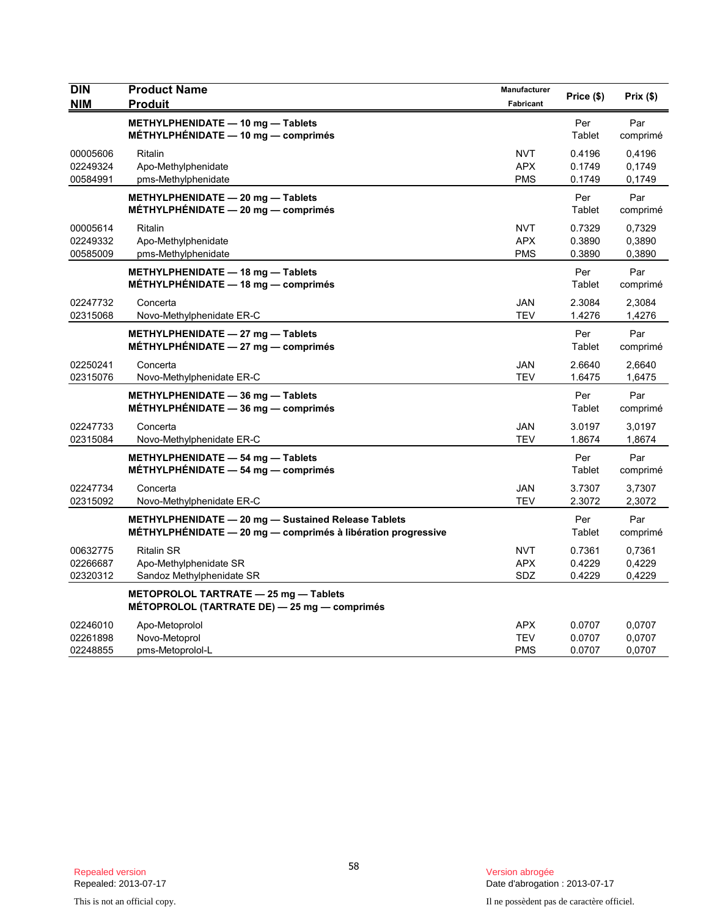| DIN<br>NIM | Product Name<br>Produit | Manufacturer<br>Fabricant | Price ($) | Prix ($) |
|---|---|---|---|---|
| | **METHYLPHENIDATE — 10 mg — Tablets**<br>**MÉTHYLPHÉNIDATE — 10 mg — comprimés** | | Per Tablet | Par comprimé |
| 00005606 | Ritalin | NVT | 0.4196 | 0,4196 |
| 02249324 | Apo-Methylphenidate | APX | 0.1749 | 0,1749 |
| 00584991 | pms-Methylphenidate | PMS | 0.1749 | 0,1749 |
| | **METHYLPHENIDATE — 20 mg — Tablets**<br>**MÉTHYLPHÉNIDATE — 20 mg — comprimés** | | Per Tablet | Par comprimé |
| 00005614 | Ritalin | NVT | 0.7329 | 0,7329 |
| 02249332 | Apo-Methylphenidate | APX | 0.3890 | 0,3890 |
| 00585009 | pms-Methylphenidate | PMS | 0.3890 | 0,3890 |
| | **METHYLPHENIDATE — 18 mg — Tablets**<br>**MÉTHYLPHÉNIDATE — 18 mg — comprimés** | | Per Tablet | Par comprimé |
| 02247732 | Concerta | JAN | 2.3084 | 2,3084 |
| 02315068 | Novo-Methylphenidate ER-C | TEV | 1.4276 | 1,4276 |
| | **METHYLPHENIDATE — 27 mg — Tablets**<br>**MÉTHYLPHÉNIDATE — 27 mg — comprimés** | | Per Tablet | Par comprimé |
| 02250241 | Concerta | JAN | 2.6640 | 2,6640 |
| 02315076 | Novo-Methylphenidate ER-C | TEV | 1.6475 | 1,6475 |
| | **METHYLPHENIDATE — 36 mg — Tablets**<br>**MÉTHYLPHÉNIDATE — 36 mg — comprimés** | | Per Tablet | Par comprimé |
| 02247733 | Concerta | JAN | 3.0197 | 3,0197 |
| 02315084 | Novo-Methylphenidate ER-C | TEV | 1.8674 | 1,8674 |
| | **METHYLPHENIDATE — 54 mg — Tablets**<br>**MÉTHYLPHÉNIDATE — 54 mg — comprimés** | | Per Tablet | Par comprimé |
| 02247734 | Concerta | JAN | 3.7307 | 3,7307 |
| 02315092 | Novo-Methylphenidate ER-C | TEV | 2.3072 | 2,3072 |
| | **METHYLPHENIDATE — 20 mg — Sustained Release Tablets**<br>**MÉTHYLPHÉNIDATE — 20 mg — comprimés à libération progressive** | | Per Tablet | Par comprimé |
| 00632775 | Ritalin SR | NVT | 0.7361 | 0,7361 |
| 02266687 | Apo-Methylphenidate SR | APX | 0.4229 | 0,4229 |
| 02320312 | Sandoz Methylphenidate SR | SDZ | 0.4229 | 0,4229 |
| | **METOPROLOL TARTRATE — 25 mg — Tablets**<br>**MÉTOPROLOL (TARTRATE DE) — 25 mg — comprimés** | | | |
| 02246010 | Apo-Metoprolol | APX | 0.0707 | 0,0707 |
| 02261898 | Novo-Metoprol | TEV | 0.0707 | 0,0707 |
| 02248855 | pms-Metoprolol-L | PMS | 0.0707 | 0,0707 |

Repealed version
Repealed: 2013-07-17

Version abrogée
Date d'abrogation : 2013-07-17

This is not an official copy.

Il ne possèdent pas de caractère officiel.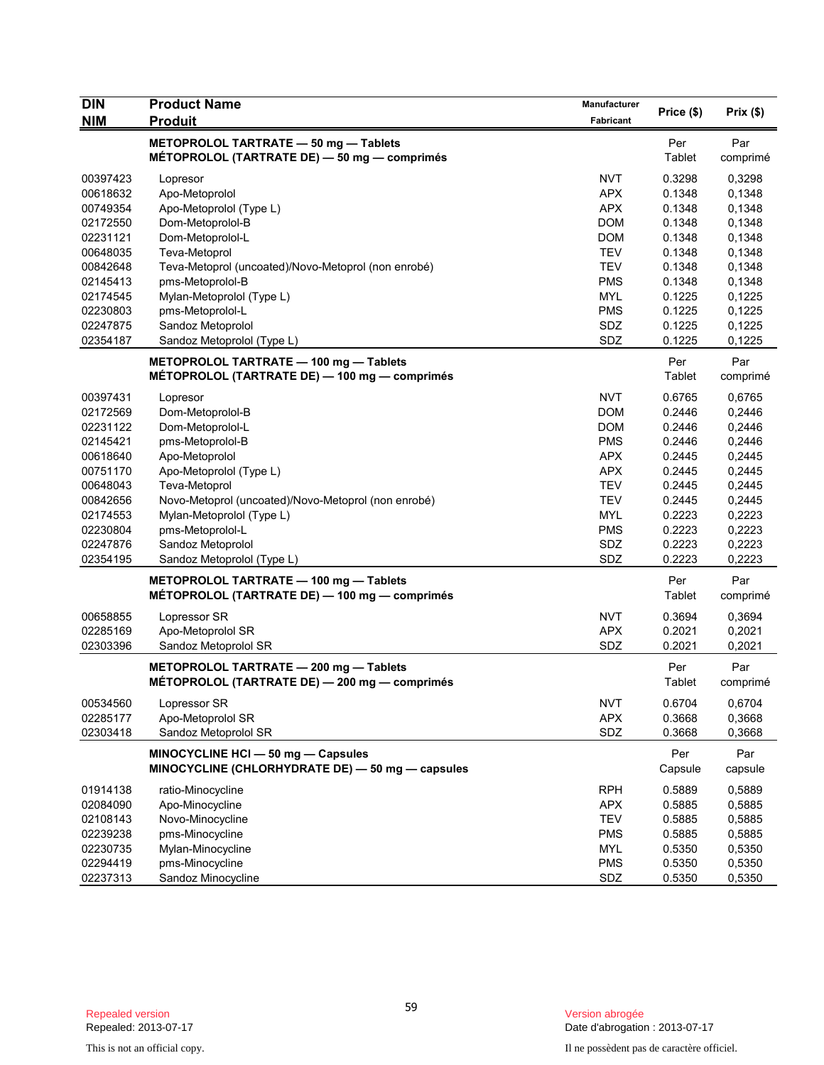| DIN<br>NIM | Product Name<br>Produit | Manufacturer<br>Fabricant | Price ($) | Prix ($) |
|---|---|---|---|---|
| | **METOPROLOL TARTRATE — 50 mg — Tablets**<br>**MÉTOPROLOL (TARTRATE DE) — 50 mg — comprimés** | | Per Tablet | Par comprimé |
| 00397423 | Lopresor | NVT | 0.3298 | 0,3298 |
| 00618632 | Apo-Metoprolol | APX | 0.1348 | 0,1348 |
| 00749354 | Apo-Metoprolol (Type L) | APX | 0.1348 | 0,1348 |
| 02172550 | Dom-Metoprolol-B | DOM | 0.1348 | 0,1348 |
| 02231121 | Dom-Metoprolol-L | DOM | 0.1348 | 0,1348 |
| 00648035 | Teva-Metoprol | TEV | 0.1348 | 0,1348 |
| 00842648 | Teva-Metoprol (uncoated)/Novo-Metoprol (non enrobé) | TEV | 0.1348 | 0,1348 |
| 02145413 | pms-Metoprolol-B | PMS | 0.1348 | 0,1348 |
| 02174545 | Mylan-Metoprolol (Type L) | MYL | 0.1225 | 0,1225 |
| 02230803 | pms-Metoprolol-L | PMS | 0.1225 | 0,1225 |
| 02247875 | Sandoz Metoprolol | SDZ | 0.1225 | 0,1225 |
| 02354187 | Sandoz Metoprolol (Type L) | SDZ | 0.1225 | 0,1225 |
| | **METOPROLOL TARTRATE — 100 mg — Tablets**<br>**MÉTOPROLOL (TARTRATE DE) — 100 mg — comprimés** | | Per Tablet | Par comprimé |
| 00397431 | Lopresor | NVT | 0.6765 | 0,6765 |
| 02172569 | Dom-Metoprolol-B | DOM | 0.2446 | 0,2446 |
| 02231122 | Dom-Metoprolol-L | DOM | 0.2446 | 0,2446 |
| 02145421 | pms-Metoprolol-B | PMS | 0.2446 | 0,2446 |
| 00618640 | Apo-Metoprolol | APX | 0.2445 | 0,2445 |
| 00751170 | Apo-Metoprolol (Type L) | APX | 0.2445 | 0,2445 |
| 00648043 | Teva-Metoprol | TEV | 0.2445 | 0,2445 |
| 00842656 | Novo-Metoprol (uncoated)/Novo-Metoprol (non enrobé) | TEV | 0.2445 | 0,2445 |
| 02174553 | Mylan-Metoprolol (Type L) | MYL | 0.2223 | 0,2223 |
| 02230804 | pms-Metoprolol-L | PMS | 0.2223 | 0,2223 |
| 02247876 | Sandoz Metoprolol | SDZ | 0.2223 | 0,2223 |
| 02354195 | Sandoz Metoprolol (Type L) | SDZ | 0.2223 | 0,2223 |
| | **METOPROLOL TARTRATE — 100 mg — Tablets**<br>**MÉTOPROLOL (TARTRATE DE) — 100 mg — comprimés** | | Per Tablet | Par comprimé |
| 00658855 | Lopressor SR | NVT | 0.3694 | 0,3694 |
| 02285169 | Apo-Metoprolol SR | APX | 0.2021 | 0,2021 |
| 02303396 | Sandoz Metoprolol SR | SDZ | 0.2021 | 0,2021 |
| | **METOPROLOL TARTRATE — 200 mg — Tablets**<br>**MÉTOPROLOL (TARTRATE DE) — 200 mg — comprimés** | | Per Tablet | Par comprimé |
| 00534560 | Lopressor SR | NVT | 0.6704 | 0,6704 |
| 02285177 | Apo-Metoprolol SR | APX | 0.3668 | 0,3668 |
| 02303418 | Sandoz Metoprolol SR | SDZ | 0.3668 | 0,3668 |
| | **MINOCYCLINE HCl — 50 mg — Capsules**<br>**MINOCYCLINE (CHLORHYDRATE DE) — 50 mg — capsules** | | Per Capsule | Par capsule |
| 01914138 | ratio-Minocycline | RPH | 0.5889 | 0,5889 |
| 02084090 | Apo-Minocycline | APX | 0.5885 | 0,5885 |
| 02108143 | Novo-Minocycline | TEV | 0.5885 | 0,5885 |
| 02239238 | pms-Minocycline | PMS | 0.5885 | 0,5885 |
| 02230735 | Mylan-Minocycline | MYL | 0.5350 | 0,5350 |
| 02294419 | pms-Minocycline | PMS | 0.5350 | 0,5350 |
| 02237313 | Sandoz Minocycline | SDZ | 0.5350 | 0,5350 |

Repealed version
Repealed: 2013-07-17

Version abrogée
Date d'abrogation : 2013-07-17

This is not an official copy.

Il ne possèdent pas de caractère officiel.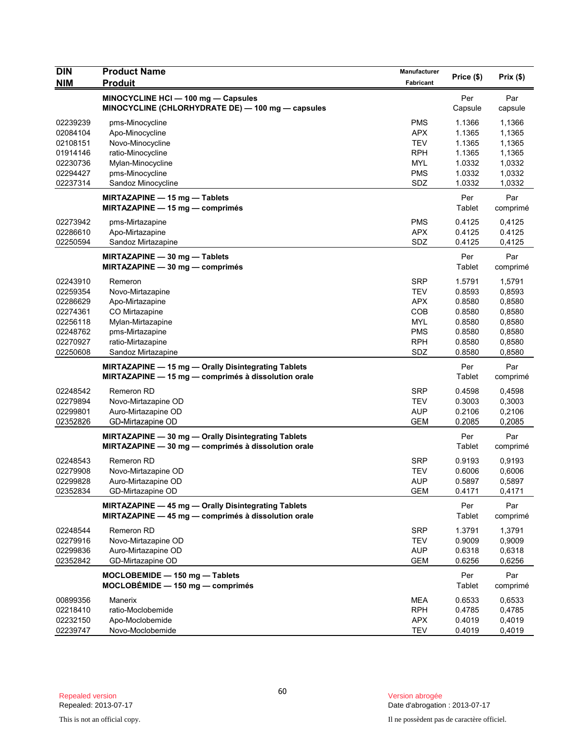| DIN<br>NIM | Product Name<br>Produit | Manufacturer<br>Fabricant | Price ($) | Prix ($) |
|---|---|---|---|---|
| | **MINOCYCLINE HCl — 100 mg — Capsules**<br>**MINOCYCLINE (CHLORHYDRATE DE) — 100 mg — capsules** | | Per Capsule | Par capsule |
| 02239239 | pms-Minocycline | PMS | 1.1366 | 1,1366 |
| 02084104 | Apo-Minocycline | APX | 1.1365 | 1,1365 |
| 02108151 | Novo-Minocycline | TEV | 1.1365 | 1,1365 |
| 01914146 | ratio-Minocycline | RPH | 1.1365 | 1,1365 |
| 02230736 | Mylan-Minocycline | MYL | 1.0332 | 1,0332 |
| 02294427 | pms-Minocycline | PMS | 1.0332 | 1,0332 |
| 02237314 | Sandoz Minocycline | SDZ | 1.0332 | 1,0332 |
| | **MIRTAZAPINE — 15 mg — Tablets**<br>**MIRTAZAPINE — 15 mg — comprimés** | | Per Tablet | Par comprimé |
| 02273942 | pms-Mirtazapine | PMS | 0.4125 | 0,4125 |
| 02286610 | Apo-Mirtazapine | APX | 0.4125 | 0.4125 |
| 02250594 | Sandoz Mirtazapine | SDZ | 0.4125 | 0,4125 |
| | **MIRTAZAPINE — 30 mg — Tablets**<br>**MIRTAZAPINE — 30 mg — comprimés** | | Per Tablet | Par comprimé |
| 02243910 | Remeron | SRP | 1.5791 | 1,5791 |
| 02259354 | Novo-Mirtazapine | TEV | 0.8593 | 0,8593 |
| 02286629 | Apo-Mirtazapine | APX | 0.8580 | 0,8580 |
| 02274361 | CO Mirtazapine | COB | 0.8580 | 0,8580 |
| 02256118 | Mylan-Mirtazapine | MYL | 0.8580 | 0,8580 |
| 02248762 | pms-Mirtazapine | PMS | 0.8580 | 0,8580 |
| 02270927 | ratio-Mirtazapine | RPH | 0.8580 | 0,8580 |
| 02250608 | Sandoz Mirtazapine | SDZ | 0.8580 | 0,8580 |
| | **MIRTAZAPINE — 15 mg — Orally Disintegrating Tablets**<br>**MIRTAZAPINE — 15 mg — comprimés à dissolution orale** | | Per Tablet | Par comprimé |
| 02248542 | Remeron RD | SRP | 0.4598 | 0,4598 |
| 02279894 | Novo-Mirtazapine OD | TEV | 0.3003 | 0,3003 |
| 02299801 | Auro-Mirtazapine OD | AUP | 0.2106 | 0,2106 |
| 02352826 | GD-Mirtazapine OD | GEM | 0.2085 | 0,2085 |
| | **MIRTAZAPINE — 30 mg — Orally Disintegrating Tablets**<br>**MIRTAZAPINE — 30 mg — comprimés à dissolution orale** | | Per Tablet | Par comprimé |
| 02248543 | Remeron RD | SRP | 0.9193 | 0,9193 |
| 02279908 | Novo-Mirtazapine OD | TEV | 0.6006 | 0,6006 |
| 02299828 | Auro-Mirtazapine OD | AUP | 0.5897 | 0,5897 |
| 02352834 | GD-Mirtazapine OD | GEM | 0.4171 | 0,4171 |
| | **MIRTAZAPINE — 45 mg — Orally Disintegrating Tablets**<br>**MIRTAZAPINE — 45 mg — comprimés à dissolution orale** | | Per Tablet | Par comprimé |
| 02248544 | Remeron RD | SRP | 1.3791 | 1,3791 |
| 02279916 | Novo-Mirtazapine OD | TEV | 0.9009 | 0,9009 |
| 02299836 | Auro-Mirtazapine OD | AUP | 0.6318 | 0,6318 |
| 02352842 | GD-Mirtazapine OD | GEM | 0.6256 | 0,6256 |
| | **MOCLOBEMIDE — 150 mg — Tablets**<br>**MOCLOBÉMIDE — 150 mg — comprimés** | | Per Tablet | Par comprimé |
| 00899356 | Manerix | MEA | 0.6533 | 0,6533 |
| 02218410 | ratio-Moclobemide | RPH | 0.4785 | 0,4785 |
| 02232150 | Apo-Moclobemide | APX | 0.4019 | 0,4019 |
| 02239747 | Novo-Moclobemide | TEV | 0.4019 | 0,4019 |

Repealed version
Repealed: 2013-07-17

Version abrogée
Date d'abrogation : 2013-07-17

This is not an official copy.

Il ne possèdent pas de caractère officiel.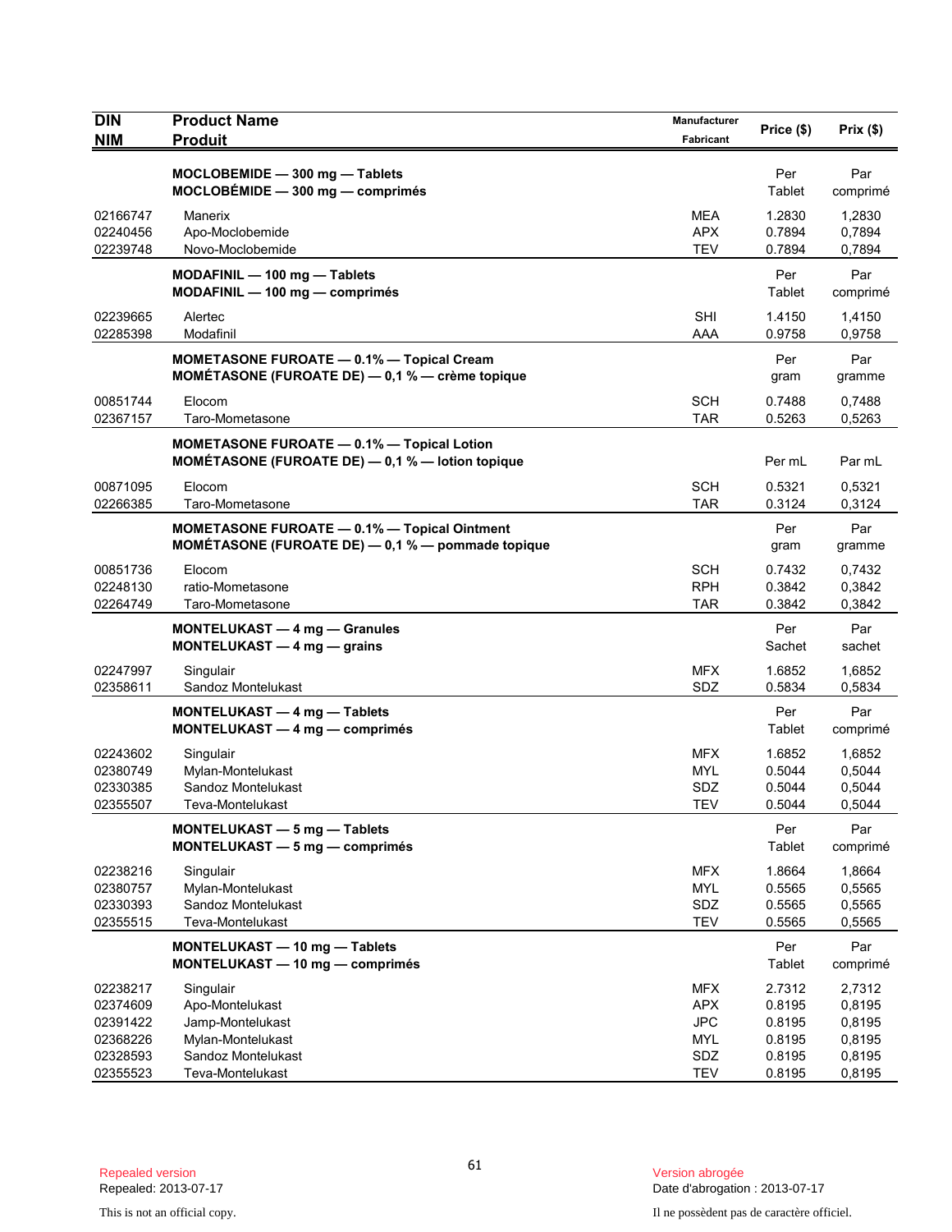| DIN<br>NIM | Product Name<br>Produit | Manufacturer<br>Fabricant | Price ($) | Prix ($) |
|---|---|---|---|---|
| | **MOCLOBEMIDE — 300 mg — Tablets**<br>**MOCLOBÉMIDE — 300 mg — comprimés** | | Per Tablet | Par comprimé |
| 02166747 | Manerix | MEA | 1.2830 | 1,2830 |
| 02240456 | Apo-Moclobemide | APX | 0.7894 | 0,7894 |
| 02239748 | Novo-Moclobemide | TEV | 0.7894 | 0,7894 |
| | **MODAFINIL — 100 mg — Tablets**<br>**MODAFINIL — 100 mg — comprimés** | | Per Tablet | Par comprimé |
| 02239665 | Alertec | SHI | 1.4150 | 1,4150 |
| 02285398 | Modafinil | AAA | 0.9758 | 0,9758 |
| | **MOMETASONE FUROATE — 0.1% — Topical Cream**<br>**MOMÉTASONE (FUROATE DE) — 0,1 % — crème topique** | | Per gram | Par gramme |
| 00851744 | Elocom | SCH | 0.7488 | 0,7488 |
| 02367157 | Taro-Mometasone | TAR | 0.5263 | 0,5263 |
| | **MOMETASONE FUROATE — 0.1% — Topical Lotion**<br>**MOMÉTASONE (FUROATE DE) — 0,1 % — lotion topique** | | Per mL | Par mL |
| 00871095 | Elocom | SCH | 0.5321 | 0,5321 |
| 02266385 | Taro-Mometasone | TAR | 0.3124 | 0,3124 |
| | **MOMETASONE FUROATE — 0.1% — Topical Ointment**<br>**MOMÉTASONE (FUROATE DE) — 0,1 % — pommade topique** | | Per gram | Par gramme |
| 00851736 | Elocom | SCH | 0.7432 | 0,7432 |
| 02248130 | ratio-Mometasone | RPH | 0.3842 | 0,3842 |
| 02264749 | Taro-Mometasone | TAR | 0.3842 | 0,3842 |
| | **MONTELUKAST — 4 mg — Granules**<br>**MONTELUKAST — 4 mg — grains** | | Per Sachet | Par sachet |
| 02247997 | Singulair | MFX | 1.6852 | 1,6852 |
| 02358611 | Sandoz Montelukast | SDZ | 0.5834 | 0,5834 |
| | **MONTELUKAST — 4 mg — Tablets**<br>**MONTELUKAST — 4 mg — comprimés** | | Per Tablet | Par comprimé |
| 02243602 | Singulair | MFX | 1.6852 | 1,6852 |
| 02380749 | Mylan-Montelukast | MYL | 0.5044 | 0,5044 |
| 02330385 | Sandoz Montelukast | SDZ | 0.5044 | 0,5044 |
| 02355507 | Teva-Montelukast | TEV | 0.5044 | 0,5044 |
| | **MONTELUKAST — 5 mg — Tablets**<br>**MONTELUKAST — 5 mg — comprimés** | | Per Tablet | Par comprimé |
| 02238216 | Singulair | MFX | 1.8664 | 1,8664 |
| 02380757 | Mylan-Montelukast | MYL | 0.5565 | 0,5565 |
| 02330393 | Sandoz Montelukast | SDZ | 0.5565 | 0,5565 |
| 02355515 | Teva-Montelukast | TEV | 0.5565 | 0,5565 |
| | **MONTELUKAST — 10 mg — Tablets**<br>**MONTELUKAST — 10 mg — comprimés** | | Per Tablet | Par comprimé |
| 02238217 | Singulair | MFX | 2.7312 | 2,7312 |
| 02374609 | Apo-Montelukast | APX | 0.8195 | 0,8195 |
| 02391422 | Jamp-Montelukast | JPC | 0.8195 | 0,8195 |
| 02368226 | Mylan-Montelukast | MYL | 0.8195 | 0,8195 |
| 02328593 | Sandoz Montelukast | SDZ | 0.8195 | 0,8195 |
| 02355523 | Teva-Montelukast | TEV | 0.8195 | 0,8195 |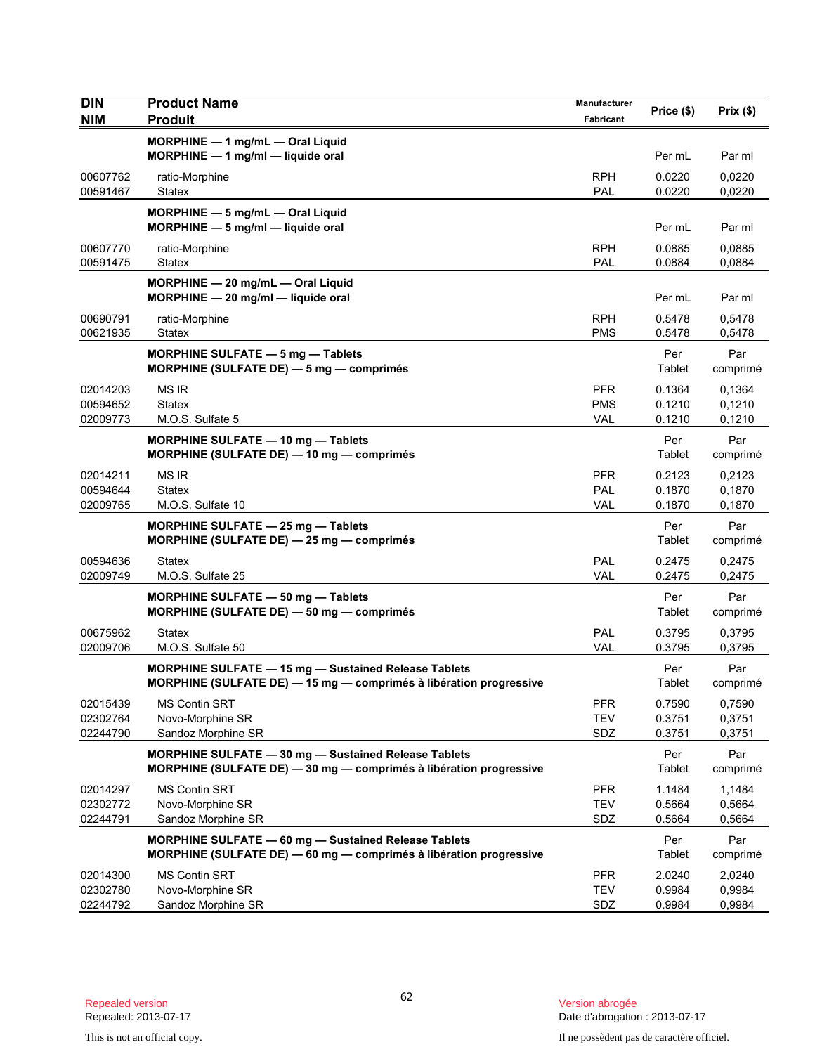| DIN<br>NIM | Product Name<br>Produit | Manufacturer<br>Fabricant | Price ($) | Prix ($) |
|---|---|---|---|---|
| | **MORPHINE — 1 mg/mL — Oral Liquid**<br>**MORPHINE — 1 mg/ml — liquide oral** | | Per mL | Par ml |
| 00607762 | ratio-Morphine | RPH | 0.0220 | 0,0220 |
| 00591467 | Statex | PAL | 0.0220 | 0,0220 |
| | **MORPHINE — 5 mg/mL — Oral Liquid**<br>**MORPHINE — 5 mg/ml — liquide oral** | | Per mL | Par ml |
| 00607770 | ratio-Morphine | RPH | 0.0885 | 0,0885 |
| 00591475 | Statex | PAL | 0.0884 | 0,0884 |
| | **MORPHINE — 20 mg/mL — Oral Liquid**<br>**MORPHINE — 20 mg/ml — liquide oral** | | Per mL | Par ml |
| 00690791 | ratio-Morphine | RPH | 0.5478 | 0,5478 |
| 00621935 | Statex | PMS | 0.5478 | 0,5478 |
| | **MORPHINE SULFATE — 5 mg — Tablets**<br>**MORPHINE (SULFATE DE) — 5 mg — comprimés** | | Per Tablet | Par comprimé |
| 02014203 | MS IR | PFR | 0.1364 | 0,1364 |
| 00594652 | Statex | PMS | 0.1210 | 0,1210 |
| 02009773 | M.O.S. Sulfate 5 | VAL | 0.1210 | 0,1210 |
| | **MORPHINE SULFATE — 10 mg — Tablets**<br>**MORPHINE (SULFATE DE) — 10 mg — comprimés** | | Per Tablet | Par comprimé |
| 02014211 | MS IR | PFR | 0.2123 | 0,2123 |
| 00594644 | Statex | PAL | 0.1870 | 0,1870 |
| 02009765 | M.O.S. Sulfate 10 | VAL | 0.1870 | 0,1870 |
| | **MORPHINE SULFATE — 25 mg — Tablets**<br>**MORPHINE (SULFATE DE) — 25 mg — comprimés** | | Per Tablet | Par comprimé |
| 00594636 | Statex | PAL | 0.2475 | 0,2475 |
| 02009749 | M.O.S. Sulfate 25 | VAL | 0.2475 | 0,2475 |
| | **MORPHINE SULFATE — 50 mg — Tablets**<br>**MORPHINE (SULFATE DE) — 50 mg — comprimés** | | Per Tablet | Par comprimé |
| 00675962 | Statex | PAL | 0.3795 | 0,3795 |
| 02009706 | M.O.S. Sulfate 50 | VAL | 0.3795 | 0,3795 |
| | **MORPHINE SULFATE — 15 mg — Sustained Release Tablets**<br>**MORPHINE (SULFATE DE) — 15 mg — comprimés à libération progressive** | | Per Tablet | Par comprimé |
| 02015439 | MS Contin SRT | PFR | 0.7590 | 0,7590 |
| 02302764 | Novo-Morphine SR | TEV | 0.3751 | 0,3751 |
| 02244790 | Sandoz Morphine SR | SDZ | 0.3751 | 0,3751 |
| | **MORPHINE SULFATE — 30 mg — Sustained Release Tablets**<br>**MORPHINE (SULFATE DE) — 30 mg — comprimés à libération progressive** | | Per Tablet | Par comprimé |
| 02014297 | MS Contin SRT | PFR | 1.1484 | 1,1484 |
| 02302772 | Novo-Morphine SR | TEV | 0.5664 | 0,5664 |
| 02244791 | Sandoz Morphine SR | SDZ | 0.5664 | 0,5664 |
| | **MORPHINE SULFATE — 60 mg — Sustained Release Tablets**<br>**MORPHINE (SULFATE DE) — 60 mg — comprimés à libération progressive** | | Per Tablet | Par comprimé |
| 02014300 | MS Contin SRT | PFR | 2.0240 | 2,0240 |
| 02302780 | Novo-Morphine SR | TEV | 0.9984 | 0,9984 |
| 02244792 | Sandoz Morphine SR | SDZ | 0.9984 | 0,9984 |

Repealed version
Repealed: 2013-07-17

Version abrogée
Date d'abrogation : 2013-07-17

This is not an official copy.

Il ne possèdent pas de caractère officiel.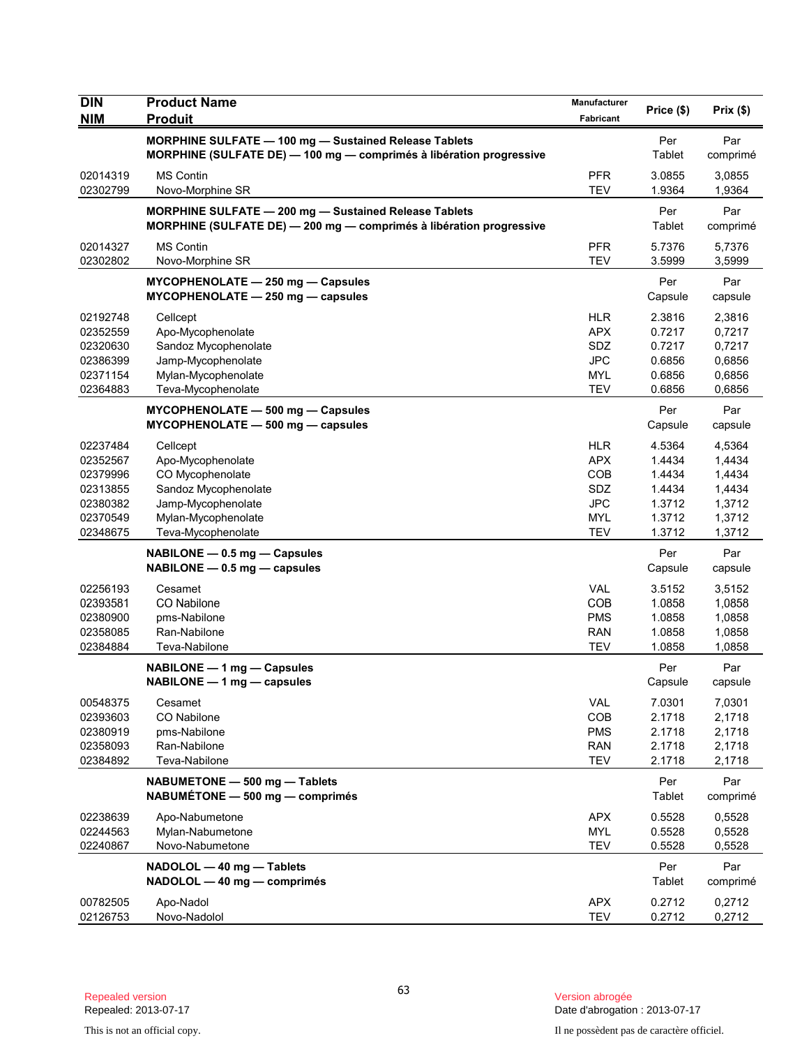| DIN<br>NIM | Product Name<br>Produit | Manufacturer<br>Fabricant | Price ($) | Prix ($) |
|---|---|---|---|---|
| | **MORPHINE SULFATE — 100 mg — Sustained Release Tablets**<br>**MORPHINE (SULFATE DE) — 100 mg — comprimés à libération progressive** | | Per Tablet | Par comprimé |
| 02014319 | MS Contin | PFR | 3.0855 | 3,0855 |
| 02302799 | Novo-Morphine SR | TEV | 1.9364 | 1,9364 |
| | **MORPHINE SULFATE — 200 mg — Sustained Release Tablets**<br>**MORPHINE (SULFATE DE) — 200 mg — comprimés à libération progressive** | | Per Tablet | Par comprimé |
| 02014327 | MS Contin | PFR | 5.7376 | 5,7376 |
| 02302802 | Novo-Morphine SR | TEV | 3.5999 | 3,5999 |
| | **MYCOPHENOLATE — 250 mg — Capsules**<br>**MYCOPHENOLATE — 250 mg — capsules** | | Per Capsule | Par capsule |
| 02192748 | Cellcept | HLR | 2.3816 | 2,3816 |
| 02352559 | Apo-Mycophenolate | APX | 0.7217 | 0,7217 |
| 02320630 | Sandoz Mycophenolate | SDZ | 0.7217 | 0,7217 |
| 02386399 | Jamp-Mycophenolate | JPC | 0.6856 | 0,6856 |
| 02371154 | Mylan-Mycophenolate | MYL | 0.6856 | 0,6856 |
| 02364883 | Teva-Mycophenolate | TEV | 0.6856 | 0,6856 |
| | **MYCOPHENOLATE — 500 mg — Capsules**<br>**MYCOPHENOLATE — 500 mg — capsules** | | Per Capsule | Par capsule |
| 02237484 | Cellcept | HLR | 4.5364 | 4,5364 |
| 02352567 | Apo-Mycophenolate | APX | 1.4434 | 1,4434 |
| 02379996 | CO Mycophenolate | COB | 1.4434 | 1,4434 |
| 02313855 | Sandoz Mycophenolate | SDZ | 1.4434 | 1,4434 |
| 02380382 | Jamp-Mycophenolate | JPC | 1.3712 | 1,3712 |
| 02370549 | Mylan-Mycophenolate | MYL | 1.3712 | 1,3712 |
| 02348675 | Teva-Mycophenolate | TEV | 1.3712 | 1,3712 |
| | **NABILONE — 0.5 mg — Capsules**<br>**NABILONE — 0.5 mg — capsules** | | Per Capsule | Par capsule |
| 02256193 | Cesamet | VAL | 3.5152 | 3,5152 |
| 02393581 | CO Nabilone | COB | 1.0858 | 1,0858 |
| 02380900 | pms-Nabilone | PMS | 1.0858 | 1,0858 |
| 02358085 | Ran-Nabilone | RAN | 1.0858 | 1,0858 |
| 02384884 | Teva-Nabilone | TEV | 1.0858 | 1,0858 |
| | **NABILONE — 1 mg — Capsules**<br>**NABILONE — 1 mg — capsules** | | Per Capsule | Par capsule |
| 00548375 | Cesamet | VAL | 7.0301 | 7,0301 |
| 02393603 | CO Nabilone | COB | 2.1718 | 2,1718 |
| 02380919 | pms-Nabilone | PMS | 2.1718 | 2,1718 |
| 02358093 | Ran-Nabilone | RAN | 2.1718 | 2,1718 |
| 02384892 | Teva-Nabilone | TEV | 2.1718 | 2,1718 |
| | **NABUMETONE — 500 mg — Tablets**<br>**NABUMÉTONE — 500 mg — comprimés** | | Per Tablet | Par comprimé |
| 02238639 | Apo-Nabumetone | APX | 0.5528 | 0,5528 |
| 02244563 | Mylan-Nabumetone | MYL | 0.5528 | 0,5528 |
| 02240867 | Novo-Nabumetone | TEV | 0.5528 | 0,5528 |
| | **NADOLOL — 40 mg — Tablets**<br>**NADOLOL — 40 mg — comprimés** | | Per Tablet | Par comprimé |
| 00782505 | Apo-Nadol | APX | 0.2712 | 0,2712 |
| 02126753 | Novo-Nadolol | TEV | 0.2712 | 0,2712 |

Repealed version
Repealed: 2013-07-17

Version abrogée
Date d'abrogation : 2013-07-17

This is not an official copy.

Il ne possèdent pas de caractère officiel.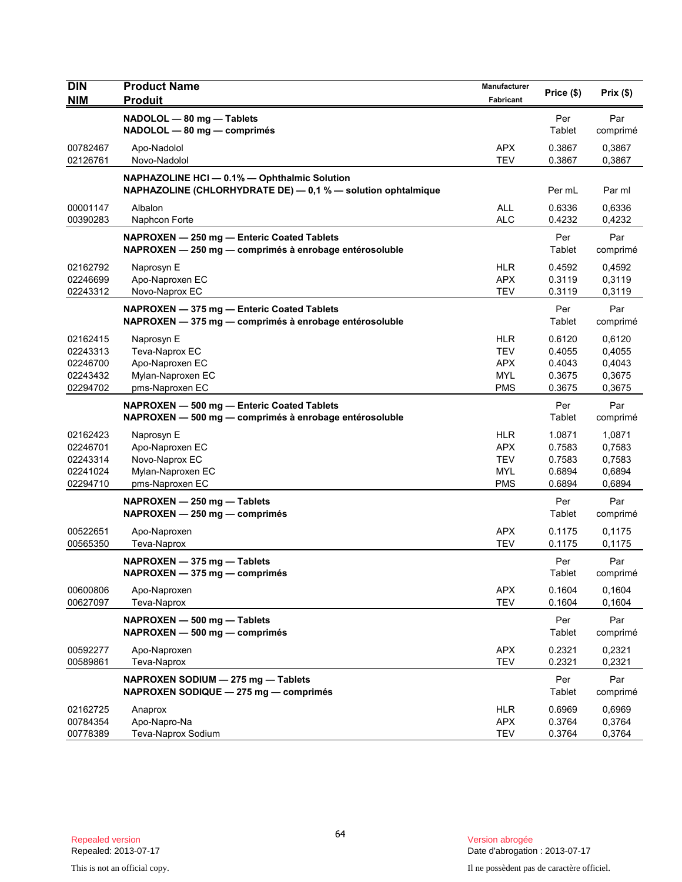| DIN<br>NIM | Product Name<br>Produit | Manufacturer<br>Fabricant | Price ($) | Prix ($) |
|---|---|---|---|---|
| | **NADOLOL — 80 mg — Tablets**<br>**NADOLOL — 80 mg — comprimés** | | Per Tablet | Par comprimé |
| 00782467 | Apo-Nadolol | APX | 0.3867 | 0,3867 |
| 02126761 | Novo-Nadolol | TEV | 0.3867 | 0,3867 |
| | **NAPHAZOLINE HCl — 0.1% — Ophthalmic Solution**<br>**NAPHAZOLINE (CHLORHYDRATE DE) — 0,1 % — solution ophtalmique** | | Per mL | Par ml |
| 00001147 | Albalon | ALL | 0.6336 | 0,6336 |
| 00390283 | Naphcon Forte | ALC | 0.4232 | 0,4232 |
| | **NAPROXEN — 250 mg — Enteric Coated Tablets**<br>**NAPROXEN — 250 mg — comprimés à enrobage entérosoluble** | | Per Tablet | Par comprimé |
| 02162792 | Naprosyn E | HLR | 0.4592 | 0,4592 |
| 02246699 | Apo-Naproxen EC | APX | 0.3119 | 0,3119 |
| 02243312 | Novo-Naprox EC | TEV | 0.3119 | 0,3119 |
| | **NAPROXEN — 375 mg — Enteric Coated Tablets**<br>**NAPROXEN — 375 mg — comprimés à enrobage entérosoluble** | | Per Tablet | Par comprimé |
| 02162415 | Naprosyn E | HLR | 0.6120 | 0,6120 |
| 02243313 | Teva-Naprox EC | TEV | 0.4055 | 0,4055 |
| 02246700 | Apo-Naproxen EC | APX | 0.4043 | 0,4043 |
| 02243432 | Mylan-Naproxen EC | MYL | 0.3675 | 0,3675 |
| 02294702 | pms-Naproxen EC | PMS | 0.3675 | 0,3675 |
| | **NAPROXEN — 500 mg — Enteric Coated Tablets**<br>**NAPROXEN — 500 mg — comprimés à enrobage entérosoluble** | | Per Tablet | Par comprimé |
| 02162423 | Naprosyn E | HLR | 1.0871 | 1,0871 |
| 02246701 | Apo-Naproxen EC | APX | 0.7583 | 0,7583 |
| 02243314 | Novo-Naprox EC | TEV | 0.7583 | 0,7583 |
| 02241024 | Mylan-Naproxen EC | MYL | 0.6894 | 0,6894 |
| 02294710 | pms-Naproxen EC | PMS | 0.6894 | 0,6894 |
| | **NAPROXEN — 250 mg — Tablets**<br>**NAPROXEN — 250 mg — comprimés** | | Per Tablet | Par comprimé |
| 00522651 | Apo-Naproxen | APX | 0.1175 | 0,1175 |
| 00565350 | Teva-Naprox | TEV | 0.1175 | 0,1175 |
| | **NAPROXEN — 375 mg — Tablets**<br>**NAPROXEN — 375 mg — comprimés** | | Per Tablet | Par comprimé |
| 00600806 | Apo-Naproxen | APX | 0.1604 | 0,1604 |
| 00627097 | Teva-Naprox | TEV | 0.1604 | 0,1604 |
| | **NAPROXEN — 500 mg — Tablets**<br>**NAPROXEN — 500 mg — comprimés** | | Per Tablet | Par comprimé |
| 00592277 | Apo-Naproxen | APX | 0.2321 | 0,2321 |
| 00589861 | Teva-Naprox | TEV | 0.2321 | 0,2321 |
| | **NAPROXEN SODIUM — 275 mg — Tablets**<br>**NAPROXEN SODIQUE — 275 mg — comprimés** | | Per Tablet | Par comprimé |
| 02162725 | Anaprox | HLR | 0.6969 | 0,6969 |
| 00784354 | Apo-Napro-Na | APX | 0.3764 | 0,3764 |
| 00778389 | Teva-Naprox Sodium | TEV | 0.3764 | 0,3764 |

Repealed version
Repealed: 2013-07-17

Version abrogée
Date d'abrogation : 2013-07-17

This is not an official copy.

Il ne possèdent pas de caractère officiel.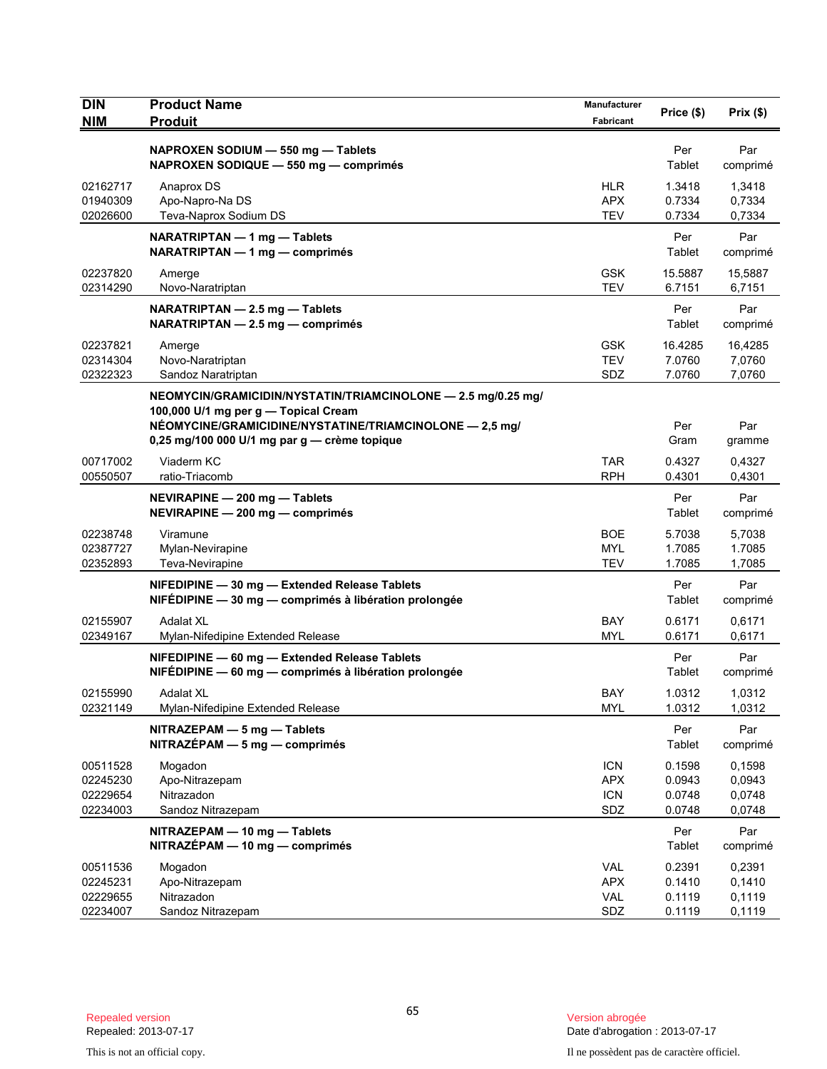| DIN<br>NIM | Product Name<br>Produit | Manufacturer<br>Fabricant | Price ($) | Prix ($) |
|---|---|---|---|---|
| | **NAPROXEN SODIUM — 550 mg — Tablets**<br>**NAPROXEN SODIQUE — 550 mg — comprimés** | | Per<br>Tablet | Par<br>comprimé |
| 02162717 | Anaprox DS | HLR | 1.3418 | 1,3418 |
| 01940309 | Apo-Napro-Na DS | APX | 0.7334 | 0,7334 |
| 02026600 | Teva-Naprox Sodium DS | TEV | 0.7334 | 0,7334 |
| | **NARATRIPTAN — 1 mg — Tablets**<br>**NARATRIPTAN — 1 mg — comprimés** | | Per<br>Tablet | Par<br>comprimé |
| 02237820 | Amerge | GSK | 15.5887 | 15,5887 |
| 02314290 | Novo-Naratriptan | TEV | 6.7151 | 6,7151 |
| | **NARATRIPTAN — 2.5 mg — Tablets**<br>**NARATRIPTAN — 2.5 mg — comprimés** | | Per<br>Tablet | Par<br>comprimé |
| 02237821 | Amerge | GSK | 16.4285 | 16,4285 |
| 02314304 | Novo-Naratriptan | TEV | 7.0760 | 7,0760 |
| 02322323 | Sandoz Naratriptan | SDZ | 7.0760 | 7,0760 |
| | **NEOMYCIN/GRAMICIDIN/NYSTATIN/TRIAMCINOLONE — 2.5 mg/0.25 mg/ 100,000 U/1 mg per g — Topical Cream**<br>**NÉOMYCINE/GRAMICIDINE/NYSTATINE/TRIAMCINOLONE — 2,5 mg/ 0,25 mg/100 000 U/1 mg par g — crème topique** | | Per<br>Gram | Par<br>gramme |
| 00717002 | Viaderm KC | TAR | 0.4327 | 0,4327 |
| 00550507 | ratio-Triacomb | RPH | 0.4301 | 0,4301 |
| | **NEVIRAPINE — 200 mg — Tablets**<br>**NEVIRAPINE — 200 mg — comprimés** | | Per<br>Tablet | Par<br>comprimé |
| 02238748 | Viramune | BOE | 5.7038 | 5,7038 |
| 02387727 | Mylan-Nevirapine | MYL | 1.7085 | 1.7085 |
| 02352893 | Teva-Nevirapine | TEV | 1.7085 | 1,7085 |
| | **NIFEDIPINE — 30 mg — Extended Release Tablets**<br>**NIFÉDIPINE — 30 mg — comprimés à libération prolongée** | | Per<br>Tablet | Par<br>comprimé |
| 02155907 | Adalat XL | BAY | 0.6171 | 0,6171 |
| 02349167 | Mylan-Nifedipine Extended Release | MYL | 0.6171 | 0,6171 |
| | **NIFEDIPINE — 60 mg — Extended Release Tablets**<br>**NIFÉDIPINE — 60 mg — comprimés à libération prolongée** | | Per<br>Tablet | Par<br>comprimé |
| 02155990 | Adalat XL | BAY | 1.0312 | 1,0312 |
| 02321149 | Mylan-Nifedipine Extended Release | MYL | 1.0312 | 1,0312 |
| | **NITRAZEPAM — 5 mg — Tablets**<br>**NITRAZÉPAM — 5 mg — comprimés** | | Per<br>Tablet | Par<br>comprimé |
| 00511528 | Mogadon | ICN | 0.1598 | 0,1598 |
| 02245230 | Apo-Nitrazepam | APX | 0.0943 | 0,0943 |
| 02229654 | Nitrazadon | ICN | 0.0748 | 0,0748 |
| 02234003 | Sandoz Nitrazepam | SDZ | 0.0748 | 0,0748 |
| | **NITRAZEPAM — 10 mg — Tablets**<br>**NITRAZÉPAM — 10 mg — comprimés** | | Per<br>Tablet | Par<br>comprimé |
| 00511536 | Mogadon | VAL | 0.2391 | 0,2391 |
| 02245231 | Apo-Nitrazepam | APX | 0.1410 | 0,1410 |
| 02229655 | Nitrazadon | VAL | 0.1119 | 0,1119 |
| 02234007 | Sandoz Nitrazepam | SDZ | 0.1119 | 0,1119 |

Repealed version
Repealed: 2013-07-17

Version abrogée
Date d'abrogation : 2013-07-17

This is not an official copy.

Il ne possèdent pas de caractère officiel.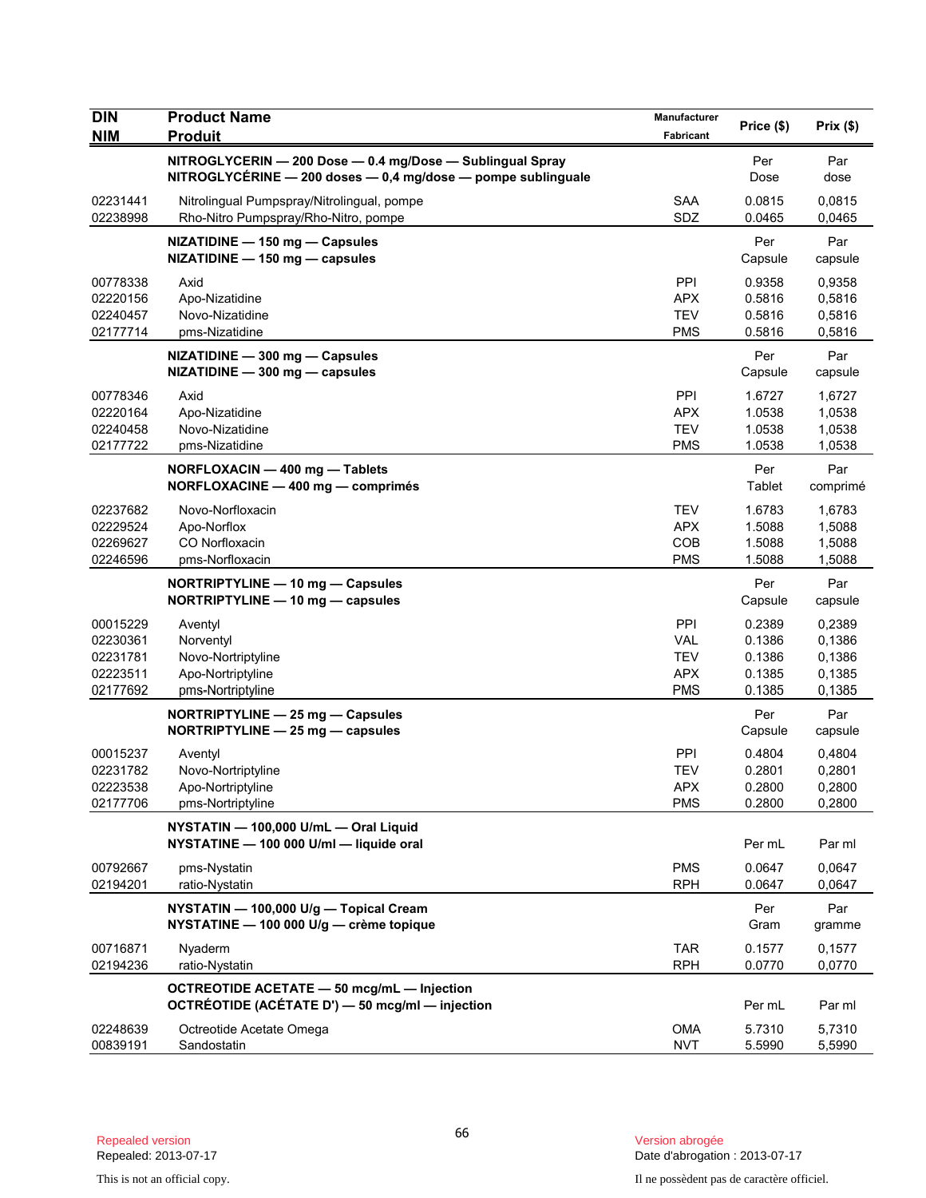| DIN<br>NIM | Product Name<br>Produit | Manufacturer<br>Fabricant | Price ($) | Prix ($) |
|---|---|---|---|---|
| | **NITROGLYCERIN — 200 Dose — 0.4 mg/Dose — Sublingual Spray**<br>**NITROGLYCÉRINE — 200 doses — 0,4 mg/dose — pompe sublinguale** | | Per Dose | Par dose |
| 02231441 | Nitrolingual Pumpspray/Nitrolingual, pompe | SAA | 0.0815 | 0,0815 |
| 02238998 | Rho-Nitro Pumpspray/Rho-Nitro, pompe | SDZ | 0.0465 | 0,0465 |
| | **NIZATIDINE — 150 mg — Capsules**<br>**NIZATIDINE — 150 mg — capsules** | | Per Capsule | Par capsule |
| 00778338 | Axid | PPI | 0.9358 | 0,9358 |
| 02220156 | Apo-Nizatidine | APX | 0.5816 | 0,5816 |
| 02240457 | Novo-Nizatidine | TEV | 0.5816 | 0,5816 |
| 02177714 | pms-Nizatidine | PMS | 0.5816 | 0,5816 |
| | **NIZATIDINE — 300 mg — Capsules**<br>**NIZATIDINE — 300 mg — capsules** | | Per Capsule | Par capsule |
| 00778346 | Axid | PPI | 1.6727 | 1,6727 |
| 02220164 | Apo-Nizatidine | APX | 1.0538 | 1,0538 |
| 02240458 | Novo-Nizatidine | TEV | 1.0538 | 1,0538 |
| 02177722 | pms-Nizatidine | PMS | 1.0538 | 1,0538 |
| | **NORFLOXACIN — 400 mg — Tablets**<br>**NORFLOXACINE — 400 mg — comprimés** | | Per Tablet | Par comprimé |
| 02237682 | Novo-Norfloxacin | TEV | 1.6783 | 1,6783 |
| 02229524 | Apo-Norflox | APX | 1.5088 | 1,5088 |
| 02269627 | CO Norfloxacin | COB | 1.5088 | 1,5088 |
| 02246596 | pms-Norfloxacin | PMS | 1.5088 | 1,5088 |
| | **NORTRIPTYLINE — 10 mg — Capsules**<br>**NORTRIPTYLINE — 10 mg — capsules** | | Per Capsule | Par capsule |
| 00015229 | Aventyl | PPI | 0.2389 | 0,2389 |
| 02230361 | Norventyl | VAL | 0.1386 | 0,1386 |
| 02231781 | Novo-Nortriptyline | TEV | 0.1386 | 0,1386 |
| 02223511 | Apo-Nortriptyline | APX | 0.1385 | 0,1385 |
| 02177692 | pms-Nortriptyline | PMS | 0.1385 | 0,1385 |
| | **NORTRIPTYLINE — 25 mg — Capsules**<br>**NORTRIPTYLINE — 25 mg — capsules** | | Per Capsule | Par capsule |
| 00015237 | Aventyl | PPI | 0.4804 | 0,4804 |
| 02231782 | Novo-Nortriptyline | TEV | 0.2801 | 0,2801 |
| 02223538 | Apo-Nortriptyline | APX | 0.2800 | 0,2800 |
| 02177706 | pms-Nortriptyline | PMS | 0.2800 | 0,2800 |
| | **NYSTATIN — 100,000 U/mL — Oral Liquid**<br>**NYSTATINE — 100 000 U/ml — liquide oral** | | Per mL | Par ml |
| 00792667 | pms-Nystatin | PMS | 0.0647 | 0,0647 |
| 02194201 | ratio-Nystatin | RPH | 0.0647 | 0,0647 |
| | **NYSTATIN — 100,000 U/g — Topical Cream**<br>**NYSTATINE — 100 000 U/g — crème topique** | | Per Gram | Par gramme |
| 00716871 | Nyaderm | TAR | 0.1577 | 0,1577 |
| 02194236 | ratio-Nystatin | RPH | 0.0770 | 0,0770 |
| | **OCTREOTIDE ACETATE — 50 mcg/mL — Injection**<br>**OCTRÉOTIDE (ACÉTATE D') — 50 mcg/ml — injection** | | Per mL | Par ml |
| 02248639 | Octreotide Acetate Omega | OMA | 5.7310 | 5,7310 |
| 00839191 | Sandostatin | NVT | 5.5990 | 5,5990 |

Repealed version
Repealed: 2013-07-17

Version abrogée
Date d'abrogation : 2013-07-17

This is not an official copy.

Il ne possèdent pas de caractère officiel.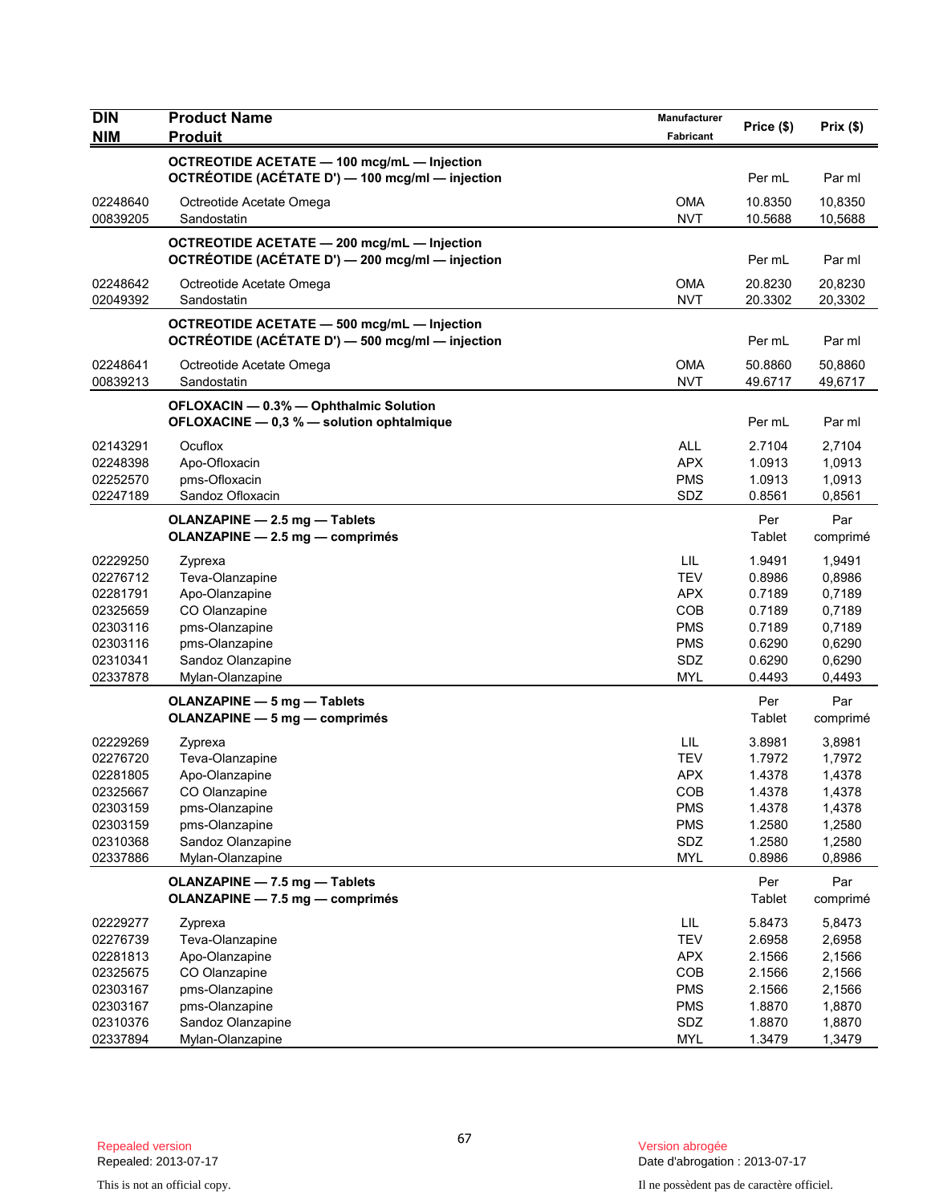| DIN<br>NIM | Product Name<br>Produit | Manufacturer<br>Fabricant | Price ($) | Prix ($) |
|---|---|---|---|---|
| | **OCTREOTIDE ACETATE — 100 mcg/mL — Injection**<br>**OCTRÉOTIDE (ACÉTATE D') — 100 mcg/ml — injection** | | Per mL | Par ml |
| 02248640 | Octreotide Acetate Omega | OMA | 10.8350 | 10,8350 |
| 00839205 | Sandostatin | NVT | 10.5688 | 10,5688 |
| | **OCTREOTIDE ACETATE — 200 mcg/mL — Injection**<br>**OCTRÉOTIDE (ACÉTATE D') — 200 mcg/ml — injection** | | Per mL | Par ml |
| 02248642 | Octreotide Acetate Omega | OMA | 20.8230 | 20,8230 |
| 02049392 | Sandostatin | NVT | 20.3302 | 20,3302 |
| | **OCTREOTIDE ACETATE — 500 mcg/mL — Injection**<br>**OCTRÉOTIDE (ACÉTATE D') — 500 mcg/ml — injection** | | Per mL | Par ml |
| 02248641 | Octreotide Acetate Omega | OMA | 50.8860 | 50,8860 |
| 00839213 | Sandostatin | NVT | 49.6717 | 49,6717 |
| | **OFLOXACIN — 0.3% — Ophthalmic Solution**<br>**OFLOXACINE — 0,3 % — solution ophtalmique** | | Per mL | Par ml |
| 02143291 | Ocuflox | ALL | 2.7104 | 2,7104 |
| 02248398 | Apo-Ofloxacin | APX | 1.0913 | 1,0913 |
| 02252570 | pms-Ofloxacin | PMS | 1.0913 | 1,0913 |
| 02247189 | Sandoz Ofloxacin | SDZ | 0.8561 | 0,8561 |
| | **OLANZAPINE — 2.5 mg — Tablets**<br>**OLANZAPINE — 2.5 mg — comprimés** | | Per Tablet | Par comprimé |
| 02229250 | Zyprexa | LIL | 1.9491 | 1,9491 |
| 02276712 | Teva-Olanzapine | TEV | 0.8986 | 0,8986 |
| 02281791 | Apo-Olanzapine | APX | 0.7189 | 0,7189 |
| 02325659 | CO Olanzapine | COB | 0.7189 | 0,7189 |
| 02303116 | pms-Olanzapine | PMS | 0.7189 | 0,7189 |
| 02303116 | pms-Olanzapine | PMS | 0.6290 | 0,6290 |
| 02310341 | Sandoz Olanzapine | SDZ | 0.6290 | 0,6290 |
| 02337878 | Mylan-Olanzapine | MYL | 0.4493 | 0,4493 |
| | **OLANZAPINE — 5 mg — Tablets**<br>**OLANZAPINE — 5 mg — comprimés** | | Per Tablet | Par comprimé |
| 02229269 | Zyprexa | LIL | 3.8981 | 3,8981 |
| 02276720 | Teva-Olanzapine | TEV | 1.7972 | 1,7972 |
| 02281805 | Apo-Olanzapine | APX | 1.4378 | 1,4378 |
| 02325667 | CO Olanzapine | COB | 1.4378 | 1,4378 |
| 02303159 | pms-Olanzapine | PMS | 1.4378 | 1,4378 |
| 02303159 | pms-Olanzapine | PMS | 1.2580 | 1,2580 |
| 02310368 | Sandoz Olanzapine | SDZ | 1.2580 | 1,2580 |
| 02337886 | Mylan-Olanzapine | MYL | 0.8986 | 0,8986 |
| | **OLANZAPINE — 7.5 mg — Tablets**<br>**OLANZAPINE — 7.5 mg — comprimés** | | Per Tablet | Par comprimé |
| 02229277 | Zyprexa | LIL | 5.8473 | 5,8473 |
| 02276739 | Teva-Olanzapine | TEV | 2.6958 | 2,6958 |
| 02281813 | Apo-Olanzapine | APX | 2.1566 | 2,1566 |
| 02325675 | CO Olanzapine | COB | 2.1566 | 2,1566 |
| 02303167 | pms-Olanzapine | PMS | 2.1566 | 2,1566 |
| 02303167 | pms-Olanzapine | PMS | 1.8870 | 1,8870 |
| 02310376 | Sandoz Olanzapine | SDZ | 1.8870 | 1,8870 |
| 02337894 | Mylan-Olanzapine | MYL | 1.3479 | 1,3479 |

Repealed version
Repealed: 2013-07-17

This is not an official copy.

Version abrogée
Date d'abrogation : 2013-07-17

Il ne possèdent pas de caractère officiel.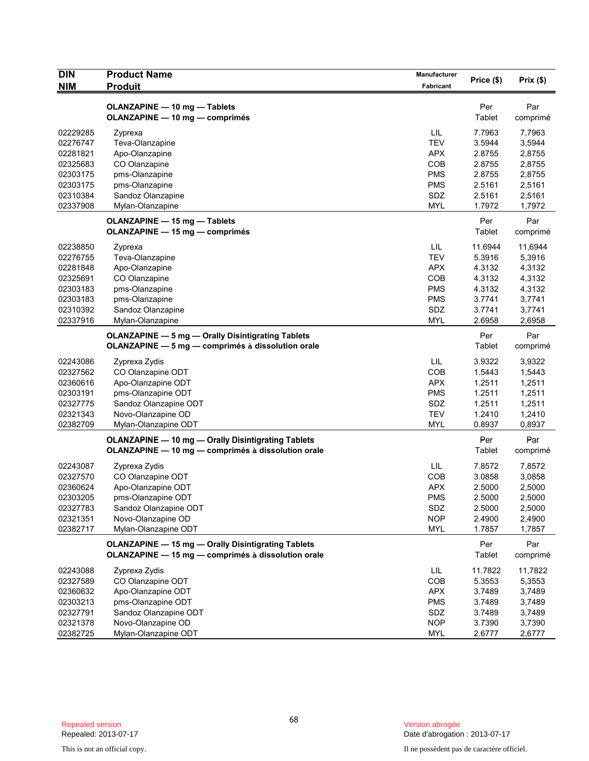| DIN NIM | Product Name Produit | Manufacturer Fabricant | Price ($) | Prix ($) |
|---|---|---|---|---|
| | **OLANZAPINE — 10 mg — Tablets** **OLANZAPINE — 10 mg — comprimés** | | Per Tablet | Par comprimé |
| 02229285 | Zyprexa | LIL | 7.7963 | 7,7963 |
| 02276747 | Teva-Olanzapine | TEV | 3.5944 | 3,5944 |
| 02281821 | Apo-Olanzapine | APX | 2.8755 | 2,8755 |
| 02325683 | CO Olanzapine | COB | 2.8755 | 2,8755 |
| 02303175 | pms-Olanzapine | PMS | 2.8755 | 2,8755 |
| 02303175 | pms-Olanzapine | PMS | 2.5161 | 2,5161 |
| 02310384 | Sandoz Olanzapine | SDZ | 2.5161 | 2,5161 |
| 02337908 | Mylan-Olanzapine | MYL | 1.7972 | 1,7972 |
| | **OLANZAPINE — 15 mg — Tablets** **OLANZAPINE — 15 mg — comprimés** | | Per Tablet | Par comprimé |
| 02238850 | Zyprexa | LIL | 11.6944 | 11,6944 |
| 02276755 | Teva-Olanzapine | TEV | 5.3916 | 5,3916 |
| 02281848 | Apo-Olanzapine | APX | 4.3132 | 4,3132 |
| 02325691 | CO Olanzapine | COB | 4.3132 | 4,3132 |
| 02303183 | pms-Olanzapine | PMS | 4.3132 | 4,3132 |
| 02303183 | pms-Olanzapine | PMS | 3.7741 | 3,7741 |
| 02310392 | Sandoz Olanzapine | SDZ | 3.7741 | 3,7741 |
| 02337916 | Mylan-Olanzapine | MYL | 2.6958 | 2,6958 |
| | **OLANZAPINE — 5 mg — Orally Disintegrating Tablets** **OLANZAPINE — 5 mg — comprimés à dissolution orale** | | Per Tablet | Par comprimé |
| 02243086 | Zyprexa Zydis | LIL | 3.9322 | 3,9322 |
| 02327562 | CO Olanzapine ODT | COB | 1.5443 | 1,5443 |
| 02360616 | Apo-Olanzapine ODT | APX | 1.2511 | 1,2511 |
| 02303191 | pms-Olanzapine ODT | PMS | 1.2511 | 1,2511 |
| 02327775 | Sandoz Olanzapine ODT | SDZ | 1.2511 | 1,2511 |
| 02321343 | Novo-Olanzapine OD | TEV | 1.2410 | 1,2410 |
| 02382709 | Mylan-Olanzapine ODT | MYL | 0.8937 | 0,8937 |
| | **OLANZAPINE — 10 mg — Orally Disintegrating Tablets** **OLANZAPINE — 10 mg — comprimés à dissolution orale** | | Per Tablet | Par comprimé |
| 02243087 | Zyprexa Zydis | LIL | 7.8572 | 7,8572 |
| 02327570 | CO Olanzapine ODT | COB | 3.0858 | 3,0858 |
| 02360624 | Apo-Olanzapine ODT | APX | 2.5000 | 2,5000 |
| 02303205 | pms-Olanzapine ODT | PMS | 2.5000 | 2,5000 |
| 02327783 | Sandoz Olanzapine ODT | SDZ | 2.5000 | 2,5000 |
| 02321351 | Novo-Olanzapine OD | NOP | 2.4900 | 2,4900 |
| 02382717 | Mylan-Olanzapine ODT | MYL | 1.7857 | 1,7857 |
| | **OLANZAPINE — 15 mg — Orally Disintegrating Tablets** **OLANZAPINE — 15 mg — comprimés à dissolution orale** | | Per Tablet | Par comprimé |
| 02243088 | Zyprexa Zydis | LIL | 11.7822 | 11,7822 |
| 02327589 | CO Olanzapine ODT | COB | 5.3553 | 5,3553 |
| 02360632 | Apo-Olanzapine ODT | APX | 3.7489 | 3,7489 |
| 02303213 | pms-Olanzapine ODT | PMS | 3.7489 | 3,7489 |
| 02327791 | Sandoz Olanzapine ODT | SDZ | 3.7489 | 3,7489 |
| 02321378 | Novo-Olanzapine OD | NOP | 3.7390 | 3,7390 |
| 02382725 | Mylan-Olanzapine ODT | MYL | 2.6777 | 2,6777 |

Repealed version
Repealed: 2013-07-17

This is not an official copy.

Version abrogée
Date d'abrogation : 2013-07-17

Il ne possèdent pas de caractère officiel.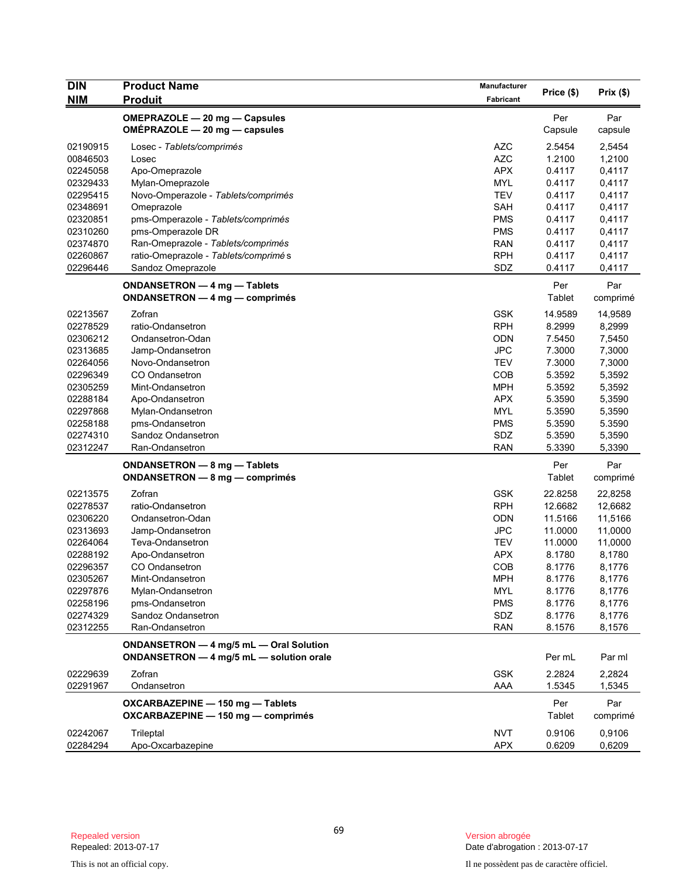| DIN<br>NIM | Product Name<br>Produit | Manufacturer<br>Fabricant | Price ($) | Prix ($) |
|---|---|---|---|---|
| | **OMEPRAZOLE — 20 mg — Capsules**<br>**OMÉPRAZOLE — 20 mg — capsules** | | Per Capsule | Par capsule |
| 02190915 | Losec - *Tablets/comprimés* | AZC | 2.5454 | 2,5454 |
| 00846503 | Losec | AZC | 1.2100 | 1,2100 |
| 02245058 | Apo-Omeprazole | APX | 0.4117 | 0,4117 |
| 02329433 | Mylan-Omeprazole | MYL | 0.4117 | 0,4117 |
| 02295415 | Novo-Omperazole - *Tablets/comprimés* | TEV | 0.4117 | 0,4117 |
| 02348691 | Omeprazole | SAH | 0.4117 | 0,4117 |
| 02320851 | pms-Omperazole - *Tablets/comprimés* | PMS | 0.4117 | 0,4117 |
| 02310260 | pms-Omperazole DR | PMS | 0.4117 | 0,4117 |
| 02374870 | Ran-Omeprazole - *Tablets/comprimés* | RAN | 0.4117 | 0,4117 |
| 02260867 | ratio-Omeprazole - *Tablets/comprimé s* | RPH | 0.4117 | 0,4117 |
| 02296446 | Sandoz Omeprazole | SDZ | 0.4117 | 0,4117 |
| | **ONDANSETRON — 4 mg — Tablets**<br>**ONDANSETRON — 4 mg — comprimés** | | Per Tablet | Par comprimé |
| 02213567 | Zofran | GSK | 14.9589 | 14,9589 |
| 02278529 | ratio-Ondansetron | RPH | 8.2999 | 8,2999 |
| 02306212 | Ondansetron-Odan | ODN | 7.5450 | 7,5450 |
| 02313685 | Jamp-Ondansetron | JPC | 7.3000 | 7,3000 |
| 02264056 | Novo-Ondansetron | TEV | 7.3000 | 7,3000 |
| 02296349 | CO Ondansetron | COB | 5.3592 | 5,3592 |
| 02305259 | Mint-Ondansetron | MPH | 5.3592 | 5,3592 |
| 02288184 | Apo-Ondansetron | APX | 5.3590 | 5,3590 |
| 02297868 | Mylan-Ondansetron | MYL | 5.3590 | 5,3590 |
| 02258188 | pms-Ondansetron | PMS | 5.3590 | 5.3590 |
| 02274310 | Sandoz Ondansetron | SDZ | 5.3590 | 5,3590 |
| 02312247 | Ran-Ondansetron | RAN | 5.3390 | 5,3390 |
| | **ONDANSETRON — 8 mg — Tablets**<br>**ONDANSETRON — 8 mg — comprimés** | | Per Tablet | Par comprimé |
| 02213575 | Zofran | GSK | 22.8258 | 22,8258 |
| 02278537 | ratio-Ondansetron | RPH | 12.6682 | 12,6682 |
| 02306220 | Ondansetron-Odan | ODN | 11.5166 | 11,5166 |
| 02313693 | Jamp-Ondansetron | JPC | 11.0000 | 11,0000 |
| 02264064 | Teva-Ondansetron | TEV | 11.0000 | 11,0000 |
| 02288192 | Apo-Ondansetron | APX | 8.1780 | 8,1780 |
| 02296357 | CO Ondansetron | COB | 8.1776 | 8,1776 |
| 02305267 | Mint-Ondansetron | MPH | 8.1776 | 8,1776 |
| 02297876 | Mylan-Ondansetron | MYL | 8.1776 | 8,1776 |
| 02258196 | pms-Ondansetron | PMS | 8.1776 | 8,1776 |
| 02274329 | Sandoz Ondansetron | SDZ | 8.1776 | 8,1776 |
| 02312255 | Ran-Ondansetron | RAN | 8.1576 | 8,1576 |
| | **ONDANSETRON — 4 mg/5 mL — Oral Solution**<br>**ONDANSETRON — 4 mg/5 mL — solution orale** | | Per mL | Par ml |
| 02229639 | Zofran | GSK | 2.2824 | 2,2824 |
| 02291967 | Ondansetron | AAA | 1.5345 | 1,5345 |
| | **OXCARBAZEPINE — 150 mg — Tablets**<br>**OXCARBAZEPINE — 150 mg — comprimés** | | Per Tablet | Par comprimé |
| 02242067 | Trileptal | NVT | 0.9106 | 0,9106 |
| 02284294 | Apo-Oxcarbazepine | APX | 0.6209 | 0,6209 |

Repealed version
Repealed: 2013-07-17

Version abrogée
Date d'abrogation : 2013-07-17

This is not an official copy.

Il ne possèdent pas de caractère officiel.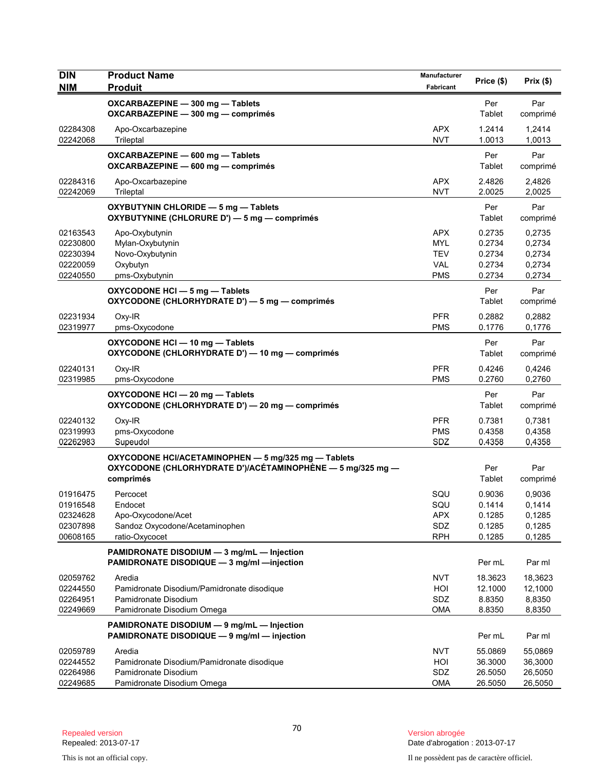| DIN<br>NIM | Product Name<br>Produit | Manufacturer<br>Fabricant | Price ($) | Prix ($) |
|---|---|---|---|---|
| | **OXCARBAZEPINE — 300 mg — Tablets**<br>**OXCARBAZEPINE — 300 mg — comprimés** | | Per Tablet | Par comprimé |
| 02284308 | Apo-Oxcarbazepine | APX | 1.2414 | 1,2414 |
| 02242068 | Trileptal | NVT | 1.0013 | 1,0013 |
| | **OXCARBAZEPINE — 600 mg — Tablets**<br>**OXCARBAZEPINE — 600 mg — comprimés** | | Per Tablet | Par comprimé |
| 02284316 | Apo-Oxcarbazepine | APX | 2.4826 | 2,4826 |
| 02242069 | Trileptal | NVT | 2.0025 | 2,0025 |
| | **OXYBUTYNIN CHLORIDE — 5 mg — Tablets**<br>**OXYBUTYNINE (CHLORURE D') — 5 mg — comprimés** | | Per Tablet | Par comprimé |
| 02163543 | Apo-Oxybutynin | APX | 0.2735 | 0,2735 |
| 02230800 | Mylan-Oxybutynin | MYL | 0.2734 | 0,2734 |
| 02230394 | Novo-Oxybutynin | TEV | 0.2734 | 0,2734 |
| 02220059 | Oxybutyn | VAL | 0.2734 | 0,2734 |
| 02240550 | pms-Oxybutynin | PMS | 0.2734 | 0,2734 |
| | **OXYCODONE HCl — 5 mg — Tablets**<br>**OXYCODONE (CHLORHYDRATE D') — 5 mg — comprimés** | | Per Tablet | Par comprimé |
| 02231934 | Oxy-IR | PFR | 0.2882 | 0,2882 |
| 02319977 | pms-Oxycodone | PMS | 0.1776 | 0,1776 |
| | **OXYCODONE HCl — 10 mg — Tablets**<br>**OXYCODONE (CHLORHYDRATE D') — 10 mg — comprimés** | | Per Tablet | Par comprimé |
| 02240131 | Oxy-IR | PFR | 0.4246 | 0,4246 |
| 02319985 | pms-Oxycodone | PMS | 0.2760 | 0,2760 |
| | **OXYCODONE HCl — 20 mg — Tablets**<br>**OXYCODONE (CHLORHYDRATE D') — 20 mg — comprimés** | | Per Tablet | Par comprimé |
| 02240132 | Oxy-IR | PFR | 0.7381 | 0,7381 |
| 02319993 | pms-Oxycodone | PMS | 0.4358 | 0,4358 |
| 02262983 | Supeudol | SDZ | 0.4358 | 0,4358 |
| | **OXYCODONE HCl/ACETAMINOPHEN — 5 mg/325 mg — Tablets**<br>**OXYCODONE (CHLORHYDRATE D')/ACÉTAMINOPHÈNE — 5 mg/325 mg — comprimés** | | Per Tablet | Par comprimé |
| 01916475 | Percocet | SQU | 0.9036 | 0,9036 |
| 01916548 | Endocet | SQU | 0.1414 | 0,1414 |
| 02324628 | Apo-Oxycodone/Acet | APX | 0.1285 | 0,1285 |
| 02307898 | Sandoz Oxycodone/Acetaminophen | SDZ | 0.1285 | 0,1285 |
| 00608165 | ratio-Oxycocet | RPH | 0.1285 | 0,1285 |
| | **PAMIDRONATE DISODIUM — 3 mg/mL — Injection**<br>**PAMIDRONATE DISODIQUE — 3 mg/ml —injection** | | Per mL | Par ml |
| 02059762 | Aredia | NVT | 18.3623 | 18,3623 |
| 02244550 | Pamidronate Disodium/Pamidronate disodique | HOI | 12.1000 | 12,1000 |
| 02264951 | Pamidronate Disodium | SDZ | 8.8350 | 8,8350 |
| 02249669 | Pamidronate Disodium Omega | OMA | 8.8350 | 8,8350 |
| | **PAMIDRONATE DISODIUM — 9 mg/mL — Injection**<br>**PAMIDRONATE DISODIQUE — 9 mg/ml — injection** | | Per mL | Par ml |
| 02059789 | Aredia | NVT | 55.0869 | 55,0869 |
| 02244552 | Pamidronate Disodium/Pamidronate disodique | HOI | 36.3000 | 36,3000 |
| 02264986 | Pamidronate Disodium | SDZ | 26.5050 | 26,5050 |
| 02249685 | Pamidronate Disodium Omega | OMA | 26.5050 | 26,5050 |

Repealed version
Repealed: 2013-07-17

Version abrogée
Date d'abrogation : 2013-07-17

This is not an official copy.

Il ne possèdent pas de caractère officiel.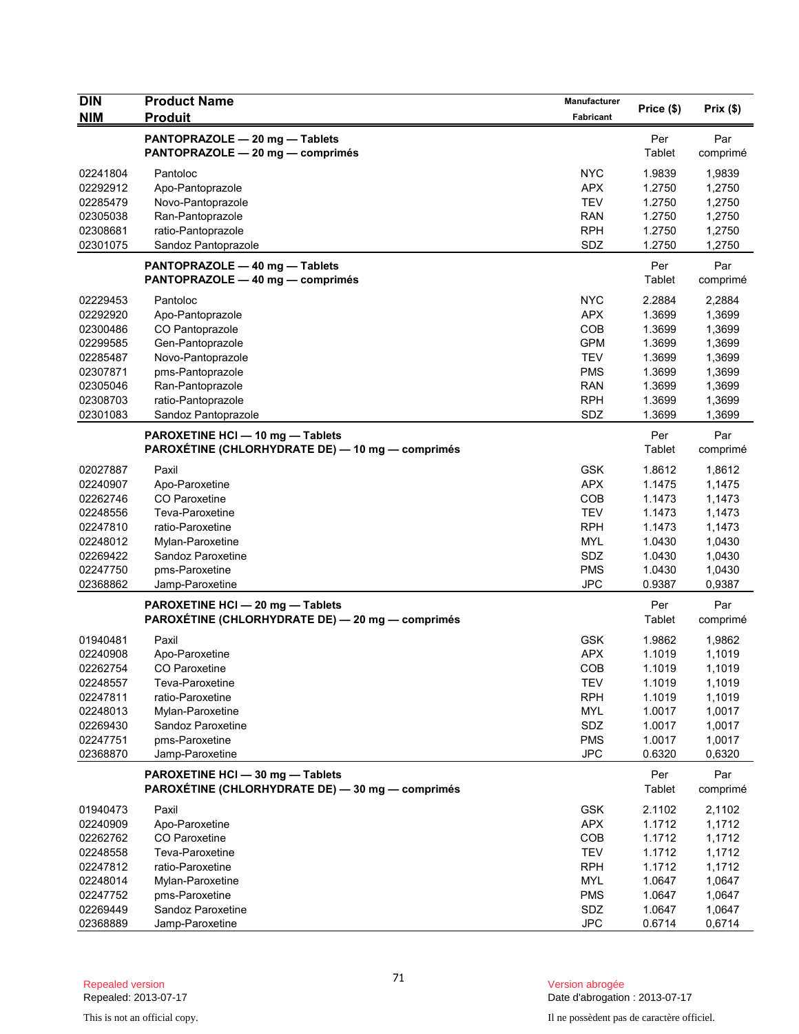| DIN<br>NIM | Product Name<br>Produit | Manufacturer<br>Fabricant | Price ($) | Prix ($) |
|---|---|---|---|---|
| | **PANTOPRAZOLE — 20 mg — Tablets**<br>**PANTOPRAZOLE — 20 mg — comprimés** | | Per Tablet | Par comprimé |
| 02241804 | Pantoloc | NYC | 1.9839 | 1,9839 |
| 02292912 | Apo-Pantoprazole | APX | 1.2750 | 1,2750 |
| 02285479 | Novo-Pantoprazole | TEV | 1.2750 | 1,2750 |
| 02305038 | Ran-Pantoprazole | RAN | 1.2750 | 1,2750 |
| 02308681 | ratio-Pantoprazole | RPH | 1.2750 | 1,2750 |
| 02301075 | Sandoz Pantoprazole | SDZ | 1.2750 | 1,2750 |
| | **PANTOPRAZOLE — 40 mg — Tablets**<br>**PANTOPRAZOLE — 40 mg — comprimés** | | Per Tablet | Par comprimé |
| 02229453 | Pantoloc | NYC | 2.2884 | 2,2884 |
| 02292920 | Apo-Pantoprazole | APX | 1.3699 | 1,3699 |
| 02300486 | CO Pantoprazole | COB | 1.3699 | 1,3699 |
| 02299585 | Gen-Pantoprazole | GPM | 1.3699 | 1,3699 |
| 02285487 | Novo-Pantoprazole | TEV | 1.3699 | 1,3699 |
| 02307871 | pms-Pantoprazole | PMS | 1.3699 | 1,3699 |
| 02305046 | Ran-Pantoprazole | RAN | 1.3699 | 1,3699 |
| 02308703 | ratio-Pantoprazole | RPH | 1.3699 | 1,3699 |
| 02301083 | Sandoz Pantoprazole | SDZ | 1.3699 | 1,3699 |
| | **PAROXETINE HCl — 10 mg — Tablets**<br>**PAROXÉTINE (CHLORHYDRATE DE) — 10 mg — comprimés** | | Per Tablet | Par comprimé |
| 02027887 | Paxil | GSK | 1.8612 | 1,8612 |
| 02240907 | Apo-Paroxetine | APX | 1.1475 | 1,1475 |
| 02262746 | CO Paroxetine | COB | 1.1473 | 1,1473 |
| 02248556 | Teva-Paroxetine | TEV | 1.1473 | 1,1473 |
| 02247810 | ratio-Paroxetine | RPH | 1.1473 | 1,1473 |
| 02248012 | Mylan-Paroxetine | MYL | 1.0430 | 1,0430 |
| 02269422 | Sandoz Paroxetine | SDZ | 1.0430 | 1,0430 |
| 02247750 | pms-Paroxetine | PMS | 1.0430 | 1,0430 |
| 02368862 | Jamp-Paroxetine | JPC | 0.9387 | 0,9387 |
| | **PAROXETINE HCl — 20 mg — Tablets**<br>**PAROXÉTINE (CHLORHYDRATE DE) — 20 mg — comprimés** | | Per Tablet | Par comprimé |
| 01940481 | Paxil | GSK | 1.9862 | 1,9862 |
| 02240908 | Apo-Paroxetine | APX | 1.1019 | 1,1019 |
| 02262754 | CO Paroxetine | COB | 1.1019 | 1,1019 |
| 02248557 | Teva-Paroxetine | TEV | 1.1019 | 1,1019 |
| 02247811 | ratio-Paroxetine | RPH | 1.1019 | 1,1019 |
| 02248013 | Mylan-Paroxetine | MYL | 1.0017 | 1,0017 |
| 02269430 | Sandoz Paroxetine | SDZ | 1.0017 | 1,0017 |
| 02247751 | pms-Paroxetine | PMS | 1.0017 | 1,0017 |
| 02368870 | Jamp-Paroxetine | JPC | 0.6320 | 0,6320 |
| | **PAROXETINE HCl — 30 mg — Tablets**<br>**PAROXÉTINE (CHLORHYDRATE DE) — 30 mg — comprimés** | | Per Tablet | Par comprimé |
| 01940473 | Paxil | GSK | 2.1102 | 2,1102 |
| 02240909 | Apo-Paroxetine | APX | 1.1712 | 1,1712 |
| 02262762 | CO Paroxetine | COB | 1.1712 | 1,1712 |
| 02248558 | Teva-Paroxetine | TEV | 1.1712 | 1,1712 |
| 02247812 | ratio-Paroxetine | RPH | 1.1712 | 1,1712 |
| 02248014 | Mylan-Paroxetine | MYL | 1.0647 | 1,0647 |
| 02247752 | pms-Paroxetine | PMS | 1.0647 | 1,0647 |
| 02269449 | Sandoz Paroxetine | SDZ | 1.0647 | 1,0647 |
| 02368889 | Jamp-Paroxetine | JPC | 0.6714 | 0,6714 |

Repealed version
Repealed: 2013-07-17

This is not an official copy.

Version abrogée
Date d'abrogation : 2013-07-17

Il ne possèdent pas de caractère officiel.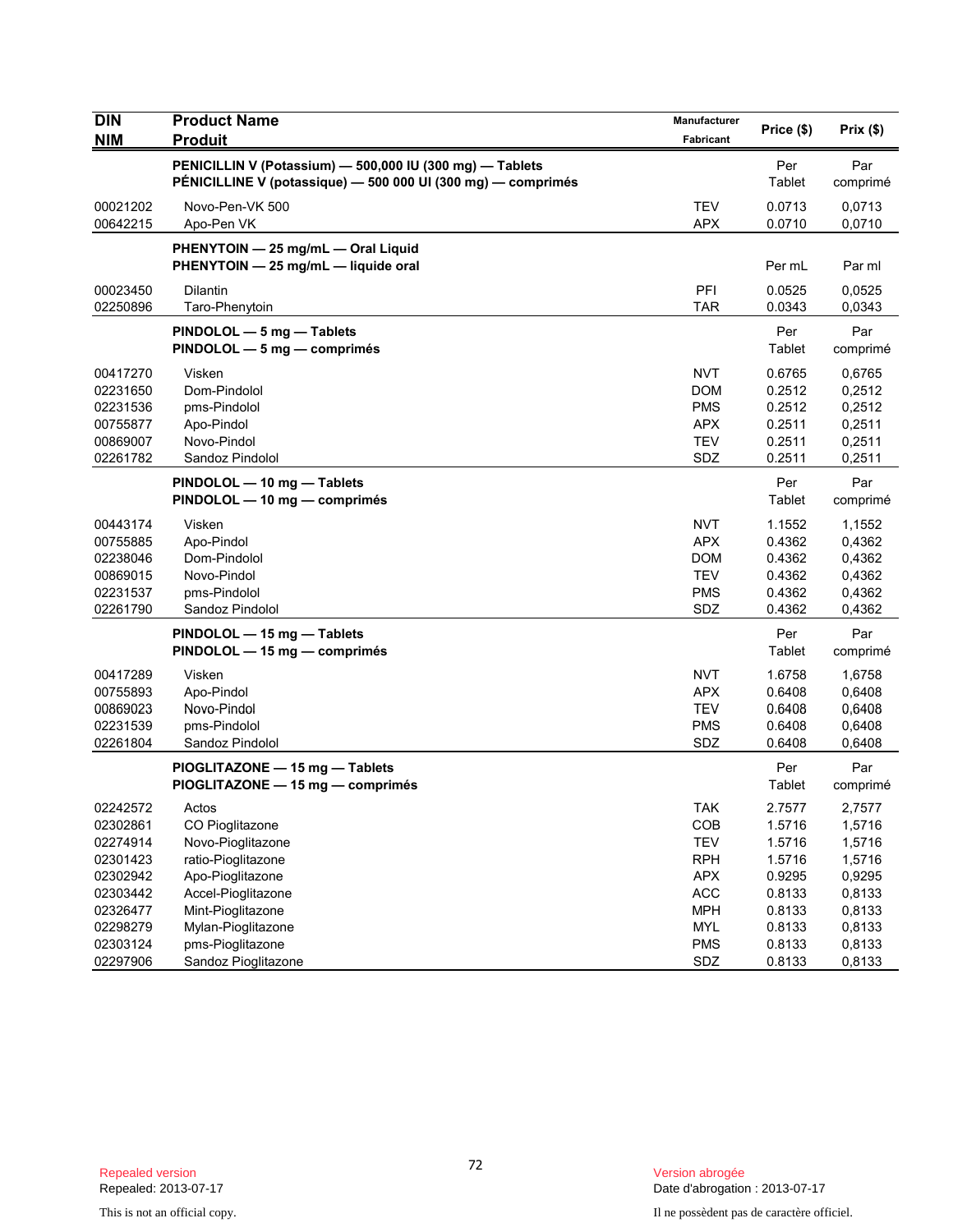| DIN<br>NIM | Product Name<br>Produit | Manufacturer<br>Fabricant | Price ($) | Prix ($) |
|---|---|---|---|---|
| | **PENICILLIN V (Potassium) — 500,000 IU (300 mg) — Tablets**<br>**PÉNICILLINE V (potassique) — 500 000 UI (300 mg) — comprimés** | | Per Tablet | Par comprimé |
| 00021202 | Novo-Pen-VK 500 | TEV | 0.0713 | 0,0713 |
| 00642215 | Apo-Pen VK | APX | 0.0710 | 0,0710 |
| | **PHENYTOIN — 25 mg/mL — Oral Liquid**<br>**PHENYTOIN — 25 mg/mL — liquide oral** | | Per mL | Par ml |
| 00023450 | Dilantin | PFI | 0.0525 | 0,0525 |
| 02250896 | Taro-Phenytoin | TAR | 0.0343 | 0,0343 |
| | **PINDOLOL — 5 mg — Tablets**<br>**PINDOLOL — 5 mg — comprimés** | | Per Tablet | Par comprimé |
| 00417270 | Visken | NVT | 0.6765 | 0,6765 |
| 02231650 | Dom-Pindolol | DOM | 0.2512 | 0,2512 |
| 02231536 | pms-Pindolol | PMS | 0.2512 | 0,2512 |
| 00755877 | Apo-Pindol | APX | 0.2511 | 0,2511 |
| 00869007 | Novo-Pindol | TEV | 0.2511 | 0,2511 |
| 02261782 | Sandoz Pindolol | SDZ | 0.2511 | 0,2511 |
| | **PINDOLOL — 10 mg — Tablets**<br>**PINDOLOL — 10 mg — comprimés** | | Per Tablet | Par comprimé |
| 00443174 | Visken | NVT | 1.1552 | 1,1552 |
| 00755885 | Apo-Pindol | APX | 0.4362 | 0,4362 |
| 02238046 | Dom-Pindolol | DOM | 0.4362 | 0,4362 |
| 00869015 | Novo-Pindol | TEV | 0.4362 | 0,4362 |
| 02231537 | pms-Pindolol | PMS | 0.4362 | 0,4362 |
| 02261790 | Sandoz Pindolol | SDZ | 0.4362 | 0,4362 |
| | **PINDOLOL — 15 mg — Tablets**<br>**PINDOLOL — 15 mg — comprimés** | | Per Tablet | Par comprimé |
| 00417289 | Visken | NVT | 1.6758 | 1,6758 |
| 00755893 | Apo-Pindol | APX | 0.6408 | 0,6408 |
| 00869023 | Novo-Pindol | TEV | 0.6408 | 0,6408 |
| 02231539 | pms-Pindolol | PMS | 0.6408 | 0,6408 |
| 02261804 | Sandoz Pindolol | SDZ | 0.6408 | 0,6408 |
| | **PIOGLITAZONE — 15 mg — Tablets**<br>**PIOGLITAZONE — 15 mg — comprimés** | | Per Tablet | Par comprimé |
| 02242572 | Actos | TAK | 2.7577 | 2,7577 |
| 02302861 | CO Pioglitazone | COB | 1.5716 | 1,5716 |
| 02274914 | Novo-Pioglitazone | TEV | 1.5716 | 1,5716 |
| 02301423 | ratio-Pioglitazone | RPH | 1.5716 | 1,5716 |
| 02302942 | Apo-Pioglitazone | APX | 0.9295 | 0,9295 |
| 02303442 | Accel-Pioglitazone | ACC | 0.8133 | 0,8133 |
| 02326477 | Mint-Pioglitazone | MPH | 0.8133 | 0,8133 |
| 02298279 | Mylan-Pioglitazone | MYL | 0.8133 | 0,8133 |
| 02303124 | pms-Pioglitazone | PMS | 0.8133 | 0,8133 |
| 02297906 | Sandoz Pioglitazone | SDZ | 0.8133 | 0,8133 |

Repealed version
Repealed: 2013-07-17

Version abrogée
Date d'abrogation : 2013-07-17

This is not an official copy.

Il ne possèdent pas de caractère officiel.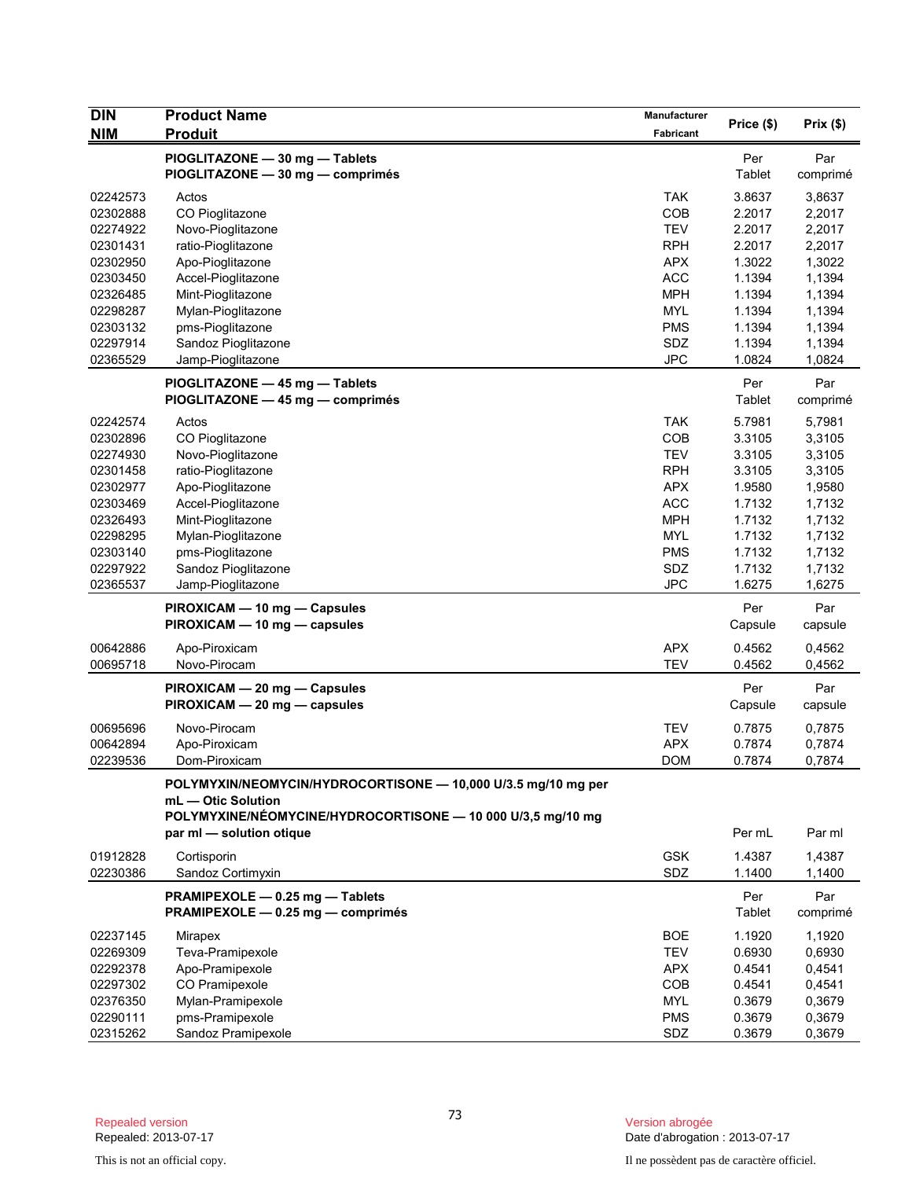| DIN<br>NIM | Product Name<br>Produit | Manufacturer<br>Fabricant | Price ($) | Prix ($) |
|---|---|---|---|---|
| | **PIOGLITAZONE — 30 mg — Tablets**<br>**PIOGLITAZONE — 30 mg — comprimés** | | Per Tablet | Par comprimé |
| 02242573 | Actos | TAK | 3.8637 | 3,8637 |
| 02302888 | CO Pioglitazone | COB | 2.2017 | 2,2017 |
| 02274922 | Novo-Pioglitazone | TEV | 2.2017 | 2,2017 |
| 02301431 | ratio-Pioglitazone | RPH | 2.2017 | 2,2017 |
| 02302950 | Apo-Pioglitazone | APX | 1.3022 | 1,3022 |
| 02303450 | Accel-Pioglitazone | ACC | 1.1394 | 1,1394 |
| 02326485 | Mint-Pioglitazone | MPH | 1.1394 | 1,1394 |
| 02298287 | Mylan-Pioglitazone | MYL | 1.1394 | 1,1394 |
| 02303132 | pms-Pioglitazone | PMS | 1.1394 | 1,1394 |
| 02297914 | Sandoz Pioglitazone | SDZ | 1.1394 | 1,1394 |
| 02365529 | Jamp-Pioglitazone | JPC | 1.0824 | 1,0824 |
| | **PIOGLITAZONE — 45 mg — Tablets**<br>**PIOGLITAZONE — 45 mg — comprimés** | | Per Tablet | Par comprimé |
| 02242574 | Actos | TAK | 5.7981 | 5,7981 |
| 02302896 | CO Pioglitazone | COB | 3.3105 | 3,3105 |
| 02274930 | Novo-Pioglitazone | TEV | 3.3105 | 3,3105 |
| 02301458 | ratio-Pioglitazone | RPH | 3.3105 | 3,3105 |
| 02302977 | Apo-Pioglitazone | APX | 1.9580 | 1,9580 |
| 02303469 | Accel-Pioglitazone | ACC | 1.7132 | 1,7132 |
| 02326493 | Mint-Pioglitazone | MPH | 1.7132 | 1,7132 |
| 02298295 | Mylan-Pioglitazone | MYL | 1.7132 | 1,7132 |
| 02303140 | pms-Pioglitazone | PMS | 1.7132 | 1,7132 |
| 02297922 | Sandoz Pioglitazone | SDZ | 1.7132 | 1,7132 |
| 02365537 | Jamp-Pioglitazone | JPC | 1.6275 | 1,6275 |
| | **PIROXICAM — 10 mg — Capsules**<br>**PIROXICAM — 10 mg — capsules** | | Per Capsule | Par capsule |
| 00642886 | Apo-Piroxicam | APX | 0.4562 | 0,4562 |
| 00695718 | Novo-Pirocam | TEV | 0.4562 | 0,4562 |
| | **PIROXICAM — 20 mg — Capsules**<br>**PIROXICAM — 20 mg — capsules** | | Per Capsule | Par capsule |
| 00695696 | Novo-Pirocam | TEV | 0.7875 | 0,7875 |
| 00642894 | Apo-Piroxicam | APX | 0.7874 | 0,7874 |
| 02239536 | Dom-Piroxicam | DOM | 0.7874 | 0,7874 |
| | **POLYMYXIN/NEOMYCIN/HYDROCORTISONE — 10,000 U/3.5 mg/10 mg per mL — Otic Solution**<br>**POLYMYXINE/NÉOMYCINE/HYDROCORTISONE — 10 000 U/3,5 mg/10 mg par ml — solution otique** | | Per mL | Par ml |
| 01912828 | Cortisporin | GSK | 1.4387 | 1,4387 |
| 02230386 | Sandoz Cortimyxin | SDZ | 1.1400 | 1,1400 |
| | **PRAMIPEXOLE — 0.25 mg — Tablets**<br>**PRAMIPEXOLE — 0.25 mg — comprimés** | | Per Tablet | Par comprimé |
| 02237145 | Mirapex | BOE | 1.1920 | 1,1920 |
| 02269309 | Teva-Pramipexole | TEV | 0.6930 | 0,6930 |
| 02292378 | Apo-Pramipexole | APX | 0.4541 | 0,4541 |
| 02297302 | CO Pramipexole | COB | 0.4541 | 0,4541 |
| 02376350 | Mylan-Pramipexole | MYL | 0.3679 | 0,3679 |
| 02290111 | pms-Pramipexole | PMS | 0.3679 | 0,3679 |
| 02315262 | Sandoz Pramipexole | SDZ | 0.3679 | 0,3679 |

Repealed version
Repealed: 2013-07-17

Version abrogée
Date d'abrogation : 2013-07-17

This is not an official copy.

Il ne possèdent pas de caractère officiel.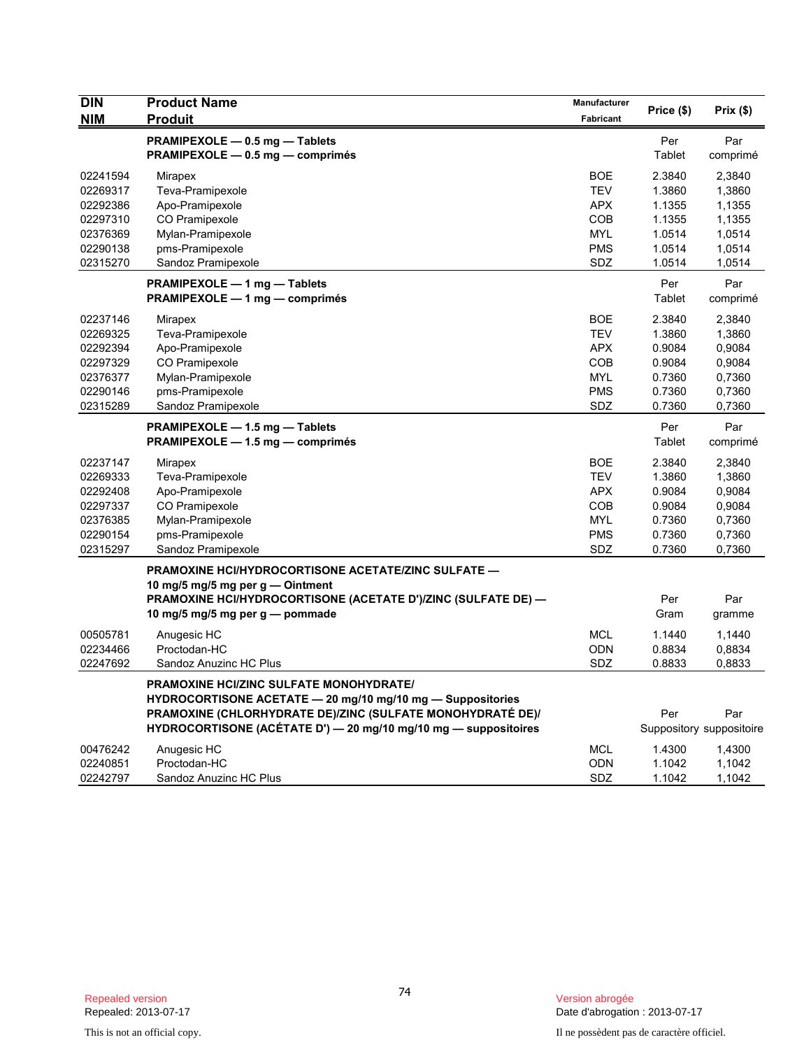| DIN<br>NIM | Product Name<br>Produit | Manufacturer<br>Fabricant | Price ($) | Prix ($) |
|---|---|---|---|---|
| | **PRAMIPEXOLE — 0.5 mg — Tablets**<br>**PRAMIPEXOLE — 0,5 mg — comprimés** | | Per Tablet | Par comprimé |
| 02241594 | Mirapex | BOE | 2.3840 | 2,3840 |
| 02269317 | Teva-Pramipexole | TEV | 1.3860 | 1,3860 |
| 02292386 | Apo-Pramipexole | APX | 1.1355 | 1,1355 |
| 02297310 | CO Pramipexole | COB | 1.1355 | 1,1355 |
| 02376369 | Mylan-Pramipexole | MYL | 1.0514 | 1,0514 |
| 02290138 | pms-Pramipexole | PMS | 1.0514 | 1,0514 |
| 02315270 | Sandoz Pramipexole | SDZ | 1.0514 | 1,0514 |
| | **PRAMIPEXOLE — 1 mg — Tablets**<br>**PRAMIPEXOLE — 1 mg — comprimés** | | Per Tablet | Par comprimé |
| 02237146 | Mirapex | BOE | 2.3840 | 2,3840 |
| 02269325 | Teva-Pramipexole | TEV | 1.3860 | 1,3860 |
| 02292394 | Apo-Pramipexole | APX | 0.9084 | 0,9084 |
| 02297329 | CO Pramipexole | COB | 0.9084 | 0,9084 |
| 02376377 | Mylan-Pramipexole | MYL | 0.7360 | 0,7360 |
| 02290146 | pms-Pramipexole | PMS | 0.7360 | 0,7360 |
| 02315289 | Sandoz Pramipexole | SDZ | 0.7360 | 0,7360 |
| | **PRAMIPEXOLE — 1.5 mg — Tablets**<br>**PRAMIPEXOLE — 1,5 mg — comprimés** | | Per Tablet | Par comprimé |
| 02237147 | Mirapex | BOE | 2.3840 | 2,3840 |
| 02269333 | Teva-Pramipexole | TEV | 1.3860 | 1,3860 |
| 02292408 | Apo-Pramipexole | APX | 0.9084 | 0,9084 |
| 02297337 | CO Pramipexole | COB | 0.9084 | 0,9084 |
| 02376385 | Mylan-Pramipexole | MYL | 0.7360 | 0,7360 |
| 02290154 | pms-Pramipexole | PMS | 0.7360 | 0,7360 |
| 02315297 | Sandoz Pramipexole | SDZ | 0.7360 | 0,7360 |
| | **PRAMOXINE HCl/HYDROCORTISONE ACETATE/ZINC SULFATE — 10 mg/5 mg/5 mg per g — Ointment**<br>**PRAMOXINE HCl/HYDROCORTISONE (ACETATE D')/ZINC (SULFATE DE) — 10 mg/5 mg/5 mg per g — pommade** | | Per Gram | Par gramme |
| 00505781 | Anugesic HC | MCL | 1.1440 | 1,1440 |
| 02234466 | Proctodan-HC | ODN | 0.8834 | 0,8834 |
| 02247692 | Sandoz Anuzinc HC Plus | SDZ | 0.8833 | 0,8833 |
| | **PRAMOXINE HCl/ZINC SULFATE MONOHYDRATE/ HYDROCORTISONE ACETATE — 20 mg/10 mg/10 mg — Suppositories**<br>**PRAMOXINE (CHLORHYDRATE DE)/ZINC (SULFATE MONOHYDRATÉ DE)/ HYDROCORTISONE (ACÉTATE D') — 20 mg/10 mg/10 mg — suppositoires** | | Per Suppository | Par suppositoire |
| 00476242 | Anugesic HC | MCL | 1.4300 | 1,4300 |
| 02240851 | Proctodan-HC | ODN | 1.1042 | 1,1042 |
| 02242797 | Sandoz Anuzinc HC Plus | SDZ | 1.1042 | 1,1042 |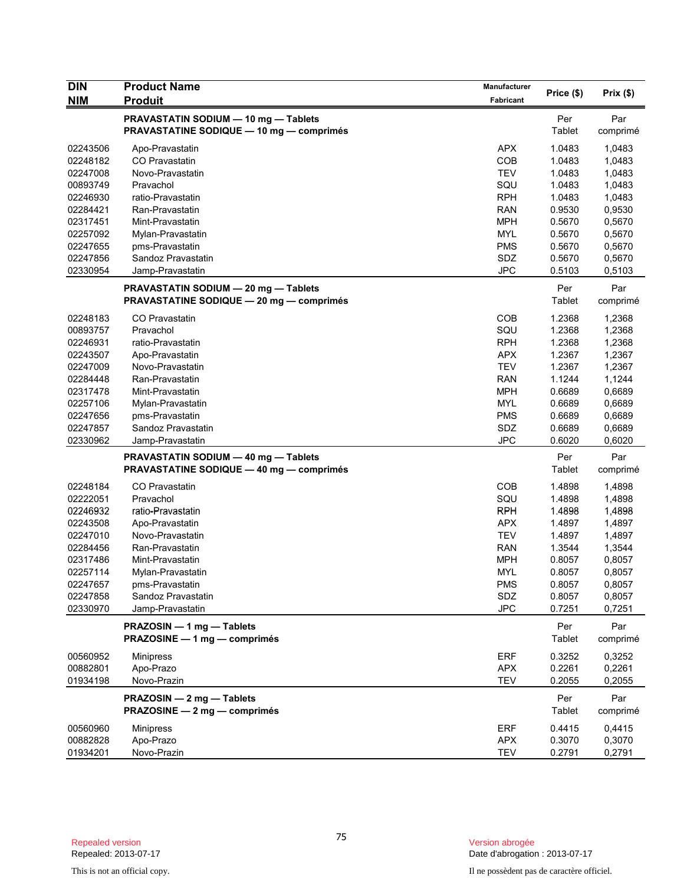| DIN<br>NIM | Product Name<br>Produit | Manufacturer<br>Fabricant | Price ($) | Prix ($) |
|---|---|---|---|---|
| | **PRAVASTATIN SODIUM — 10 mg — Tablets**<br>**PRAVASTATINE SODIQUE — 10 mg — comprimés** | | Per Tablet | Par comprimé |
| 02243506 | Apo-Pravastatin | APX | 1.0483 | 1,0483 |
| 02248182 | CO Pravastatin | COB | 1.0483 | 1,0483 |
| 02247008 | Novo-Pravastatin | TEV | 1.0483 | 1,0483 |
| 00893749 | Pravachol | SQU | 1.0483 | 1,0483 |
| 02246930 | ratio-Pravastatin | RPH | 1.0483 | 1,0483 |
| 02284421 | Ran-Pravastatin | RAN | 0.9530 | 0,9530 |
| 02317451 | Mint-Pravastatin | MPH | 0.5670 | 0,5670 |
| 02257092 | Mylan-Pravastatin | MYL | 0.5670 | 0,5670 |
| 02247655 | pms-Pravastatin | PMS | 0.5670 | 0,5670 |
| 02247856 | Sandoz Pravastatin | SDZ | 0.5670 | 0,5670 |
| 02330954 | Jamp-Pravastatin | JPC | 0.5103 | 0,5103 |
| | **PRAVASTATIN SODIUM — 20 mg — Tablets**<br>**PRAVASTATINE SODIQUE — 20 mg — comprimés** | | Per Tablet | Par comprimé |
| 02248183 | CO Pravastatin | COB | 1.2368 | 1,2368 |
| 00893757 | Pravachol | SQU | 1.2368 | 1,2368 |
| 02246931 | ratio-Pravastatin | RPH | 1.2368 | 1,2368 |
| 02243507 | Apo-Pravastatin | APX | 1.2367 | 1,2367 |
| 02247009 | Novo-Pravastatin | TEV | 1.2367 | 1,2367 |
| 02284448 | Ran-Pravastatin | RAN | 1.1244 | 1,1244 |
| 02317478 | Mint-Pravastatin | MPH | 0.6689 | 0,6689 |
| 02257106 | Mylan-Pravastatin | MYL | 0.6689 | 0,6689 |
| 02247656 | pms-Pravastatin | PMS | 0.6689 | 0,6689 |
| 02247857 | Sandoz Pravastatin | SDZ | 0.6689 | 0,6689 |
| 02330962 | Jamp-Pravastatin | JPC | 0.6020 | 0,6020 |
| | **PRAVASTATIN SODIUM — 40 mg — Tablets**<br>**PRAVASTATINE SODIQUE — 40 mg — comprimés** | | Per Tablet | Par comprimé |
| 02248184 | CO Pravastatin | COB | 1.4898 | 1,4898 |
| 02222051 | Pravachol | SQU | 1.4898 | 1,4898 |
| 02246932 | ratio-Pravastatin | RPH | 1.4898 | 1,4898 |
| 02243508 | Apo-Pravastatin | APX | 1.4897 | 1,4897 |
| 02247010 | Novo-Pravastatin | TEV | 1.4897 | 1,4897 |
| 02284456 | Ran-Pravastatin | RAN | 1.3544 | 1,3544 |
| 02317486 | Mint-Pravastatin | MPH | 0.8057 | 0,8057 |
| 02257114 | Mylan-Pravastatin | MYL | 0.8057 | 0,8057 |
| 02247657 | pms-Pravastatin | PMS | 0.8057 | 0,8057 |
| 02247858 | Sandoz Pravastatin | SDZ | 0.8057 | 0,8057 |
| 02330970 | Jamp-Pravastatin | JPC | 0.7251 | 0,7251 |
| | **PRAZOSIN — 1 mg — Tablets**<br>**PRAZOSINE — 1 mg — comprimés** | | Per Tablet | Par comprimé |
| 00560952 | Minipress | ERF | 0.3252 | 0,3252 |
| 00882801 | Apo-Prazo | APX | 0.2261 | 0,2261 |
| 01934198 | Novo-Prazin | TEV | 0.2055 | 0,2055 |
| | **PRAZOSIN — 2 mg — Tablets**<br>**PRAZOSINE — 2 mg — comprimés** | | Per Tablet | Par comprimé |
| 00560960 | Minipress | ERF | 0.4415 | 0,4415 |
| 00882828 | Apo-Prazo | APX | 0.3070 | 0,3070 |
| 01934201 | Novo-Prazin | TEV | 0.2791 | 0,2791 |

Repealed version
Repealed: 2013-07-17

Version abrogée
Date d'abrogation : 2013-07-17

This is not an official copy.

Il ne possèdent pas de caractère officiel.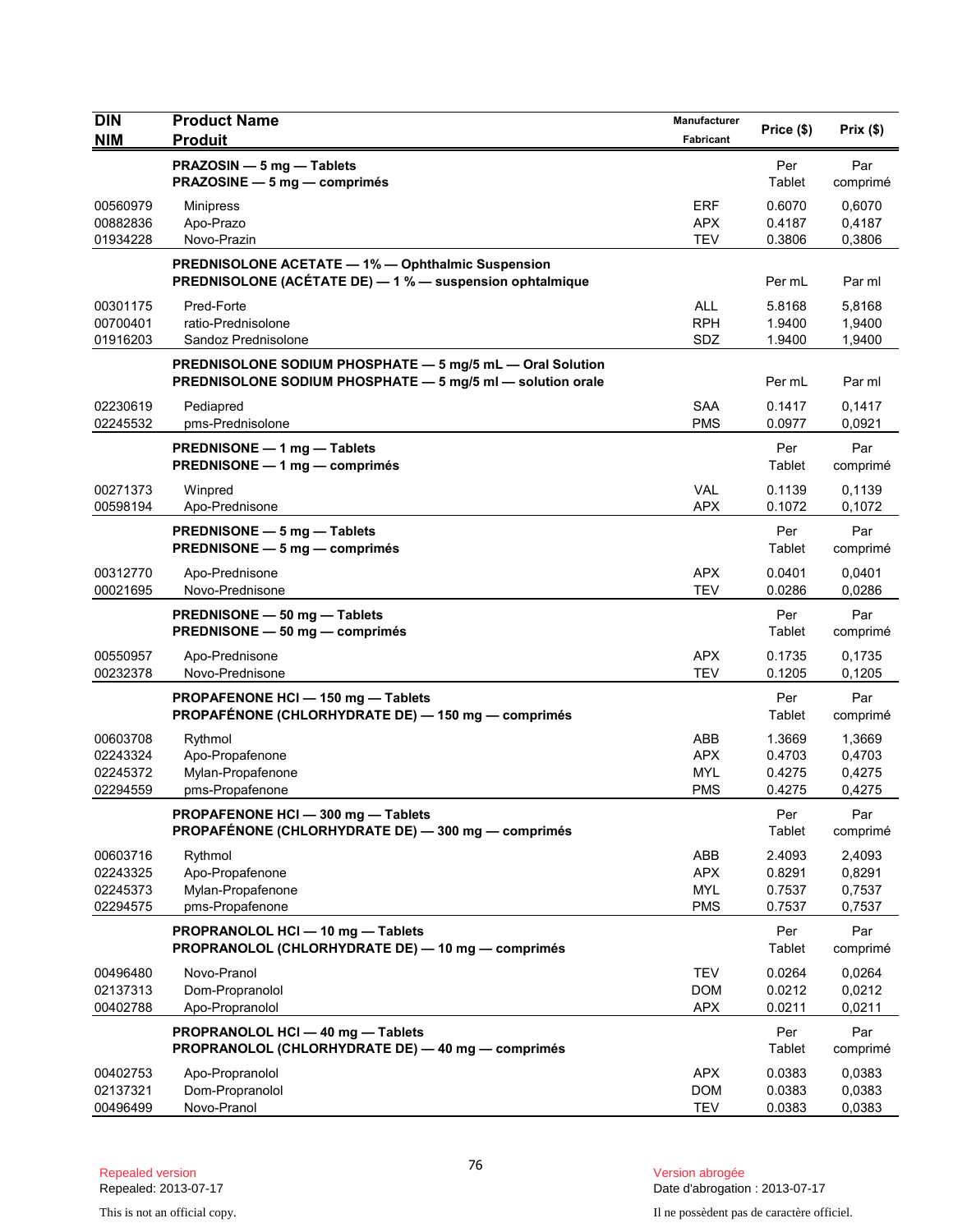| DIN<br>NIM | Product Name<br>Produit | Manufacturer<br>Fabricant | Price ($) | Prix ($) |
|---|---|---|---|---|
| | **PRAZOSIN — 5 mg — Tablets**<br>**PRAZOSINE — 5 mg — comprimés** | | Per Tablet | Par comprimé |
| 00560979 | Minipress | ERF | 0.6070 | 0,6070 |
| 00882836 | Apo-Prazo | APX | 0.4187 | 0,4187 |
| 01934228 | Novo-Prazin | TEV | 0.3806 | 0,3806 |
| | **PREDNISOLONE ACETATE — 1% — Ophthalmic Suspension**<br>**PREDNISOLONE (ACÉTATE DE) — 1 % — suspension ophtalmique** | | Per mL | Par ml |
| 00301175 | Pred-Forte | ALL | 5.8168 | 5,8168 |
| 00700401 | ratio-Prednisolone | RPH | 1.9400 | 1,9400 |
| 01916203 | Sandoz Prednisolone | SDZ | 1.9400 | 1,9400 |
| | **PREDNISOLONE SODIUM PHOSPHATE — 5 mg/5 mL — Oral Solution**<br>**PREDNISOLONE SODIUM PHOSPHATE — 5 mg/5 ml — solution orale** | | Per mL | Par ml |
| 02230619 | Pediapred | SAA | 0.1417 | 0,1417 |
| 02245532 | pms-Prednisolone | PMS | 0.0977 | 0,0921 |
| | **PREDNISONE — 1 mg — Tablets**<br>**PREDNISONE — 1 mg — comprimés** | | Per Tablet | Par comprimé |
| 00271373 | Winpred | VAL | 0.1139 | 0,1139 |
| 00598194 | Apo-Prednisone | APX | 0.1072 | 0,1072 |
| | **PREDNISONE — 5 mg — Tablets**<br>**PREDNISONE — 5 mg — comprimés** | | Per Tablet | Par comprimé |
| 00312770 | Apo-Prednisone | APX | 0.0401 | 0,0401 |
| 00021695 | Novo-Prednisone | TEV | 0.0286 | 0,0286 |
| | **PREDNISONE — 50 mg — Tablets**<br>**PREDNISONE — 50 mg — comprimés** | | Per Tablet | Par comprimé |
| 00550957 | Apo-Prednisone | APX | 0.1735 | 0,1735 |
| 00232378 | Novo-Prednisone | TEV | 0.1205 | 0,1205 |
| | **PROPAFENONE HCl — 150 mg — Tablets**<br>**PROPAFÉNONE (CHLORHYDRATE DE) — 150 mg — comprimés** | | Per Tablet | Par comprimé |
| 00603708 | Rythmol | ABB | 1.3669 | 1,3669 |
| 02243324 | Apo-Propafenone | APX | 0.4703 | 0,4703 |
| 02245372 | Mylan-Propafenone | MYL | 0.4275 | 0,4275 |
| 02294559 | pms-Propafenone | PMS | 0.4275 | 0,4275 |
| | **PROPAFENONE HCl — 300 mg — Tablets**<br>**PROPAFÉNONE (CHLORHYDRATE DE) — 300 mg — comprimés** | | Per Tablet | Par comprimé |
| 00603716 | Rythmol | ABB | 2.4093 | 2,4093 |
| 02243325 | Apo-Propafenone | APX | 0.8291 | 0,8291 |
| 02245373 | Mylan-Propafenone | MYL | 0.7537 | 0,7537 |
| 02294575 | pms-Propafenone | PMS | 0.7537 | 0,7537 |
| | **PROPRANOLOL HCl — 10 mg — Tablets**<br>**PROPRANOLOL (CHLORHYDRATE DE) — 10 mg — comprimés** | | Per Tablet | Par comprimé |
| 00496480 | Novo-Pranol | TEV | 0.0264 | 0,0264 |
| 02137313 | Dom-Propranolol | DOM | 0.0212 | 0,0212 |
| 00402788 | Apo-Propranolol | APX | 0.0211 | 0,0211 |
| | **PROPRANOLOL HCl — 40 mg — Tablets**<br>**PROPRANOLOL (CHLORHYDRATE DE) — 40 mg — comprimés** | | Per Tablet | Par comprimé |
| 00402753 | Apo-Propranolol | APX | 0.0383 | 0,0383 |
| 02137321 | Dom-Propranolol | DOM | 0.0383 | 0,0383 |
| 00496499 | Novo-Pranol | TEV | 0.0383 | 0,0383 |

Repealed version
Repealed: 2013-07-17

Version abrogée
Date d'abrogation : 2013-07-17

This is not an official copy.

Il ne possèdent pas de caractère officiel.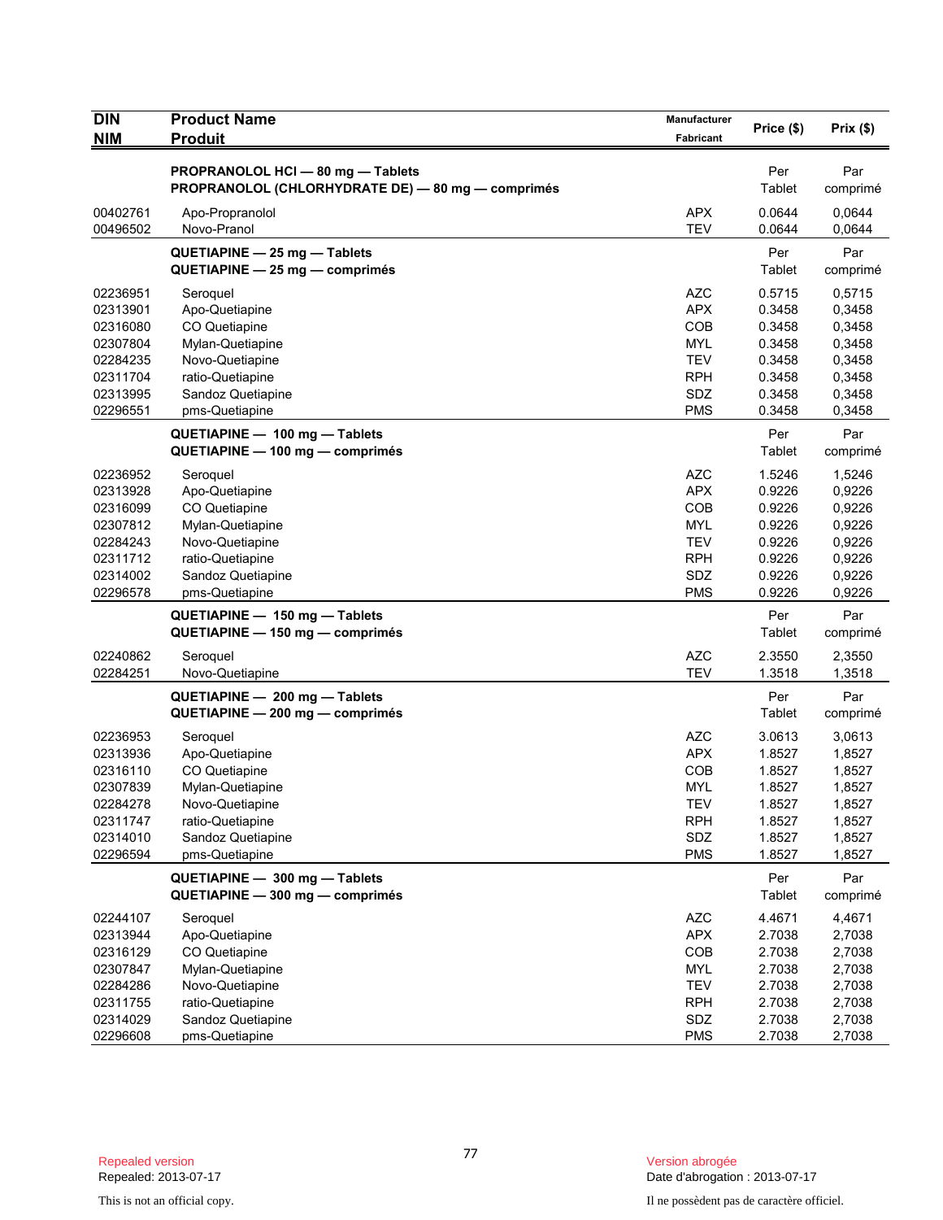| DIN<br>NIM | Product Name<br>Produit | Manufacturer<br>Fabricant | Price ($) | Prix ($) |
|---|---|---|---|---|
| | **PROPRANOLOL HCl — 80 mg — Tablets**<br>**PROPRANOLOL (CHLORHYDRATE DE) — 80 mg — comprimés** | | Per Tablet | Par comprimé |
| 00402761 | Apo-Propranolol | APX | 0.0644 | 0,0644 |
| 00496502 | Novo-Pranol | TEV | 0.0644 | 0,0644 |
| | **QUETIAPINE — 25 mg — Tablets**<br>**QUETIAPINE — 25 mg — comprimés** | | Per Tablet | Par comprimé |
| 02236951 | Seroquel | AZC | 0.5715 | 0,5715 |
| 02313901 | Apo-Quetiapine | APX | 0.3458 | 0,3458 |
| 02316080 | CO Quetiapine | COB | 0.3458 | 0,3458 |
| 02307804 | Mylan-Quetiapine | MYL | 0.3458 | 0,3458 |
| 02284235 | Novo-Quetiapine | TEV | 0.3458 | 0,3458 |
| 02311704 | ratio-Quetiapine | RPH | 0.3458 | 0,3458 |
| 02313995 | Sandoz Quetiapine | SDZ | 0.3458 | 0,3458 |
| 02296551 | pms-Quetiapine | PMS | 0.3458 | 0,3458 |
| | **QUETIAPINE — 100 mg — Tablets**<br>**QUETIAPINE — 100 mg — comprimés** | | Per Tablet | Par comprimé |
| 02236952 | Seroquel | AZC | 1.5246 | 1,5246 |
| 02313928 | Apo-Quetiapine | APX | 0.9226 | 0,9226 |
| 02316099 | CO Quetiapine | COB | 0.9226 | 0,9226 |
| 02307812 | Mylan-Quetiapine | MYL | 0.9226 | 0,9226 |
| 02284243 | Novo-Quetiapine | TEV | 0.9226 | 0,9226 |
| 02311712 | ratio-Quetiapine | RPH | 0.9226 | 0,9226 |
| 02314002 | Sandoz Quetiapine | SDZ | 0.9226 | 0,9226 |
| 02296578 | pms-Quetiapine | PMS | 0.9226 | 0,9226 |
| | **QUETIAPINE — 150 mg — Tablets**<br>**QUETIAPINE — 150 mg — comprimés** | | Per Tablet | Par comprimé |
| 02240862 | Seroquel | AZC | 2.3550 | 2,3550 |
| 02284251 | Novo-Quetiapine | TEV | 1.3518 | 1,3518 |
| | **QUETIAPINE — 200 mg — Tablets**<br>**QUETIAPINE — 200 mg — comprimés** | | Per Tablet | Par comprimé |
| 02236953 | Seroquel | AZC | 3.0613 | 3,0613 |
| 02313936 | Apo-Quetiapine | APX | 1.8527 | 1,8527 |
| 02316110 | CO Quetiapine | COB | 1.8527 | 1,8527 |
| 02307839 | Mylan-Quetiapine | MYL | 1.8527 | 1,8527 |
| 02284278 | Novo-Quetiapine | TEV | 1.8527 | 1,8527 |
| 02311747 | ratio-Quetiapine | RPH | 1.8527 | 1,8527 |
| 02314010 | Sandoz Quetiapine | SDZ | 1.8527 | 1,8527 |
| 02296594 | pms-Quetiapine | PMS | 1.8527 | 1,8527 |
| | **QUETIAPINE — 300 mg — Tablets**<br>**QUETIAPINE — 300 mg — comprimés** | | Per Tablet | Par comprimé |
| 02244107 | Seroquel | AZC | 4.4671 | 4,4671 |
| 02313944 | Apo-Quetiapine | APX | 2.7038 | 2,7038 |
| 02316129 | CO Quetiapine | COB | 2.7038 | 2,7038 |
| 02307847 | Mylan-Quetiapine | MYL | 2.7038 | 2,7038 |
| 02284286 | Novo-Quetiapine | TEV | 2.7038 | 2,7038 |
| 02311755 | ratio-Quetiapine | RPH | 2.7038 | 2,7038 |
| 02314029 | Sandoz Quetiapine | SDZ | 2.7038 | 2,7038 |
| 02296608 | pms-Quetiapine | PMS | 2.7038 | 2,7038 |

Repealed version
Repealed: 2013-07-17

This is not an official copy.

Version abrogée
Date d'abrogation : 2013-07-17

Il ne possèdent pas de caractère officiel.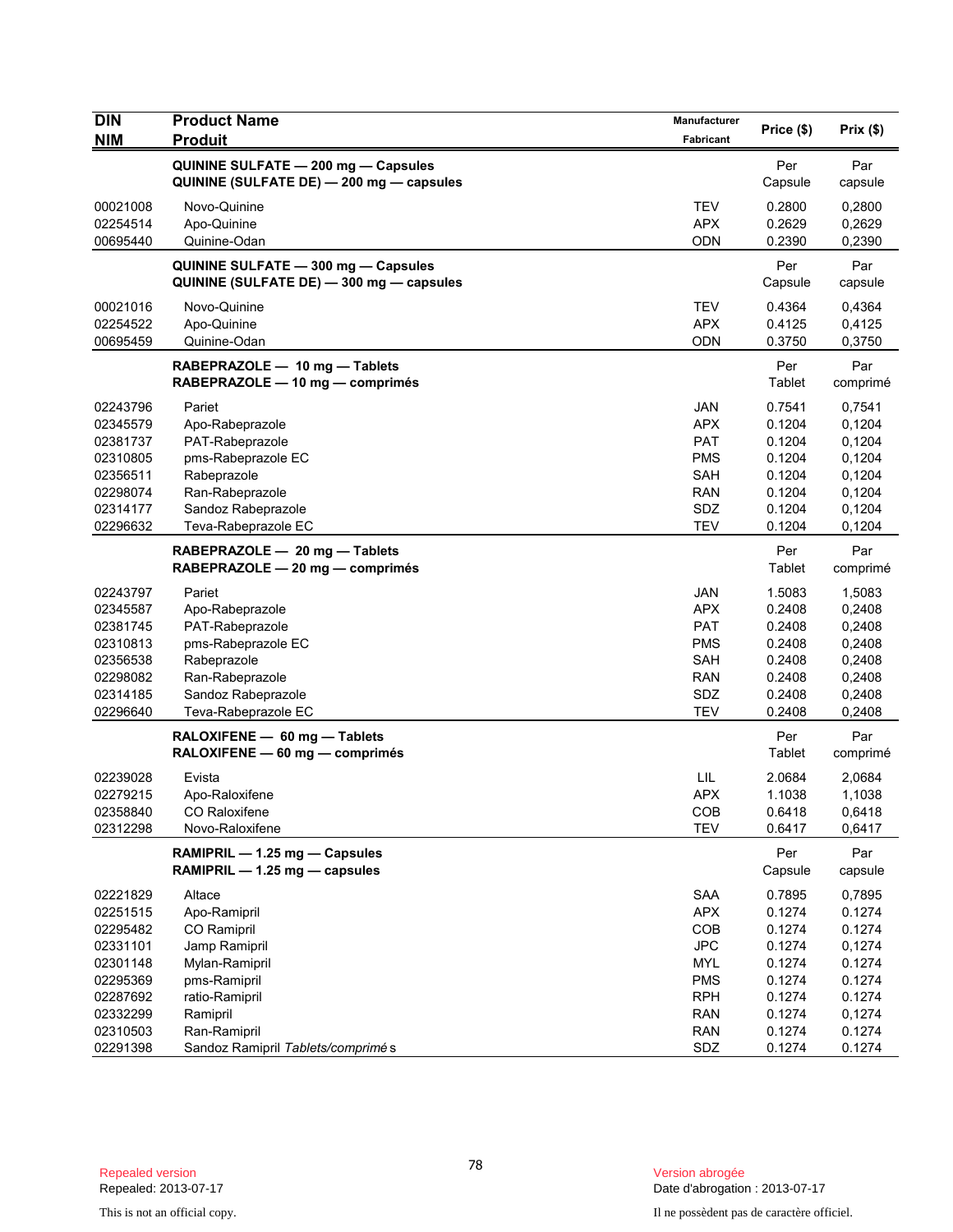| DIN<br>NIM | Product Name<br>Produit | Manufacturer<br>Fabricant | Price ($) | Prix ($) |
|---|---|---|---|---|
| | **QUININE SULFATE — 200 mg — Capsules**<br>**QUININE (SULFATE DE) — 200 mg — capsules** | | Per Capsule | Par capsule |
| 00021008 | Novo-Quinine | TEV | 0.2800 | 0,2800 |
| 02254514 | Apo-Quinine | APX | 0.2629 | 0,2629 |
| 00695440 | Quinine-Odan | ODN | 0.2390 | 0,2390 |
| | **QUININE SULFATE — 300 mg — Capsules**<br>**QUININE (SULFATE DE) — 300 mg — capsules** | | Per Capsule | Par capsule |
| 00021016 | Novo-Quinine | TEV | 0.4364 | 0,4364 |
| 02254522 | Apo-Quinine | APX | 0.4125 | 0,4125 |
| 00695459 | Quinine-Odan | ODN | 0.3750 | 0,3750 |
| | **RABEPRAZOLE — 10 mg — Tablets**<br>**RABEPRAZOLE — 10 mg — comprimés** | | Per Tablet | Par comprimé |
| 02243796 | Pariet | JAN | 0.7541 | 0,7541 |
| 02345579 | Apo-Rabeprazole | APX | 0.1204 | 0,1204 |
| 02381737 | PAT-Rabeprazole | PAT | 0.1204 | 0,1204 |
| 02310805 | pms-Rabeprazole EC | PMS | 0.1204 | 0,1204 |
| 02356511 | Rabeprazole | SAH | 0.1204 | 0,1204 |
| 02298074 | Ran-Rabeprazole | RAN | 0.1204 | 0,1204 |
| 02314177 | Sandoz Rabeprazole | SDZ | 0.1204 | 0,1204 |
| 02296632 | Teva-Rabeprazole EC | TEV | 0.1204 | 0,1204 |
| | **RABEPRAZOLE — 20 mg — Tablets**<br>**RABEPRAZOLE — 20 mg — comprimés** | | Per Tablet | Par comprimé |
| 02243797 | Pariet | JAN | 1.5083 | 1,5083 |
| 02345587 | Apo-Rabeprazole | APX | 0.2408 | 0,2408 |
| 02381745 | PAT-Rabeprazole | PAT | 0.2408 | 0,2408 |
| 02310813 | pms-Rabeprazole EC | PMS | 0.2408 | 0,2408 |
| 02356538 | Rabeprazole | SAH | 0.2408 | 0,2408 |
| 02298082 | Ran-Rabeprazole | RAN | 0.2408 | 0,2408 |
| 02314185 | Sandoz Rabeprazole | SDZ | 0.2408 | 0,2408 |
| 02296640 | Teva-Rabeprazole EC | TEV | 0.2408 | 0,2408 |
| | **RALOXIFENE — 60 mg — Tablets**<br>**RALOXIFENE — 60 mg — comprimés** | | Per Tablet | Par comprimé |
| 02239028 | Evista | LIL | 2.0684 | 2,0684 |
| 02279215 | Apo-Raloxifene | APX | 1.1038 | 1,1038 |
| 02358840 | CO Raloxifene | COB | 0.6418 | 0,6418 |
| 02312298 | Novo-Raloxifene | TEV | 0.6417 | 0,6417 |
| | **RAMIPRIL — 1.25 mg — Capsules**<br>**RAMIPRIL — 1.25 mg — capsules** | | Per Capsule | Par capsule |
| 02221829 | Altace | SAA | 0.7895 | 0,7895 |
| 02251515 | Apo-Ramipril | APX | 0.1274 | 0.1274 |
| 02295482 | CO Ramipril | COB | 0.1274 | 0.1274 |
| 02331101 | Jamp Ramipril | JPC | 0.1274 | 0,1274 |
| 02301148 | Mylan-Ramipril | MYL | 0.1274 | 0.1274 |
| 02295369 | pms-Ramipril | PMS | 0.1274 | 0.1274 |
| 02287692 | ratio-Ramipril | RPH | 0.1274 | 0.1274 |
| 02332299 | Ramipril | RAN | 0.1274 | 0,1274 |
| 02310503 | Ran-Ramipril | RAN | 0.1274 | 0.1274 |
| 02291398 | Sandoz Ramipril *Tablets/comprimés* | SDZ | 0.1274 | 0.1274 |

Repealed version
Repealed: 2013-07-17

This is not an official copy.

Version abrogée
Date d'abrogation : 2013-07-17

Il ne possèdent pas de caractère officiel.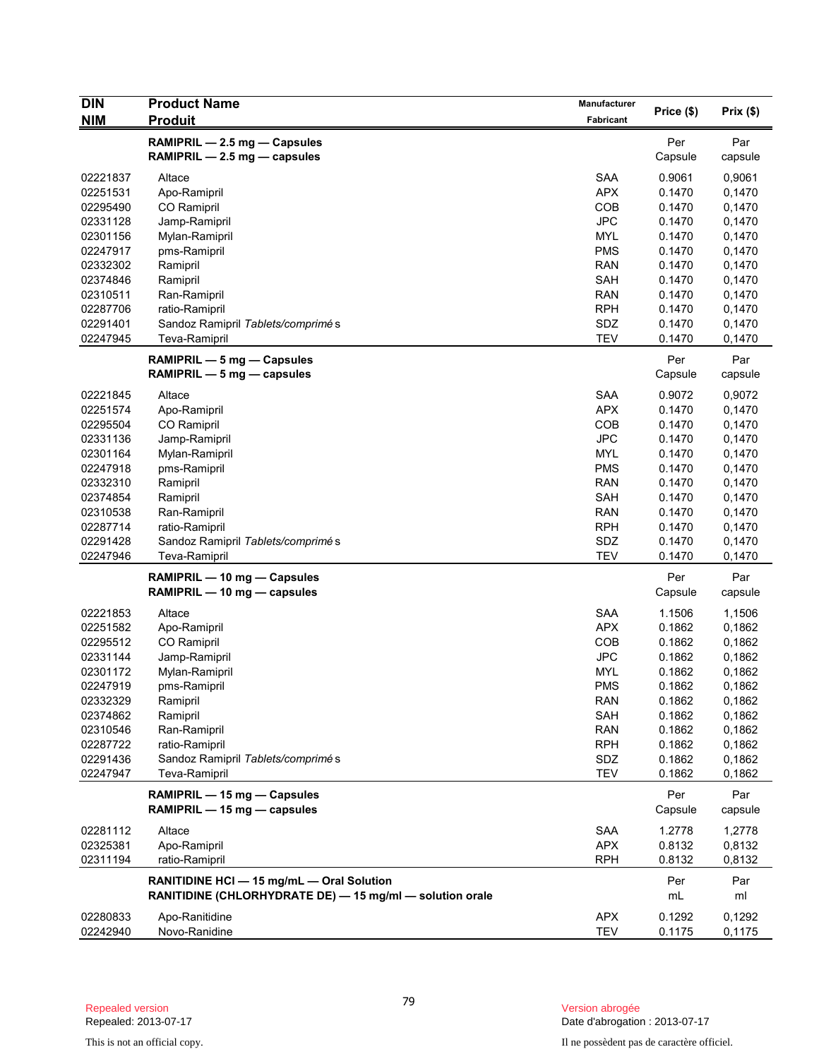| DIN<br>NIM | Product Name<br>Produit | Manufacturer<br>Fabricant | Price ($) | Prix ($) |
|---|---|---|---|---|
| | **RAMIPRIL — 2.5 mg — Capsules**<br>**RAMIPRIL — 2.5 mg — capsules** | | Per<br>Capsule | Par<br>capsule |
| 02221837 | Altace | SAA | 0.9061 | 0,9061 |
| 02251531 | Apo-Ramipril | APX | 0.1470 | 0,1470 |
| 02295490 | CO Ramipril | COB | 0.1470 | 0,1470 |
| 02331128 | Jamp-Ramipril | JPC | 0.1470 | 0,1470 |
| 02301156 | Mylan-Ramipril | MYL | 0.1470 | 0,1470 |
| 02247917 | pms-Ramipril | PMS | 0.1470 | 0,1470 |
| 02332302 | Ramipril | RAN | 0.1470 | 0,1470 |
| 02374846 | Ramipril | SAH | 0.1470 | 0,1470 |
| 02310511 | Ran-Ramipril | RAN | 0.1470 | 0,1470 |
| 02287706 | ratio-Ramipril | RPH | 0.1470 | 0,1470 |
| 02291401 | Sandoz Ramipril *Tablets/comprimés* | SDZ | 0.1470 | 0,1470 |
| 02247945 | Teva-Ramipril | TEV | 0.1470 | 0,1470 |
| | **RAMIPRIL — 5 mg — Capsules**<br>**RAMIPRIL — 5 mg — capsules** | | Per<br>Capsule | Par<br>capsule |
| 02221845 | Altace | SAA | 0.9072 | 0,9072 |
| 02251574 | Apo-Ramipril | APX | 0.1470 | 0,1470 |
| 02295504 | CO Ramipril | COB | 0.1470 | 0,1470 |
| 02331136 | Jamp-Ramipril | JPC | 0.1470 | 0,1470 |
| 02301164 | Mylan-Ramipril | MYL | 0.1470 | 0,1470 |
| 02247918 | pms-Ramipril | PMS | 0.1470 | 0,1470 |
| 02332310 | Ramipril | RAN | 0.1470 | 0,1470 |
| 02374854 | Ramipril | SAH | 0.1470 | 0,1470 |
| 02310538 | Ran-Ramipril | RAN | 0.1470 | 0,1470 |
| 02287714 | ratio-Ramipril | RPH | 0.1470 | 0,1470 |
| 02291428 | Sandoz Ramipril *Tablets/comprimés* | SDZ | 0.1470 | 0,1470 |
| 02247946 | Teva-Ramipril | TEV | 0.1470 | 0,1470 |
| | **RAMIPRIL — 10 mg — Capsules**<br>**RAMIPRIL — 10 mg — capsules** | | Per<br>Capsule | Par<br>capsule |
| 02221853 | Altace | SAA | 1.1506 | 1,1506 |
| 02251582 | Apo-Ramipril | APX | 0.1862 | 0,1862 |
| 02295512 | CO Ramipril | COB | 0.1862 | 0,1862 |
| 02331144 | Jamp-Ramipril | JPC | 0.1862 | 0,1862 |
| 02301172 | Mylan-Ramipril | MYL | 0.1862 | 0,1862 |
| 02247919 | pms-Ramipril | PMS | 0.1862 | 0,1862 |
| 02332329 | Ramipril | RAN | 0.1862 | 0,1862 |
| 02374862 | Ramipril | SAH | 0.1862 | 0,1862 |
| 02310546 | Ran-Ramipril | RAN | 0.1862 | 0,1862 |
| 02287722 | ratio-Ramipril | RPH | 0.1862 | 0,1862 |
| 02291436 | Sandoz Ramipril *Tablets/comprimés* | SDZ | 0.1862 | 0,1862 |
| 02247947 | Teva-Ramipril | TEV | 0.1862 | 0,1862 |
| | **RAMIPRIL — 15 mg — Capsules**<br>**RAMIPRIL — 15 mg — capsules** | | Per<br>Capsule | Par<br>capsule |
| 02281112 | Altace | SAA | 1.2778 | 1,2778 |
| 02325381 | Apo-Ramipril | APX | 0.8132 | 0,8132 |
| 02311194 | ratio-Ramipril | RPH | 0.8132 | 0,8132 |
| | **RANITIDINE HCl — 15 mg/mL — Oral Solution**<br>**RANITIDINE (CHLORHYDRATE DE) — 15 mg/ml — solution orale** | | Per<br>mL | Par<br>ml |
| 02280833 | Apo-Ranitidine | APX | 0.1292 | 0,1292 |
| 02242940 | Novo-Ranidine | TEV | 0.1175 | 0,1175 |

Repealed version
Repealed: 2013-07-17

Version abrogée
Date d'abrogation : 2013-07-17

This is not an official copy.

Il ne possèdent pas de caractère officiel.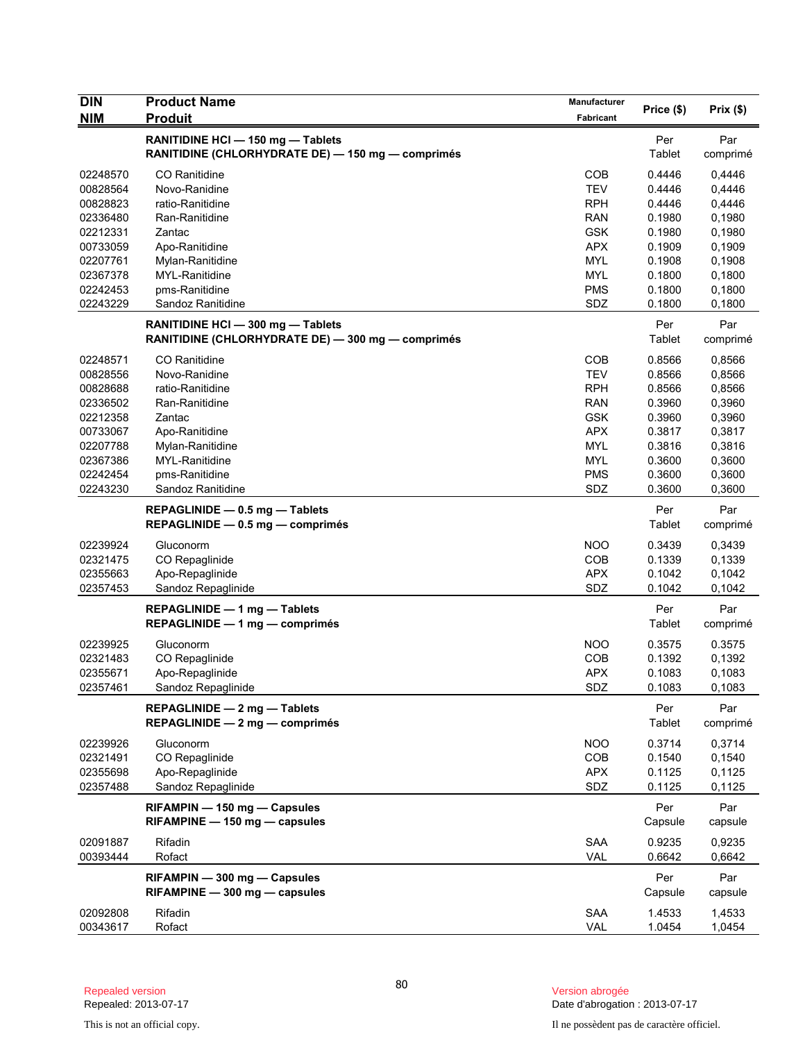| DIN<br>NIM | Product Name<br>Produit | Manufacturer<br>Fabricant | Price ($) | Prix ($) |
|---|---|---|---|---|
| | **RANITIDINE HCl — 150 mg — Tablets<br>RANITIDINE (CHLORHYDRATE DE) — 150 mg — comprimés** | | Per Tablet | Par comprimé |
| 02248570 | CO Ranitidine | COB | 0.4446 | 0,4446 |
| 00828564 | Novo-Ranidine | TEV | 0.4446 | 0,4446 |
| 00828823 | ratio-Ranitidine | RPH | 0.4446 | 0,4446 |
| 02336480 | Ran-Ranitidine | RAN | 0.1980 | 0,1980 |
| 02212331 | Zantac | GSK | 0.1980 | 0,1980 |
| 00733059 | Apo-Ranitidine | APX | 0.1909 | 0,1909 |
| 02207761 | Mylan-Ranitidine | MYL | 0.1908 | 0,1908 |
| 02367378 | MYL-Ranitidine | MYL | 0.1800 | 0,1800 |
| 02242453 | pms-Ranitidine | PMS | 0.1800 | 0,1800 |
| 02243229 | Sandoz Ranitidine | SDZ | 0.1800 | 0,1800 |
| | **RANITIDINE HCl — 300 mg — Tablets<br>RANITIDINE (CHLORHYDRATE DE) — 300 mg — comprimés** | | Per Tablet | Par comprimé |
| 02248571 | CO Ranitidine | COB | 0.8566 | 0,8566 |
| 00828556 | Novo-Ranidine | TEV | 0.8566 | 0,8566 |
| 00828688 | ratio-Ranitidine | RPH | 0.8566 | 0,8566 |
| 02336502 | Ran-Ranitidine | RAN | 0.3960 | 0,3960 |
| 02212358 | Zantac | GSK | 0.3960 | 0,3960 |
| 00733067 | Apo-Ranitidine | APX | 0.3817 | 0,3817 |
| 02207788 | Mylan-Ranitidine | MYL | 0.3816 | 0,3816 |
| 02367386 | MYL-Ranitidine | MYL | 0.3600 | 0,3600 |
| 02242454 | pms-Ranitidine | PMS | 0.3600 | 0,3600 |
| 02243230 | Sandoz Ranitidine | SDZ | 0.3600 | 0,3600 |
| | **REPAGLINIDE — 0.5 mg — Tablets<br>REPAGLINIDE — 0.5 mg — comprimés** | | Per Tablet | Par comprimé |
| 02239924 | Gluconorm | NOO | 0.3439 | 0,3439 |
| 02321475 | CO Repaglinide | COB | 0.1339 | 0,1339 |
| 02355663 | Apo-Repaglinide | APX | 0.1042 | 0,1042 |
| 02357453 | Sandoz Repaglinide | SDZ | 0.1042 | 0,1042 |
| | **REPAGLINIDE — 1 mg — Tablets<br>REPAGLINIDE — 1 mg — comprimés** | | Per Tablet | Par comprimé |
| 02239925 | Gluconorm | NOO | 0.3575 | 0.3575 |
| 02321483 | CO Repaglinide | COB | 0.1392 | 0,1392 |
| 02355671 | Apo-Repaglinide | APX | 0.1083 | 0,1083 |
| 02357461 | Sandoz Repaglinide | SDZ | 0.1083 | 0,1083 |
| | **REPAGLINIDE — 2 mg — Tablets<br>REPAGLINIDE — 2 mg — comprimés** | | Per Tablet | Par comprimé |
| 02239926 | Gluconorm | NOO | 0.3714 | 0,3714 |
| 02321491 | CO Repaglinide | COB | 0.1540 | 0,1540 |
| 02355698 | Apo-Repaglinide | APX | 0.1125 | 0,1125 |
| 02357488 | Sandoz Repaglinide | SDZ | 0.1125 | 0,1125 |
| | **RIFAMPIN — 150 mg — Capsules<br>RIFAMPINE — 150 mg — capsules** | | Per Capsule | Par capsule |
| 02091887 | Rifadin | SAA | 0.9235 | 0,9235 |
| 00393444 | Rofact | VAL | 0.6642 | 0,6642 |
| | **RIFAMPIN — 300 mg — Capsules<br>RIFAMPINE — 300 mg — capsules** | | Per Capsule | Par capsule |
| 02092808 | Rifadin | SAA | 1.4533 | 1,4533 |
| 00343617 | Rofact | VAL | 1.0454 | 1,0454 |

Repealed version
Repealed: 2013-07-17

This is not an official copy.

Version abrogée
Date d'abrogation : 2013-07-17

Il ne possèdent pas de caractère officiel.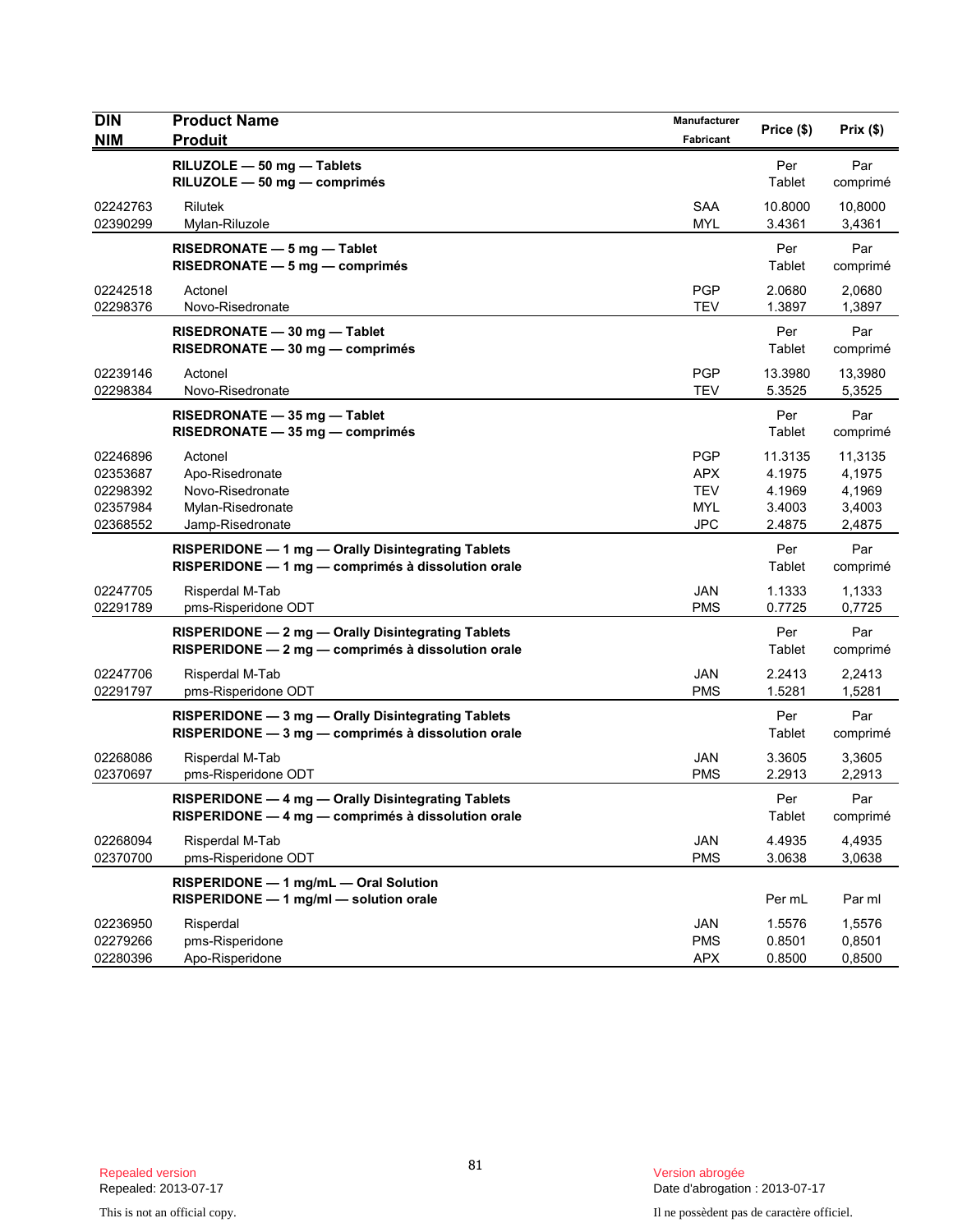| DIN<br>NIM | Product Name<br>Produit | Manufacturer<br>Fabricant | Price ($) | Prix ($) |
|---|---|---|---|---|
| | **RILUZOLE — 50 mg — Tablets**<br>**RILUZOLE — 50 mg — comprimés** | | Per Tablet | Par comprimé |
| 02242763 | Rilutek | SAA | 10.8000 | 10,8000 |
| 02390299 | Mylan-Riluzole | MYL | 3.4361 | 3,4361 |
| | **RISEDRONATE — 5 mg — Tablet**<br>**RISEDRONATE — 5 mg — comprimés** | | Per Tablet | Par comprimé |
| 02242518 | Actonel | PGP | 2.0680 | 2,0680 |
| 02298376 | Novo-Risedronate | TEV | 1.3897 | 1,3897 |
| | **RISEDRONATE — 30 mg — Tablet**<br>**RISEDRONATE — 30 mg — comprimés** | | Per Tablet | Par comprimé |
| 02239146 | Actonel | PGP | 13.3980 | 13,3980 |
| 02298384 | Novo-Risedronate | TEV | 5.3525 | 5,3525 |
| | **RISEDRONATE — 35 mg — Tablet**<br>**RISEDRONATE — 35 mg — comprimés** | | Per Tablet | Par comprimé |
| 02246896 | Actonel | PGP | 11.3135 | 11,3135 |
| 02353687 | Apo-Risedronate | APX | 4.1975 | 4,1975 |
| 02298392 | Novo-Risedronate | TEV | 4.1969 | 4,1969 |
| 02357984 | Mylan-Risedronate | MYL | 3.4003 | 3,4003 |
| 02368552 | Jamp-Risedronate | JPC | 2.4875 | 2,4875 |
| | **RISPERIDONE — 1 mg — Orally Disintegrating Tablets**<br>**RISPERIDONE — 1 mg — comprimés à dissolution orale** | | Per Tablet | Par comprimé |
| 02247705 | Risperdal M-Tab | JAN | 1.1333 | 1,1333 |
| 02291789 | pms-Risperidone ODT | PMS | 0.7725 | 0,7725 |
| | **RISPERIDONE — 2 mg — Orally Disintegrating Tablets**<br>**RISPERIDONE — 2 mg — comprimés à dissolution orale** | | Per Tablet | Par comprimé |
| 02247706 | Risperdal M-Tab | JAN | 2.2413 | 2,2413 |
| 02291797 | pms-Risperidone ODT | PMS | 1.5281 | 1,5281 |
| | **RISPERIDONE — 3 mg — Orally Disintegrating Tablets**<br>**RISPERIDONE — 3 mg — comprimés à dissolution orale** | | Per Tablet | Par comprimé |
| 02268086 | Risperdal M-Tab | JAN | 3.3605 | 3,3605 |
| 02370697 | pms-Risperidone ODT | PMS | 2.2913 | 2,2913 |
| | **RISPERIDONE — 4 mg — Orally Disintegrating Tablets**<br>**RISPERIDONE — 4 mg — comprimés à dissolution orale** | | Per Tablet | Par comprimé |
| 02268094 | Risperdal M-Tab | JAN | 4.4935 | 4,4935 |
| 02370700 | pms-Risperidone ODT | PMS | 3.0638 | 3,0638 |
| | **RISPERIDONE — 1 mg/mL — Oral Solution**<br>**RISPERIDONE — 1 mg/ml — solution orale** | | Per mL | Par ml |
| 02236950 | Risperdal | JAN | 1.5576 | 1,5576 |
| 02279266 | pms-Risperidone | PMS | 0.8501 | 0,8501 |
| 02280396 | Apo-Risperidone | APX | 0.8500 | 0,8500 |

Repealed version
Repealed: 2013-07-17

Version abrogée
Date d'abrogation : 2013-07-17

This is not an official copy.

Il ne possèdent pas de caractère officiel.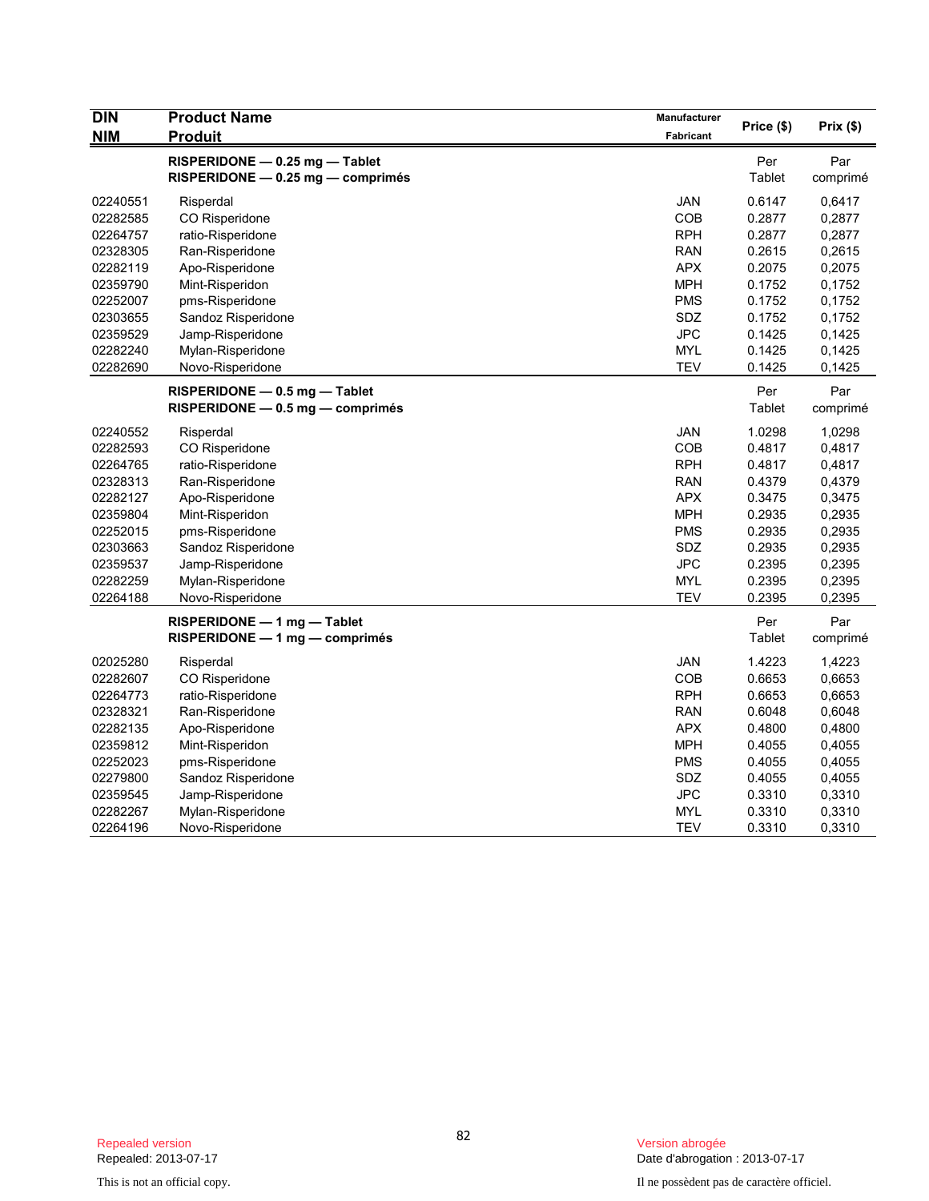| DIN<br>NIM | Product Name<br>Produit | Manufacturer<br>Fabricant | Price ($) | Prix ($) |
|---|---|---|---|---|
| | **RISPERIDONE — 0.25 mg — Tablet**<br>**RISPERIDONE — 0.25 mg — comprimés** | | Per<br>Tablet | Par<br>comprimé |
| 02240551 | Risperdal | JAN | 0.6147 | 0,6417 |
| 02282585 | CO Risperidone | COB | 0.2877 | 0,2877 |
| 02264757 | ratio-Risperidone | RPH | 0.2877 | 0,2877 |
| 02328305 | Ran-Risperidone | RAN | 0.2615 | 0,2615 |
| 02282119 | Apo-Risperidone | APX | 0.2075 | 0,2075 |
| 02359790 | Mint-Risperidon | MPH | 0.1752 | 0,1752 |
| 02252007 | pms-Risperidone | PMS | 0.1752 | 0,1752 |
| 02303655 | Sandoz Risperidone | SDZ | 0.1752 | 0,1752 |
| 02359529 | Jamp-Risperidone | JPC | 0.1425 | 0,1425 |
| 02282240 | Mylan-Risperidone | MYL | 0.1425 | 0,1425 |
| 02282690 | Novo-Risperidone | TEV | 0.1425 | 0,1425 |
| | **RISPERIDONE — 0.5 mg — Tablet**<br>**RISPERIDONE — 0.5 mg — comprimés** | | Per<br>Tablet | Par<br>comprimé |
| 02240552 | Risperdal | JAN | 1.0298 | 1,0298 |
| 02282593 | CO Risperidone | COB | 0.4817 | 0,4817 |
| 02264765 | ratio-Risperidone | RPH | 0.4817 | 0,4817 |
| 02328313 | Ran-Risperidone | RAN | 0.4379 | 0,4379 |
| 02282127 | Apo-Risperidone | APX | 0.3475 | 0,3475 |
| 02359804 | Mint-Risperidon | MPH | 0.2935 | 0,2935 |
| 02252015 | pms-Risperidone | PMS | 0.2935 | 0,2935 |
| 02303663 | Sandoz Risperidone | SDZ | 0.2935 | 0,2935 |
| 02359537 | Jamp-Risperidone | JPC | 0.2395 | 0,2395 |
| 02282259 | Mylan-Risperidone | MYL | 0.2395 | 0,2395 |
| 02264188 | Novo-Risperidone | TEV | 0.2395 | 0,2395 |
| | **RISPERIDONE — 1 mg — Tablet**<br>**RISPERIDONE — 1 mg — comprimés** | | Per<br>Tablet | Par<br>comprimé |
| 02025280 | Risperdal | JAN | 1.4223 | 1,4223 |
| 02282607 | CO Risperidone | COB | 0.6653 | 0,6653 |
| 02264773 | ratio-Risperidone | RPH | 0.6653 | 0,6653 |
| 02328321 | Ran-Risperidone | RAN | 0.6048 | 0,6048 |
| 02282135 | Apo-Risperidone | APX | 0.4800 | 0,4800 |
| 02359812 | Mint-Risperidon | MPH | 0.4055 | 0,4055 |
| 02252023 | pms-Risperidone | PMS | 0.4055 | 0,4055 |
| 02279800 | Sandoz Risperidone | SDZ | 0.4055 | 0,4055 |
| 02359545 | Jamp-Risperidone | JPC | 0.3310 | 0,3310 |
| 02282267 | Mylan-Risperidone | MYL | 0.3310 | 0,3310 |
| 02264196 | Novo-Risperidone | TEV | 0.3310 | 0,3310 |

Repealed version
Repealed: 2013-07-17

This is not an official copy.

Version abrogée
Date d'abrogation : 2013-07-17

Il ne possèdent pas de caractère officiel.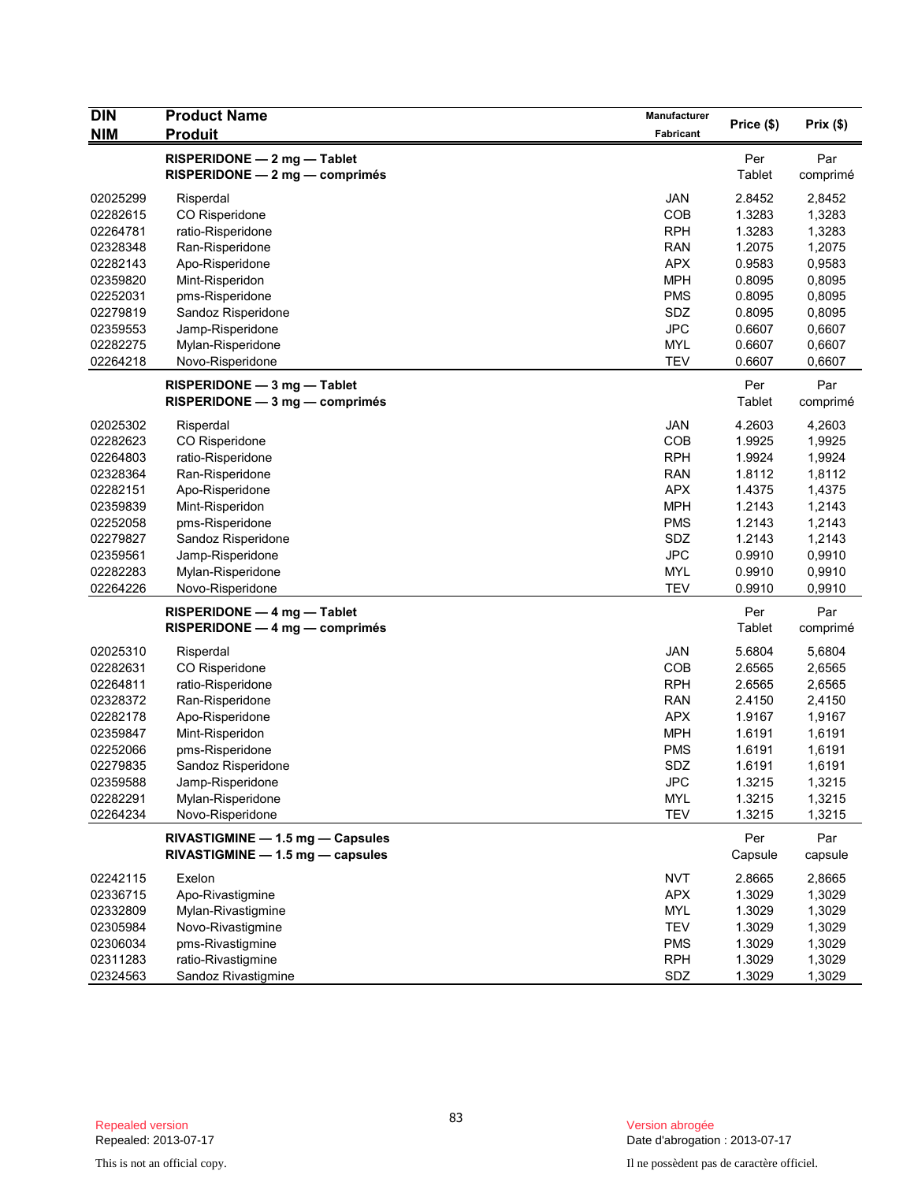| DIN<br>NIM | Product Name<br>Produit | Manufacturer<br>Fabricant | Price ($) | Prix ($) |
|---|---|---|---|---|
| | **RISPERIDONE — 2 mg — Tablet**<br>**RISPERIDONE — 2 mg — comprimés** | | Per Tablet | Par comprimé |
| 02025299 | Risperdal | JAN | 2.8452 | 2,8452 |
| 02282615 | CO Risperidone | COB | 1.3283 | 1,3283 |
| 02264781 | ratio-Risperidone | RPH | 1.3283 | 1,3283 |
| 02328348 | Ran-Risperidone | RAN | 1.2075 | 1,2075 |
| 02282143 | Apo-Risperidone | APX | 0.9583 | 0,9583 |
| 02359820 | Mint-Risperidon | MPH | 0.8095 | 0,8095 |
| 02252031 | pms-Risperidone | PMS | 0.8095 | 0,8095 |
| 02279819 | Sandoz Risperidone | SDZ | 0.8095 | 0,8095 |
| 02359553 | Jamp-Risperidone | JPC | 0.6607 | 0,6607 |
| 02282275 | Mylan-Risperidone | MYL | 0.6607 | 0,6607 |
| 02264218 | Novo-Risperidone | TEV | 0.6607 | 0,6607 |
| | **RISPERIDONE — 3 mg — Tablet**<br>**RISPERIDONE — 3 mg — comprimés** | | Per Tablet | Par comprimé |
| 02025302 | Risperdal | JAN | 4.2603 | 4,2603 |
| 02282623 | CO Risperidone | COB | 1.9925 | 1,9925 |
| 02264803 | ratio-Risperidone | RPH | 1.9924 | 1,9924 |
| 02328364 | Ran-Risperidone | RAN | 1.8112 | 1,8112 |
| 02282151 | Apo-Risperidone | APX | 1.4375 | 1,4375 |
| 02359839 | Mint-Risperidon | MPH | 1.2143 | 1,2143 |
| 02252058 | pms-Risperidone | PMS | 1.2143 | 1,2143 |
| 02279827 | Sandoz Risperidone | SDZ | 1.2143 | 1,2143 |
| 02359561 | Jamp-Risperidone | JPC | 0.9910 | 0,9910 |
| 02282283 | Mylan-Risperidone | MYL | 0.9910 | 0,9910 |
| 02264226 | Novo-Risperidone | TEV | 0.9910 | 0,9910 |
| | **RISPERIDONE — 4 mg — Tablet**<br>**RISPERIDONE — 4 mg — comprimés** | | Per Tablet | Par comprimé |
| 02025310 | Risperdal | JAN | 5.6804 | 5,6804 |
| 02282631 | CO Risperidone | COB | 2.6565 | 2,6565 |
| 02264811 | ratio-Risperidone | RPH | 2.6565 | 2,6565 |
| 02328372 | Ran-Risperidone | RAN | 2.4150 | 2,4150 |
| 02282178 | Apo-Risperidone | APX | 1.9167 | 1,9167 |
| 02359847 | Mint-Risperidon | MPH | 1.6191 | 1,6191 |
| 02252066 | pms-Risperidone | PMS | 1.6191 | 1,6191 |
| 02279835 | Sandoz Risperidone | SDZ | 1.6191 | 1,6191 |
| 02359588 | Jamp-Risperidone | JPC | 1.3215 | 1,3215 |
| 02282291 | Mylan-Risperidone | MYL | 1.3215 | 1,3215 |
| 02264234 | Novo-Risperidone | TEV | 1.3215 | 1,3215 |
| | **RIVASTIGMINE — 1.5 mg — Capsules**<br>**RIVASTIGMINE — 1.5 mg — capsules** | | Per Capsule | Par capsule |
| 02242115 | Exelon | NVT | 2.8665 | 2,8665 |
| 02336715 | Apo-Rivastigmine | APX | 1.3029 | 1,3029 |
| 02332809 | Mylan-Rivastigmine | MYL | 1.3029 | 1,3029 |
| 02305984 | Novo-Rivastigmine | TEV | 1.3029 | 1,3029 |
| 02306034 | pms-Rivastigmine | PMS | 1.3029 | 1,3029 |
| 02311283 | ratio-Rivastigmine | RPH | 1.3029 | 1,3029 |
| 02324563 | Sandoz Rivastigmine | SDZ | 1.3029 | 1,3029 |

Repealed version
Repealed: 2013-07-17

Version abrogée
Date d'abrogation : 2013-07-17

This is not an official copy.

Il ne possèdent pas de caractère officiel.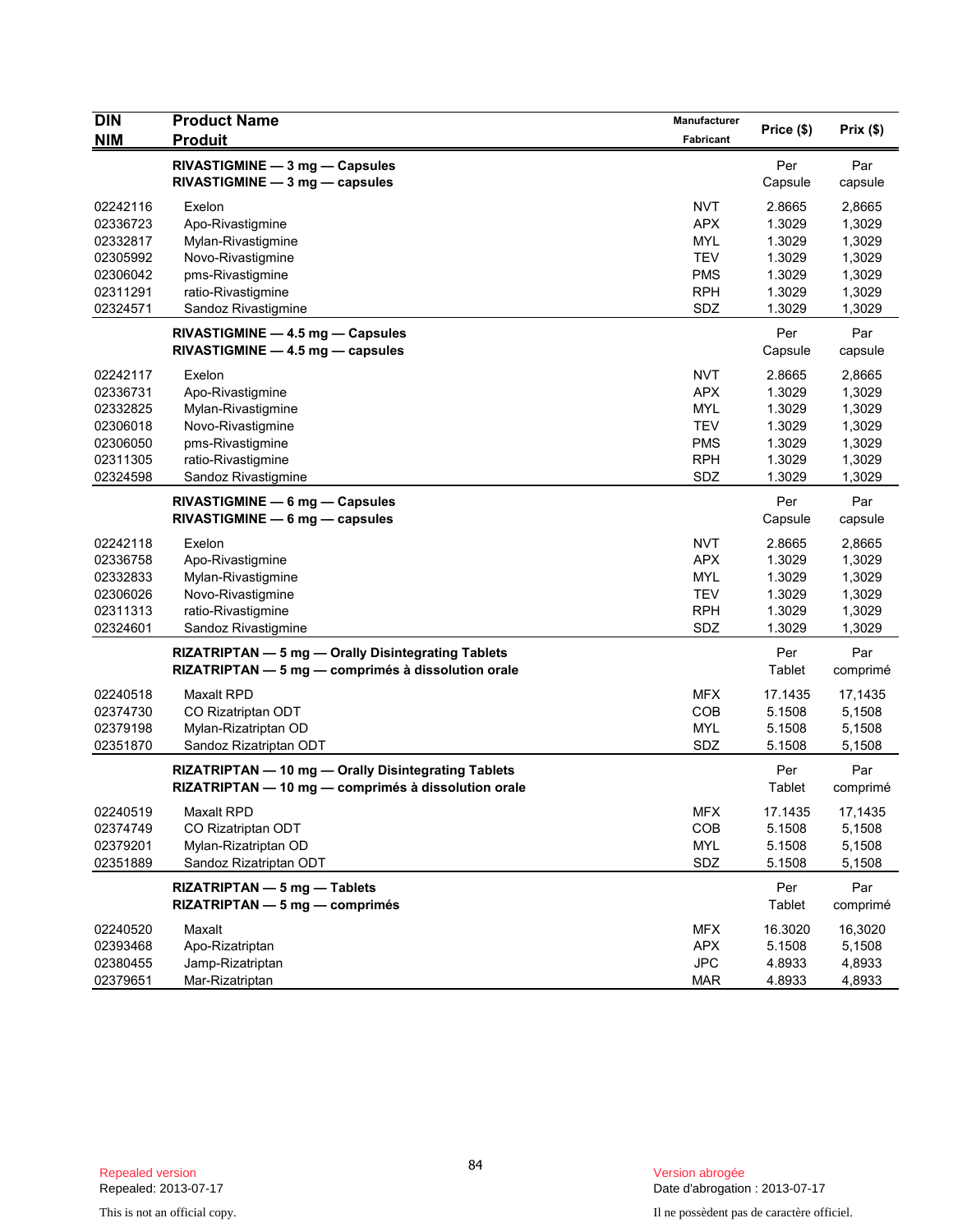| DIN<br>NIM | Product Name<br>Produit | Manufacturer<br>Fabricant | Price ($) | Prix ($) |
|---|---|---|---|---|
| | **RIVASTIGMINE — 3 mg — Capsules**<br>**RIVASTIGMINE — 3 mg — capsules** | | Per<br>Capsule | Par<br>capsule |
| 02242116 | Exelon | NVT | 2.8665 | 2,8665 |
| 02336723 | Apo-Rivastigmine | APX | 1.3029 | 1,3029 |
| 02332817 | Mylan-Rivastigmine | MYL | 1.3029 | 1,3029 |
| 02305992 | Novo-Rivastigmine | TEV | 1.3029 | 1,3029 |
| 02306042 | pms-Rivastigmine | PMS | 1.3029 | 1,3029 |
| 02311291 | ratio-Rivastigmine | RPH | 1.3029 | 1,3029 |
| 02324571 | Sandoz Rivastigmine | SDZ | 1.3029 | 1,3029 |
| | **RIVASTIGMINE — 4.5 mg — Capsules**<br>**RIVASTIGMINE — 4.5 mg — capsules** | | Per<br>Capsule | Par<br>capsule |
| 02242117 | Exelon | NVT | 2.8665 | 2,8665 |
| 02336731 | Apo-Rivastigmine | APX | 1.3029 | 1,3029 |
| 02332825 | Mylan-Rivastigmine | MYL | 1.3029 | 1,3029 |
| 02306018 | Novo-Rivastigmine | TEV | 1.3029 | 1,3029 |
| 02306050 | pms-Rivastigmine | PMS | 1.3029 | 1,3029 |
| 02311305 | ratio-Rivastigmine | RPH | 1.3029 | 1,3029 |
| 02324598 | Sandoz Rivastigmine | SDZ | 1.3029 | 1,3029 |
| | **RIVASTIGMINE — 6 mg — Capsules**<br>**RIVASTIGMINE — 6 mg — capsules** | | Per<br>Capsule | Par<br>capsule |
| 02242118 | Exelon | NVT | 2.8665 | 2,8665 |
| 02336758 | Apo-Rivastigmine | APX | 1.3029 | 1,3029 |
| 02332833 | Mylan-Rivastigmine | MYL | 1.3029 | 1,3029 |
| 02306026 | Novo-Rivastigmine | TEV | 1.3029 | 1,3029 |
| 02311313 | ratio-Rivastigmine | RPH | 1.3029 | 1,3029 |
| 02324601 | Sandoz Rivastigmine | SDZ | 1.3029 | 1,3029 |
| | **RIZATRIPTAN — 5 mg — Orally Disintegrating Tablets**<br>**RIZATRIPTAN — 5 mg — comprimés à dissolution orale** | | Per<br>Tablet | Par<br>comprimé |
| 02240518 | Maxalt RPD | MFX | 17.1435 | 17,1435 |
| 02374730 | CO Rizatriptan ODT | COB | 5.1508 | 5,1508 |
| 02379198 | Mylan-Rizatriptan OD | MYL | 5.1508 | 5,1508 |
| 02351870 | Sandoz Rizatriptan ODT | SDZ | 5.1508 | 5,1508 |
| | **RIZATRIPTAN — 10 mg — Orally Disintegrating Tablets**<br>**RIZATRIPTAN — 10 mg — comprimés à dissolution orale** | | Per<br>Tablet | Par<br>comprimé |
| 02240519 | Maxalt RPD | MFX | 17.1435 | 17,1435 |
| 02374749 | CO Rizatriptan ODT | COB | 5.1508 | 5,1508 |
| 02379201 | Mylan-Rizatriptan OD | MYL | 5.1508 | 5,1508 |
| 02351889 | Sandoz Rizatriptan ODT | SDZ | 5.1508 | 5,1508 |
| | **RIZATRIPTAN — 5 mg — Tablets**<br>**RIZATRIPTAN — 5 mg — comprimés** | | Per<br>Tablet | Par<br>comprimé |
| 02240520 | Maxalt | MFX | 16.3020 | 16,3020 |
| 02393468 | Apo-Rizatriptan | APX | 5.1508 | 5,1508 |
| 02380455 | Jamp-Rizatriptan | JPC | 4.8933 | 4,8933 |
| 02379651 | Mar-Rizatriptan | MAR | 4.8933 | 4,8933 |

Repealed version
Repealed: 2013-07-17

This is not an official copy.

Version abrogée
Date d'abrogation : 2013-07-17

Il ne possèdent pas de caractère officiel.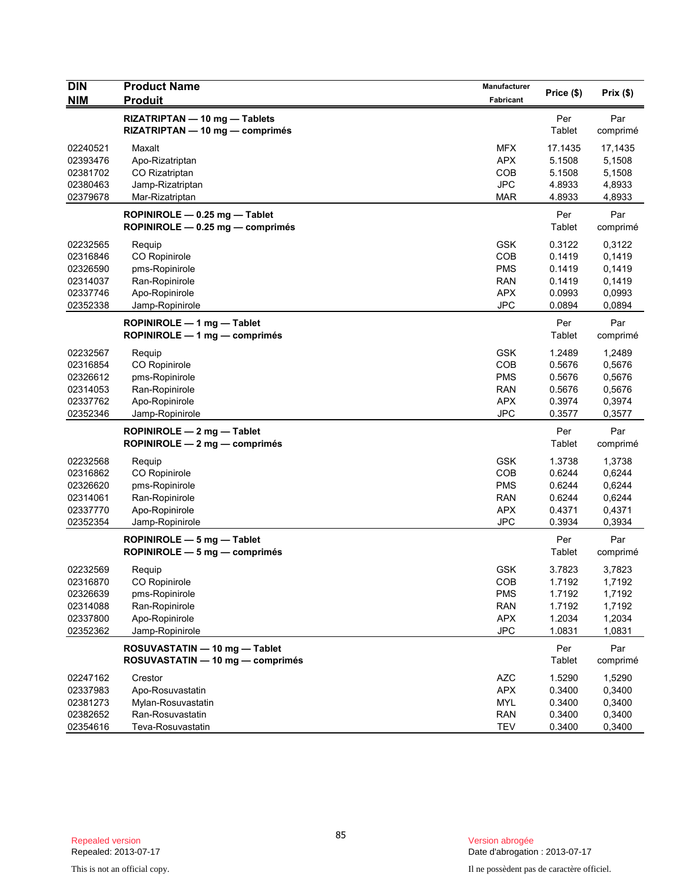| DIN<br>NIM | Product Name<br>Produit | Manufacturer<br>Fabricant | Price ($) | Prix ($) |
|---|---|---|---|---|
| | **RIZATRIPTAN — 10 mg — Tablets**<br>**RIZATRIPTAN — 10 mg — comprimés** | | Per Tablet | Par comprimé |
| 02240521 | Maxalt | MFX | 17.1435 | 17,1435 |
| 02393476 | Apo-Rizatriptan | APX | 5.1508 | 5,1508 |
| 02381702 | CO Rizatriptan | COB | 5.1508 | 5,1508 |
| 02380463 | Jamp-Rizatriptan | JPC | 4.8933 | 4,8933 |
| 02379678 | Mar-Rizatriptan | MAR | 4.8933 | 4,8933 |
| | **ROPINIROLE — 0.25 mg — Tablet**<br>**ROPINIROLE — 0.25 mg — comprimés** | | Per Tablet | Par comprimé |
| 02232565 | Requip | GSK | 0.3122 | 0,3122 |
| 02316846 | CO Ropinirole | COB | 0.1419 | 0,1419 |
| 02326590 | pms-Ropinirole | PMS | 0.1419 | 0,1419 |
| 02314037 | Ran-Ropinirole | RAN | 0.1419 | 0,1419 |
| 02337746 | Apo-Ropinirole | APX | 0.0993 | 0,0993 |
| 02352338 | Jamp-Ropinirole | JPC | 0.0894 | 0,0894 |
| | **ROPINIROLE — 1 mg — Tablet**<br>**ROPINIROLE — 1 mg — comprimés** | | Per Tablet | Par comprimé |
| 02232567 | Requip | GSK | 1.2489 | 1,2489 |
| 02316854 | CO Ropinirole | COB | 0.5676 | 0,5676 |
| 02326612 | pms-Ropinirole | PMS | 0.5676 | 0,5676 |
| 02314053 | Ran-Ropinirole | RAN | 0.5676 | 0,5676 |
| 02337762 | Apo-Ropinirole | APX | 0.3974 | 0,3974 |
| 02352346 | Jamp-Ropinirole | JPC | 0.3577 | 0,3577 |
| | **ROPINIROLE — 2 mg — Tablet**<br>**ROPINIROLE — 2 mg — comprimés** | | Per Tablet | Par comprimé |
| 02232568 | Requip | GSK | 1.3738 | 1,3738 |
| 02316862 | CO Ropinirole | COB | 0.6244 | 0,6244 |
| 02326620 | pms-Ropinirole | PMS | 0.6244 | 0,6244 |
| 02314061 | Ran-Ropinirole | RAN | 0.6244 | 0,6244 |
| 02337770 | Apo-Ropinirole | APX | 0.4371 | 0,4371 |
| 02352354 | Jamp-Ropinirole | JPC | 0.3934 | 0,3934 |
| | **ROPINIROLE — 5 mg — Tablet**<br>**ROPINIROLE — 5 mg — comprimés** | | Per Tablet | Par comprimé |
| 02232569 | Requip | GSK | 3.7823 | 3,7823 |
| 02316870 | CO Ropinirole | COB | 1.7192 | 1,7192 |
| 02326639 | pms-Ropinirole | PMS | 1.7192 | 1,7192 |
| 02314088 | Ran-Ropinirole | RAN | 1.7192 | 1,7192 |
| 02337800 | Apo-Ropinirole | APX | 1.2034 | 1,2034 |
| 02352362 | Jamp-Ropinirole | JPC | 1.0831 | 1,0831 |
| | **ROSUVASTATIN — 10 mg — Tablet**<br>**ROSUVASTATIN — 10 mg — comprimés** | | Per Tablet | Par comprimé |
| 02247162 | Crestor | AZC | 1.5290 | 1,5290 |
| 02337983 | Apo-Rosuvastatin | APX | 0.3400 | 0,3400 |
| 02381273 | Mylan-Rosuvastatin | MYL | 0.3400 | 0,3400 |
| 02382652 | Ran-Rosuvastatin | RAN | 0.3400 | 0,3400 |
| 02354616 | Teva-Rosuvastatin | TEV | 0.3400 | 0,3400 |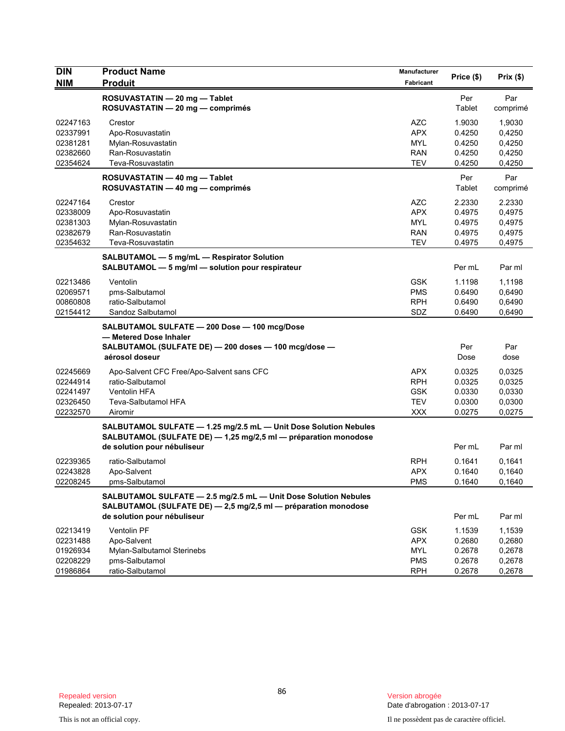| DIN<br>NIM | Product Name<br>Produit | Manufacturer<br>Fabricant | Price ($) | Prix ($) |
|---|---|---|---|---|
| | **ROSUVASTATIN — 20 mg — Tablet**<br>**ROSUVASTATIN — 20 mg — comprimés** | | Per Tablet | Par comprimé |
| 02247163 | Crestor | AZC | 1.9030 | 1,9030 |
| 02337991 | Apo-Rosuvastatin | APX | 0.4250 | 0,4250 |
| 02381281 | Mylan-Rosuvastatin | MYL | 0.4250 | 0,4250 |
| 02382660 | Ran-Rosuvastatin | RAN | 0.4250 | 0,4250 |
| 02354624 | Teva-Rosuvastatin | TEV | 0.4250 | 0,4250 |
| | **ROSUVASTATIN — 40 mg — Tablet**<br>**ROSUVASTATIN — 40 mg — comprimés** | | Per Tablet | Par comprimé |
| 02247164 | Crestor | AZC | 2.2330 | 2.2330 |
| 02338009 | Apo-Rosuvastatin | APX | 0.4975 | 0,4975 |
| 02381303 | Mylan-Rosuvastatin | MYL | 0.4975 | 0,4975 |
| 02382679 | Ran-Rosuvastatin | RAN | 0.4975 | 0,4975 |
| 02354632 | Teva-Rosuvastatin | TEV | 0.4975 | 0,4975 |
| | **SALBUTAMOL — 5 mg/mL — Respirator Solution**<br>**SALBUTAMOL — 5 mg/ml — solution pour respirateur** | | Per mL | Par ml |
| 02213486 | Ventolin | GSK | 1.1198 | 1,1198 |
| 02069571 | pms-Salbutamol | PMS | 0.6490 | 0,6490 |
| 00860808 | ratio-Salbutamol | RPH | 0.6490 | 0,6490 |
| 02154412 | Sandoz Salbutamol | SDZ | 0.6490 | 0,6490 |
| | **SALBUTAMOL SULFATE — 200 Dose — 100 mcg/Dose — Metered Dose Inhaler**<br>**SALBUTAMOL (SULFATE DE) — 200 doses — 100 mcg/dose — aérosol doseur** | | Per Dose | Par dose |
| 02245669 | Apo-Salvent CFC Free/Apo-Salvent sans CFC | APX | 0.0325 | 0,0325 |
| 02244914 | ratio-Salbutamol | RPH | 0.0325 | 0,0325 |
| 02241497 | Ventolin HFA | GSK | 0.0330 | 0,0330 |
| 02326450 | Teva-Salbutamol HFA | TEV | 0.0300 | 0,0300 |
| 02232570 | Airomir | XXX | 0.0275 | 0,0275 |
| | **SALBUTAMOL SULFATE — 1.25 mg/2.5 mL — Unit Dose Solution Nebules**<br>**SALBUTAMOL (SULFATE DE) — 1,25 mg/2,5 ml — préparation monodose de solution pour nébuliseur** | | Per mL | Par ml |
| 02239365 | ratio-Salbutamol | RPH | 0.1641 | 0,1641 |
| 02243828 | Apo-Salvent | APX | 0.1640 | 0,1640 |
| 02208245 | pms-Salbutamol | PMS | 0.1640 | 0,1640 |
| | **SALBUTAMOL SULFATE — 2.5 mg/2.5 mL — Unit Dose Solution Nebules**<br>**SALBUTAMOL (SULFATE DE) — 2,5 mg/2,5 ml — préparation monodose de solution pour nébuliseur** | | Per mL | Par ml |
| 02213419 | Ventolin PF | GSK | 1.1539 | 1,1539 |
| 02231488 | Apo-Salvent | APX | 0.2680 | 0,2680 |
| 01926934 | Mylan-Salbutamol Sterinebs | MYL | 0.2678 | 0,2678 |
| 02208229 | pms-Salbutamol | PMS | 0.2678 | 0,2678 |
| 01986864 | ratio-Salbutamol | RPH | 0.2678 | 0,2678 |

Repealed version
Repealed: 2013-07-17

Version abrogée
Date d'abrogation : 2013-07-17

This is not an official copy.

Il ne possèdent pas de caractère officiel.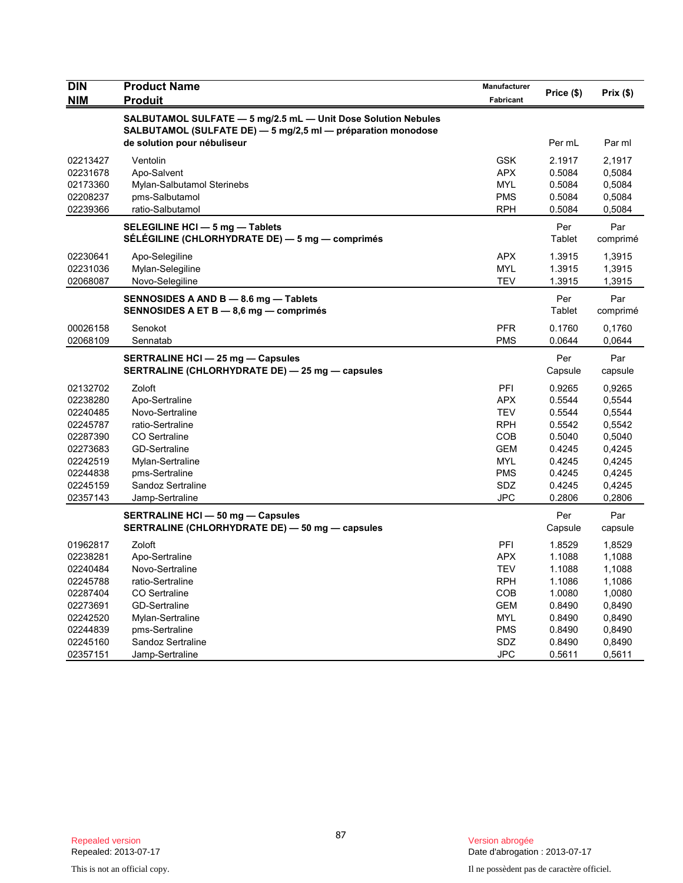| DIN<br>NIM | Product Name<br>Produit | Manufacturer<br>Fabricant | Price ($) | Prix ($) |
|---|---|---|---|---|
| | **SALBUTAMOL SULFATE — 5 mg/2.5 mL — Unit Dose Solution Nebules**<br>**SALBUTAMOL (SULFATE DE) — 5 mg/2,5 ml — préparation monodose de solution pour nébuliseur** | | Per mL | Par ml |
| 02213427 | Ventolin | GSK | 2.1917 | 2,1917 |
| 02231678 | Apo-Salvent | APX | 0.5084 | 0,5084 |
| 02173360 | Mylan-Salbutamol Sterinebs | MYL | 0.5084 | 0,5084 |
| 02208237 | pms-Salbutamol | PMS | 0.5084 | 0,5084 |
| 02239366 | ratio-Salbutamol | RPH | 0.5084 | 0,5084 |
| | **SELEGILINE HCl — 5 mg — Tablets**<br>**SÉLÉGILINE (CHLORHYDRATE DE) — 5 mg — comprimés** | | Per Tablet | Par comprimé |
| 02230641 | Apo-Selegiline | APX | 1.3915 | 1,3915 |
| 02231036 | Mylan-Selegiline | MYL | 1.3915 | 1,3915 |
| 02068087 | Novo-Selegiline | TEV | 1.3915 | 1,3915 |
| | **SENNOSIDES A AND B — 8.6 mg — Tablets**<br>**SENNOSIDES A ET B — 8,6 mg — comprimés** | | Per Tablet | Par comprimé |
| 00026158 | Senokot | PFR | 0.1760 | 0,1760 |
| 02068109 | Sennatab | PMS | 0.0644 | 0,0644 |
| | **SERTRALINE HCl — 25 mg — Capsules**<br>**SERTRALINE (CHLORHYDRATE DE) — 25 mg — capsules** | | Per Capsule | Par capsule |
| 02132702 | Zoloft | PFI | 0.9265 | 0,9265 |
| 02238280 | Apo-Sertraline | APX | 0.5544 | 0,5544 |
| 02240485 | Novo-Sertraline | TEV | 0.5544 | 0,5544 |
| 02245787 | ratio-Sertraline | RPH | 0.5542 | 0,5542 |
| 02287390 | CO Sertraline | COB | 0.5040 | 0,5040 |
| 02273683 | GD-Sertraline | GEM | 0.4245 | 0,4245 |
| 02242519 | Mylan-Sertraline | MYL | 0.4245 | 0,4245 |
| 02244838 | pms-Sertraline | PMS | 0.4245 | 0,4245 |
| 02245159 | Sandoz Sertraline | SDZ | 0.4245 | 0,4245 |
| 02357143 | Jamp-Sertraline | JPC | 0.2806 | 0,2806 |
| | **SERTRALINE HCl — 50 mg — Capsules**<br>**SERTRALINE (CHLORHYDRATE DE) — 50 mg — capsules** | | Per Capsule | Par capsule |
| 01962817 | Zoloft | PFI | 1.8529 | 1,8529 |
| 02238281 | Apo-Sertraline | APX | 1.1088 | 1,1088 |
| 02240484 | Novo-Sertraline | TEV | 1.1088 | 1,1088 |
| 02245788 | ratio-Sertraline | RPH | 1.1086 | 1,1086 |
| 02287404 | CO Sertraline | COB | 1.0080 | 1,0080 |
| 02273691 | GD-Sertraline | GEM | 0.8490 | 0,8490 |
| 02242520 | Mylan-Sertraline | MYL | 0.8490 | 0,8490 |
| 02244839 | pms-Sertraline | PMS | 0.8490 | 0,8490 |
| 02245160 | Sandoz Sertraline | SDZ | 0.8490 | 0,8490 |
| 02357151 | Jamp-Sertraline | JPC | 0.5611 | 0,5611 |

Repealed version
Repealed: 2013-07-17

This is not an official copy.

Version abrogée
Date d'abrogation : 2013-07-17

Il ne possèdent pas de caractère officiel.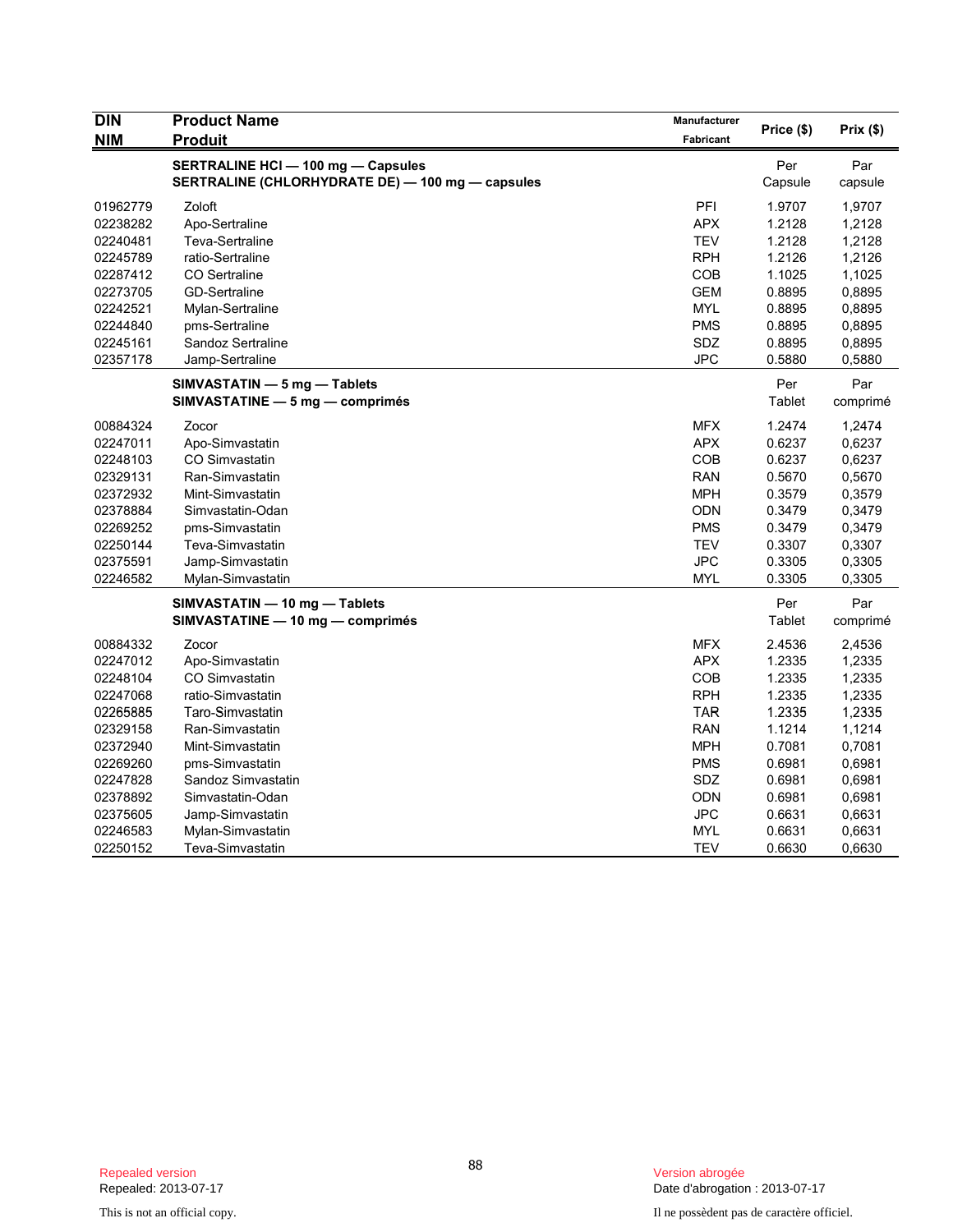| DIN<br>NIM | Product Name<br>Produit | Manufacturer<br>Fabricant | Price ($) | Prix ($) |
|---|---|---|---|---|
| | **SERTRALINE HCl — 100 mg — Capsules**<br>**SERTRALINE (CHLORHYDRATE DE) — 100 mg — capsules** | | Per Capsule | Par capsule |
| 01962779 | Zoloft | PFI | 1.9707 | 1,9707 |
| 02238282 | Apo-Sertraline | APX | 1.2128 | 1,2128 |
| 02240481 | Teva-Sertraline | TEV | 1.2128 | 1,2128 |
| 02245789 | ratio-Sertraline | RPH | 1.2126 | 1,2126 |
| 02287412 | CO Sertraline | COB | 1.1025 | 1,1025 |
| 02273705 | GD-Sertraline | GEM | 0.8895 | 0,8895 |
| 02242521 | Mylan-Sertraline | MYL | 0.8895 | 0,8895 |
| 02244840 | pms-Sertraline | PMS | 0.8895 | 0,8895 |
| 02245161 | Sandoz Sertraline | SDZ | 0.8895 | 0,8895 |
| 02357178 | Jamp-Sertraline | JPC | 0.5880 | 0,5880 |
| | **SIMVASTATIN — 5 mg — Tablets**<br>**SIMVASTATINE — 5 mg — comprimés** | | Per Tablet | Par comprimé |
| 00884324 | Zocor | MFX | 1.2474 | 1,2474 |
| 02247011 | Apo-Simvastatin | APX | 0.6237 | 0,6237 |
| 02248103 | CO Simvastatin | COB | 0.6237 | 0,6237 |
| 02329131 | Ran-Simvastatin | RAN | 0.5670 | 0,5670 |
| 02372932 | Mint-Simvastatin | MPH | 0.3579 | 0,3579 |
| 02378884 | Simvastatin-Odan | ODN | 0.3479 | 0,3479 |
| 02269252 | pms-Simvastatin | PMS | 0.3479 | 0,3479 |
| 02250144 | Teva-Simvastatin | TEV | 0.3307 | 0,3307 |
| 02375591 | Jamp-Simvastatin | JPC | 0.3305 | 0,3305 |
| 02246582 | Mylan-Simvastatin | MYL | 0.3305 | 0,3305 |
| | **SIMVASTATIN — 10 mg — Tablets**<br>**SIMVASTATINE — 10 mg — comprimés** | | Per Tablet | Par comprimé |
| 00884332 | Zocor | MFX | 2.4536 | 2,4536 |
| 02247012 | Apo-Simvastatin | APX | 1.2335 | 1,2335 |
| 02248104 | CO Simvastatin | COB | 1.2335 | 1,2335 |
| 02247068 | ratio-Simvastatin | RPH | 1.2335 | 1,2335 |
| 02265885 | Taro-Simvastatin | TAR | 1.2335 | 1,2335 |
| 02329158 | Ran-Simvastatin | RAN | 1.1214 | 1,1214 |
| 02372940 | Mint-Simvastatin | MPH | 0.7081 | 0,7081 |
| 02269260 | pms-Simvastatin | PMS | 0.6981 | 0,6981 |
| 02247828 | Sandoz Simvastatin | SDZ | 0.6981 | 0,6981 |
| 02378892 | Simvastatin-Odan | ODN | 0.6981 | 0,6981 |
| 02375605 | Jamp-Simvastatin | JPC | 0.6631 | 0,6631 |
| 02246583 | Mylan-Simvastatin | MYL | 0.6631 | 0,6631 |
| 02250152 | Teva-Simvastatin | TEV | 0.6630 | 0,6630 |

Repealed version
Repealed: 2013-07-17

Version abrogée
Date d'abrogation : 2013-07-17

This is not an official copy.

Il ne possèdent pas de caractère officiel.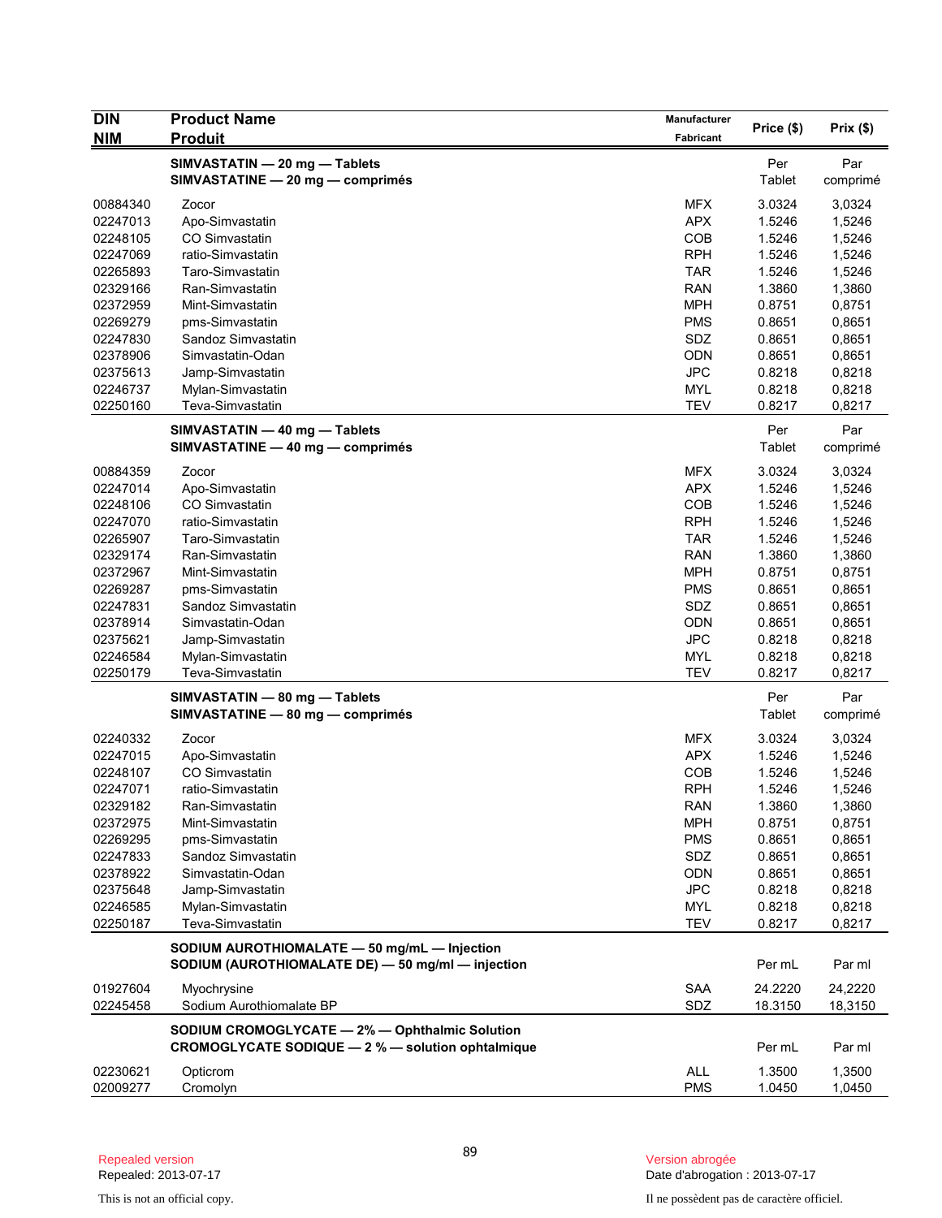| DIN<br>NIM | Product Name<br>Produit | Manufacturer<br>Fabricant | Price ($) | Prix ($) |
|---|---|---|---|---|
| | **SIMVASTATIN — 20 mg — Tablets**<br>**SIMVASTATINE — 20 mg — comprimés** | | Per Tablet | Par comprimé |
| 00884340 | Zocor | MFX | 3.0324 | 3,0324 |
| 02247013 | Apo-Simvastatin | APX | 1.5246 | 1,5246 |
| 02248105 | CO Simvastatin | COB | 1.5246 | 1,5246 |
| 02247069 | ratio-Simvastatin | RPH | 1.5246 | 1,5246 |
| 02265893 | Taro-Simvastatin | TAR | 1.5246 | 1,5246 |
| 02329166 | Ran-Simvastatin | RAN | 1.3860 | 1,3860 |
| 02372959 | Mint-Simvastatin | MPH | 0.8751 | 0,8751 |
| 02269279 | pms-Simvastatin | PMS | 0.8651 | 0,8651 |
| 02247830 | Sandoz Simvastatin | SDZ | 0.8651 | 0,8651 |
| 02378906 | Simvastatin-Odan | ODN | 0.8651 | 0,8651 |
| 02375613 | Jamp-Simvastatin | JPC | 0.8218 | 0,8218 |
| 02246737 | Mylan-Simvastatin | MYL | 0.8218 | 0,8218 |
| 02250160 | Teva-Simvastatin | TEV | 0.8217 | 0,8217 |
| | **SIMVASTATIN — 40 mg — Tablets**<br>**SIMVASTATINE — 40 mg — comprimés** | | Per Tablet | Par comprimé |
| 00884359 | Zocor | MFX | 3.0324 | 3,0324 |
| 02247014 | Apo-Simvastatin | APX | 1.5246 | 1,5246 |
| 02248106 | CO Simvastatin | COB | 1.5246 | 1,5246 |
| 02247070 | ratio-Simvastatin | RPH | 1.5246 | 1,5246 |
| 02265907 | Taro-Simvastatin | TAR | 1.5246 | 1,5246 |
| 02329174 | Ran-Simvastatin | RAN | 1.3860 | 1,3860 |
| 02372967 | Mint-Simvastatin | MPH | 0.8751 | 0,8751 |
| 02269287 | pms-Simvastatin | PMS | 0.8651 | 0,8651 |
| 02247831 | Sandoz Simvastatin | SDZ | 0.8651 | 0,8651 |
| 02378914 | Simvastatin-Odan | ODN | 0.8651 | 0,8651 |
| 02375621 | Jamp-Simvastatin | JPC | 0.8218 | 0,8218 |
| 02246584 | Mylan-Simvastatin | MYL | 0.8218 | 0,8218 |
| 02250179 | Teva-Simvastatin | TEV | 0.8217 | 0,8217 |
| | **SIMVASTATIN — 80 mg — Tablets**<br>**SIMVASTATINE — 80 mg — comprimés** | | Per Tablet | Par comprimé |
| 02240332 | Zocor | MFX | 3.0324 | 3,0324 |
| 02247015 | Apo-Simvastatin | APX | 1.5246 | 1,5246 |
| 02248107 | CO Simvastatin | COB | 1.5246 | 1,5246 |
| 02247071 | ratio-Simvastatin | RPH | 1.5246 | 1,5246 |
| 02329182 | Ran-Simvastatin | RAN | 1.3860 | 1,3860 |
| 02372975 | Mint-Simvastatin | MPH | 0.8751 | 0,8751 |
| 02269295 | pms-Simvastatin | PMS | 0.8651 | 0,8651 |
| 02247833 | Sandoz Simvastatin | SDZ | 0.8651 | 0,8651 |
| 02378922 | Simvastatin-Odan | ODN | 0.8651 | 0,8651 |
| 02375648 | Jamp-Simvastatin | JPC | 0.8218 | 0,8218 |
| 02246585 | Mylan-Simvastatin | MYL | 0.8218 | 0,8218 |
| 02250187 | Teva-Simvastatin | TEV | 0.8217 | 0,8217 |
| | **SODIUM AUROTHIOMALATE — 50 mg/mL — Injection**<br>**SODIUM (AUROTHIOMALATE DE) — 50 mg/ml — injection** | | Per mL | Par ml |
| 01927604 | Myochrysine | SAA | 24.2220 | 24,2220 |
| 02245458 | Sodium Aurothiomalate BP | SDZ | 18.3150 | 18,3150 |
| | **SODIUM CROMOGLYCATE — 2% — Ophthalmic Solution**<br>**CROMOGLYCATE SODIQUE — 2 % — solution ophtalmique** | | Per mL | Par ml |
| 02230621 | Opticrom | ALL | 1.3500 | 1,3500 |
| 02009277 | Cromolyn | PMS | 1.0450 | 1,0450 |

Repealed version
Repealed: 2013-07-17

Version abrogée
Date d'abrogation : 2013-07-17

This is not an official copy.

Il ne possèdent pas de caractère officiel.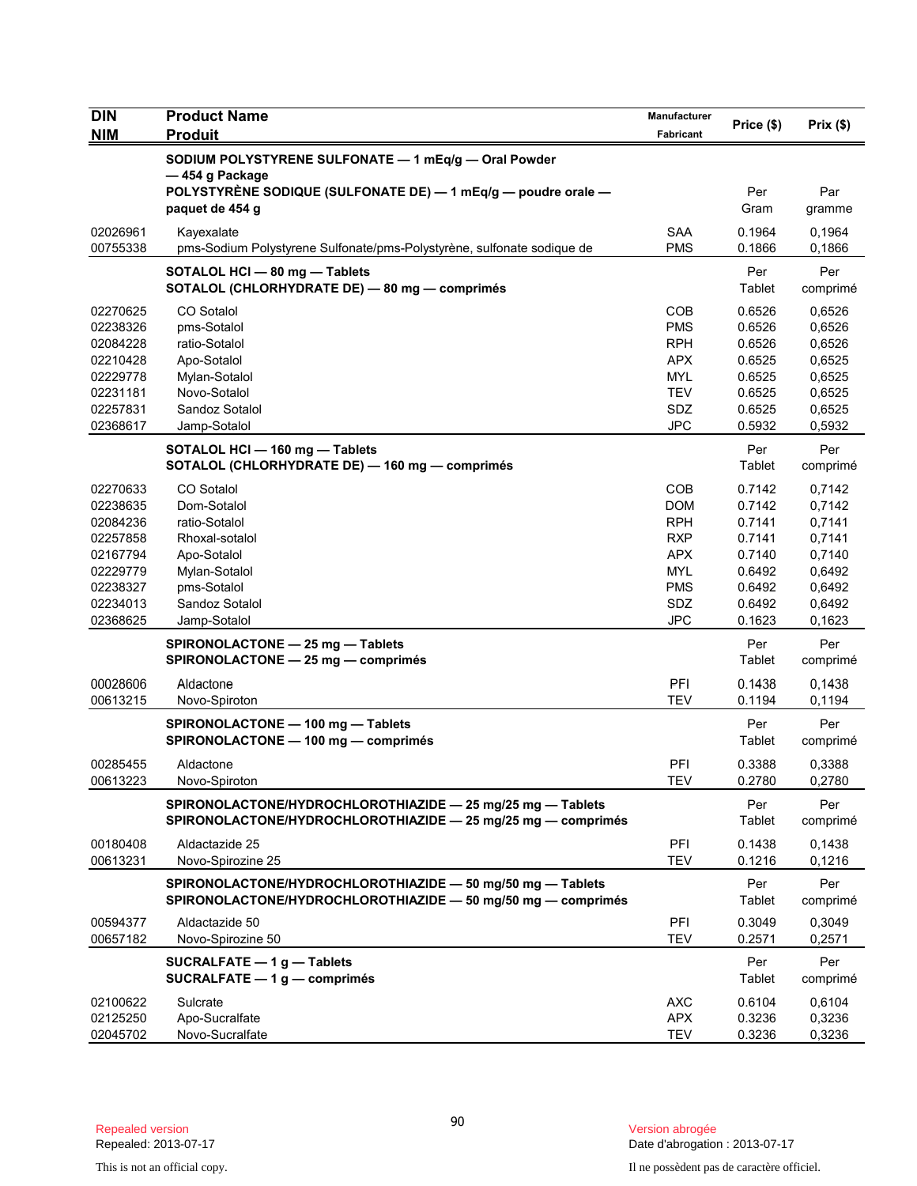| DIN<br>NIM | Product Name<br>Produit | Manufacturer<br>Fabricant | Price ($) | Prix ($) |
|---|---|---|---|---|
| | **SODIUM POLYSTYRENE SULFONATE — 1 mEq/g — Oral Powder — 454 g Package**<br>**POLYSTYRÈNE SODIQUE (SULFONATE DE) — 1 mEq/g — poudre orale — paquet de 454 g** | | Per Gram | Par gramme |
| 02026961 | Kayexalate | SAA | 0.1964 | 0,1964 |
| 00755338 | pms-Sodium Polystyrene Sulfonate/pms-Polystyrène, sulfonate sodique de | PMS | 0.1866 | 0,1866 |
| | **SOTALOL HCl — 80 mg — Tablets**<br>**SOTALOL (CHLORHYDRATE DE) — 80 mg — comprimés** | | Per Tablet | Per comprimé |
| 02270625 | CO Sotalol | COB | 0.6526 | 0,6526 |
| 02238326 | pms-Sotalol | PMS | 0.6526 | 0,6526 |
| 02084228 | ratio-Sotalol | RPH | 0.6526 | 0,6526 |
| 02210428 | Apo-Sotalol | APX | 0.6525 | 0,6525 |
| 02229778 | Mylan-Sotalol | MYL | 0.6525 | 0,6525 |
| 02231181 | Novo-Sotalol | TEV | 0.6525 | 0,6525 |
| 02257831 | Sandoz Sotalol | SDZ | 0.6525 | 0,6525 |
| 02368617 | Jamp-Sotalol | JPC | 0.5932 | 0,5932 |
| | **SOTALOL HCl — 160 mg — Tablets**<br>**SOTALOL (CHLORHYDRATE DE) — 160 mg — comprimés** | | Per Tablet | Per comprimé |
| 02270633 | CO Sotalol | COB | 0.7142 | 0,7142 |
| 02238635 | Dom-Sotalol | DOM | 0.7142 | 0,7142 |
| 02084236 | ratio-Sotalol | RPH | 0.7141 | 0,7141 |
| 02257858 | Rhoxal-sotalol | RXP | 0.7141 | 0,7141 |
| 02167794 | Apo-Sotalol | APX | 0.7140 | 0,7140 |
| 02229779 | Mylan-Sotalol | MYL | 0.6492 | 0,6492 |
| 02238327 | pms-Sotalol | PMS | 0.6492 | 0,6492 |
| 02234013 | Sandoz Sotalol | SDZ | 0.6492 | 0,6492 |
| 02368625 | Jamp-Sotalol | JPC | 0.1623 | 0,1623 |
| | **SPIRONOLACTONE — 25 mg — Tablets**<br>**SPIRONOLACTONE — 25 mg — comprimés** | | Per Tablet | Per comprimé |
| 00028606 | Aldactone | PFI | 0.1438 | 0,1438 |
| 00613215 | Novo-Spiroton | TEV | 0.1194 | 0,1194 |
| | **SPIRONOLACTONE — 100 mg — Tablets**<br>**SPIRONOLACTONE — 100 mg — comprimés** | | Per Tablet | Per comprimé |
| 00285455 | Aldactone | PFI | 0.3388 | 0,3388 |
| 00613223 | Novo-Spiroton | TEV | 0.2780 | 0,2780 |
| | **SPIRONOLACTONE/HYDROCHLOROTHIAZIDE — 25 mg/25 mg — Tablets**<br>**SPIRONOLACTONE/HYDROCHLOROTHIAZIDE — 25 mg/25 mg — comprimés** | | Per Tablet | Per comprimé |
| 00180408 | Aldactazide 25 | PFI | 0.1438 | 0,1438 |
| 00613231 | Novo-Spirozine 25 | TEV | 0.1216 | 0,1216 |
| | **SPIRONOLACTONE/HYDROCHLOROTHIAZIDE — 50 mg/50 mg — Tablets**<br>**SPIRONOLACTONE/HYDROCHLOROTHIAZIDE — 50 mg/50 mg — comprimés** | | Per Tablet | Per comprimé |
| 00594377 | Aldactazide 50 | PFI | 0.3049 | 0,3049 |
| 00657182 | Novo-Spirozine 50 | TEV | 0.2571 | 0,2571 |
| | **SUCRALFATE — 1 g — Tablets**<br>**SUCRALFATE — 1 g — comprimés** | | Per Tablet | Per comprimé |
| 02100622 | Sulcrate | AXC | 0.6104 | 0,6104 |
| 02125250 | Apo-Sucralfate | APX | 0.3236 | 0,3236 |
| 02045702 | Novo-Sucralfate | TEV | 0.3236 | 0,3236 |

Repealed version
Repealed: 2013-07-17

Version abrogée
Date d'abrogation : 2013-07-17

This is not an official copy.

Il ne possèdent pas de caractère officiel.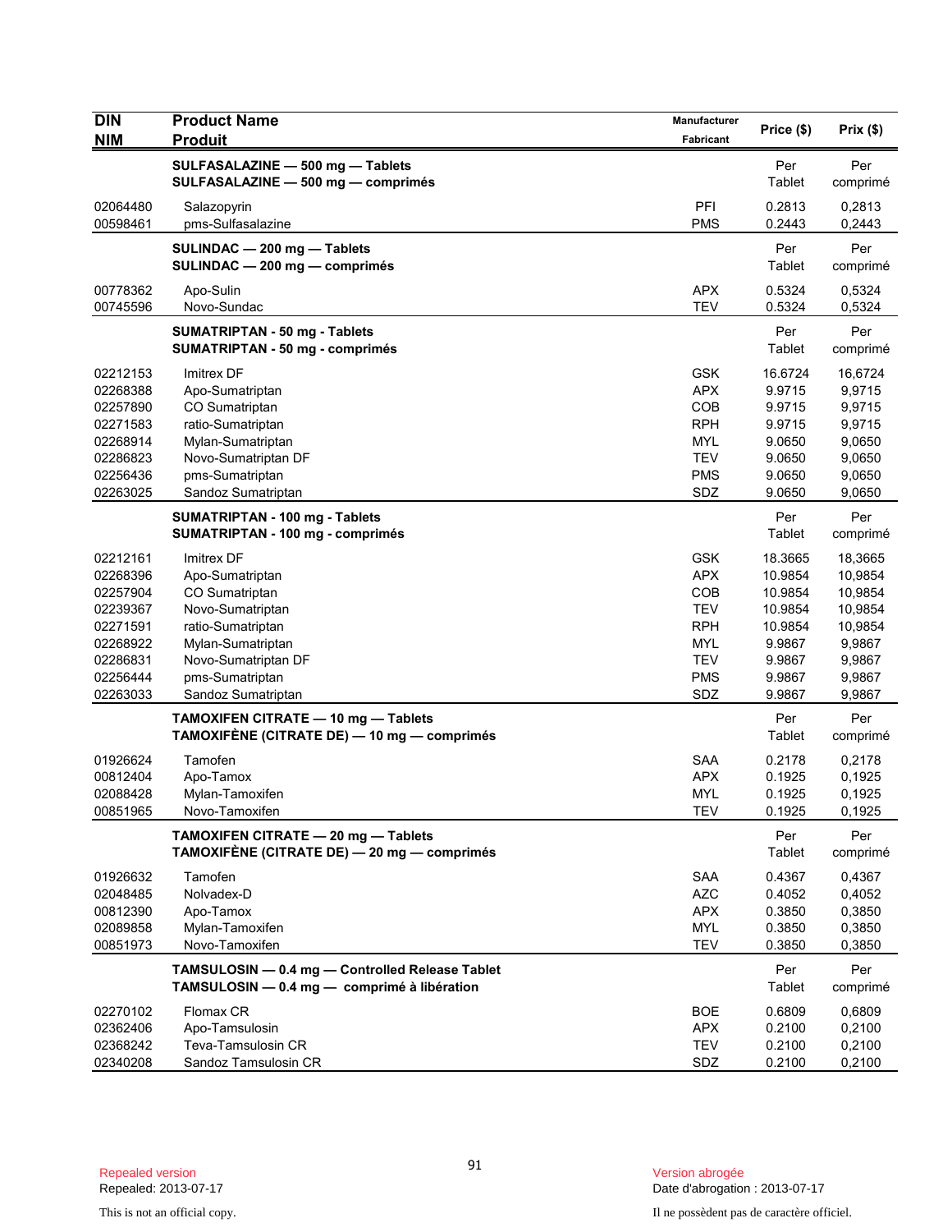| DIN<br>NIM | Product Name<br>Produit | Manufacturer<br>Fabricant | Price ($) | Prix ($) |
|---|---|---|---|---|
| | **SULFASALAZINE — 500 mg — Tablets**<br>**SULFASALAZINE — 500 mg — comprimés** | | Per Tablet | Per comprimé |
| 02064480 | Salazopyrin | PFI | 0.2813 | 0,2813 |
| 00598461 | pms-Sulfasalazine | PMS | 0.2443 | 0,2443 |
| | **SULINDAC — 200 mg — Tablets**<br>**SULINDAC — 200 mg — comprimés** | | Per Tablet | Per comprimé |
| 00778362 | Apo-Sulin | APX | 0.5324 | 0,5324 |
| 00745596 | Novo-Sundac | TEV | 0.5324 | 0,5324 |
| | **SUMATRIPTAN - 50 mg - Tablets**<br>**SUMATRIPTAN - 50 mg - comprimés** | | Per Tablet | Per comprimé |
| 02212153 | Imitrex DF | GSK | 16.6724 | 16,6724 |
| 02268388 | Apo-Sumatriptan | APX | 9.9715 | 9,9715 |
| 02257890 | CO Sumatriptan | COB | 9.9715 | 9,9715 |
| 02271583 | ratio-Sumatriptan | RPH | 9.9715 | 9,9715 |
| 02268914 | Mylan-Sumatriptan | MYL | 9.0650 | 9,0650 |
| 02286823 | Novo-Sumatriptan DF | TEV | 9.0650 | 9,0650 |
| 02256436 | pms-Sumatriptan | PMS | 9.0650 | 9,0650 |
| 02263025 | Sandoz Sumatriptan | SDZ | 9.0650 | 9,0650 |
| | **SUMATRIPTAN - 100 mg - Tablets**<br>**SUMATRIPTAN - 100 mg - comprimés** | | Per Tablet | Per comprimé |
| 02212161 | Imitrex DF | GSK | 18.3665 | 18,3665 |
| 02268396 | Apo-Sumatriptan | APX | 10.9854 | 10,9854 |
| 02257904 | CO Sumatriptan | COB | 10.9854 | 10,9854 |
| 02239367 | Novo-Sumatriptan | TEV | 10.9854 | 10,9854 |
| 02271591 | ratio-Sumatriptan | RPH | 10.9854 | 10,9854 |
| 02268922 | Mylan-Sumatriptan | MYL | 9.9867 | 9,9867 |
| 02286831 | Novo-Sumatriptan DF | TEV | 9.9867 | 9,9867 |
| 02256444 | pms-Sumatriptan | PMS | 9.9867 | 9,9867 |
| 02263033 | Sandoz Sumatriptan | SDZ | 9.9867 | 9,9867 |
| | **TAMOXIFEN CITRATE — 10 mg — Tablets**<br>**TAMOXIFÈNE (CITRATE DE) — 10 mg — comprimés** | | Per Tablet | Per comprimé |
| 01926624 | Tamofen | SAA | 0.2178 | 0,2178 |
| 00812404 | Apo-Tamox | APX | 0.1925 | 0,1925 |
| 02088428 | Mylan-Tamoxifen | MYL | 0.1925 | 0,1925 |
| 00851965 | Novo-Tamoxifen | TEV | 0.1925 | 0,1925 |
| | **TAMOXIFEN CITRATE — 20 mg — Tablets**<br>**TAMOXIFÈNE (CITRATE DE) — 20 mg — comprimés** | | Per Tablet | Per comprimé |
| 01926632 | Tamofen | SAA | 0.4367 | 0,4367 |
| 02048485 | Nolvadex-D | AZC | 0.4052 | 0,4052 |
| 00812390 | Apo-Tamox | APX | 0.3850 | 0,3850 |
| 02089858 | Mylan-Tamoxifen | MYL | 0.3850 | 0,3850 |
| 00851973 | Novo-Tamoxifen | TEV | 0.3850 | 0,3850 |
| | **TAMSULOSIN — 0.4 mg — Controlled Release Tablet**<br>**TAMSULOSIN — 0.4 mg — comprimé à libération** | | Per Tablet | Per comprimé |
| 02270102 | Flomax CR | BOE | 0.6809 | 0,6809 |
| 02362406 | Apo-Tamsulosin | APX | 0.2100 | 0,2100 |
| 02368242 | Teva-Tamsulosin CR | TEV | 0.2100 | 0,2100 |
| 02340208 | Sandoz Tamsulosin CR | SDZ | 0.2100 | 0,2100 |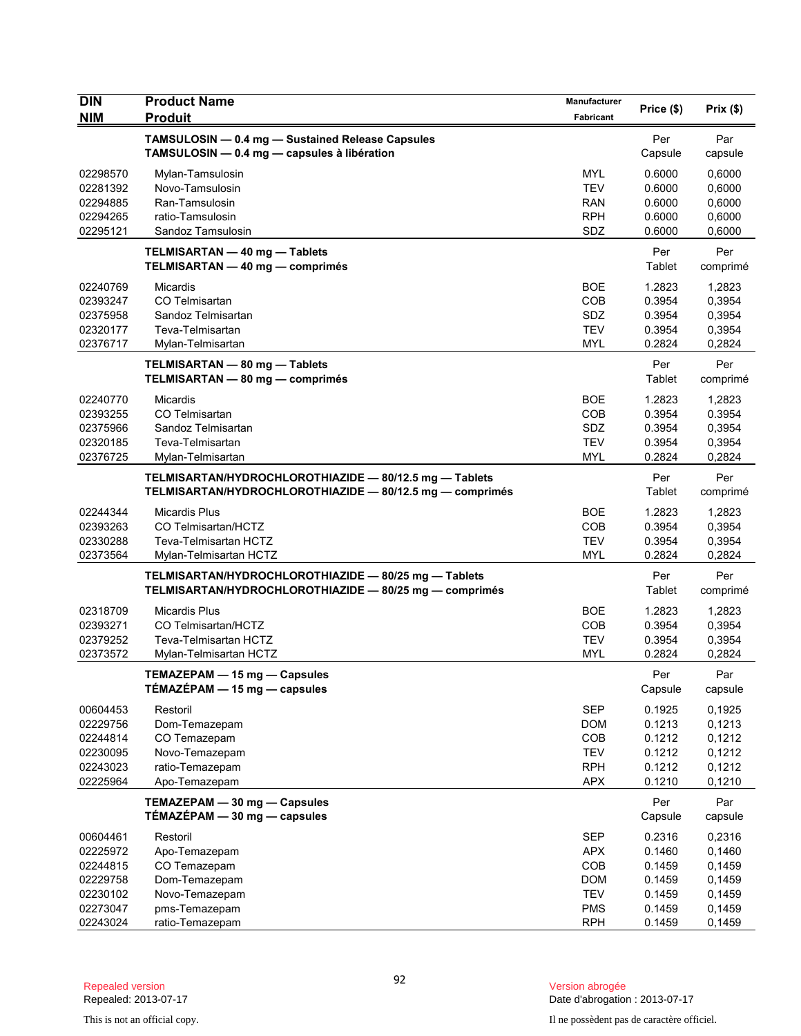| DIN<br>NIM | Product Name<br>Produit | Manufacturer<br>Fabricant | Price ($) | Prix ($) |
|---|---|---|---|---|
| | **TAMSULOSIN — 0.4 mg — Sustained Release Capsules**<br>**TAMSULOSIN — 0.4 mg — capsules à libération** | | Per Capsule | Par capsule |
| 02298570 | Mylan-Tamsulosin | MYL | 0.6000 | 0,6000 |
| 02281392 | Novo-Tamsulosin | TEV | 0.6000 | 0,6000 |
| 02294885 | Ran-Tamsulosin | RAN | 0.6000 | 0,6000 |
| 02294265 | ratio-Tamsulosin | RPH | 0.6000 | 0,6000 |
| 02295121 | Sandoz Tamsulosin | SDZ | 0.6000 | 0,6000 |
| | **TELMISARTAN — 40 mg — Tablets**<br>**TELMISARTAN — 40 mg — comprimés** | | Per Tablet | Per comprimé |
| 02240769 | Micardis | BOE | 1.2823 | 1,2823 |
| 02393247 | CO Telmisartan | COB | 0.3954 | 0,3954 |
| 02375958 | Sandoz Telmisartan | SDZ | 0.3954 | 0,3954 |
| 02320177 | Teva-Telmisartan | TEV | 0.3954 | 0,3954 |
| 02376717 | Mylan-Telmisartan | MYL | 0.2824 | 0,2824 |
| | **TELMISARTAN — 80 mg — Tablets**<br>**TELMISARTAN — 80 mg — comprimés** | | Per Tablet | Per comprimé |
| 02240770 | Micardis | BOE | 1.2823 | 1,2823 |
| 02393255 | CO Telmisartan | COB | 0.3954 | 0.3954 |
| 02375966 | Sandoz Telmisartan | SDZ | 0.3954 | 0,3954 |
| 02320185 | Teva-Telmisartan | TEV | 0.3954 | 0,3954 |
| 02376725 | Mylan-Telmisartan | MYL | 0.2824 | 0,2824 |
| | **TELMISARTAN/HYDROCHLOROTHIAZIDE — 80/12.5 mg — Tablets**<br>**TELMISARTAN/HYDROCHLOROTHIAZIDE — 80/12.5 mg — comprimés** | | Per Tablet | Per comprimé |
| 02244344 | Micardis Plus | BOE | 1.2823 | 1,2823 |
| 02393263 | CO Telmisartan/HCTZ | COB | 0.3954 | 0,3954 |
| 02330288 | Teva-Telmisartan HCTZ | TEV | 0.3954 | 0,3954 |
| 02373564 | Mylan-Telmisartan HCTZ | MYL | 0.2824 | 0,2824 |
| | **TELMISARTAN/HYDROCHLOROTHIAZIDE — 80/25 mg — Tablets**<br>**TELMISARTAN/HYDROCHLOROTHIAZIDE — 80/25 mg — comprimés** | | Per Tablet | Per comprimé |
| 02318709 | Micardis Plus | BOE | 1.2823 | 1,2823 |
| 02393271 | CO Telmisartan/HCTZ | COB | 0.3954 | 0,3954 |
| 02379252 | Teva-Telmisartan HCTZ | TEV | 0.3954 | 0,3954 |
| 02373572 | Mylan-Telmisartan HCTZ | MYL | 0.2824 | 0,2824 |
| | **TEMAZEPAM — 15 mg — Capsules**<br>**TÉMAZÉPAM — 15 mg — capsules** | | Per Capsule | Par capsule |
| 00604453 | Restoril | SEP | 0.1925 | 0,1925 |
| 02229756 | Dom-Temazepam | DOM | 0.1213 | 0,1213 |
| 02244814 | CO Temazepam | COB | 0.1212 | 0,1212 |
| 02230095 | Novo-Temazepam | TEV | 0.1212 | 0,1212 |
| 02243023 | ratio-Temazepam | RPH | 0.1212 | 0,1212 |
| 02225964 | Apo-Temazepam | APX | 0.1210 | 0,1210 |
| | **TEMAZEPAM — 30 mg — Capsules**<br>**TÉMAZÉPAM — 30 mg — capsules** | | Per Capsule | Par capsule |
| 00604461 | Restoril | SEP | 0.2316 | 0,2316 |
| 02225972 | Apo-Temazepam | APX | 0.1460 | 0,1460 |
| 02244815 | CO Temazepam | COB | 0.1459 | 0,1459 |
| 02229758 | Dom-Temazepam | DOM | 0.1459 | 0,1459 |
| 02230102 | Novo-Temazepam | TEV | 0.1459 | 0,1459 |
| 02273047 | pms-Temazepam | PMS | 0.1459 | 0,1459 |
| 02243024 | ratio-Temazepam | RPH | 0.1459 | 0,1459 |

Repealed version
Repealed: 2013-07-17

Version abrogée
Date d'abrogation : 2013-07-17

This is not an official copy.

Il ne possèdent pas de caractère officiel.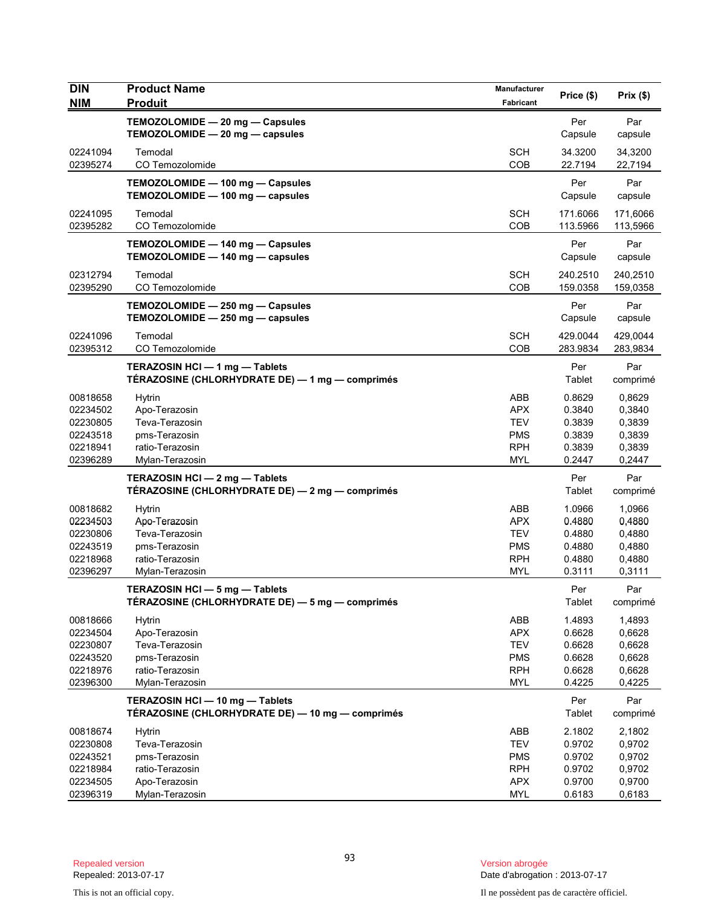| DIN<br>NIM | Product Name<br>Produit | Manufacturer<br>Fabricant | Price ($) | Prix ($) |
|---|---|---|---|---|
| | **TEMOZOLOMIDE — 20 mg — Capsules**<br>**TEMOZOLOMIDE — 20 mg — capsules** | | Per<br>Capsule | Par<br>capsule |
| 02241094 | Temodal | SCH | 34.3200 | 34,3200 |
| 02395274 | CO Temozolomide | COB | 22.7194 | 22,7194 |
| | **TEMOZOLOMIDE — 100 mg — Capsules**<br>**TEMOZOLOMIDE — 100 mg — capsules** | | Per<br>Capsule | Par<br>capsule |
| 02241095 | Temodal | SCH | 171.6066 | 171,6066 |
| 02395282 | CO Temozolomide | COB | 113.5966 | 113,5966 |
| | **TEMOZOLOMIDE — 140 mg — Capsules**<br>**TEMOZOLOMIDE — 140 mg — capsules** | | Per<br>Capsule | Par<br>capsule |
| 02312794 | Temodal | SCH | 240.2510 | 240,2510 |
| 02395290 | CO Temozolomide | COB | 159.0358 | 159,0358 |
| | **TEMOZOLOMIDE — 250 mg — Capsules**<br>**TEMOZOLOMIDE — 250 mg — capsules** | | Per<br>Capsule | Par<br>capsule |
| 02241096 | Temodal | SCH | 429.0044 | 429,0044 |
| 02395312 | CO Temozolomide | COB | 283.9834 | 283,9834 |
| | **TERAZOSIN HCl — 1 mg — Tablets**<br>**TÉRAZOSINE (CHLORHYDRATE DE) — 1 mg — comprimés** | | Per<br>Tablet | Par<br>comprimé |
| 00818658 | Hytrin | ABB | 0.8629 | 0,8629 |
| 02234502 | Apo-Terazosin | APX | 0.3840 | 0,3840 |
| 02230805 | Teva-Terazosin | TEV | 0.3839 | 0,3839 |
| 02243518 | pms-Terazosin | PMS | 0.3839 | 0,3839 |
| 02218941 | ratio-Terazosin | RPH | 0.3839 | 0,3839 |
| 02396289 | Mylan-Terazosin | MYL | 0.2447 | 0,2447 |
| | **TERAZOSIN HCl — 2 mg — Tablets**<br>**TÉRAZOSINE (CHLORHYDRATE DE) — 2 mg — comprimés** | | Per<br>Tablet | Par<br>comprimé |
| 00818682 | Hytrin | ABB | 1.0966 | 1,0966 |
| 02234503 | Apo-Terazosin | APX | 0.4880 | 0,4880 |
| 02230806 | Teva-Terazosin | TEV | 0.4880 | 0,4880 |
| 02243519 | pms-Terazosin | PMS | 0.4880 | 0,4880 |
| 02218968 | ratio-Terazosin | RPH | 0.4880 | 0,4880 |
| 02396297 | Mylan-Terazosin | MYL | 0.3111 | 0,3111 |
| | **TERAZOSIN HCl — 5 mg — Tablets**<br>**TÉRAZOSINE (CHLORHYDRATE DE) — 5 mg — comprimés** | | Per<br>Tablet | Par<br>comprimé |
| 00818666 | Hytrin | ABB | 1.4893 | 1,4893 |
| 02234504 | Apo-Terazosin | APX | 0.6628 | 0,6628 |
| 02230807 | Teva-Terazosin | TEV | 0.6628 | 0,6628 |
| 02243520 | pms-Terazosin | PMS | 0.6628 | 0,6628 |
| 02218976 | ratio-Terazosin | RPH | 0.6628 | 0,6628 |
| 02396300 | Mylan-Terazosin | MYL | 0.4225 | 0,4225 |
| | **TERAZOSIN HCl — 10 mg — Tablets**<br>**TÉRAZOSINE (CHLORHYDRATE DE) — 10 mg — comprimés** | | Per<br>Tablet | Par<br>comprimé |
| 00818674 | Hytrin | ABB | 2.1802 | 2,1802 |
| 02230808 | Teva-Terazosin | TEV | 0.9702 | 0,9702 |
| 02243521 | pms-Terazosin | PMS | 0.9702 | 0,9702 |
| 02218984 | ratio-Terazosin | RPH | 0.9702 | 0,9702 |
| 02234505 | Apo-Terazosin | APX | 0.9700 | 0,9700 |
| 02396319 | Mylan-Terazosin | MYL | 0.6183 | 0,6183 |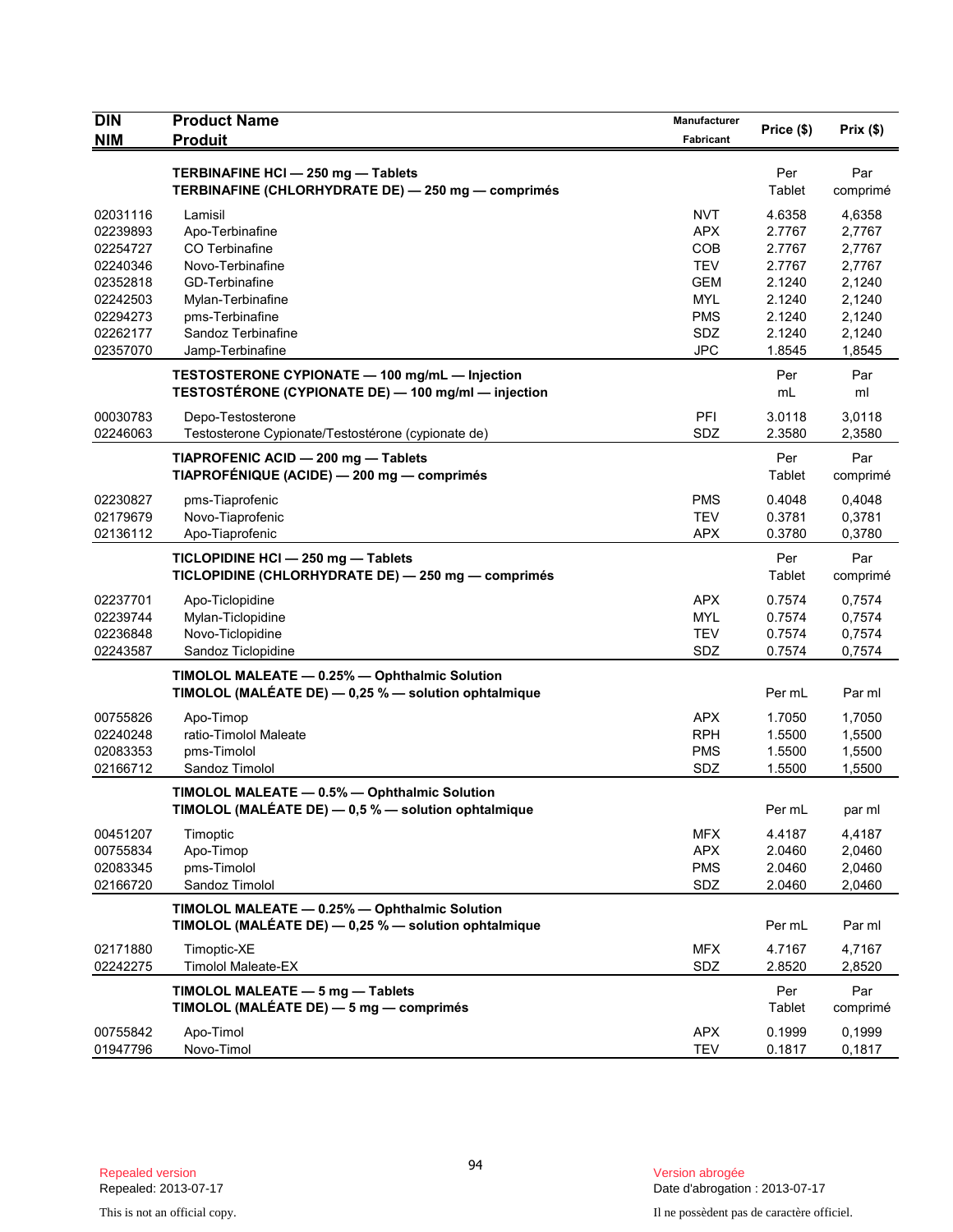| DIN<br>NIM | Product Name<br>Produit | Manufacturer<br>Fabricant | Price ($) | Prix ($) |
|---|---|---|---|---|
| | **TERBINAFINE HCl — 250 mg — Tablets**<br>**TERBINAFINE (CHLORHYDRATE DE) — 250 mg — comprimés** | | Per Tablet | Par comprimé |
| 02031116 | Lamisil | NVT | 4.6358 | 4,6358 |
| 02239893 | Apo-Terbinafine | APX | 2.7767 | 2,7767 |
| 02254727 | CO Terbinafine | COB | 2.7767 | 2,7767 |
| 02240346 | Novo-Terbinafine | TEV | 2.7767 | 2,7767 |
| 02352818 | GD-Terbinafine | GEM | 2.1240 | 2,1240 |
| 02242503 | Mylan-Terbinafine | MYL | 2.1240 | 2,1240 |
| 02294273 | pms-Terbinafine | PMS | 2.1240 | 2,1240 |
| 02262177 | Sandoz Terbinafine | SDZ | 2.1240 | 2,1240 |
| 02357070 | Jamp-Terbinafine | JPC | 1.8545 | 1,8545 |
| | **TESTOSTERONE CYPIONATE — 100 mg/mL — Injection**<br>**TESTOSTÉRONE (CYPIONATE DE) — 100 mg/ml — injection** | | Per mL | Par ml |
| 00030783 | Depo-Testosterone | PFI | 3.0118 | 3,0118 |
| 02246063 | Testosterone Cypionate/Testostérone (cypionate de) | SDZ | 2.3580 | 2,3580 |
| | **TIAPROFENIC ACID — 200 mg — Tablets**<br>**TIAPROFÉNIQUE (ACIDE) — 200 mg — comprimés** | | Per Tablet | Par comprimé |
| 02230827 | pms-Tiaprofenic | PMS | 0.4048 | 0,4048 |
| 02179679 | Novo-Tiaprofenic | TEV | 0.3781 | 0,3781 |
| 02136112 | Apo-Tiaprofenic | APX | 0.3780 | 0,3780 |
| | **TICLOPIDINE HCl — 250 mg — Tablets**<br>**TICLOPIDINE (CHLORHYDRATE DE) — 250 mg — comprimés** | | Per Tablet | Par comprimé |
| 02237701 | Apo-Ticlopidine | APX | 0.7574 | 0,7574 |
| 02239744 | Mylan-Ticlopidine | MYL | 0.7574 | 0,7574 |
| 02236848 | Novo-Ticlopidine | TEV | 0.7574 | 0,7574 |
| 02243587 | Sandoz Ticlopidine | SDZ | 0.7574 | 0,7574 |
| | **TIMOLOL MALEATE — 0.25% — Ophthalmic Solution**<br>**TIMOLOL (MALÉATE DE) — 0,25 % — solution ophtalmique** | | Per mL | Par ml |
| 00755826 | Apo-Timop | APX | 1.7050 | 1,7050 |
| 02240248 | ratio-Timolol Maleate | RPH | 1.5500 | 1,5500 |
| 02083353 | pms-Timolol | PMS | 1.5500 | 1,5500 |
| 02166712 | Sandoz Timolol | SDZ | 1.5500 | 1,5500 |
| | **TIMOLOL MALEATE — 0.5% — Ophthalmic Solution**<br>**TIMOLOL (MALÉATE DE) — 0,5 % — solution ophtalmique** | | Per mL | par ml |
| 00451207 | Timoptic | MFX | 4.4187 | 4,4187 |
| 00755834 | Apo-Timop | APX | 2.0460 | 2,0460 |
| 02083345 | pms-Timolol | PMS | 2.0460 | 2,0460 |
| 02166720 | Sandoz Timolol | SDZ | 2.0460 | 2,0460 |
| | **TIMOLOL MALEATE — 0.25% — Ophthalmic Solution**<br>**TIMOLOL (MALÉATE DE) — 0,25 % — solution ophtalmique** | | Per mL | Par ml |
| 02171880 | Timoptic-XE | MFX | 4.7167 | 4,7167 |
| 02242275 | Timolol Maleate-EX | SDZ | 2.8520 | 2,8520 |
| | **TIMOLOL MALEATE — 5 mg — Tablets**<br>**TIMOLOL (MALÉATE DE) — 5 mg — comprimés** | | Per Tablet | Par comprimé |
| 00755842 | Apo-Timol | APX | 0.1999 | 0,1999 |
| 01947796 | Novo-Timol | TEV | 0.1817 | 0,1817 |

Repealed version
Repealed: 2013-07-17

Version abrogée
Date d'abrogation : 2013-07-17

This is not an official copy.

Il ne possèdent pas de caractère officiel.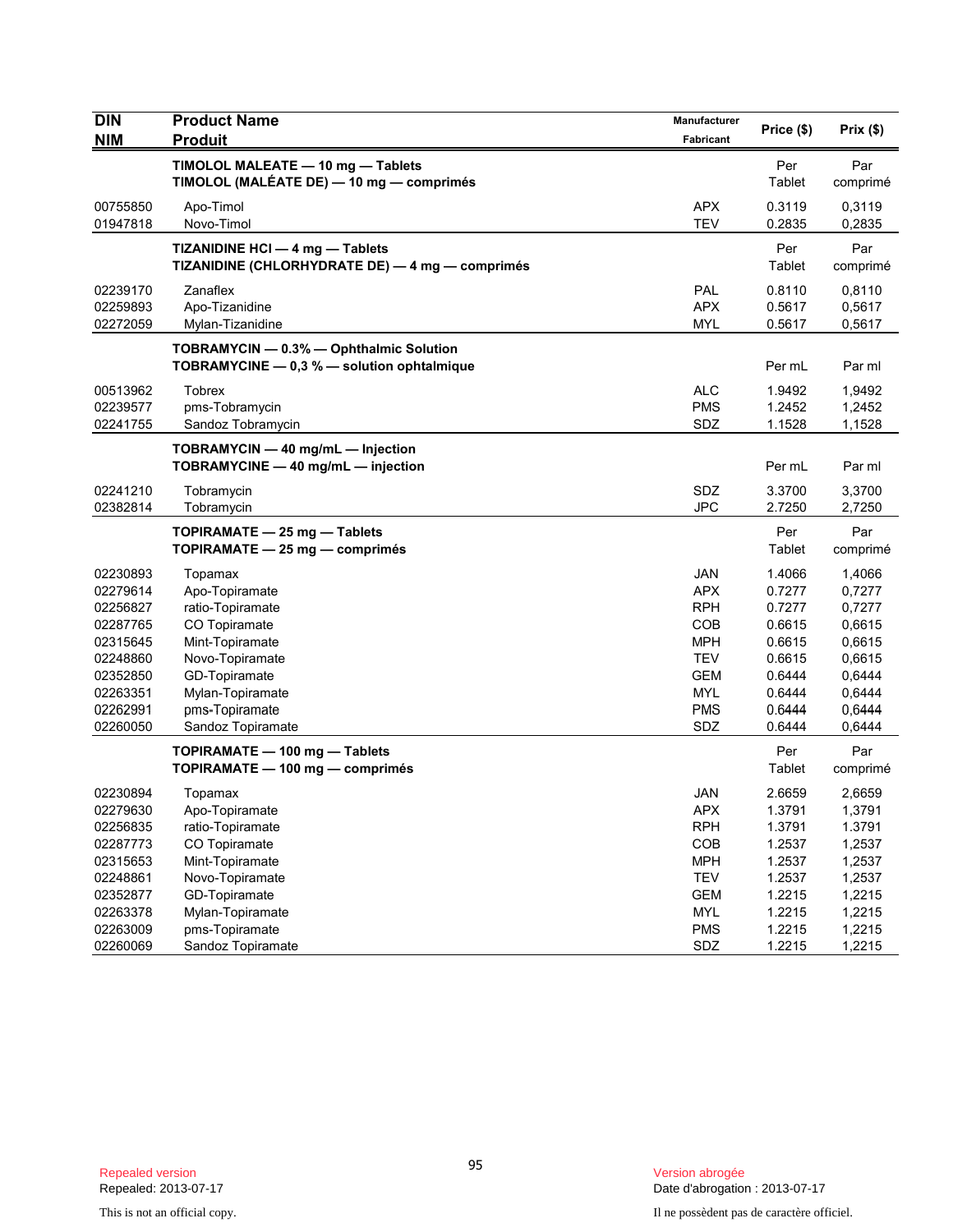| DIN<br>NIM | Product Name<br>Produit | Manufacturer<br>Fabricant | Price ($) | Prix ($) |
|---|---|---|---|---|
| | **TIMOLOL MALEATE — 10 mg — Tablets**<br>**TIMOLOL (MALÉATE DE) — 10 mg — comprimés** | | Per Tablet | Par comprimé |
| 00755850 | Apo-Timol | APX | 0.3119 | 0,3119 |
| 01947818 | Novo-Timol | TEV | 0.2835 | 0,2835 |
| | **TIZANIDINE HCl — 4 mg — Tablets**<br>**TIZANIDINE (CHLORHYDRATE DE) — 4 mg — comprimés** | | Per Tablet | Par comprimé |
| 02239170 | Zanaflex | PAL | 0.8110 | 0,8110 |
| 02259893 | Apo-Tizanidine | APX | 0.5617 | 0,5617 |
| 02272059 | Mylan-Tizanidine | MYL | 0.5617 | 0,5617 |
| | **TOBRAMYCIN — 0.3% — Ophthalmic Solution**<br>**TOBRAMYCINE — 0,3 % — solution ophtalmique** | | Per mL | Par ml |
| 00513962 | Tobrex | ALC | 1.9492 | 1,9492 |
| 02239577 | pms-Tobramycin | PMS | 1.2452 | 1,2452 |
| 02241755 | Sandoz Tobramycin | SDZ | 1.1528 | 1,1528 |
| | **TOBRAMYCIN — 40 mg/mL — Injection**<br>**TOBRAMYCINE — 40 mg/mL — injection** | | Per mL | Par ml |
| 02241210 | Tobramycin | SDZ | 3.3700 | 3,3700 |
| 02382814 | Tobramycin | JPC | 2.7250 | 2,7250 |
| | **TOPIRAMATE — 25 mg — Tablets**<br>**TOPIRAMATE — 25 mg — comprimés** | | Per Tablet | Par comprimé |
| 02230893 | Topamax | JAN | 1.4066 | 1,4066 |
| 02279614 | Apo-Topiramate | APX | 0.7277 | 0,7277 |
| 02256827 | ratio-Topiramate | RPH | 0.7277 | 0,7277 |
| 02287765 | CO Topiramate | COB | 0.6615 | 0,6615 |
| 02315645 | Mint-Topiramate | MPH | 0.6615 | 0,6615 |
| 02248860 | Novo-Topiramate | TEV | 0.6615 | 0,6615 |
| 02352850 | GD-Topiramate | GEM | 0.6444 | 0,6444 |
| 02263351 | Mylan-Topiramate | MYL | 0.6444 | 0,6444 |
| 02262991 | pms-Topiramate | PMS | 0.6444 | 0,6444 |
| 02260050 | Sandoz Topiramate | SDZ | 0.6444 | 0,6444 |
| | **TOPIRAMATE — 100 mg — Tablets**<br>**TOPIRAMATE — 100 mg — comprimés** | | Per Tablet | Par comprimé |
| 02230894 | Topamax | JAN | 2.6659 | 2,6659 |
| 02279630 | Apo-Topiramate | APX | 1.3791 | 1,3791 |
| 02256835 | ratio-Topiramate | RPH | 1.3791 | 1.3791 |
| 02287773 | CO Topiramate | COB | 1.2537 | 1,2537 |
| 02315653 | Mint-Topiramate | MPH | 1.2537 | 1,2537 |
| 02248861 | Novo-Topiramate | TEV | 1.2537 | 1,2537 |
| 02352877 | GD-Topiramate | GEM | 1.2215 | 1,2215 |
| 02263378 | Mylan-Topiramate | MYL | 1.2215 | 1,2215 |
| 02263009 | pms-Topiramate | PMS | 1.2215 | 1,2215 |
| 02260069 | Sandoz Topiramate | SDZ | 1.2215 | 1,2215 |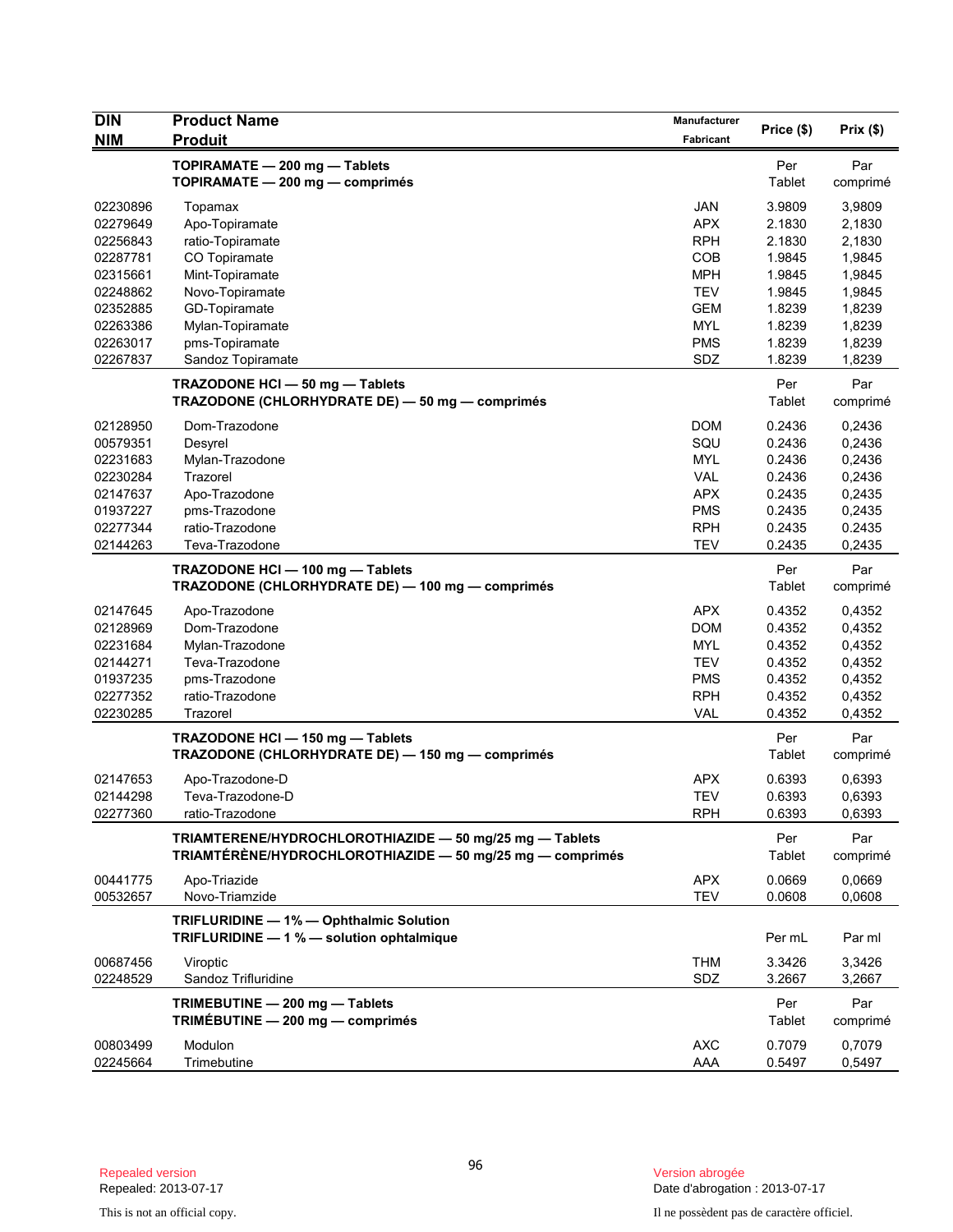| DIN<br>NIM | Product Name<br>Produit | Manufacturer<br>Fabricant | Price ($) | Prix ($) |
|---|---|---|---|---|
| | **TOPIRAMATE — 200 mg — Tablets**<br>**TOPIRAMATE — 200 mg — comprimés** | | Per Tablet | Par comprimé |
| 02230896 | Topamax | JAN | 3.9809 | 3,9809 |
| 02279649 | Apo-Topiramate | APX | 2.1830 | 2,1830 |
| 02256843 | ratio-Topiramate | RPH | 2.1830 | 2,1830 |
| 02287781 | CO Topiramate | COB | 1.9845 | 1,9845 |
| 02315661 | Mint-Topiramate | MPH | 1.9845 | 1,9845 |
| 02248862 | Novo-Topiramate | TEV | 1.9845 | 1,9845 |
| 02352885 | GD-Topiramate | GEM | 1.8239 | 1,8239 |
| 02263386 | Mylan-Topiramate | MYL | 1.8239 | 1,8239 |
| 02263017 | pms-Topiramate | PMS | 1.8239 | 1,8239 |
| 02267837 | Sandoz Topiramate | SDZ | 1.8239 | 1,8239 |
| | **TRAZODONE HCl — 50 mg — Tablets**<br>**TRAZODONE (CHLORHYDRATE DE) — 50 mg — comprimés** | | Per Tablet | Par comprimé |
| 02128950 | Dom-Trazodone | DOM | 0.2436 | 0,2436 |
| 00579351 | Desyrel | SQU | 0.2436 | 0,2436 |
| 02231683 | Mylan-Trazodone | MYL | 0.2436 | 0,2436 |
| 02230284 | Trazorel | VAL | 0.2436 | 0,2436 |
| 02147637 | Apo-Trazodone | APX | 0.2435 | 0,2435 |
| 01937227 | pms-Trazodone | PMS | 0.2435 | 0,2435 |
| 02277344 | ratio-Trazodone | RPH | 0.2435 | 0.2435 |
| 02144263 | Teva-Trazodone | TEV | 0.2435 | 0,2435 |
| | **TRAZODONE HCl — 100 mg — Tablets**<br>**TRAZODONE (CHLORHYDRATE DE) — 100 mg — comprimés** | | Per Tablet | Par comprimé |
| 02147645 | Apo-Trazodone | APX | 0.4352 | 0,4352 |
| 02128969 | Dom-Trazodone | DOM | 0.4352 | 0,4352 |
| 02231684 | Mylan-Trazodone | MYL | 0.4352 | 0,4352 |
| 02144271 | Teva-Trazodone | TEV | 0.4352 | 0,4352 |
| 01937235 | pms-Trazodone | PMS | 0.4352 | 0,4352 |
| 02277352 | ratio-Trazodone | RPH | 0.4352 | 0,4352 |
| 02230285 | Trazorel | VAL | 0.4352 | 0,4352 |
| | **TRAZODONE HCl — 150 mg — Tablets**<br>**TRAZODONE (CHLORHYDRATE DE) — 150 mg — comprimés** | | Per Tablet | Par comprimé |
| 02147653 | Apo-Trazodone-D | APX | 0.6393 | 0,6393 |
| 02144298 | Teva-Trazodone-D | TEV | 0.6393 | 0,6393 |
| 02277360 | ratio-Trazodone | RPH | 0.6393 | 0,6393 |
| | **TRIAMTERENE/HYDROCHLOROTHIAZIDE — 50 mg/25 mg — Tablets**<br>**TRIAMTÉRÈNE/HYDROCHLOROTHIAZIDE — 50 mg/25 mg — comprimés** | | Per Tablet | Par comprimé |
| 00441775 | Apo-Triazide | APX | 0.0669 | 0,0669 |
| 00532657 | Novo-Triamzide | TEV | 0.0608 | 0,0608 |
| | **TRIFLURIDINE — 1% — Ophthalmic Solution**<br>**TRIFLURIDINE — 1 % — solution ophtalmique** | | Per mL | Par ml |
| 00687456 | Viroptic | THM | 3.3426 | 3,3426 |
| 02248529 | Sandoz Trifluridine | SDZ | 3.2667 | 3,2667 |
| | **TRIMEBUTINE — 200 mg — Tablets**<br>**TRIMÉBUTINE — 200 mg — comprimés** | | Per Tablet | Par comprimé |
| 00803499 | Modulon | AXC | 0.7079 | 0,7079 |
| 02245664 | Trimebutine | AAA | 0.5497 | 0,5497 |

Repealed version
Repealed: 2013-07-17

This is not an official copy.

Version abrogée
Date d'abrogation : 2013-07-17

Il ne possèdent pas de caractère officiel.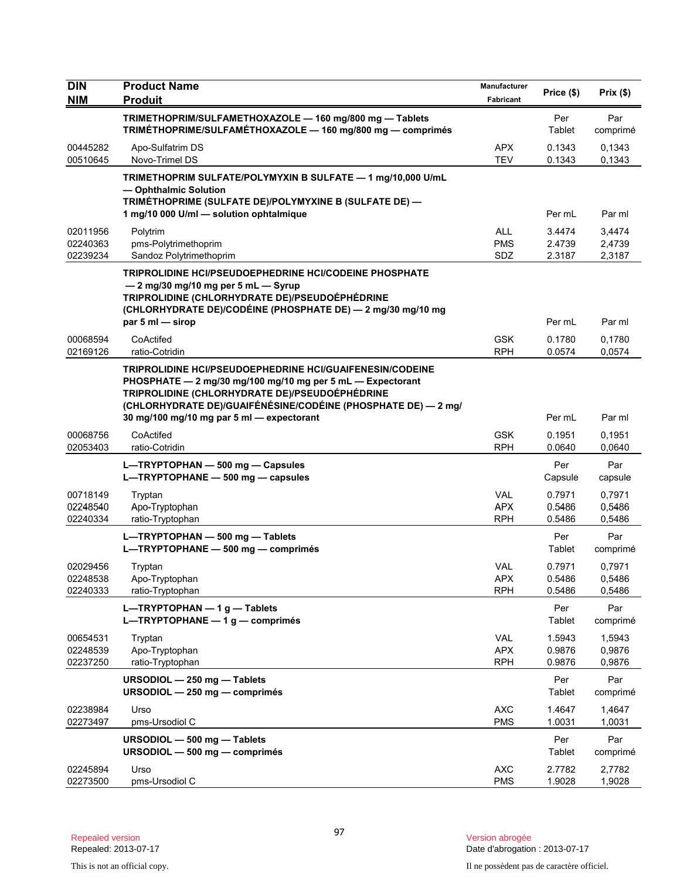| DIN<br>NIM | Product Name<br>Produit | Manufacturer<br>Fabricant | Price ($) | Prix ($) |
|---|---|---|---|---|
| | **TRIMETHOPRIM/SULFAMETHOXAZOLE — 160 mg/800 mg — Tablets**<br>**TRIMÉTHOPRIME/SULFAMÉTHOXAZOLE — 160 mg/800 mg — comprimés** | | Per Tablet | Par comprimé |
| 00445282 | Apo-Sulfatrim DS | APX | 0.1343 | 0,1343 |
| 00510645 | Novo-Trimel DS | TEV | 0.1343 | 0,1343 |
| | **TRIMETHOPRIM SULFATE/POLYMYXIN B SULFATE — 1 mg/10,000 U/mL — Ophthalmic Solution**<br>**TRIMÉTHOPRIME (SULFATE DE)/POLYMYXINE B (SULFATE DE) — 1 mg/10 000 U/ml — solution ophtalmique** | | Per mL | Par ml |
| 02011956 | Polytrim | ALL | 3.4474 | 3,4474 |
| 02240363 | pms-Polytrimethoprim | PMS | 2.4739 | 2,4739 |
| 02239234 | Sandoz Polytrimethoprim | SDZ | 2.3187 | 2,3187 |
| | **TRIPROLIDINE HCl/PSEUDOEPHEDRINE HCl/CODEINE PHOSPHATE — 2 mg/30 mg/10 mg per 5 mL — Syrup**<br>**TRIPROLIDINE (CHLORHYDRATE DE)/PSEUDOÉPHÉDRINE (CHLORHYDRATE DE)/CODÉINE (PHOSPHATE DE) — 2 mg/30 mg/10 mg par 5 ml — sirop** | | Per mL | Par ml |
| 00068594 | CoActifed | GSK | 0.1780 | 0,1780 |
| 02169126 | ratio-Cotridin | RPH | 0.0574 | 0,0574 |
| | **TRIPROLIDINE HCl/PSEUDOEPHEDRINE HCl/GUAIFENESIN/CODEINE PHOSPHATE — 2 mg/30 mg/100 mg/10 mg per 5 mL — Expectorant**<br>**TRIPROLIDINE (CHLORHYDRATE DE)/PSEUDOÉPHÉDRINE (CHLORHYDRATE DE)/GUAIFÉNÉSINE/CODÉINE (PHOSPHATE DE) — 2 mg/30 mg/100 mg/10 mg par 5 ml — expectorant** | | Per mL | Par ml |
| 00068756 | CoActifed | GSK | 0.1951 | 0,1951 |
| 02053403 | ratio-Cotridin | RPH | 0.0640 | 0,0640 |
| | **L—TRYPTOPHAN — 500 mg — Capsules**<br>**L—TRYPTOPHANE — 500 mg — capsules** | | Per Capsule | Par capsule |
| 00718149 | Tryptan | VAL | 0.7971 | 0,7971 |
| 02248540 | Apo-Tryptophan | APX | 0.5486 | 0,5486 |
| 02240334 | ratio-Tryptophan | RPH | 0.5486 | 0,5486 |
| | **L—TRYPTOPHAN — 500 mg — Tablets**<br>**L—TRYPTOPHANE — 500 mg — comprimés** | | Per Tablet | Par comprimé |
| 02029456 | Tryptan | VAL | 0.7971 | 0,7971 |
| 02248538 | Apo-Tryptophan | APX | 0.5486 | 0,5486 |
| 02240333 | ratio-Tryptophan | RPH | 0.5486 | 0,5486 |
| | **L—TRYPTOPHAN — 1 g — Tablets**<br>**L—TRYPTOPHANE — 1 g — comprimés** | | Per Tablet | Par comprimé |
| 00654531 | Tryptan | VAL | 1.5943 | 1,5943 |
| 02248539 | Apo-Tryptophan | APX | 0.9876 | 0,9876 |
| 02237250 | ratio-Tryptophan | RPH | 0.9876 | 0,9876 |
| | **URSODIOL — 250 mg — Tablets**<br>**URSODIOL — 250 mg — comprimés** | | Per Tablet | Par comprimé |
| 02238984 | Urso | AXC | 1.4647 | 1,4647 |
| 02273497 | pms-Ursodiol C | PMS | 1.0031 | 1,0031 |
| | **URSODIOL — 500 mg — Tablets**<br>**URSODIOL — 500 mg — comprimés** | | Per Tablet | Par comprimé |
| 02245894 | Urso | AXC | 2.7782 | 2,7782 |
| 02273500 | pms-Ursodiol C | PMS | 1.9028 | 1,9028 |

Repealed version
Repealed: 2013-07-17

Version abrogée
Date d'abrogation : 2013-07-17

This is not an official copy.

Il ne possèdent pas de caractère officiel.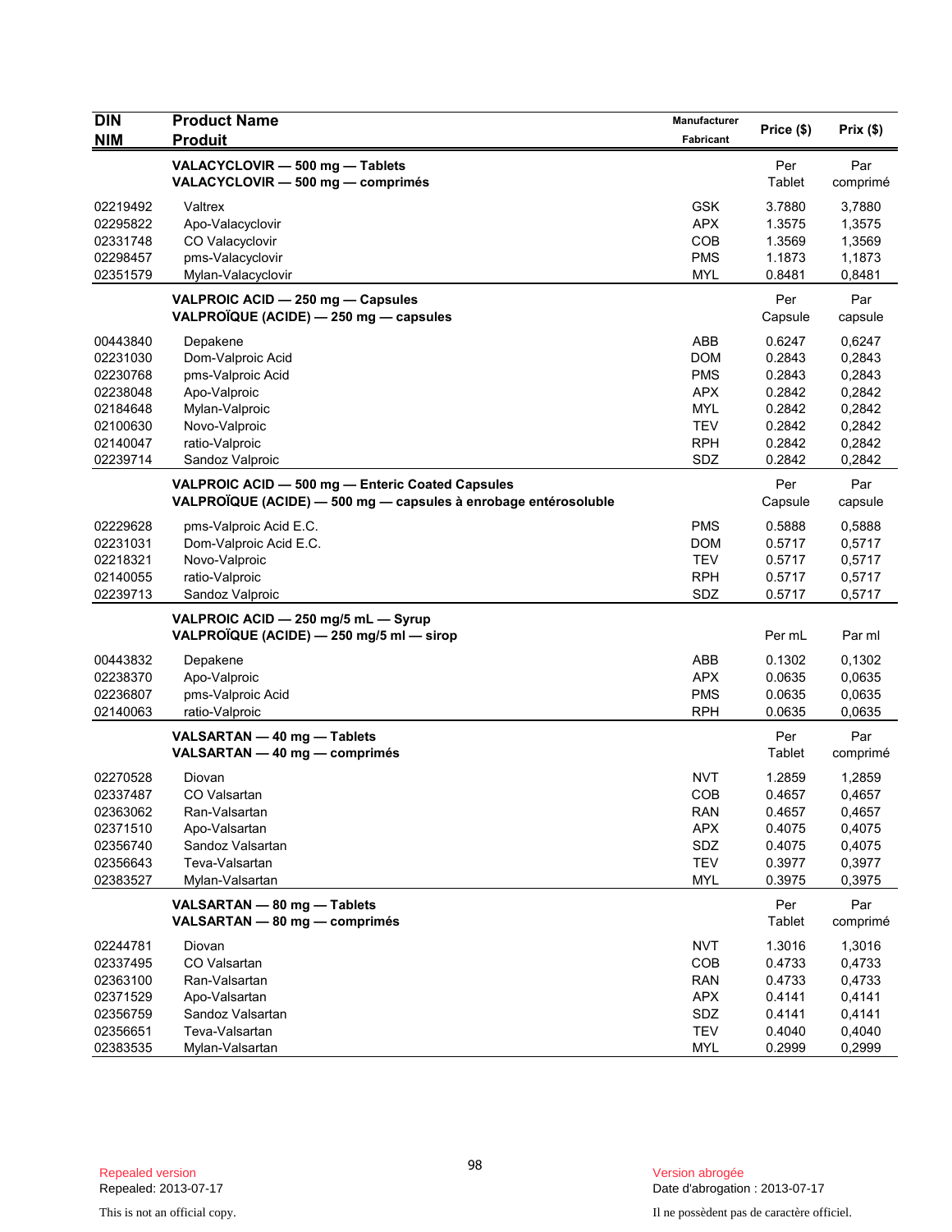| DIN<br>NIM | Product Name<br>Produit | Manufacturer<br>Fabricant | Price ($) | Prix ($) |
|---|---|---|---|---|
| | **VALACYCLOVIR — 500 mg — Tablets**<br>**VALACYCLOVIR — 500 mg — comprimés** | | Per Tablet | Par comprimé |
| 02219492 | Valtrex | GSK | 3.7880 | 3,7880 |
| 02295822 | Apo-Valacyclovir | APX | 1.3575 | 1,3575 |
| 02331748 | CO Valacyclovir | COB | 1.3569 | 1,3569 |
| 02298457 | pms-Valacyclovir | PMS | 1.1873 | 1,1873 |
| 02351579 | Mylan-Valacyclovir | MYL | 0.8481 | 0,8481 |
| | **VALPROIC ACID — 250 mg — Capsules**<br>**VALPROÏQUE (ACIDE) — 250 mg — capsules** | | Per Capsule | Par capsule |
| 00443840 | Depakene | ABB | 0.6247 | 0,6247 |
| 02231030 | Dom-Valproic Acid | DOM | 0.2843 | 0,2843 |
| 02230768 | pms-Valproic Acid | PMS | 0.2843 | 0,2843 |
| 02238048 | Apo-Valproic | APX | 0.2842 | 0,2842 |
| 02184648 | Mylan-Valproic | MYL | 0.2842 | 0,2842 |
| 02100630 | Novo-Valproic | TEV | 0.2842 | 0,2842 |
| 02140047 | ratio-Valproic | RPH | 0.2842 | 0,2842 |
| 02239714 | Sandoz Valproic | SDZ | 0.2842 | 0,2842 |
| | **VALPROIC ACID — 500 mg — Enteric Coated Capsules**<br>**VALPROÏQUE (ACIDE) — 500 mg — capsules à enrobage entérosoluble** | | Per Capsule | Par capsule |
| 02229628 | pms-Valproic Acid E.C. | PMS | 0.5888 | 0,5888 |
| 02231031 | Dom-Valproic Acid E.C. | DOM | 0.5717 | 0,5717 |
| 02218321 | Novo-Valproic | TEV | 0.5717 | 0,5717 |
| 02140055 | ratio-Valproic | RPH | 0.5717 | 0,5717 |
| 02239713 | Sandoz Valproic | SDZ | 0.5717 | 0,5717 |
| | **VALPROIC ACID — 250 mg/5 mL — Syrup**<br>**VALPROÏQUE (ACIDE) — 250 mg/5 ml — sirop** | | Per mL | Par ml |
| 00443832 | Depakene | ABB | 0.1302 | 0,1302 |
| 02238370 | Apo-Valproic | APX | 0.0635 | 0,0635 |
| 02236807 | pms-Valproic Acid | PMS | 0.0635 | 0,0635 |
| 02140063 | ratio-Valproic | RPH | 0.0635 | 0,0635 |
| | **VALSARTAN — 40 mg — Tablets**<br>**VALSARTAN — 40 mg — comprimés** | | Per Tablet | Par comprimé |
| 02270528 | Diovan | NVT | 1.2859 | 1,2859 |
| 02337487 | CO Valsartan | COB | 0.4657 | 0,4657 |
| 02363062 | Ran-Valsartan | RAN | 0.4657 | 0,4657 |
| 02371510 | Apo-Valsartan | APX | 0.4075 | 0,4075 |
| 02356740 | Sandoz Valsartan | SDZ | 0.4075 | 0,4075 |
| 02356643 | Teva-Valsartan | TEV | 0.3977 | 0,3977 |
| 02383527 | Mylan-Valsartan | MYL | 0.3975 | 0,3975 |
| | **VALSARTAN — 80 mg — Tablets**<br>**VALSARTAN — 80 mg — comprimés** | | Per Tablet | Par comprimé |
| 02244781 | Diovan | NVT | 1.3016 | 1,3016 |
| 02337495 | CO Valsartan | COB | 0.4733 | 0,4733 |
| 02363100 | Ran-Valsartan | RAN | 0.4733 | 0,4733 |
| 02371529 | Apo-Valsartan | APX | 0.4141 | 0,4141 |
| 02356759 | Sandoz Valsartan | SDZ | 0.4141 | 0,4141 |
| 02356651 | Teva-Valsartan | TEV | 0.4040 | 0,4040 |
| 02383535 | Mylan-Valsartan | MYL | 0.2999 | 0,2999 |

Repealed version
Repealed: 2013-07-17

Version abrogée
Date d'abrogation : 2013-07-17

This is not an official copy.

Il ne possèdent pas de caractère officiel.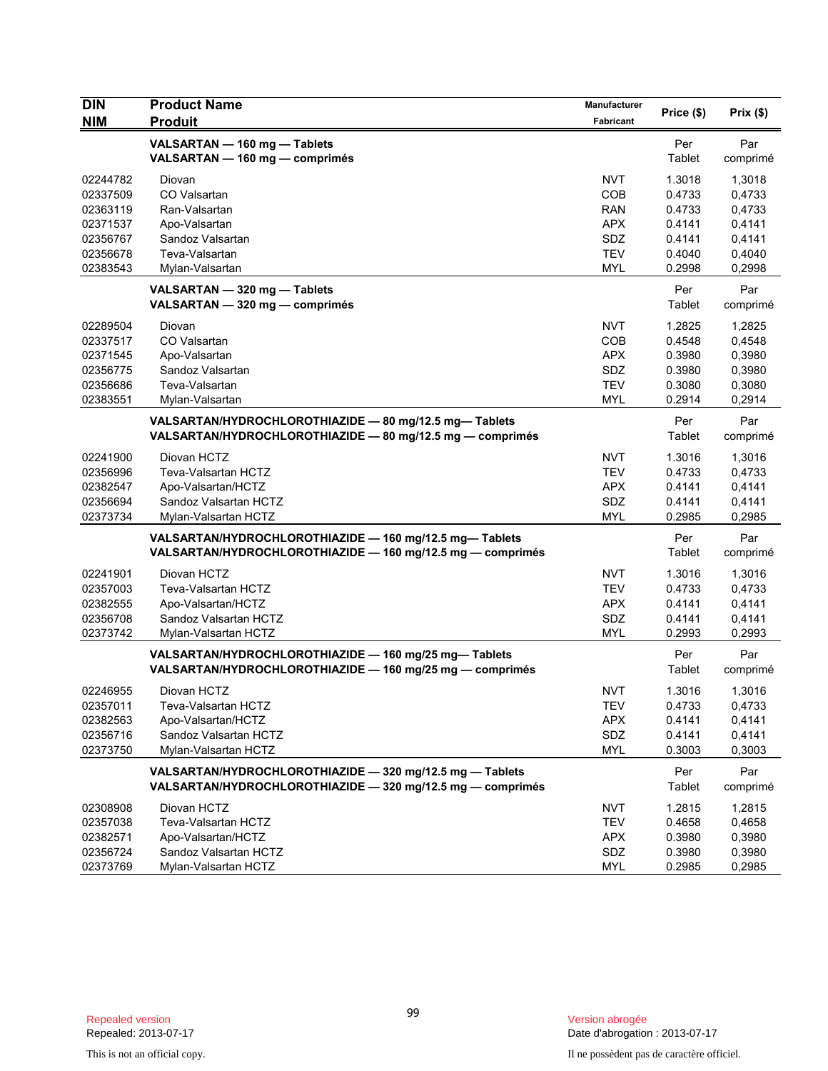| DIN<br>NIM | Product Name<br>Produit | Manufacturer<br>Fabricant | Price ($) | Prix ($) |
|---|---|---|---|---|
| | **VALSARTAN — 160 mg — Tablets**<br>**VALSARTAN — 160 mg — comprimés** | | Per Tablet | Par comprimé |
| 02244782 | Diovan | NVT | 1.3018 | 1,3018 |
| 02337509 | CO Valsartan | COB | 0.4733 | 0,4733 |
| 02363119 | Ran-Valsartan | RAN | 0.4733 | 0,4733 |
| 02371537 | Apo-Valsartan | APX | 0.4141 | 0,4141 |
| 02356767 | Sandoz Valsartan | SDZ | 0.4141 | 0,4141 |
| 02356678 | Teva-Valsartan | TEV | 0.4040 | 0,4040 |
| 02383543 | Mylan-Valsartan | MYL | 0.2998 | 0,2998 |
| | **VALSARTAN — 320 mg — Tablets**<br>**VALSARTAN — 320 mg — comprimés** | | Per Tablet | Par comprimé |
| 02289504 | Diovan | NVT | 1.2825 | 1,2825 |
| 02337517 | CO Valsartan | COB | 0.4548 | 0,4548 |
| 02371545 | Apo-Valsartan | APX | 0.3980 | 0,3980 |
| 02356775 | Sandoz Valsartan | SDZ | 0.3980 | 0,3980 |
| 02356686 | Teva-Valsartan | TEV | 0.3080 | 0,3080 |
| 02383551 | Mylan-Valsartan | MYL | 0.2914 | 0,2914 |
| | **VALSARTAN/HYDROCHLOROTHIAZIDE — 80 mg/12.5 mg— Tablets**<br>**VALSARTAN/HYDROCHLOROTHIAZIDE — 80 mg/12.5 mg — comprimés** | | Per Tablet | Par comprimé |
| 02241900 | Diovan HCTZ | NVT | 1.3016 | 1,3016 |
| 02356996 | Teva-Valsartan HCTZ | TEV | 0.4733 | 0,4733 |
| 02382547 | Apo-Valsartan/HCTZ | APX | 0.4141 | 0,4141 |
| 02356694 | Sandoz Valsartan HCTZ | SDZ | 0.4141 | 0,4141 |
| 02373734 | Mylan-Valsartan HCTZ | MYL | 0.2985 | 0,2985 |
| | **VALSARTAN/HYDROCHLOROTHIAZIDE — 160 mg/12.5 mg— Tablets**<br>**VALSARTAN/HYDROCHLOROTHIAZIDE — 160 mg/12.5 mg — comprimés** | | Per Tablet | Par comprimé |
| 02241901 | Diovan HCTZ | NVT | 1.3016 | 1,3016 |
| 02357003 | Teva-Valsartan HCTZ | TEV | 0.4733 | 0,4733 |
| 02382555 | Apo-Valsartan/HCTZ | APX | 0.4141 | 0,4141 |
| 02356708 | Sandoz Valsartan HCTZ | SDZ | 0.4141 | 0,4141 |
| 02373742 | Mylan-Valsartan HCTZ | MYL | 0.2993 | 0,2993 |
| | **VALSARTAN/HYDROCHLOROTHIAZIDE — 160 mg/25 mg— Tablets**<br>**VALSARTAN/HYDROCHLOROTHIAZIDE — 160 mg/25 mg — comprimés** | | Per Tablet | Par comprimé |
| 02246955 | Diovan HCTZ | NVT | 1.3016 | 1,3016 |
| 02357011 | Teva-Valsartan HCTZ | TEV | 0.4733 | 0,4733 |
| 02382563 | Apo-Valsartan/HCTZ | APX | 0.4141 | 0,4141 |
| 02356716 | Sandoz Valsartan HCTZ | SDZ | 0.4141 | 0,4141 |
| 02373750 | Mylan-Valsartan HCTZ | MYL | 0.3003 | 0,3003 |
| | **VALSARTAN/HYDROCHLOROTHIAZIDE — 320 mg/12.5 mg — Tablets**<br>**VALSARTAN/HYDROCHLOROTHIAZIDE — 320 mg/12.5 mg — comprimés** | | Per Tablet | Par comprimé |
| 02308908 | Diovan HCTZ | NVT | 1.2815 | 1,2815 |
| 02357038 | Teva-Valsartan HCTZ | TEV | 0.4658 | 0,4658 |
| 02382571 | Apo-Valsartan/HCTZ | APX | 0.3980 | 0,3980 |
| 02356724 | Sandoz Valsartan HCTZ | SDZ | 0.3980 | 0,3980 |
| 02373769 | Mylan-Valsartan HCTZ | MYL | 0.2985 | 0,2985 |

Repealed version
Repealed: 2013-07-17

This is not an official copy.

Version abrogée
Date d'abrogation : 2013-07-17

Il ne possèdent pas de caractère officiel.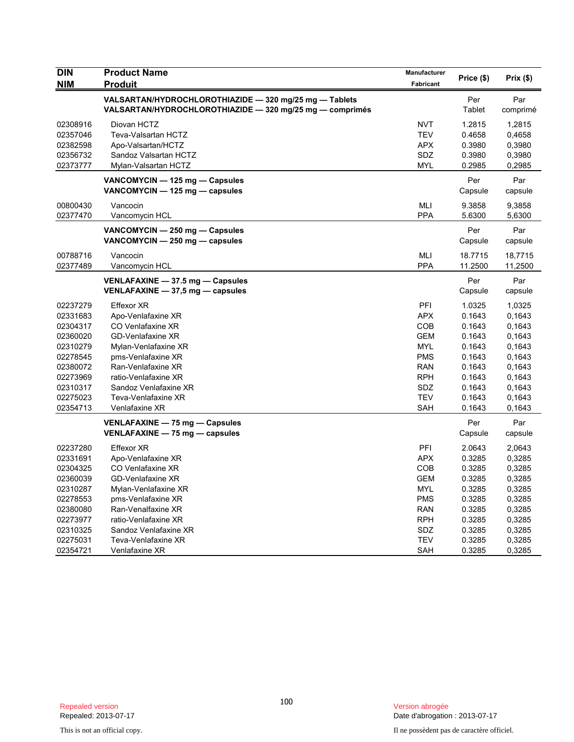| DIN<br>NIM | Product Name<br>Produit | Manufacturer<br>Fabricant | Price ($) | Prix ($) |
|---|---|---|---|---|
| | **VALSARTAN/HYDROCHLOROTHIAZIDE — 320 mg/25 mg — Tablets**<br>**VALSARTAN/HYDROCHLOROTHIAZIDE — 320 mg/25 mg — comprimés** | | Per Tablet | Par comprimé |
| 02308916 | Diovan HCTZ | NVT | 1.2815 | 1,2815 |
| 02357046 | Teva-Valsartan HCTZ | TEV | 0.4658 | 0,4658 |
| 02382598 | Apo-Valsartan/HCTZ | APX | 0.3980 | 0,3980 |
| 02356732 | Sandoz Valsartan HCTZ | SDZ | 0.3980 | 0,3980 |
| 02373777 | Mylan-Valsartan HCTZ | MYL | 0.2985 | 0,2985 |
| | **VANCOMYCIN — 125 mg — Capsules**<br>**VANCOMYCIN — 125 mg — capsules** | | Per Capsule | Par capsule |
| 00800430 | Vancocin | MLI | 9.3858 | 9,3858 |
| 02377470 | Vancomycin HCL | PPA | 5.6300 | 5,6300 |
| | **VANCOMYCIN — 250 mg — Capsules**<br>**VANCOMYCIN — 250 mg — capsules** | | Per Capsule | Par capsule |
| 00788716 | Vancocin | MLI | 18.7715 | 18,7715 |
| 02377489 | Vancomycin HCL | PPA | 11.2500 | 11,2500 |
| | **VENLAFAXINE — 37.5 mg — Capsules**<br>**VENLAFAXINE — 37,5 mg — capsules** | | Per Capsule | Par capsule |
| 02237279 | Effexor XR | PFI | 1.0325 | 1,0325 |
| 02331683 | Apo-Venlafaxine XR | APX | 0.1643 | 0,1643 |
| 02304317 | CO Venlafaxine XR | COB | 0.1643 | 0,1643 |
| 02360020 | GD-Venlafaxine XR | GEM | 0.1643 | 0,1643 |
| 02310279 | Mylan-Venlafaxine XR | MYL | 0.1643 | 0,1643 |
| 02278545 | pms-Venlafaxine XR | PMS | 0.1643 | 0,1643 |
| 02380072 | Ran-Venlafaxine XR | RAN | 0.1643 | 0,1643 |
| 02273969 | ratio-Venlafaxine XR | RPH | 0.1643 | 0,1643 |
| 02310317 | Sandoz Venlafaxine XR | SDZ | 0.1643 | 0,1643 |
| 02275023 | Teva-Venlafaxine XR | TEV | 0.1643 | 0,1643 |
| 02354713 | Venlafaxine XR | SAH | 0.1643 | 0,1643 |
| | **VENLAFAXINE — 75 mg — Capsules**<br>**VENLAFAXINE — 75 mg — capsules** | | Per Capsule | Par capsule |
| 02237280 | Effexor XR | PFI | 2.0643 | 2,0643 |
| 02331691 | Apo-Venlafaxine XR | APX | 0.3285 | 0,3285 |
| 02304325 | CO Venlafaxine XR | COB | 0.3285 | 0,3285 |
| 02360039 | GD-Venlafaxine XR | GEM | 0.3285 | 0,3285 |
| 02310287 | Mylan-Venlafaxine XR | MYL | 0.3285 | 0,3285 |
| 02278553 | pms-Venlafaxine XR | PMS | 0.3285 | 0,3285 |
| 02380080 | Ran-Venalfaxine XR | RAN | 0.3285 | 0,3285 |
| 02273977 | ratio-Venlafaxine XR | RPH | 0.3285 | 0,3285 |
| 02310325 | Sandoz Venlafaxine XR | SDZ | 0.3285 | 0,3285 |
| 02275031 | Teva-Venlafaxine XR | TEV | 0.3285 | 0,3285 |
| 02354721 | Venlafaxine XR | SAH | 0.3285 | 0,3285 |

Repealed version
Repealed: 2013-07-17

Version abrogée
Date d'abrogation : 2013-07-17

This is not an official copy.

Il ne possèdent pas de caractère officiel.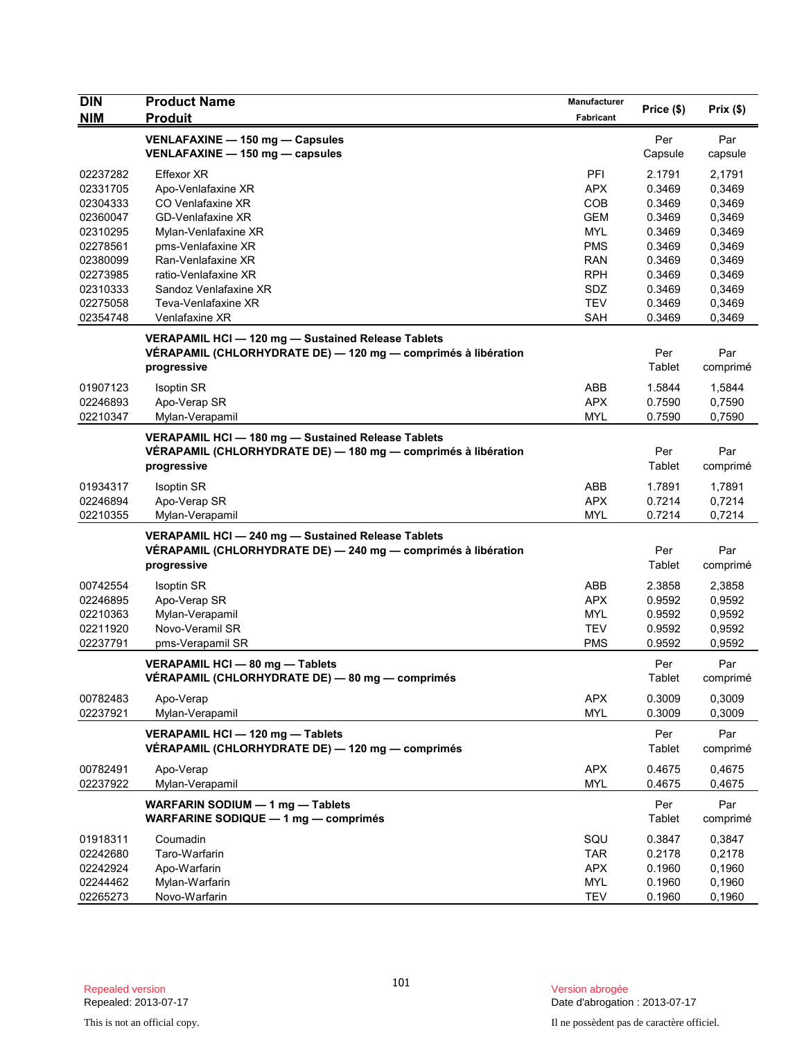| DIN<br>NIM | Product Name<br>Produit | Manufacturer<br>Fabricant | Price ($) | Prix ($) |
|---|---|---|---|---|
| | **VENLAFAXINE — 150 mg — Capsules**<br>**VENLAFAXINE — 150 mg — capsules** | | Per Capsule | Par capsule |
| 02237282 | Effexor XR | PFI | 2.1791 | 2,1791 |
| 02331705 | Apo-Venlafaxine XR | APX | 0.3469 | 0,3469 |
| 02304333 | CO Venlafaxine XR | COB | 0.3469 | 0,3469 |
| 02360047 | GD-Venlafaxine XR | GEM | 0.3469 | 0,3469 |
| 02310295 | Mylan-Venlafaxine XR | MYL | 0.3469 | 0,3469 |
| 02278561 | pms-Venlafaxine XR | PMS | 0.3469 | 0,3469 |
| 02380099 | Ran-Venlafaxine XR | RAN | 0.3469 | 0,3469 |
| 02273985 | ratio-Venlafaxine XR | RPH | 0.3469 | 0,3469 |
| 02310333 | Sandoz Venlafaxine XR | SDZ | 0.3469 | 0,3469 |
| 02275058 | Teva-Venlafaxine XR | TEV | 0.3469 | 0,3469 |
| 02354748 | Venlafaxine XR | SAH | 0.3469 | 0,3469 |
| | **VERAPAMIL HCl — 120 mg — Sustained Release Tablets**<br>**VÉRAPAMIL (CHLORHYDRATE DE) — 120 mg — comprimés à libération progressive** | | Per Tablet | Par comprimé |
| 01907123 | Isoptin SR | ABB | 1.5844 | 1,5844 |
| 02246893 | Apo-Verap SR | APX | 0.7590 | 0,7590 |
| 02210347 | Mylan-Verapamil | MYL | 0.7590 | 0,7590 |
| | **VERAPAMIL HCl — 180 mg — Sustained Release Tablets**<br>**VÉRAPAMIL (CHLORHYDRATE DE) — 180 mg — comprimés à libération progressive** | | Per Tablet | Par comprimé |
| 01934317 | Isoptin SR | ABB | 1.7891 | 1,7891 |
| 02246894 | Apo-Verap SR | APX | 0.7214 | 0,7214 |
| 02210355 | Mylan-Verapamil | MYL | 0.7214 | 0,7214 |
| | **VERAPAMIL HCl — 240 mg — Sustained Release Tablets**<br>**VÉRAPAMIL (CHLORHYDRATE DE) — 240 mg — comprimés à libération progressive** | | Per Tablet | Par comprimé |
| 00742554 | Isoptin SR | ABB | 2.3858 | 2,3858 |
| 02246895 | Apo-Verap SR | APX | 0.9592 | 0,9592 |
| 02210363 | Mylan-Verapamil | MYL | 0.9592 | 0,9592 |
| 02211920 | Novo-Veramil SR | TEV | 0.9592 | 0,9592 |
| 02237791 | pms-Verapamil SR | PMS | 0.9592 | 0,9592 |
| | **VERAPAMIL HCl — 80 mg — Tablets**<br>**VÉRAPAMIL (CHLORHYDRATE DE) — 80 mg — comprimés** | | Per Tablet | Par comprimé |
| 00782483 | Apo-Verap | APX | 0.3009 | 0,3009 |
| 02237921 | Mylan-Verapamil | MYL | 0.3009 | 0,3009 |
| | **VERAPAMIL HCl — 120 mg — Tablets**<br>**VÉRAPAMIL (CHLORHYDRATE DE) — 120 mg — comprimés** | | Per Tablet | Par comprimé |
| 00782491 | Apo-Verap | APX | 0.4675 | 0,4675 |
| 02237922 | Mylan-Verapamil | MYL | 0.4675 | 0,4675 |
| | **WARFARIN SODIUM — 1 mg — Tablets**<br>**WARFARINE SODIQUE — 1 mg — comprimés** | | Per Tablet | Par comprimé |
| 01918311 | Coumadin | SQU | 0.3847 | 0,3847 |
| 02242680 | Taro-Warfarin | TAR | 0.2178 | 0,2178 |
| 02242924 | Apo-Warfarin | APX | 0.1960 | 0,1960 |
| 02244462 | Mylan-Warfarin | MYL | 0.1960 | 0,1960 |
| 02265273 | Novo-Warfarin | TEV | 0.1960 | 0,1960 |

Repealed version
Repealed: 2013-07-17

This is not an official copy.

Version abrogée
Date d'abrogation : 2013-07-17

Il ne possèdent pas de caractère officiel.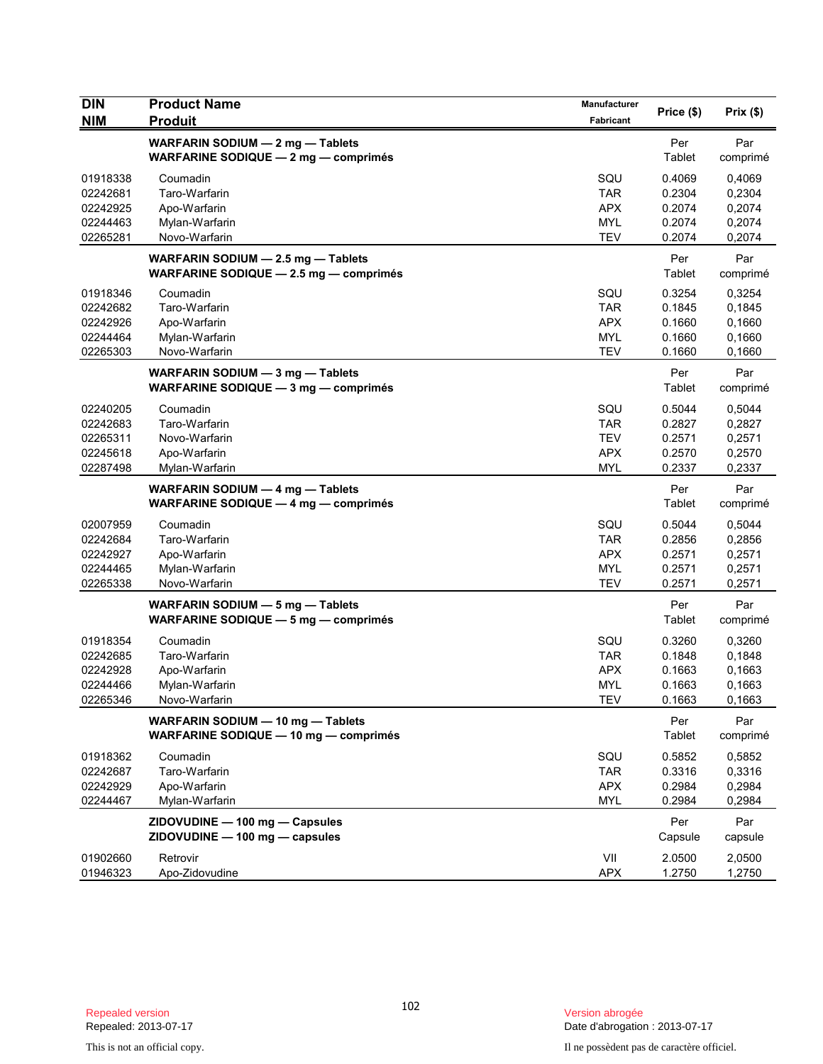| DIN<br>NIM | Product Name<br>Produit | Manufacturer<br>Fabricant | Price ($) | Prix ($) |
|---|---|---|---|---|
| | **WARFARIN SODIUM — 2 mg — Tablets**<br>**WARFARINE SODIQUE — 2 mg — comprimés** | | Per Tablet | Par comprimé |
| 01918338 | Coumadin | SQU | 0.4069 | 0,4069 |
| 02242681 | Taro-Warfarin | TAR | 0.2304 | 0,2304 |
| 02242925 | Apo-Warfarin | APX | 0.2074 | 0,2074 |
| 02244463 | Mylan-Warfarin | MYL | 0.2074 | 0,2074 |
| 02265281 | Novo-Warfarin | TEV | 0.2074 | 0,2074 |
| | **WARFARIN SODIUM — 2.5 mg — Tablets**<br>**WARFARINE SODIQUE — 2.5 mg — comprimés** | | Per Tablet | Par comprimé |
| 01918346 | Coumadin | SQU | 0.3254 | 0,3254 |
| 02242682 | Taro-Warfarin | TAR | 0.1845 | 0,1845 |
| 02242926 | Apo-Warfarin | APX | 0.1660 | 0,1660 |
| 02244464 | Mylan-Warfarin | MYL | 0.1660 | 0,1660 |
| 02265303 | Novo-Warfarin | TEV | 0.1660 | 0,1660 |
| | **WARFARIN SODIUM — 3 mg — Tablets**<br>**WARFARINE SODIQUE — 3 mg — comprimés** | | Per Tablet | Par comprimé |
| 02240205 | Coumadin | SQU | 0.5044 | 0,5044 |
| 02242683 | Taro-Warfarin | TAR | 0.2827 | 0,2827 |
| 02265311 | Novo-Warfarin | TEV | 0.2571 | 0,2571 |
| 02245618 | Apo-Warfarin | APX | 0.2570 | 0,2570 |
| 02287498 | Mylan-Warfarin | MYL | 0.2337 | 0,2337 |
| | **WARFARIN SODIUM — 4 mg — Tablets**<br>**WARFARINE SODIQUE — 4 mg — comprimés** | | Per Tablet | Par comprimé |
| 02007959 | Coumadin | SQU | 0.5044 | 0,5044 |
| 02242684 | Taro-Warfarin | TAR | 0.2856 | 0,2856 |
| 02242927 | Apo-Warfarin | APX | 0.2571 | 0,2571 |
| 02244465 | Mylan-Warfarin | MYL | 0.2571 | 0,2571 |
| 02265338 | Novo-Warfarin | TEV | 0.2571 | 0,2571 |
| | **WARFARIN SODIUM — 5 mg — Tablets**<br>**WARFARINE SODIQUE — 5 mg — comprimés** | | Per Tablet | Par comprimé |
| 01918354 | Coumadin | SQU | 0.3260 | 0,3260 |
| 02242685 | Taro-Warfarin | TAR | 0.1848 | 0,1848 |
| 02242928 | Apo-Warfarin | APX | 0.1663 | 0,1663 |
| 02244466 | Mylan-Warfarin | MYL | 0.1663 | 0,1663 |
| 02265346 | Novo-Warfarin | TEV | 0.1663 | 0,1663 |
| | **WARFARIN SODIUM — 10 mg — Tablets**<br>**WARFARINE SODIQUE — 10 mg — comprimés** | | Per Tablet | Par comprimé |
| 01918362 | Coumadin | SQU | 0.5852 | 0,5852 |
| 02242687 | Taro-Warfarin | TAR | 0.3316 | 0,3316 |
| 02242929 | Apo-Warfarin | APX | 0.2984 | 0,2984 |
| 02244467 | Mylan-Warfarin | MYL | 0.2984 | 0,2984 |
| | **ZIDOVUDINE — 100 mg — Capsules**<br>**ZIDOVUDINE — 100 mg — capsules** | | Per Capsule | Par capsule |
| 01902660 | Retrovir | VII | 2.0500 | 2,0500 |
| 01946323 | Apo-Zidovudine | APX | 1.2750 | 1,2750 |

Repealed version
Repealed: 2013-07-17

Version abrogée
Date d'abrogation : 2013-07-17

This is not an official copy.

Il ne possèdent pas de caractère officiel.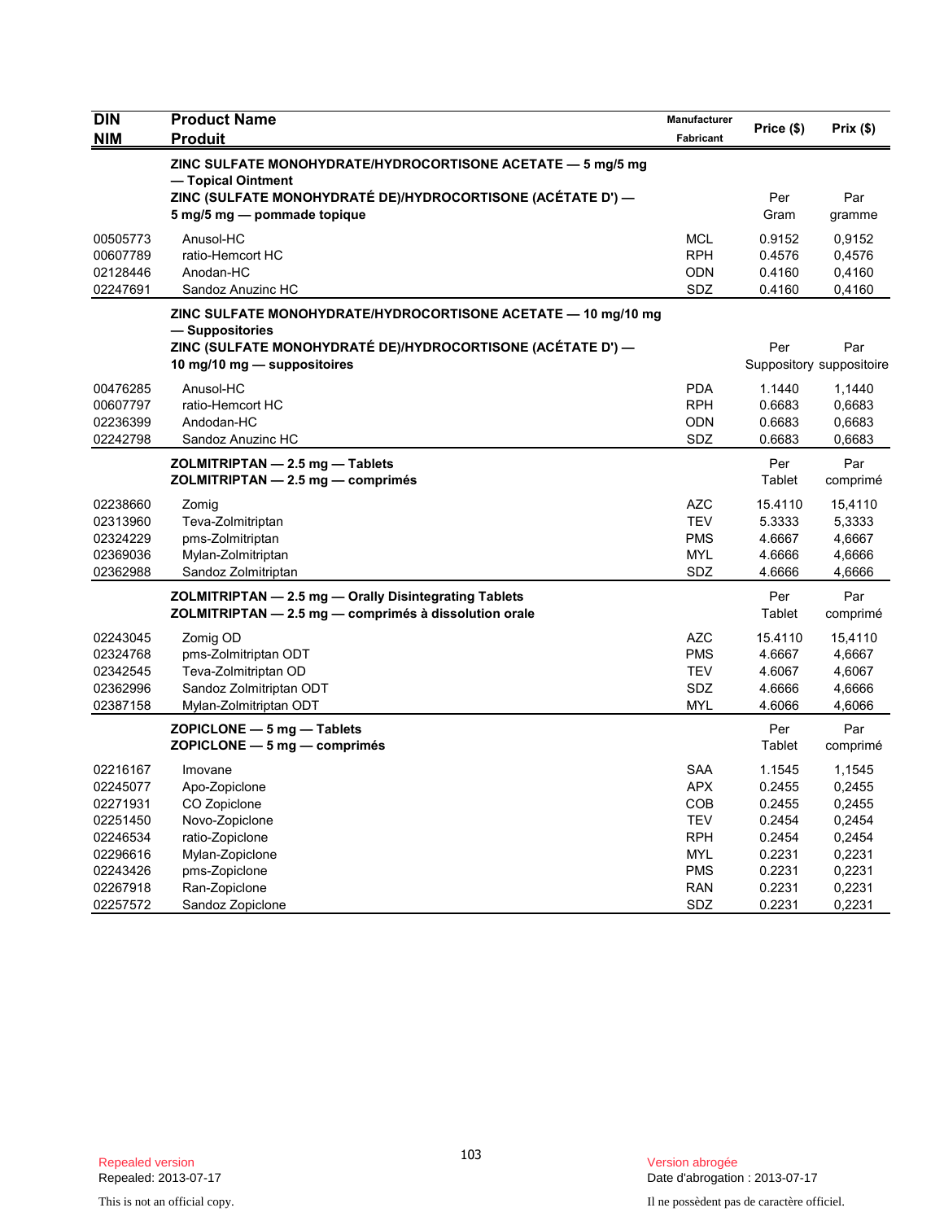| DIN<br>NIM | Product Name<br>Produit | Manufacturer<br>Fabricant | Price ($) | Prix ($) |
|---|---|---|---|---|
| | **ZINC SULFATE MONOHYDRATE/HYDROCORTISONE ACETATE — 5 mg/5 mg — Topical Ointment**<br>**ZINC (SULFATE MONOHYDRATÉ DE)/HYDROCORTISONE (ACÉTATE D') — 5 mg/5 mg — pommade topique** | | Per Gram | Par gramme |
| 00505773 | Anusol-HC | MCL | 0.9152 | 0,9152 |
| 00607789 | ratio-Hemcort HC | RPH | 0.4576 | 0,4576 |
| 02128446 | Anodan-HC | ODN | 0.4160 | 0,4160 |
| 02247691 | Sandoz Anuzinc HC | SDZ | 0.4160 | 0,4160 |
| | **ZINC SULFATE MONOHYDRATE/HYDROCORTISONE ACETATE — 10 mg/10 mg — Suppositories**<br>**ZINC (SULFATE MONOHYDRATÉ DE)/HYDROCORTISONE (ACÉTATE D') — 10 mg/10 mg — suppositoires** | | Per Suppository | Par suppositoire |
| 00476285 | Anusol-HC | PDA | 1.1440 | 1,1440 |
| 00607797 | ratio-Hemcort HC | RPH | 0.6683 | 0,6683 |
| 02236399 | Andodan-HC | ODN | 0.6683 | 0,6683 |
| 02242798 | Sandoz Anuzinc HC | SDZ | 0.6683 | 0,6683 |
| | **ZOLMITRIPTAN — 2.5 mg — Tablets**<br>**ZOLMITRIPTAN — 2.5 mg — comprimés** | | Per Tablet | Par comprimé |
| 02238660 | Zomig | AZC | 15.4110 | 15,4110 |
| 02313960 | Teva-Zolmitriptan | TEV | 5.3333 | 5,3333 |
| 02324229 | pms-Zolmitriptan | PMS | 4.6667 | 4,6667 |
| 02369036 | Mylan-Zolmitriptan | MYL | 4.6666 | 4,6666 |
| 02362988 | Sandoz Zolmitriptan | SDZ | 4.6666 | 4,6666 |
| | **ZOLMITRIPTAN — 2.5 mg — Orally Disintegrating Tablets**<br>**ZOLMITRIPTAN — 2.5 mg — comprimés à dissolution orale** | | Per Tablet | Par comprimé |
| 02243045 | Zomig OD | AZC | 15.4110 | 15,4110 |
| 02324768 | pms-Zolmitriptan ODT | PMS | 4.6667 | 4,6667 |
| 02342545 | Teva-Zolmitriptan OD | TEV | 4.6067 | 4,6067 |
| 02362996 | Sandoz Zolmitriptan ODT | SDZ | 4.6666 | 4,6666 |
| 02387158 | Mylan-Zolmitriptan ODT | MYL | 4.6066 | 4,6066 |
| | **ZOPICLONE — 5 mg — Tablets**<br>**ZOPICLONE — 5 mg — comprimés** | | Per Tablet | Par comprimé |
| 02216167 | Imovane | SAA | 1.1545 | 1,1545 |
| 02245077 | Apo-Zopiclone | APX | 0.2455 | 0,2455 |
| 02271931 | CO Zopiclone | COB | 0.2455 | 0,2455 |
| 02251450 | Novo-Zopiclone | TEV | 0.2454 | 0,2454 |
| 02246534 | ratio-Zopiclone | RPH | 0.2454 | 0,2454 |
| 02296616 | Mylan-Zopiclone | MYL | 0.2231 | 0,2231 |
| 02243426 | pms-Zopiclone | PMS | 0.2231 | 0,2231 |
| 02267918 | Ran-Zopiclone | RAN | 0.2231 | 0,2231 |
| 02257572 | Sandoz Zopiclone | SDZ | 0.2231 | 0,2231 |

Repealed version
Repealed: 2013-07-17

Version abrogée
Date d'abrogation : 2013-07-17

This is not an official copy.

Il ne possèdent pas de caractère officiel.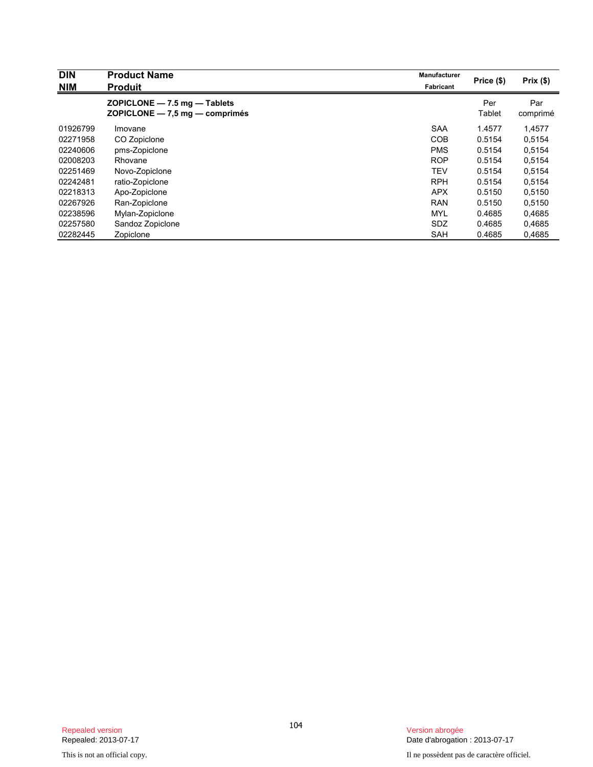| DIN<br>NIM | Product Name<br>Produit | Manufacturer<br>Fabricant | Price ($) | Prix ($) |
|---|---|---|---|---|
| | **ZOPICLONE — 7.5 mg — Tablets**<br>**ZOPICLONE — 7,5 mg — comprimés** | | Per Tablet | Par comprimé |
| 01926799 | Imovane | SAA | 1.4577 | 1,4577 |
| 02271958 | CO Zopiclone | COB | 0.5154 | 0,5154 |
| 02240606 | pms-Zopiclone | PMS | 0.5154 | 0,5154 |
| 02008203 | Rhovane | ROP | 0.5154 | 0,5154 |
| 02251469 | Novo-Zopiclone | TEV | 0.5154 | 0,5154 |
| 02242481 | ratio-Zopiclone | RPH | 0.5154 | 0,5154 |
| 02218313 | Apo-Zopiclone | APX | 0.5150 | 0,5150 |
| 02267926 | Ran-Zopiclone | RAN | 0.5150 | 0,5150 |
| 02238596 | Mylan-Zopiclone | MYL | 0.4685 | 0,4685 |
| 02257580 | Sandoz Zopiclone | SDZ | 0.4685 | 0,4685 |
| 02282445 | Zopiclone | SAH | 0.4685 | 0,4685 |